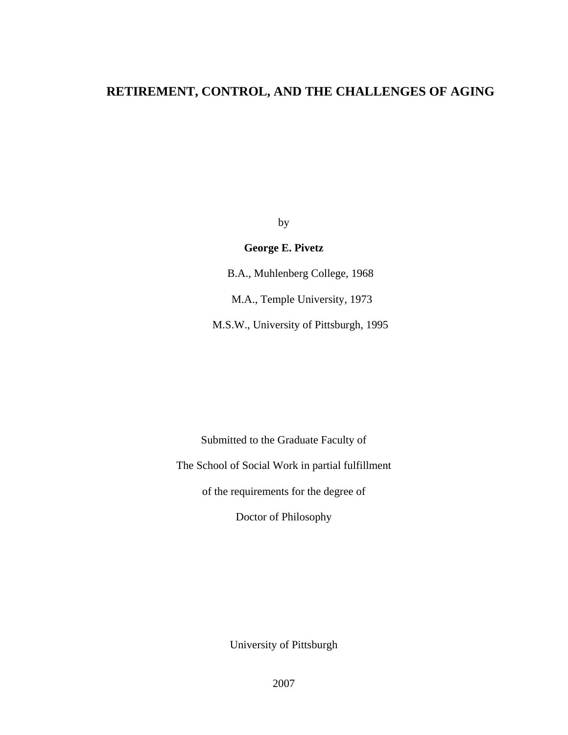# RETIREMENT, CONTROL, AND THE CHALLENGES OF AGING

by

**George E. Pivetz**

B.A., Muhlenberg College, 1968

M.A., Temple University, 1973

M.S.W., University of Pittsburgh, 1995

Submitted to the Graduate Faculty of

The School of Social Work in partial fulfillment

of the requirements for the degree of

Doctor of Philosophy

University of Pittsburgh

2007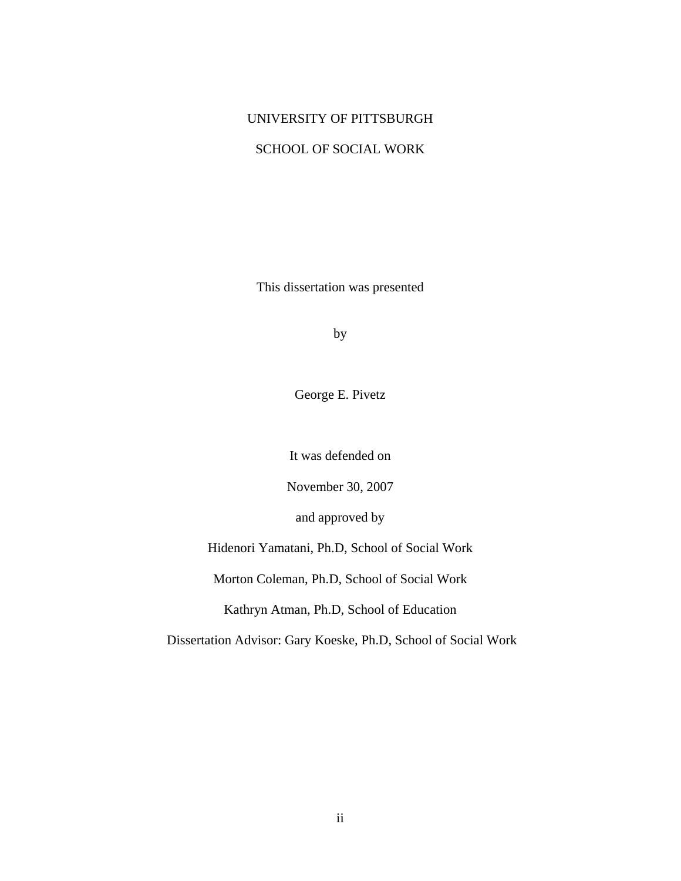UNIVERSITY OF PITTSBURGH

SCHOOL OF SOCIAL WORK

This dissertation was presented

by

George E. Pivetz

It was defended on

November 30, 2007

and approved by

Hidenori Yamatani, Ph.D, School of Social Work

Morton Coleman, Ph.D, School of Social Work

Kathryn Atman, Ph.D, School of Education

Dissertation Advisor: Gary Koeske, Ph.D, School of Social Work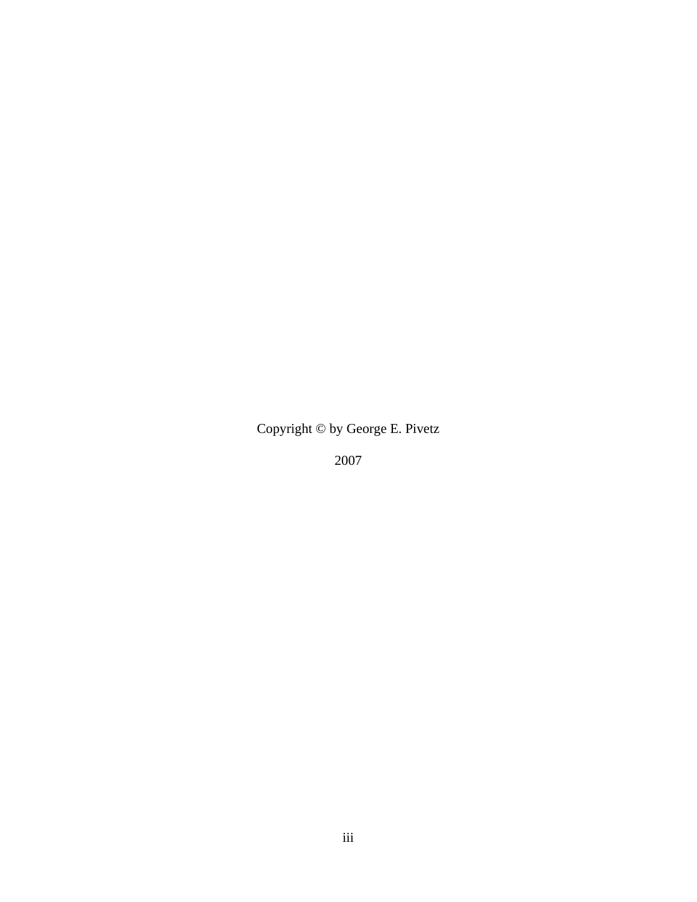Copyright © by George E. Pivetz

2007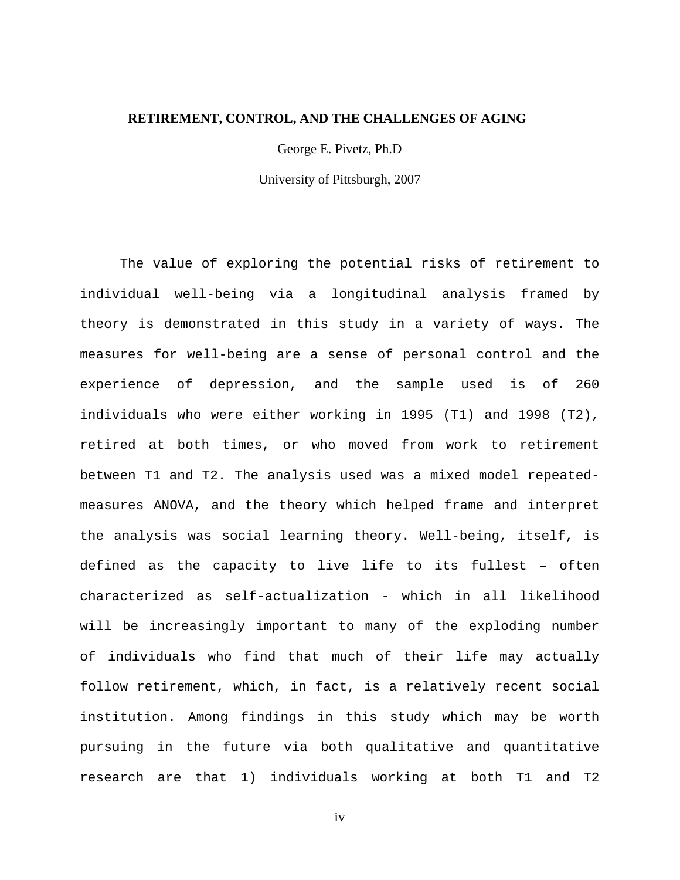**RETIREMENT, CONTROL, AND THE CHALLENGES OF AGING**

George E. Pivetz, Ph.D

University of Pittsburgh, 2007

The value of exploring the potential risks of retirement to individual well-being via a longitudinal analysis framed by theory is demonstrated in this study in a variety of ways. The measures for well-being are a sense of personal control and the experience of depression, and the sample used is of 260 individuals who were either working in 1995 (T1) and 1998 (T2), retired at both times, or who moved from work to retirement between T1 and T2. The analysis used was a mixed model repeated-measures ANOVA, and the theory which helped frame and interpret the analysis was social learning theory. Well-being, itself, is defined as the capacity to live life to its fullest – often characterized as self-actualization - which in all likelihood will be increasingly important to many of the exploding number of individuals who find that much of their life may actually follow retirement, which, in fact, is a relatively recent social institution. Among findings in this study which may be worth pursuing in the future via both qualitative and quantitative research are that 1) individuals working at both T1 and T2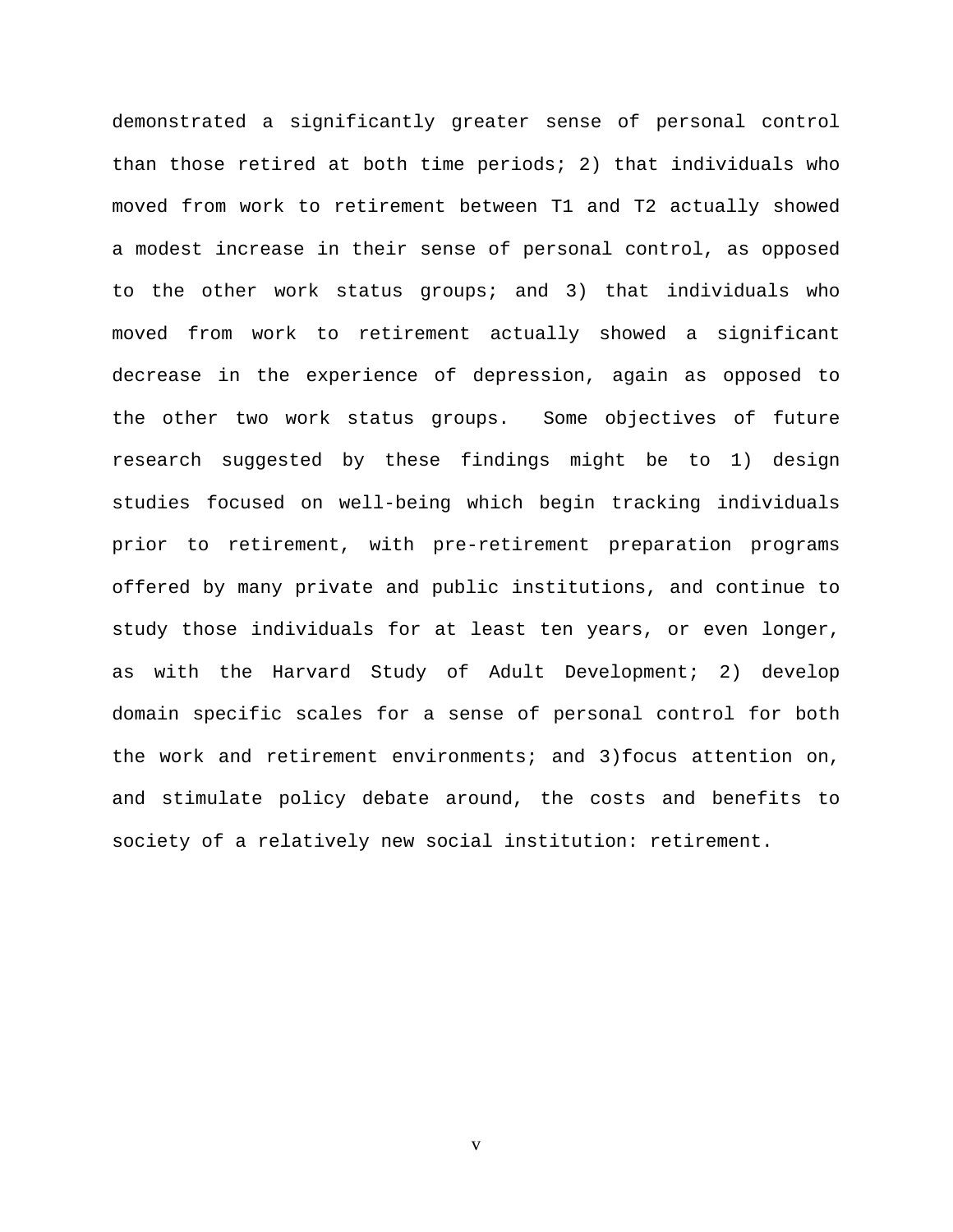demonstrated a significantly greater sense of personal control than those retired at both time periods; 2) that individuals who moved from work to retirement between T1 and T2 actually showed a modest increase in their sense of personal control, as opposed to the other work status groups; and 3) that individuals who moved from work to retirement actually showed a significant decrease in the experience of depression, again as opposed to the other two work status groups.  Some objectives of future research suggested by these findings might be to 1) design studies focused on well-being which begin tracking individuals prior to retirement, with pre-retirement preparation programs offered by many private and public institutions, and continue to study those individuals for at least ten years, or even longer, as with the Harvard Study of Adult Development; 2) develop domain specific scales for a sense of personal control for both the work and retirement environments; and 3)focus attention on, and stimulate policy debate around, the costs and benefits to society of a relatively new social institution: retirement.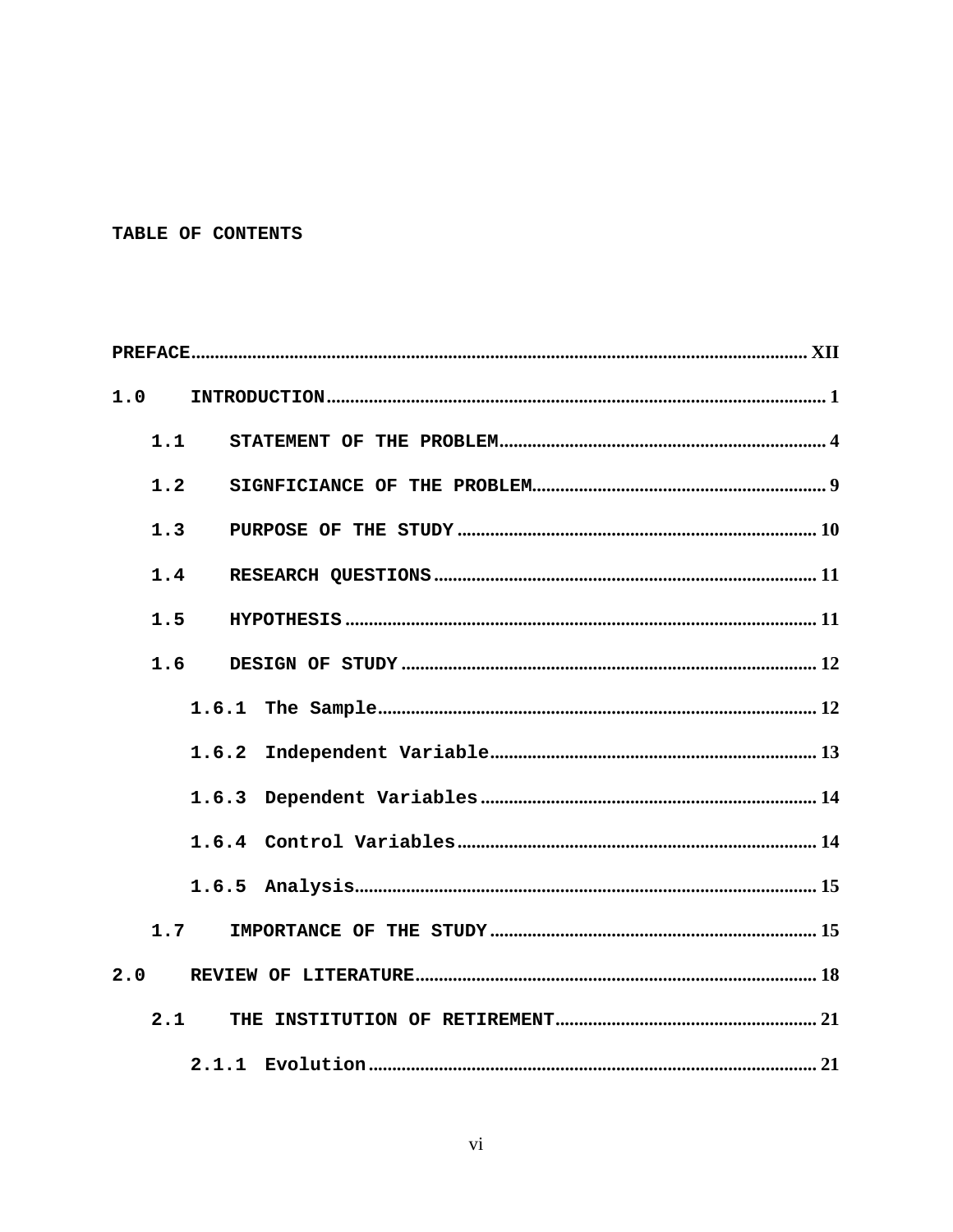## TABLE OF CONTENTS

PREFACE................................................................................................................................ XII

1.0 INTRODUCTION........................................................................................................ 1

  1.1 STATEMENT OF THE PROBLEM....................................................................... 4

  1.2 SIGNFICIANCE OF THE PROBLEM................................................................ 9

  1.3 PURPOSE OF THE STUDY ............................................................................. 10

  1.4 RESEARCH QUESTIONS ................................................................................ 11

  1.5 HYPOTHESIS .................................................................................................... 11

  1.6 DESIGN OF STUDY ......................................................................................... 12

    1.6.1 The Sample............................................................................................. 12

    1.6.2 Independent Variable............................................................................ 13

    1.6.3 Dependent Variables ............................................................................. 14

    1.6.4 Control Variables .................................................................................. 14

    1.6.5 Analysis................................................................................................... 15

  1.7 IMPORTANCE OF THE STUDY ..................................................................... 15

2.0 REVIEW OF LITERATURE.................................................................................... 18

  2.1 THE INSTITUTION OF RETIREMENT......................................................... 21

    2.1.1 Evolution ................................................................................................ 21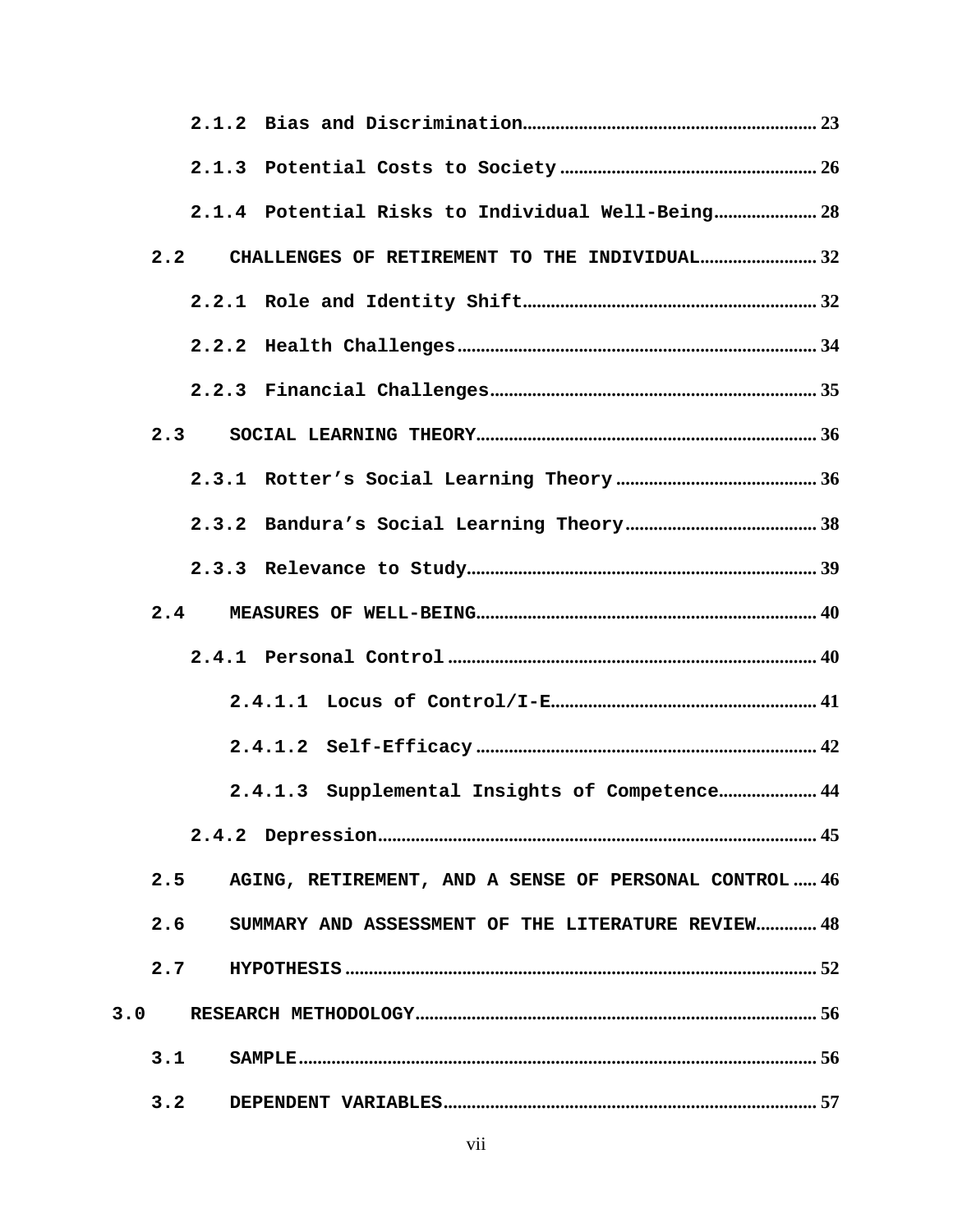2.1.2 Bias and Discrimination.............................................................. 23

2.1.3 Potential Costs to Society....................................................... 26

2.1.4 Potential Risks to Individual Well-Being...................... 28

2.2 CHALLENGES OF RETIREMENT TO THE INDIVIDUAL......................... 32

2.2.1 Role and Identity Shift.............................................................. 32

2.2.2 Health Challenges........................................................................... 34

2.2.3 Financial Challenges..................................................................... 35

2.3 SOCIAL LEARNING THEORY......................................................................... 36

2.3.1 Rotter's Social Learning Theory........................................... 36

2.3.2 Bandura's Social Learning Theory......................................... 38

2.3.3 Relevance to Study.......................................................................... 39

2.4 MEASURES OF WELL-BEING......................................................................... 40

2.4.1 Personal Control.............................................................................. 40

2.4.1.1 Locus of Control/I-E....................................................... 41

2.4.1.2 Self-Efficacy........................................................................ 42

2.4.1.3 Supplemental Insights of Competence..................... 44

2.4.2 Depression............................................................................................ 45

2.5 AGING, RETIREMENT, AND A SENSE OF PERSONAL CONTROL..... 46

2.6 SUMMARY AND ASSESSMENT OF THE LITERATURE REVIEW............. 48

2.7 HYPOTHESIS..................................................................................................... 52

3.0 RESEARCH METHODOLOGY...................................................................................... 56

3.1 SAMPLE............................................................................................................... 56

3.2 DEPENDENT VARIABLES................................................................................ 57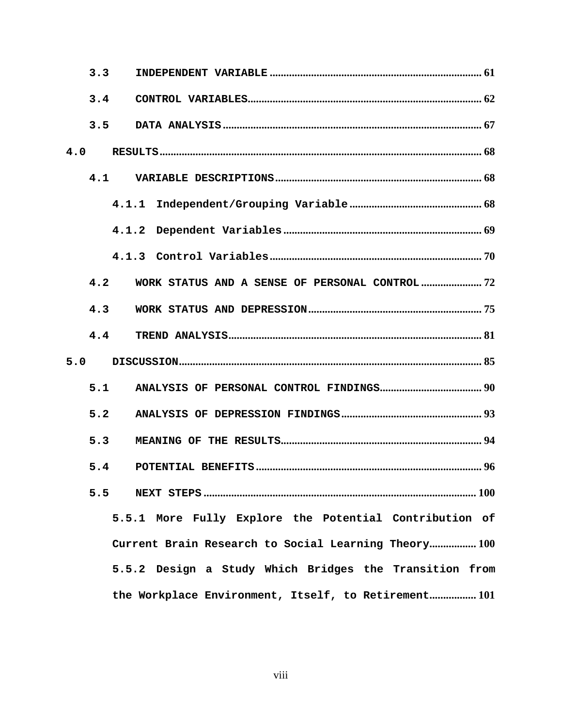3.3 INDEPENDENT VARIABLE .......... 61

3.4 CONTROL VARIABLES .......... 62

3.5 DATA ANALYSIS .......... 67

4.0 RESULTS .......... 68

4.1 VARIABLE DESCRIPTIONS .......... 68

4.1.1 Independent/Grouping Variable .......... 68

4.1.2 Dependent Variables .......... 69

4.1.3 Control Variables .......... 70

4.2 WORK STATUS AND A SENSE OF PERSONAL CONTROL .......... 72

4.3 WORK STATUS AND DEPRESSION .......... 75

4.4 TREND ANALYSIS .......... 81

5.0 DISCUSSION .......... 85

5.1 ANALYSIS OF PERSONAL CONTROL FINDINGS .......... 90

5.2 ANALYSIS OF DEPRESSION FINDINGS .......... 93

5.3 MEANING OF THE RESULTS .......... 94

5.4 POTENTIAL BENEFITS .......... 96

5.5 NEXT STEPS .......... 100

5.5.1 More Fully Explore the Potential Contribution of Current Brain Research to Social Learning Theory .......... 100

5.5.2 Design a Study Which Bridges the Transition from the Workplace Environment, Itself, to Retirement .......... 101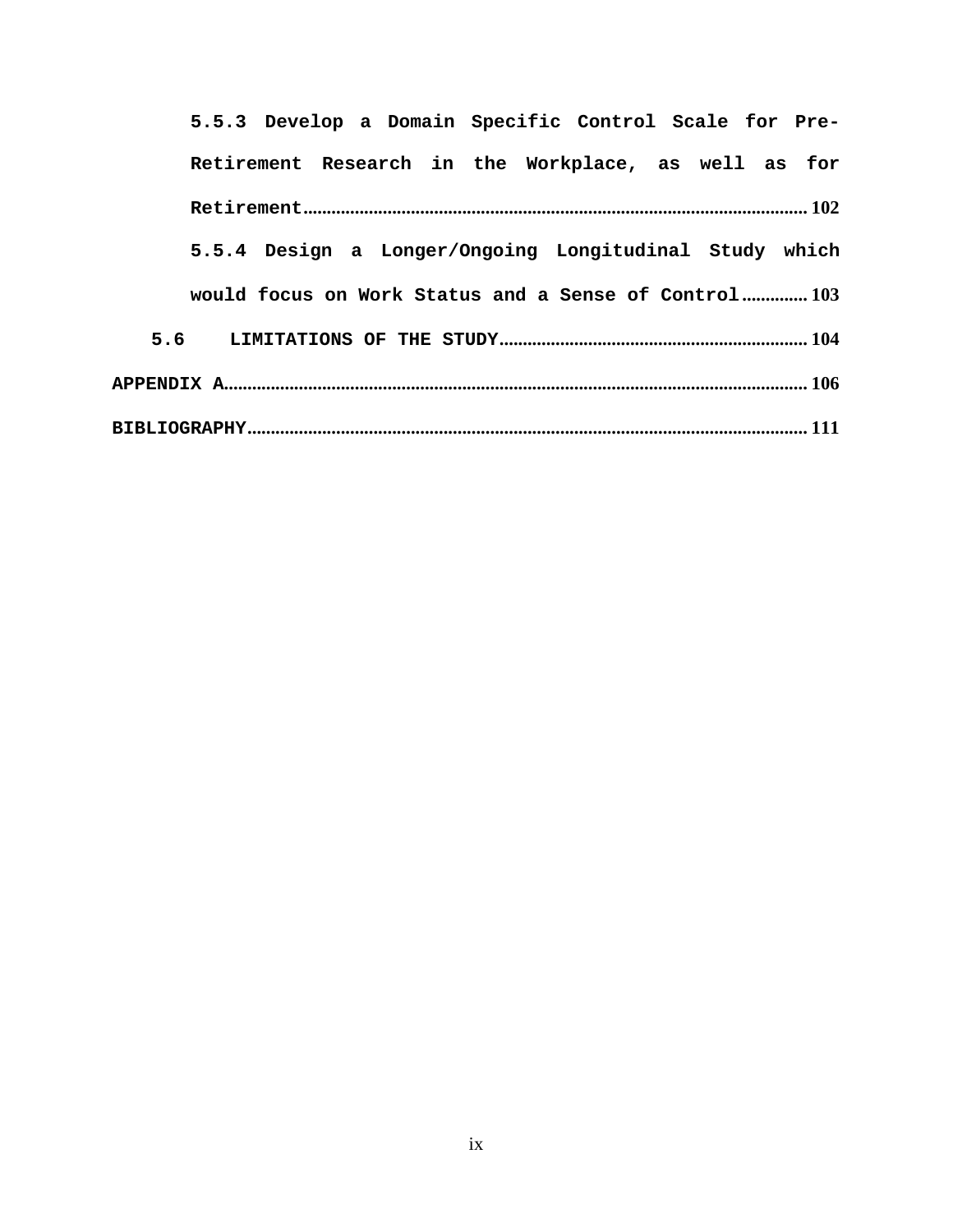5.5.3 Develop a Domain Specific Control Scale for Pre-Retirement Research in the Workplace, as well as for Retirement .......... 102

5.5.4 Design a Longer/Ongoing Longitudinal Study which would focus on Work Status and a Sense of Control .......... 103

5.6 LIMITATIONS OF THE STUDY .......... 104

APPENDIX A .......... 106

BIBLIOGRAPHY .......... 111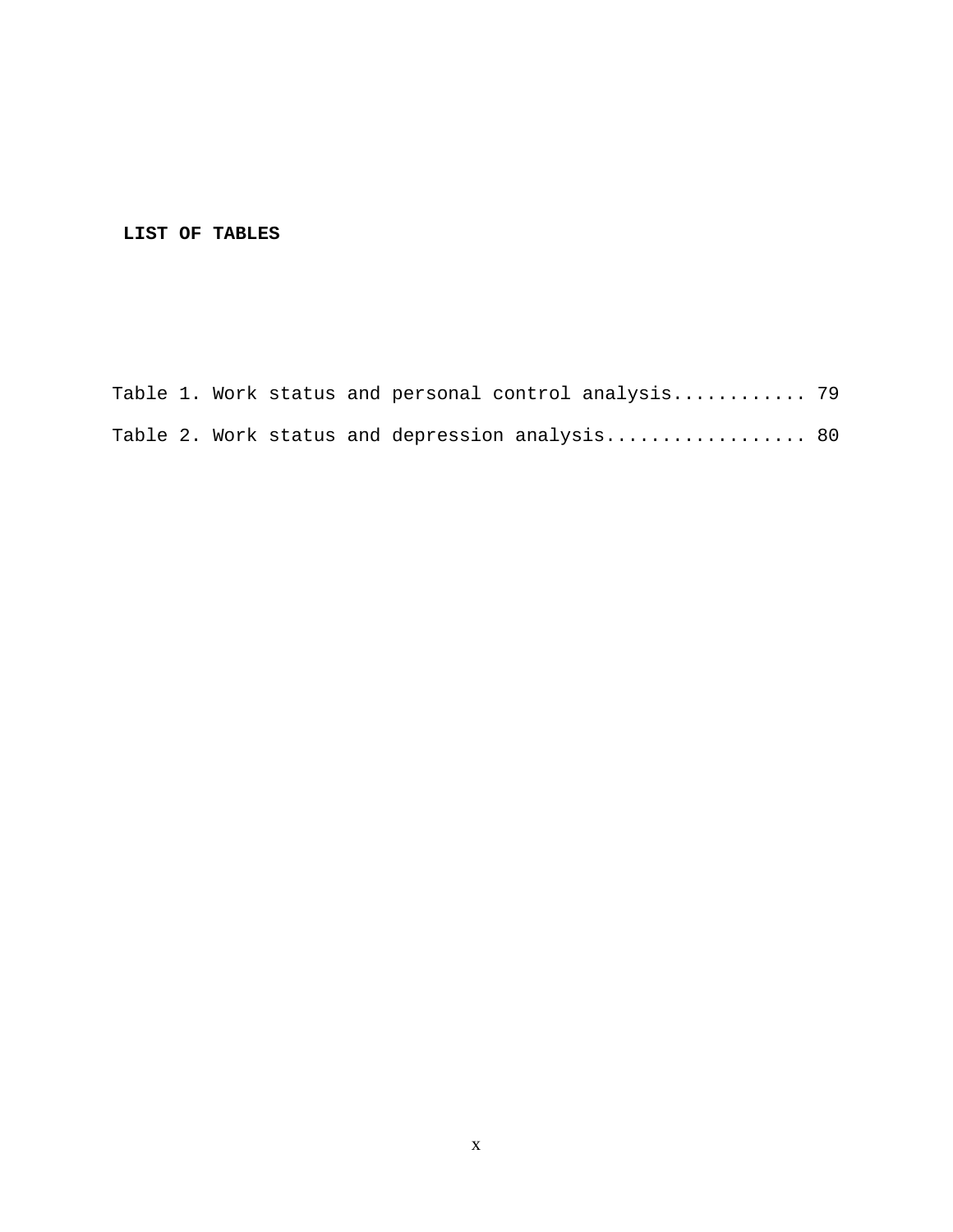# LIST OF TABLES

Table 1. Work status and personal control analysis............ 79

Table 2. Work status and depression analysis.................. 80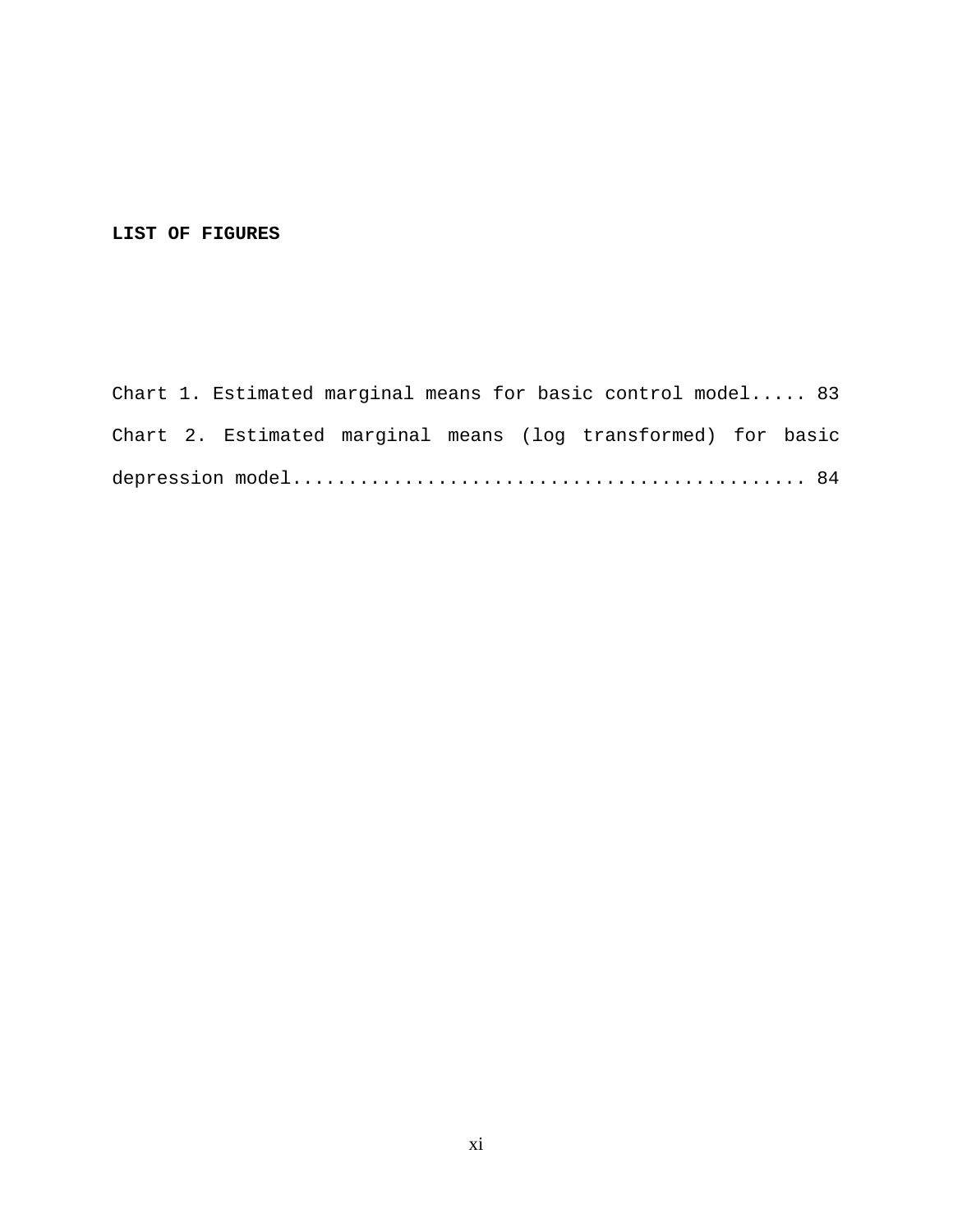# LIST OF FIGURES

Chart 1. Estimated marginal means for basic control model..... 83

Chart 2. Estimated marginal means (log transformed) for basic depression model............................................. 84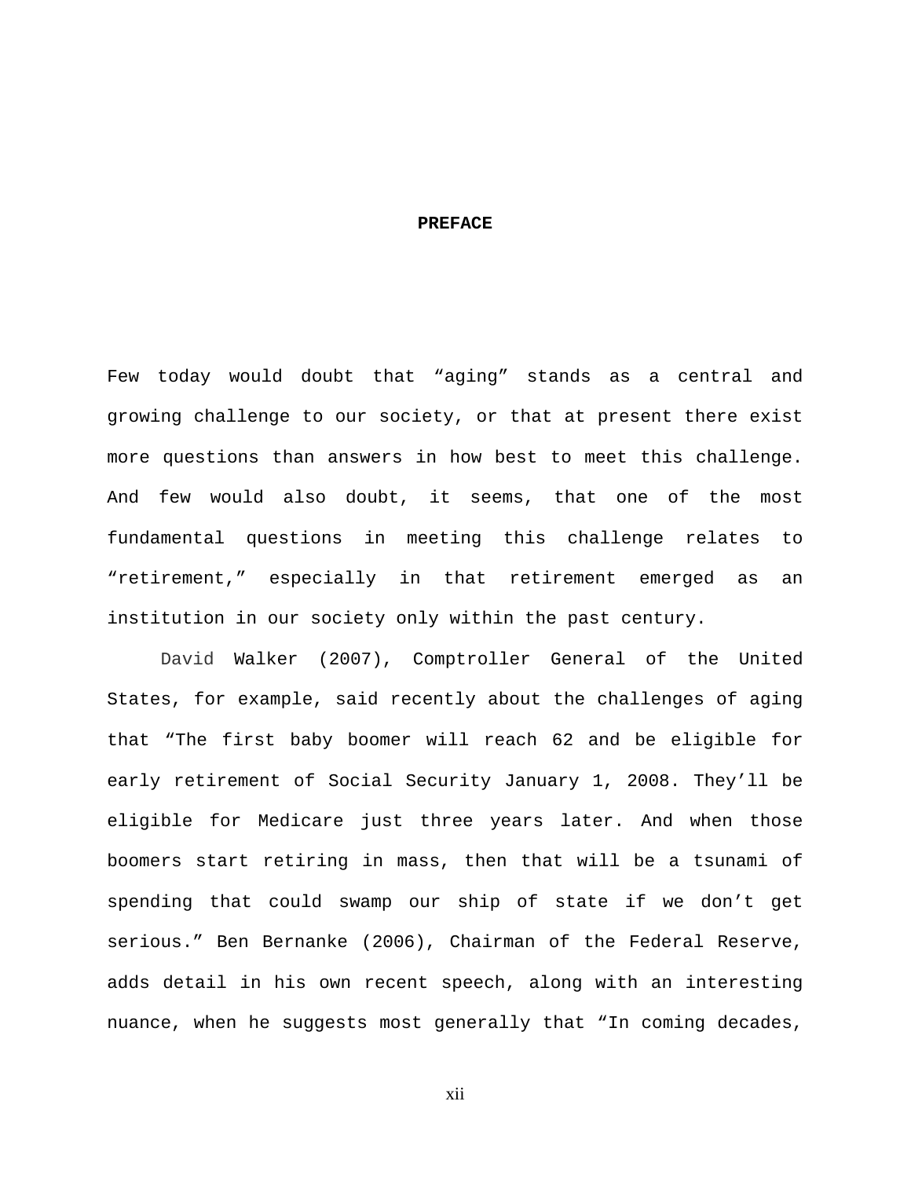# PREFACE

Few today would doubt that “aging” stands as a central and growing challenge to our society, or that at present there exist more questions than answers in how best to meet this challenge. And few would also doubt, it seems, that one of the most fundamental questions in meeting this challenge relates to “retirement,” especially in that retirement emerged as an institution in our society only within the past century.

David Walker (2007), Comptroller General of the United States, for example, said recently about the challenges of aging that “The first baby boomer will reach 62 and be eligible for early retirement of Social Security January 1, 2008. They’ll be eligible for Medicare just three years later. And when those boomers start retiring in mass, then that will be a tsunami of spending that could swamp our ship of state if we don’t get serious.” Ben Bernanke (2006), Chairman of the Federal Reserve, adds detail in his own recent speech, along with an interesting nuance, when he suggests most generally that “In coming decades,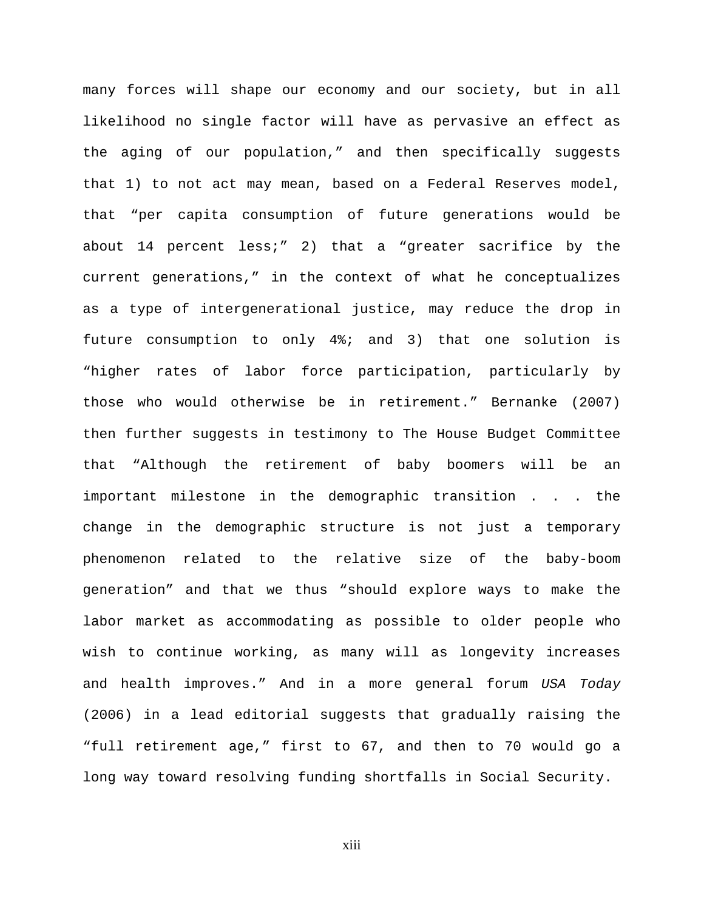many forces will shape our economy and our society, but in all likelihood no single factor will have as pervasive an effect as the aging of our population," and then specifically suggests that 1) to not act may mean, based on a Federal Reserves model, that "per capita consumption of future generations would be about 14 percent less;" 2) that a "greater sacrifice by the current generations," in the context of what he conceptualizes as a type of intergenerational justice, may reduce the drop in future consumption to only 4%; and 3) that one solution is "higher rates of labor force participation, particularly by those who would otherwise be in retirement." Bernanke (2007) then further suggests in testimony to The House Budget Committee that "Although the retirement of baby boomers will be an important milestone in the demographic transition . . . the change in the demographic structure is not just a temporary phenomenon related to the relative size of the baby-boom generation" and that we thus "should explore ways to make the labor market as accommodating as possible to older people who wish to continue working, as many will as longevity increases and health improves." And in a more general forum *USA Today* (2006) in a lead editorial suggests that gradually raising the "full retirement age," first to 67, and then to 70 would go a long way toward resolving funding shortfalls in Social Security.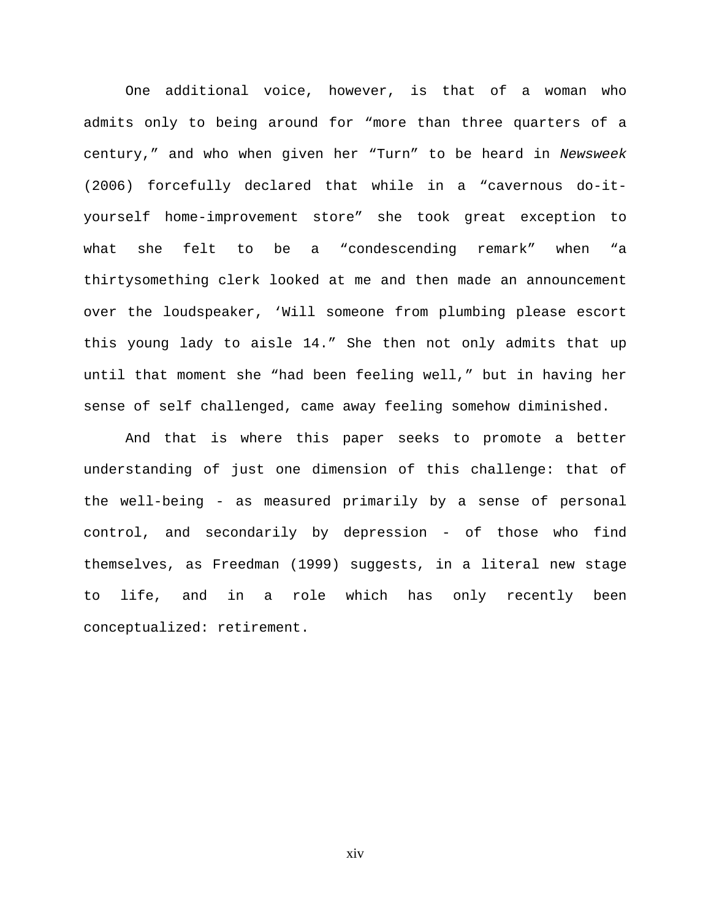One additional voice, however, is that of a woman who admits only to being around for “more than three quarters of a century,” and who when given her “Turn” to be heard in *Newsweek* (2006) forcefully declared that while in a “cavernous do-it-yourself home-improvement store” she took great exception to what she felt to be a “condescending remark” when “a thirtysomething clerk looked at me and then made an announcement over the loudspeaker, ‘Will someone from plumbing please escort this young lady to aisle 14.” She then not only admits that up until that moment she “had been feeling well,” but in having her sense of self challenged, came away feeling somehow diminished.

And that is where this paper seeks to promote a better understanding of just one dimension of this challenge: that of the well-being - as measured primarily by a sense of personal control, and secondarily by depression - of those who find themselves, as Freedman (1999) suggests, in a literal new stage to life, and in a role which has only recently been conceptualized: retirement.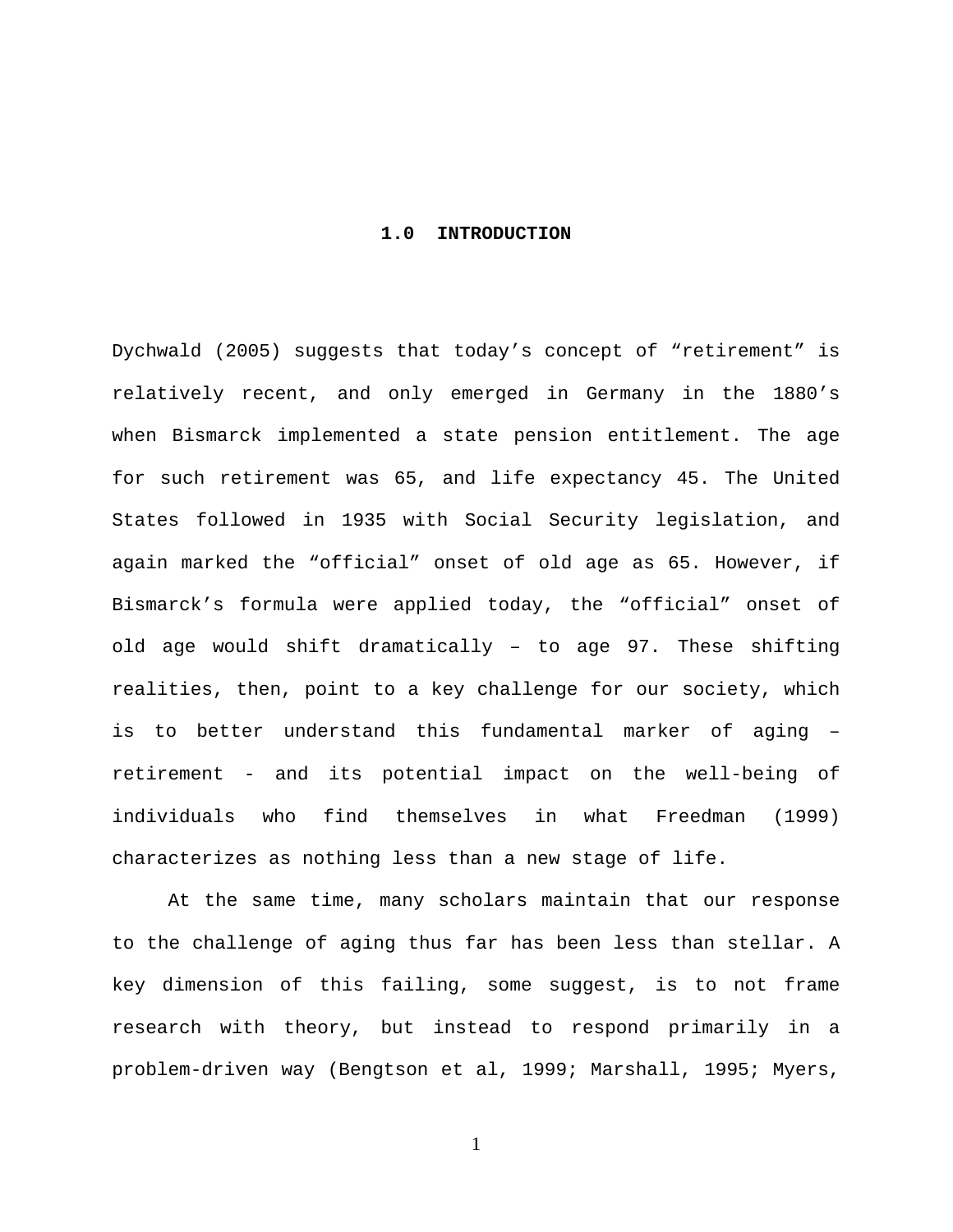# 1.0 INTRODUCTION

Dychwald (2005) suggests that today's concept of "retirement" is relatively recent, and only emerged in Germany in the 1880's when Bismarck implemented a state pension entitlement. The age for such retirement was 65, and life expectancy 45. The United States followed in 1935 with Social Security legislation, and again marked the "official" onset of old age as 65. However, if Bismarck's formula were applied today, the "official" onset of old age would shift dramatically – to age 97. These shifting realities, then, point to a key challenge for our society, which is to better understand this fundamental marker of aging – retirement - and its potential impact on the well-being of individuals who find themselves in what Freedman (1999) characterizes as nothing less than a new stage of life.

At the same time, many scholars maintain that our response to the challenge of aging thus far has been less than stellar. A key dimension of this failing, some suggest, is to not frame research with theory, but instead to respond primarily in a problem-driven way (Bengtson et al, 1999; Marshall, 1995; Myers,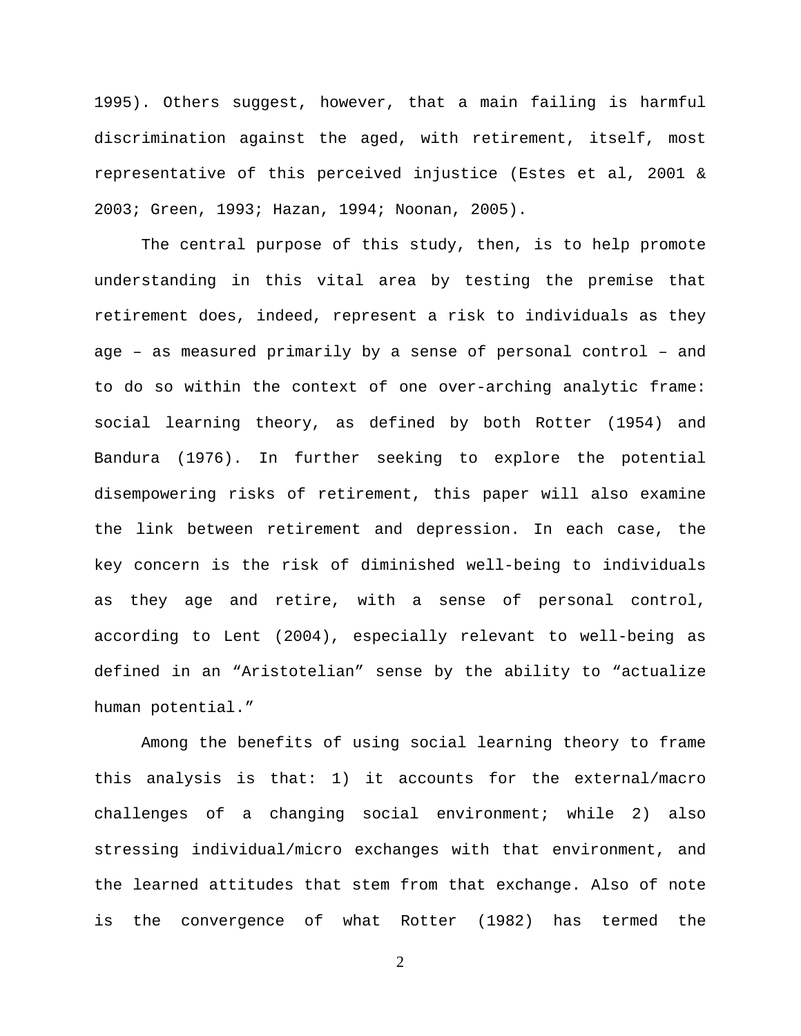1995). Others suggest, however, that a main failing is harmful discrimination against the aged, with retirement, itself, most representative of this perceived injustice (Estes et al, 2001 & 2003; Green, 1993; Hazan, 1994; Noonan, 2005).

The central purpose of this study, then, is to help promote understanding in this vital area by testing the premise that retirement does, indeed, represent a risk to individuals as they age – as measured primarily by a sense of personal control – and to do so within the context of one over-arching analytic frame: social learning theory, as defined by both Rotter (1954) and Bandura (1976). In further seeking to explore the potential disempowering risks of retirement, this paper will also examine the link between retirement and depression. In each case, the key concern is the risk of diminished well-being to individuals as they age and retire, with a sense of personal control, according to Lent (2004), especially relevant to well-being as defined in an "Aristotelian" sense by the ability to "actualize human potential."

Among the benefits of using social learning theory to frame this analysis is that: 1) it accounts for the external/macro challenges of a changing social environment; while 2) also stressing individual/micro exchanges with that environment, and the learned attitudes that stem from that exchange. Also of note is the convergence of what Rotter (1982) has termed the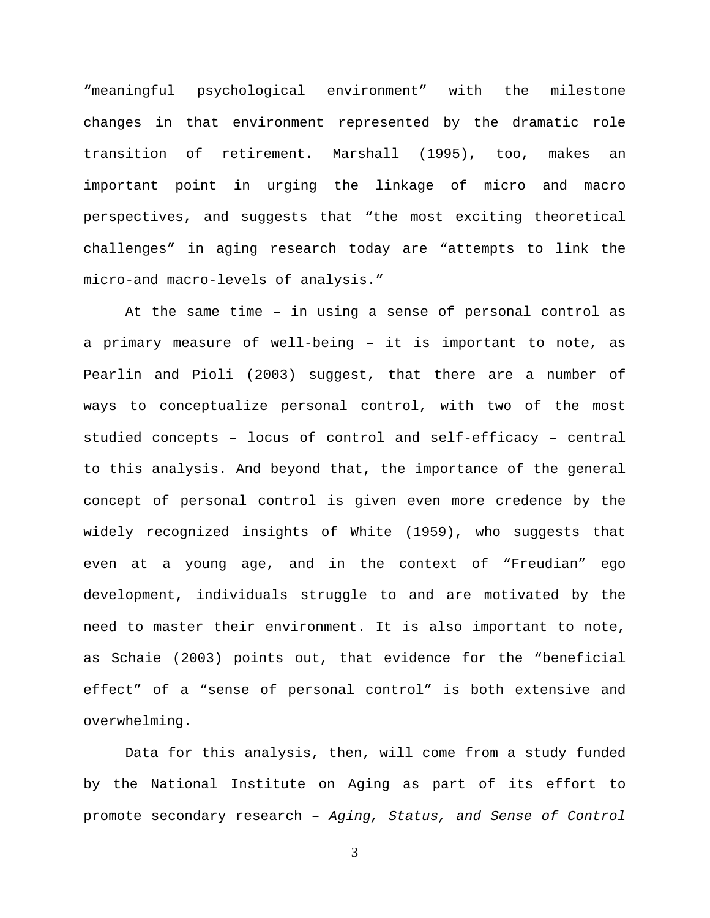"meaningful psychological environment" with the milestone changes in that environment represented by the dramatic role transition of retirement. Marshall (1995), too, makes an important point in urging the linkage of micro and macro perspectives, and suggests that "the most exciting theoretical challenges" in aging research today are "attempts to link the micro-and macro-levels of analysis."

At the same time – in using a sense of personal control as a primary measure of well-being – it is important to note, as Pearlin and Pioli (2003) suggest, that there are a number of ways to conceptualize personal control, with two of the most studied concepts – locus of control and self-efficacy – central to this analysis. And beyond that, the importance of the general concept of personal control is given even more credence by the widely recognized insights of White (1959), who suggests that even at a young age, and in the context of "Freudian" ego development, individuals struggle to and are motivated by the need to master their environment. It is also important to note, as Schaie (2003) points out, that evidence for the "beneficial effect" of a "sense of personal control" is both extensive and overwhelming.

Data for this analysis, then, will come from a study funded by the National Institute on Aging as part of its effort to promote secondary research – *Aging, Status, and Sense of Control*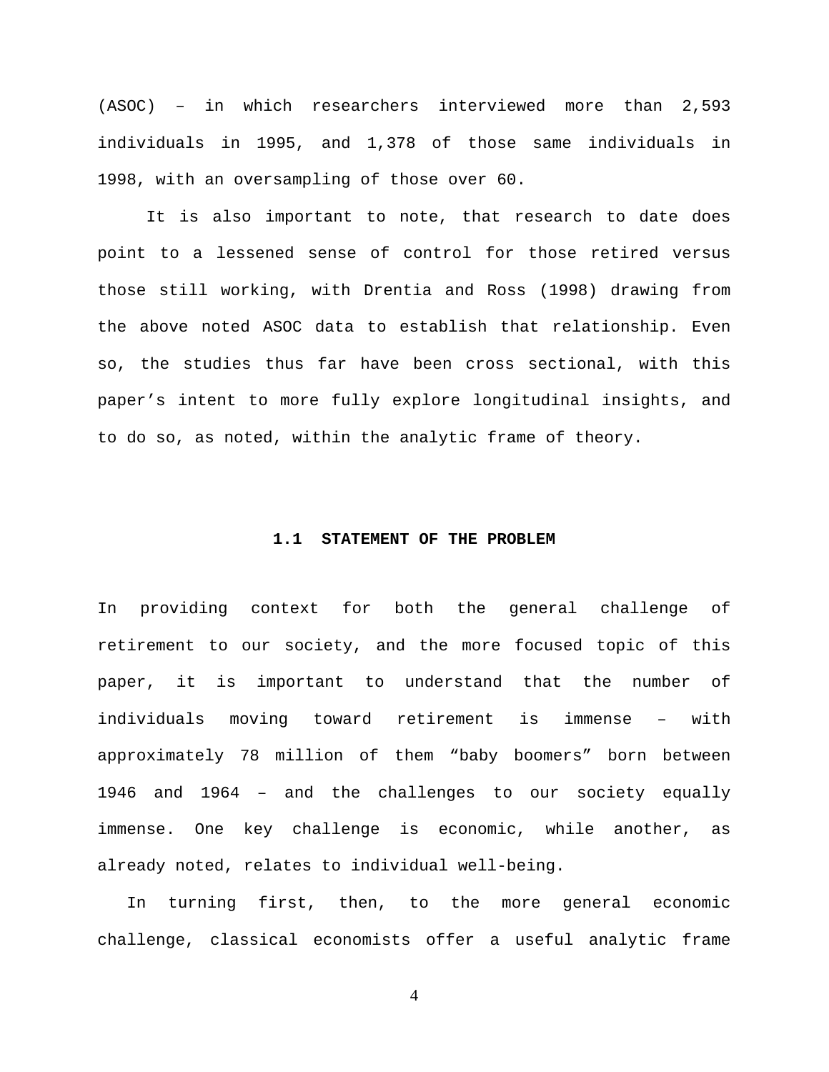(ASOC) – in which researchers interviewed more than 2,593 individuals in 1995, and 1,378 of those same individuals in 1998, with an oversampling of those over 60.

It is also important to note, that research to date does point to a lessened sense of control for those retired versus those still working, with Drentia and Ross (1998) drawing from the above noted ASOC data to establish that relationship. Even so, the studies thus far have been cross sectional, with this paper's intent to more fully explore longitudinal insights, and to do so, as noted, within the analytic frame of theory.

## 1.1 STATEMENT OF THE PROBLEM

In providing context for both the general challenge of retirement to our society, and the more focused topic of this paper, it is important to understand that the number of individuals moving toward retirement is immense – with approximately 78 million of them "baby boomers" born between 1946 and 1964 – and the challenges to our society equally immense. One key challenge is economic, while another, as already noted, relates to individual well-being.

In turning first, then, to the more general economic challenge, classical economists offer a useful analytic frame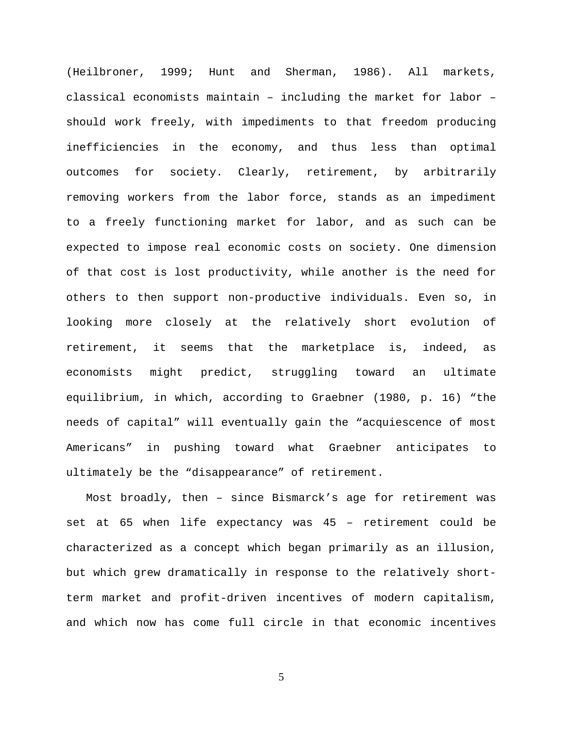(Heilbroner, 1999; Hunt and Sherman, 1986). All markets, classical economists maintain – including the market for labor – should work freely, with impediments to that freedom producing inefficiencies in the economy, and thus less than optimal outcomes for society. Clearly, retirement, by arbitrarily removing workers from the labor force, stands as an impediment to a freely functioning market for labor, and as such can be expected to impose real economic costs on society. One dimension of that cost is lost productivity, while another is the need for others to then support non-productive individuals. Even so, in looking more closely at the relatively short evolution of retirement, it seems that the marketplace is, indeed, as economists might predict, struggling toward an ultimate equilibrium, in which, according to Graebner (1980, p. 16) "the needs of capital" will eventually gain the "acquiescence of most Americans" in pushing toward what Graebner anticipates to ultimately be the "disappearance" of retirement.

Most broadly, then – since Bismarck's age for retirement was set at 65 when life expectancy was 45 – retirement could be characterized as a concept which began primarily as an illusion, but which grew dramatically in response to the relatively short-term market and profit-driven incentives of modern capitalism, and which now has come full circle in that economic incentives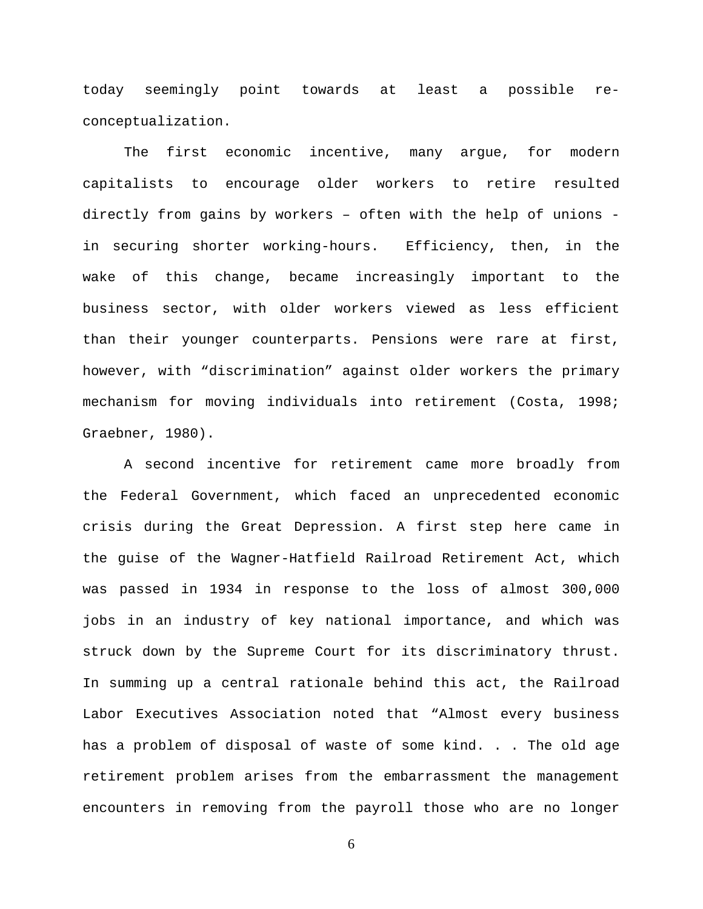today seemingly point towards at least a possible re-conceptualization.

The first economic incentive, many argue, for modern capitalists to encourage older workers to retire resulted directly from gains by workers – often with the help of unions - in securing shorter working-hours. Efficiency, then, in the wake of this change, became increasingly important to the business sector, with older workers viewed as less efficient than their younger counterparts. Pensions were rare at first, however, with “discrimination” against older workers the primary mechanism for moving individuals into retirement (Costa, 1998; Graebner, 1980).

A second incentive for retirement came more broadly from the Federal Government, which faced an unprecedented economic crisis during the Great Depression. A first step here came in the guise of the Wagner-Hatfield Railroad Retirement Act, which was passed in 1934 in response to the loss of almost 300,000 jobs in an industry of key national importance, and which was struck down by the Supreme Court for its discriminatory thrust. In summing up a central rationale behind this act, the Railroad Labor Executives Association noted that “Almost every business has a problem of disposal of waste of some kind. . . The old age retirement problem arises from the embarrassment the management encounters in removing from the payroll those who are no longer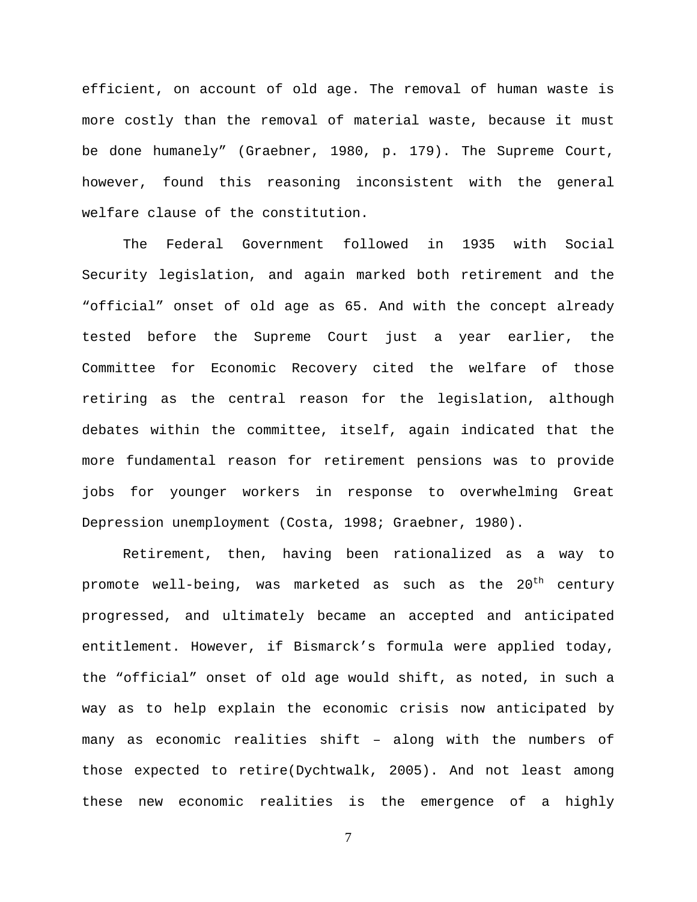efficient, on account of old age. The removal of human waste is more costly than the removal of material waste, because it must be done humanely" (Graebner, 1980, p. 179). The Supreme Court, however, found this reasoning inconsistent with the general welfare clause of the constitution.

The Federal Government followed in 1935 with Social Security legislation, and again marked both retirement and the "official" onset of old age as 65. And with the concept already tested before the Supreme Court just a year earlier, the Committee for Economic Recovery cited the welfare of those retiring as the central reason for the legislation, although debates within the committee, itself, again indicated that the more fundamental reason for retirement pensions was to provide jobs for younger workers in response to overwhelming Great Depression unemployment (Costa, 1998; Graebner, 1980).

Retirement, then, having been rationalized as a way to promote well-being, was marketed as such as the 20th century progressed, and ultimately became an accepted and anticipated entitlement. However, if Bismarck's formula were applied today, the "official" onset of old age would shift, as noted, in such a way as to help explain the economic crisis now anticipated by many as economic realities shift – along with the numbers of those expected to retire(Dychtwalk, 2005). And not least among these new economic realities is the emergence of a highly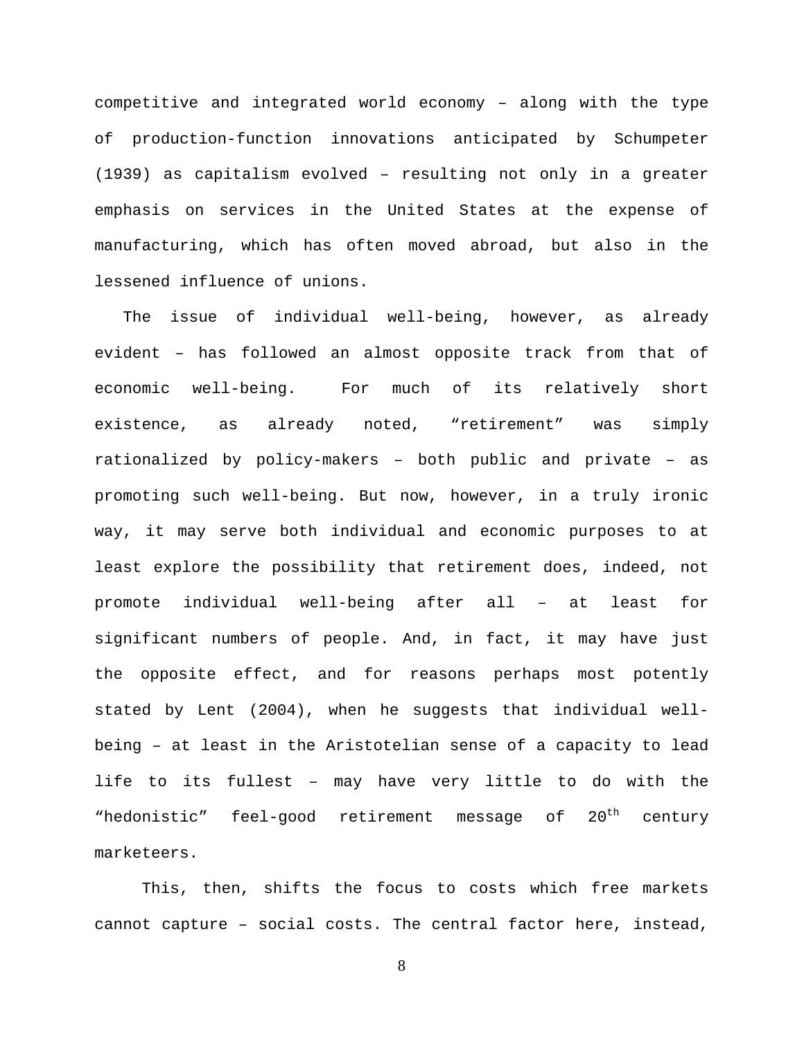competitive and integrated world economy – along with the type of production-function innovations anticipated by Schumpeter (1939) as capitalism evolved – resulting not only in a greater emphasis on services in the United States at the expense of manufacturing, which has often moved abroad, but also in the lessened influence of unions.

The issue of individual well-being, however, as already evident – has followed an almost opposite track from that of economic well-being. For much of its relatively short existence, as already noted, "retirement" was simply rationalized by policy-makers – both public and private – as promoting such well-being. But now, however, in a truly ironic way, it may serve both individual and economic purposes to at least explore the possibility that retirement does, indeed, not promote individual well-being after all – at least for significant numbers of people. And, in fact, it may have just the opposite effect, and for reasons perhaps most potently stated by Lent (2004), when he suggests that individual well-being – at least in the Aristotelian sense of a capacity to lead life to its fullest – may have very little to do with the "hedonistic" feel-good retirement message of 20th century marketeers.

This, then, shifts the focus to costs which free markets cannot capture – social costs. The central factor here, instead,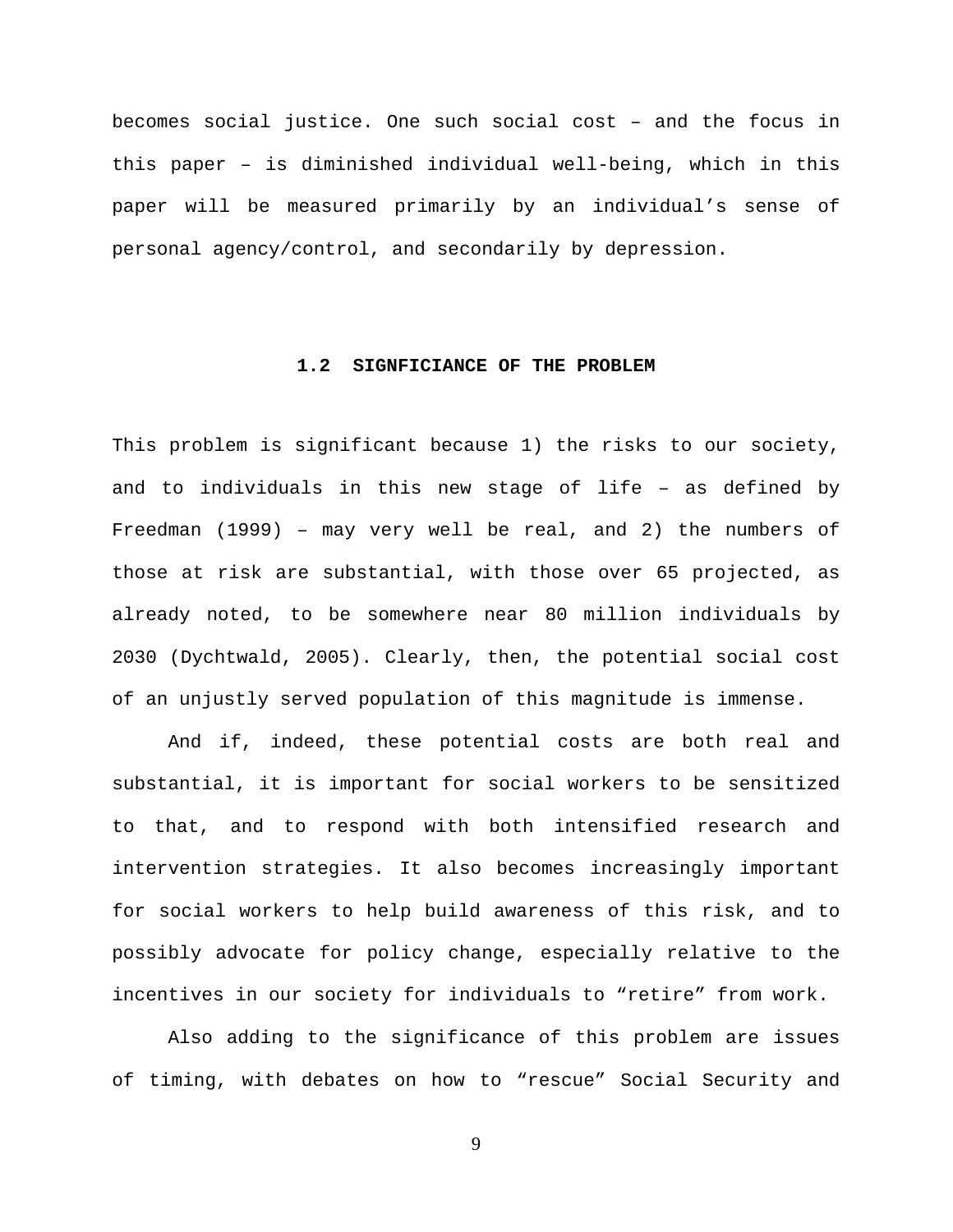becomes social justice. One such social cost – and the focus in this paper – is diminished individual well-being, which in this paper will be measured primarily by an individual's sense of personal agency/control, and secondarily by depression.

### 1.2 SIGNFICIANCE OF THE PROBLEM

This problem is significant because 1) the risks to our society, and to individuals in this new stage of life – as defined by Freedman (1999) – may very well be real, and 2) the numbers of those at risk are substantial, with those over 65 projected, as already noted, to be somewhere near 80 million individuals by 2030 (Dychtwald, 2005). Clearly, then, the potential social cost of an unjustly served population of this magnitude is immense.

And if, indeed, these potential costs are both real and substantial, it is important for social workers to be sensitized to that, and to respond with both intensified research and intervention strategies. It also becomes increasingly important for social workers to help build awareness of this risk, and to possibly advocate for policy change, especially relative to the incentives in our society for individuals to "retire" from work.

Also adding to the significance of this problem are issues of timing, with debates on how to "rescue" Social Security and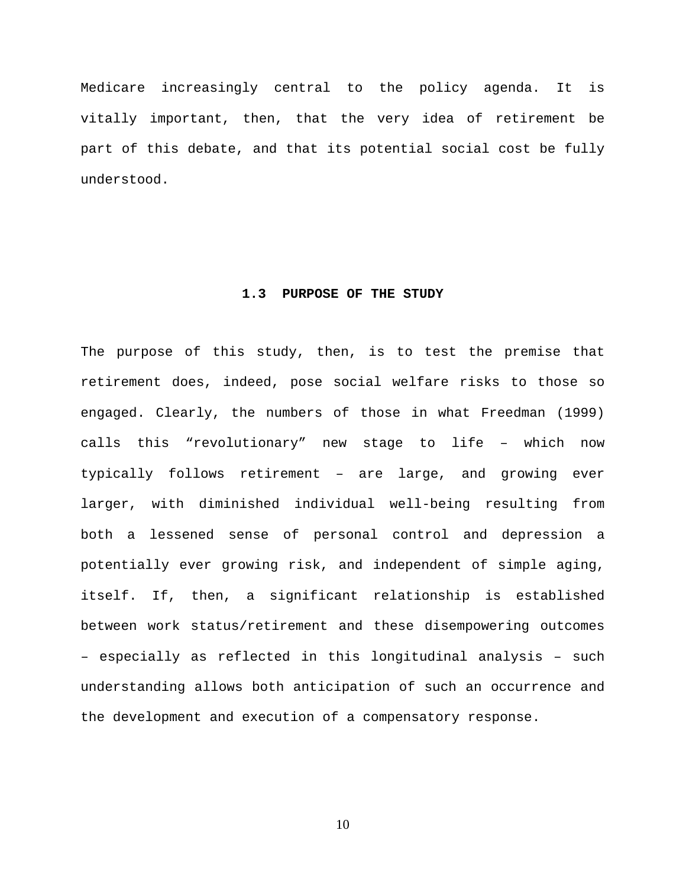Medicare increasingly central to the policy agenda. It is vitally important, then, that the very idea of retirement be part of this debate, and that its potential social cost be fully understood.

## 1.3 PURPOSE OF THE STUDY

The purpose of this study, then, is to test the premise that retirement does, indeed, pose social welfare risks to those so engaged. Clearly, the numbers of those in what Freedman (1999) calls this “revolutionary” new stage to life – which now typically follows retirement – are large, and growing ever larger, with diminished individual well-being resulting from both a lessened sense of personal control and depression a potentially ever growing risk, and independent of simple aging, itself. If, then, a significant relationship is established between work status/retirement and these disempowering outcomes – especially as reflected in this longitudinal analysis – such understanding allows both anticipation of such an occurrence and the development and execution of a compensatory response.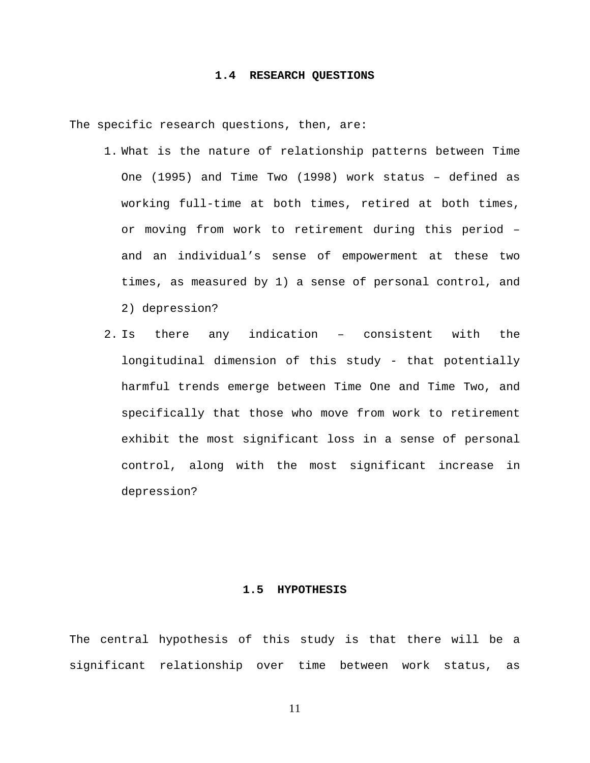## 1.4 RESEARCH QUESTIONS

The specific research questions, then, are:

1. What is the nature of relationship patterns between Time One (1995) and Time Two (1998) work status – defined as working full-time at both times, retired at both times, or moving from work to retirement during this period – and an individual's sense of empowerment at these two times, as measured by 1) a sense of personal control, and 2) depression?
2. Is there any indication – consistent with the longitudinal dimension of this study - that potentially harmful trends emerge between Time One and Time Two, and specifically that those who move from work to retirement exhibit the most significant loss in a sense of personal control, along with the most significant increase in depression?

## 1.5 HYPOTHESIS

The central hypothesis of this study is that there will be a significant relationship over time between work status, as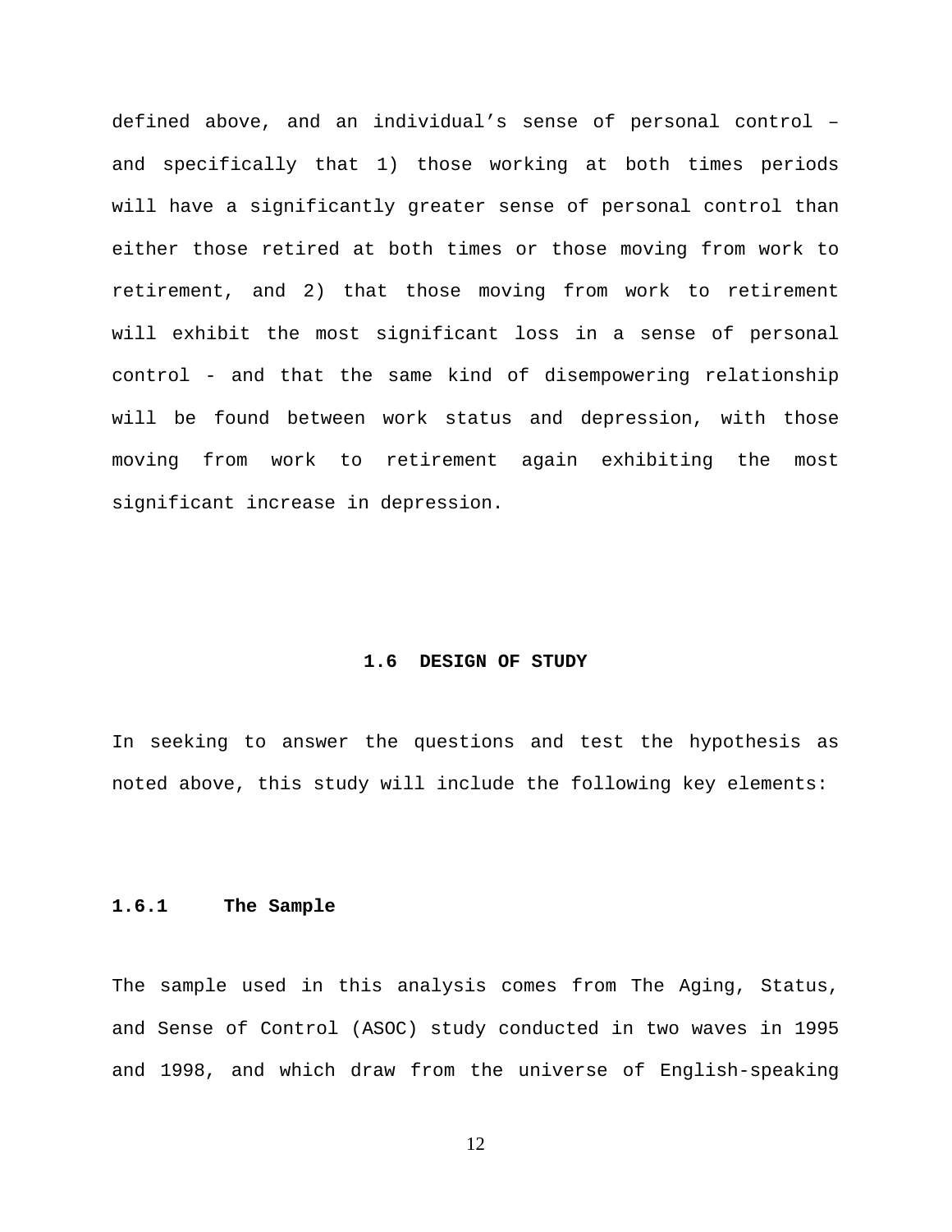defined above, and an individual's sense of personal control – and specifically that 1) those working at both times periods will have a significantly greater sense of personal control than either those retired at both times or those moving from work to retirement, and 2) that those moving from work to retirement will exhibit the most significant loss in a sense of personal control - and that the same kind of disempowering relationship will be found between work status and depression, with those moving from work to retirement again exhibiting the most significant increase in depression.

## 1.6 DESIGN OF STUDY

In seeking to answer the questions and test the hypothesis as noted above, this study will include the following key elements:

### 1.6.1 The Sample

The sample used in this analysis comes from The Aging, Status, and Sense of Control (ASOC) study conducted in two waves in 1995 and 1998, and which draw from the universe of English-speaking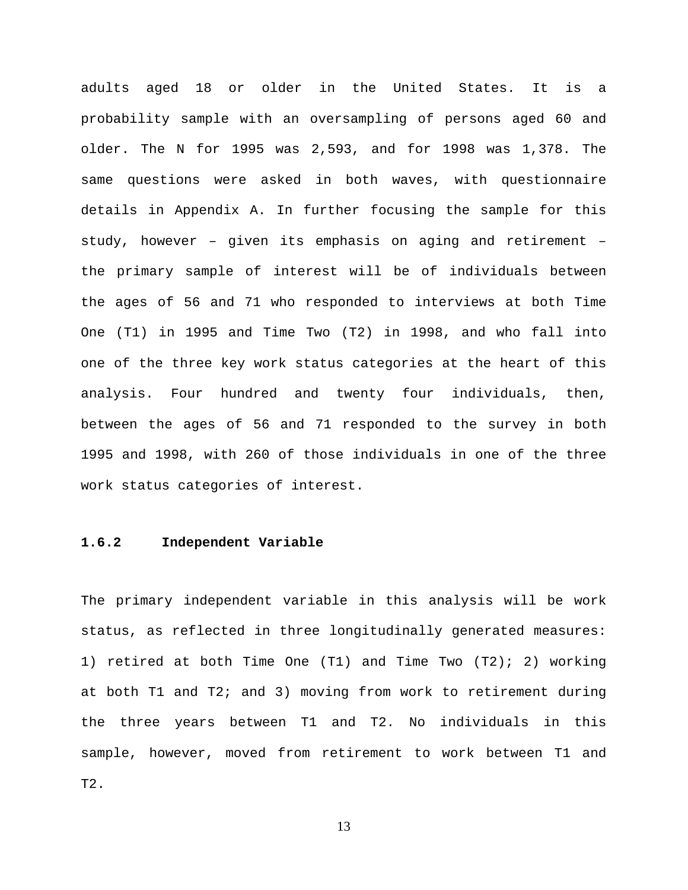adults aged 18 or older in the United States. It is a probability sample with an oversampling of persons aged 60 and older. The N for 1995 was 2,593, and for 1998 was 1,378. The same questions were asked in both waves, with questionnaire details in Appendix A. In further focusing the sample for this study, however – given its emphasis on aging and retirement – the primary sample of interest will be of individuals between the ages of 56 and 71 who responded to interviews at both Time One (T1) in 1995 and Time Two (T2) in 1998, and who fall into one of the three key work status categories at the heart of this analysis. Four hundred and twenty four individuals, then, between the ages of 56 and 71 responded to the survey in both 1995 and 1998, with 260 of those individuals in one of the three work status categories of interest.

### 1.6.2 Independent Variable

The primary independent variable in this analysis will be work status, as reflected in three longitudinally generated measures: 1) retired at both Time One (T1) and Time Two (T2); 2) working at both T1 and T2; and 3) moving from work to retirement during the three years between T1 and T2. No individuals in this sample, however, moved from retirement to work between T1 and T2.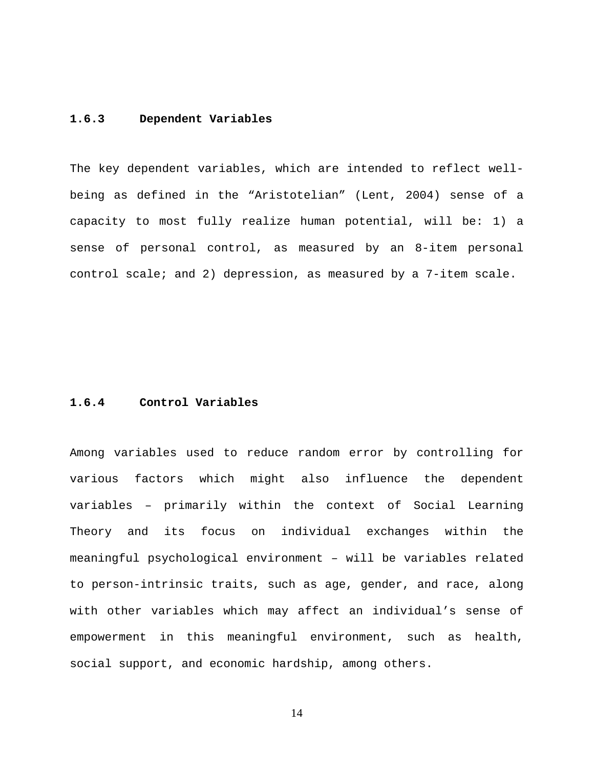### 1.6.3 Dependent Variables

The key dependent variables, which are intended to reflect well-being as defined in the “Aristotelian” (Lent, 2004) sense of a capacity to most fully realize human potential, will be: 1) a sense of personal control, as measured by an 8-item personal control scale; and 2) depression, as measured by a 7-item scale.

### 1.6.4 Control Variables

Among variables used to reduce random error by controlling for various factors which might also influence the dependent variables – primarily within the context of Social Learning Theory and its focus on individual exchanges within the meaningful psychological environment – will be variables related to person-intrinsic traits, such as age, gender, and race, along with other variables which may affect an individual’s sense of empowerment in this meaningful environment, such as health, social support, and economic hardship, among others.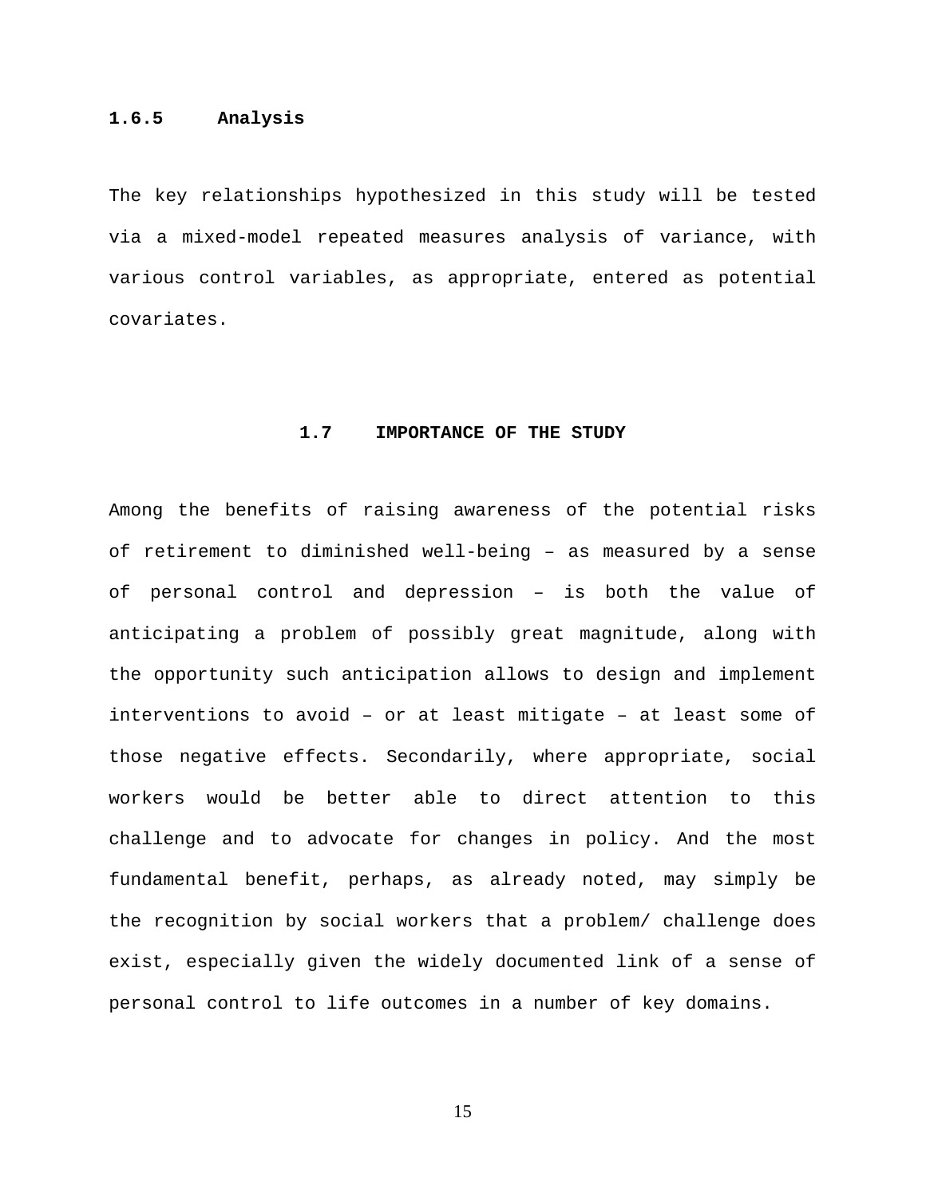### 1.6.5 Analysis

The key relationships hypothesized in this study will be tested via a mixed-model repeated measures analysis of variance, with various control variables, as appropriate, entered as potential covariates.

## 1.7 IMPORTANCE OF THE STUDY

Among the benefits of raising awareness of the potential risks of retirement to diminished well-being – as measured by a sense of personal control and depression – is both the value of anticipating a problem of possibly great magnitude, along with the opportunity such anticipation allows to design and implement interventions to avoid – or at least mitigate – at least some of those negative effects. Secondarily, where appropriate, social workers would be better able to direct attention to this challenge and to advocate for changes in policy. And the most fundamental benefit, perhaps, as already noted, may simply be the recognition by social workers that a problem/ challenge does exist, especially given the widely documented link of a sense of personal control to life outcomes in a number of key domains.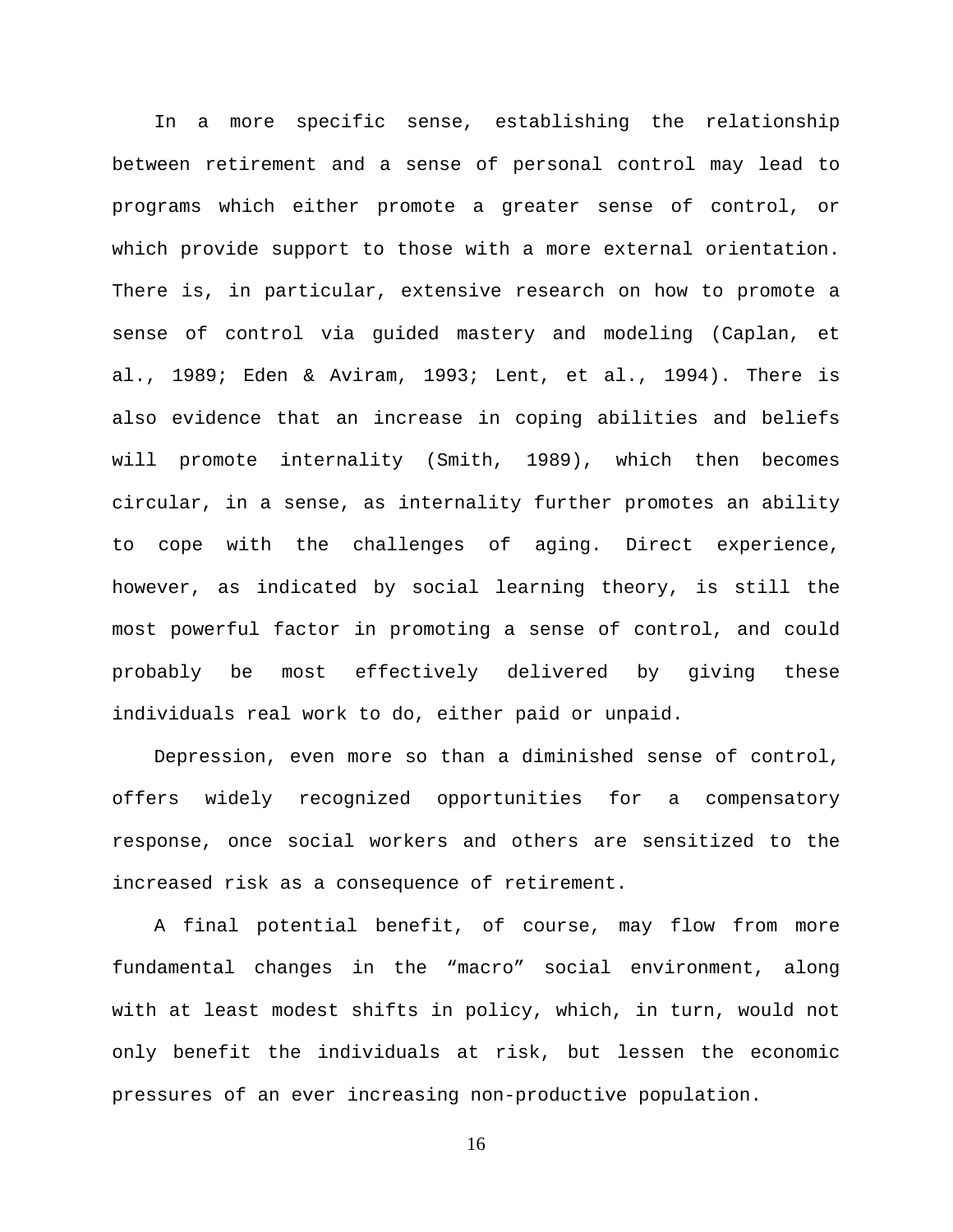In a more specific sense, establishing the relationship between retirement and a sense of personal control may lead to programs which either promote a greater sense of control, or which provide support to those with a more external orientation. There is, in particular, extensive research on how to promote a sense of control via guided mastery and modeling (Caplan, et al., 1989; Eden & Aviram, 1993; Lent, et al., 1994). There is also evidence that an increase in coping abilities and beliefs will promote internality (Smith, 1989), which then becomes circular, in a sense, as internality further promotes an ability to cope with the challenges of aging. Direct experience, however, as indicated by social learning theory, is still the most powerful factor in promoting a sense of control, and could probably be most effectively delivered by giving these individuals real work to do, either paid or unpaid.

Depression, even more so than a diminished sense of control, offers widely recognized opportunities for a compensatory response, once social workers and others are sensitized to the increased risk as a consequence of retirement.

A final potential benefit, of course, may flow from more fundamental changes in the “macro” social environment, along with at least modest shifts in policy, which, in turn, would not only benefit the individuals at risk, but lessen the economic pressures of an ever increasing non-productive population.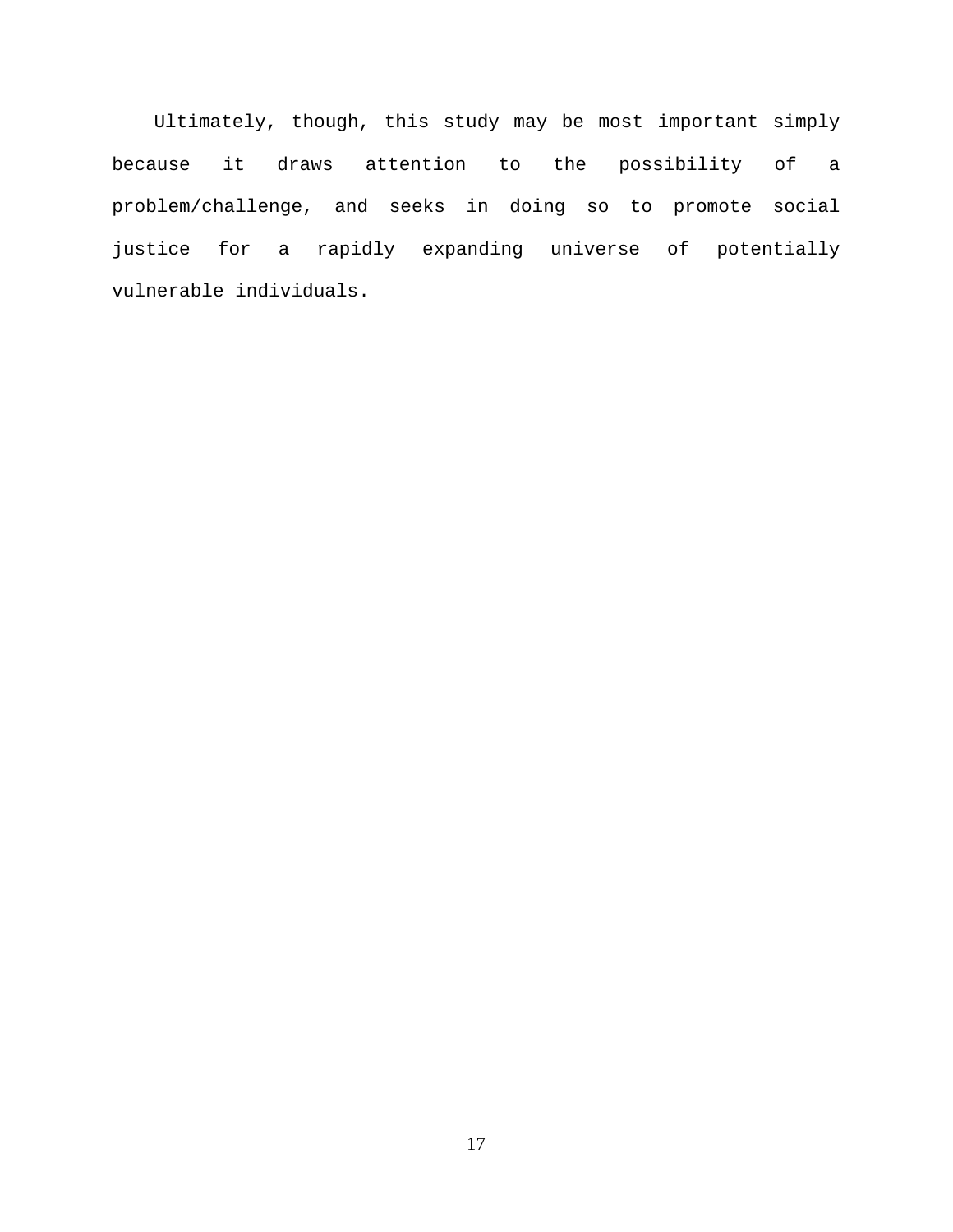Ultimately, though, this study may be most important simply because it draws attention to the possibility of a problem/challenge, and seeks in doing so to promote social justice for a rapidly expanding universe of potentially vulnerable individuals.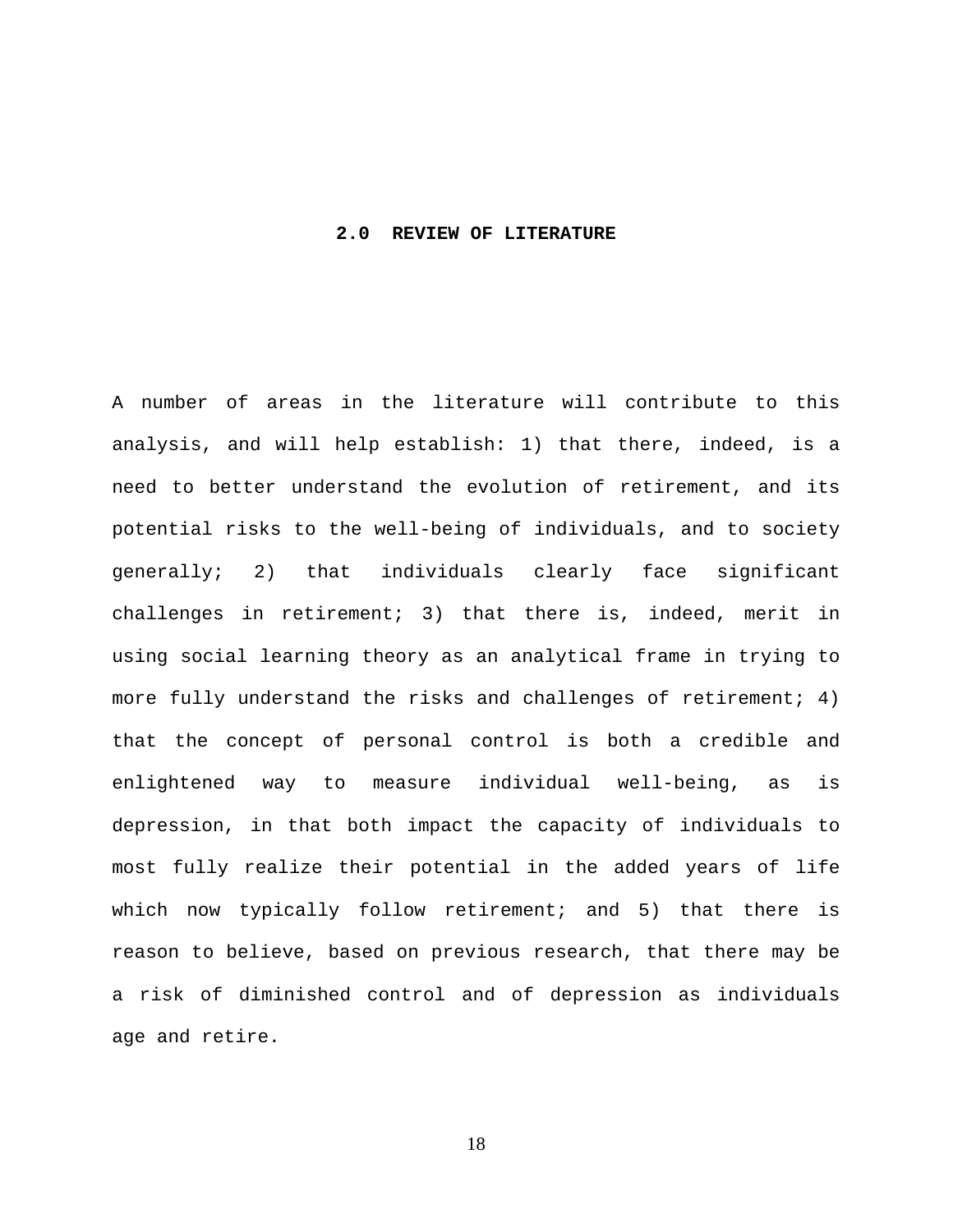# 2.0 REVIEW OF LITERATURE

A number of areas in the literature will contribute to this analysis, and will help establish: 1) that there, indeed, is a need to better understand the evolution of retirement, and its potential risks to the well-being of individuals, and to society generally; 2) that individuals clearly face significant challenges in retirement; 3) that there is, indeed, merit in using social learning theory as an analytical frame in trying to more fully understand the risks and challenges of retirement; 4) that the concept of personal control is both a credible and enlightened way to measure individual well-being, as is depression, in that both impact the capacity of individuals to most fully realize their potential in the added years of life which now typically follow retirement; and 5) that there is reason to believe, based on previous research, that there may be a risk of diminished control and of depression as individuals age and retire.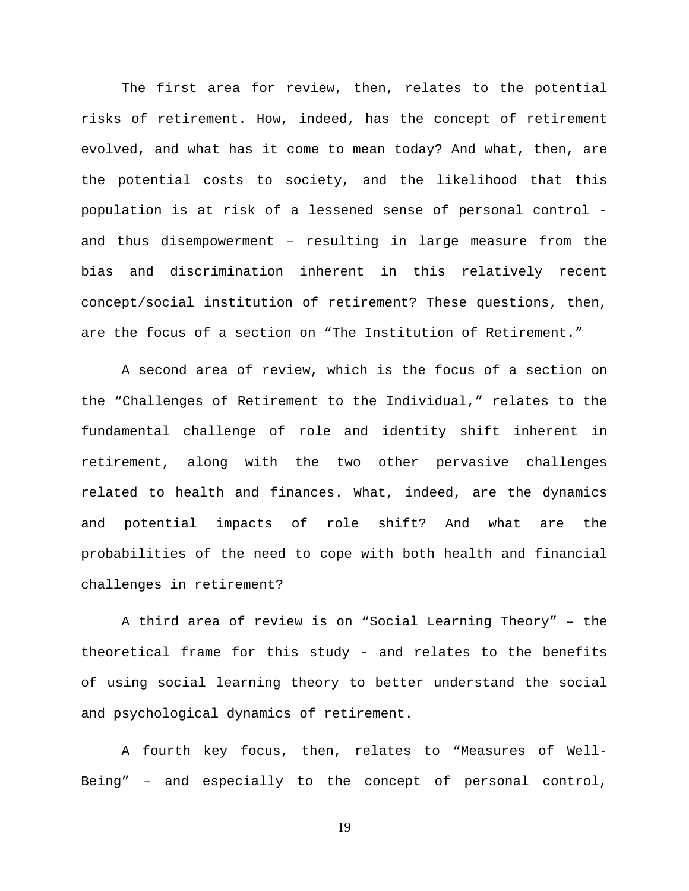The first area for review, then, relates to the potential risks of retirement. How, indeed, has the concept of retirement evolved, and what has it come to mean today? And what, then, are the potential costs to society, and the likelihood that this population is at risk of a lessened sense of personal control - and thus disempowerment – resulting in large measure from the bias and discrimination inherent in this relatively recent concept/social institution of retirement? These questions, then, are the focus of a section on “The Institution of Retirement.”

A second area of review, which is the focus of a section on the “Challenges of Retirement to the Individual,” relates to the fundamental challenge of role and identity shift inherent in retirement, along with the two other pervasive challenges related to health and finances. What, indeed, are the dynamics and potential impacts of role shift? And what are the probabilities of the need to cope with both health and financial challenges in retirement?

A third area of review is on “Social Learning Theory” – the theoretical frame for this study - and relates to the benefits of using social learning theory to better understand the social and psychological dynamics of retirement.

A fourth key focus, then, relates to “Measures of Well-Being” – and especially to the concept of personal control,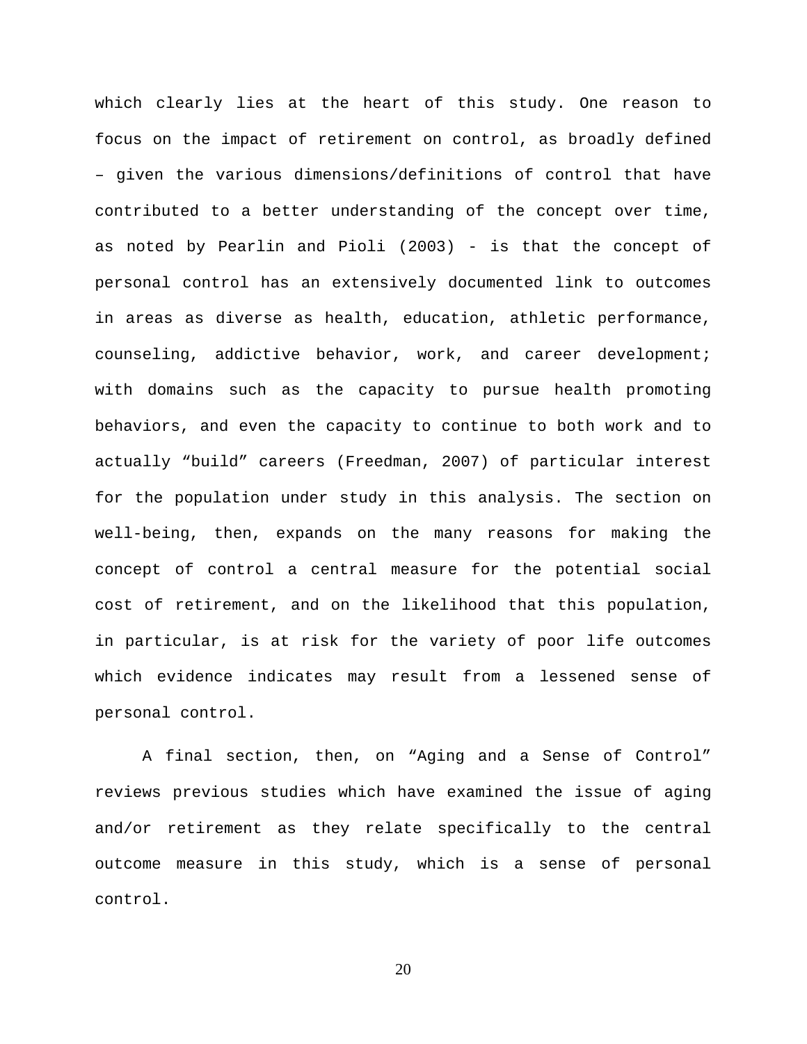which clearly lies at the heart of this study. One reason to focus on the impact of retirement on control, as broadly defined – given the various dimensions/definitions of control that have contributed to a better understanding of the concept over time, as noted by Pearlin and Pioli (2003) - is that the concept of personal control has an extensively documented link to outcomes in areas as diverse as health, education, athletic performance, counseling, addictive behavior, work, and career development; with domains such as the capacity to pursue health promoting behaviors, and even the capacity to continue to both work and to actually "build" careers (Freedman, 2007) of particular interest for the population under study in this analysis. The section on well-being, then, expands on the many reasons for making the concept of control a central measure for the potential social cost of retirement, and on the likelihood that this population, in particular, is at risk for the variety of poor life outcomes which evidence indicates may result from a lessened sense of personal control.

A final section, then, on "Aging and a Sense of Control" reviews previous studies which have examined the issue of aging and/or retirement as they relate specifically to the central outcome measure in this study, which is a sense of personal control.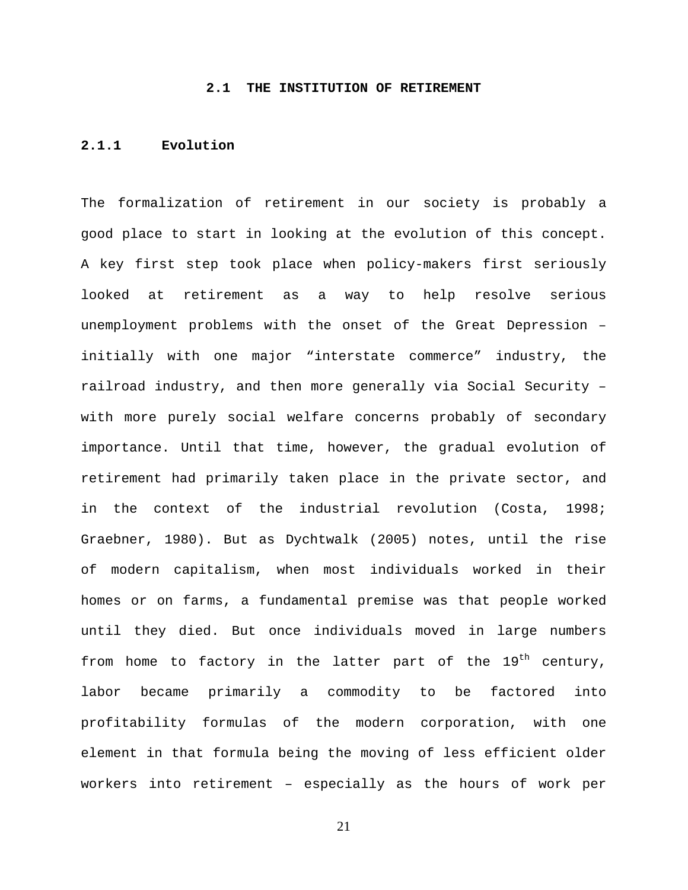## 2.1 THE INSTITUTION OF RETIREMENT

### 2.1.1 Evolution

The formalization of retirement in our society is probably a good place to start in looking at the evolution of this concept. A key first step took place when policy-makers first seriously looked at retirement as a way to help resolve serious unemployment problems with the onset of the Great Depression – initially with one major "interstate commerce" industry, the railroad industry, and then more generally via Social Security – with more purely social welfare concerns probably of secondary importance. Until that time, however, the gradual evolution of retirement had primarily taken place in the private sector, and in the context of the industrial revolution (Costa, 1998; Graebner, 1980). But as Dychtwalk (2005) notes, until the rise of modern capitalism, when most individuals worked in their homes or on farms, a fundamental premise was that people worked until they died. But once individuals moved in large numbers from home to factory in the latter part of the 19th century, labor became primarily a commodity to be factored into profitability formulas of the modern corporation, with one element in that formula being the moving of less efficient older workers into retirement – especially as the hours of work per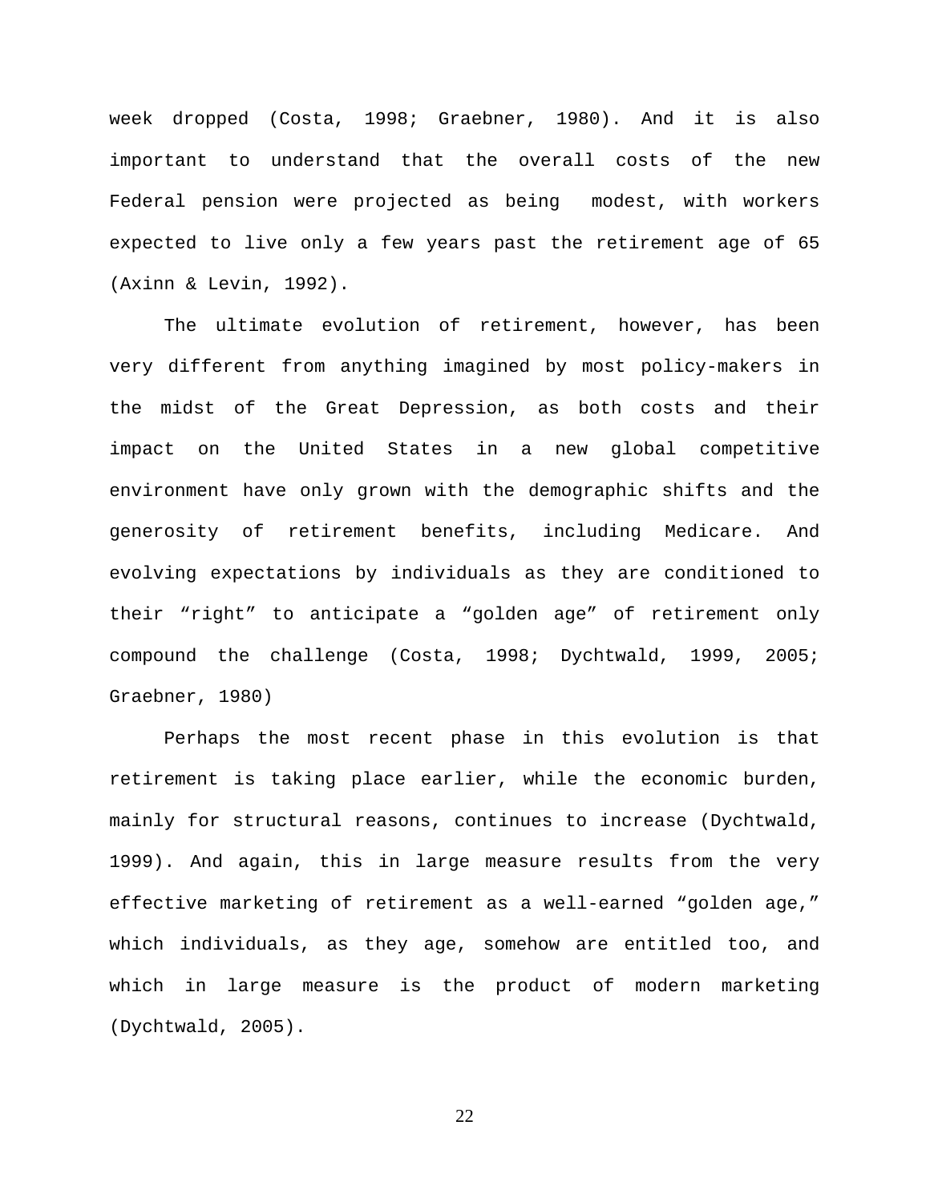week dropped (Costa, 1998; Graebner, 1980). And it is also important to understand that the overall costs of the new Federal pension were projected as being modest, with workers expected to live only a few years past the retirement age of 65 (Axinn & Levin, 1992).

The ultimate evolution of retirement, however, has been very different from anything imagined by most policy-makers in the midst of the Great Depression, as both costs and their impact on the United States in a new global competitive environment have only grown with the demographic shifts and the generosity of retirement benefits, including Medicare. And evolving expectations by individuals as they are conditioned to their "right" to anticipate a "golden age" of retirement only compound the challenge (Costa, 1998; Dychtwald, 1999, 2005; Graebner, 1980)

Perhaps the most recent phase in this evolution is that retirement is taking place earlier, while the economic burden, mainly for structural reasons, continues to increase (Dychtwald, 1999). And again, this in large measure results from the very effective marketing of retirement as a well-earned "golden age," which individuals, as they age, somehow are entitled too, and which in large measure is the product of modern marketing (Dychtwald, 2005).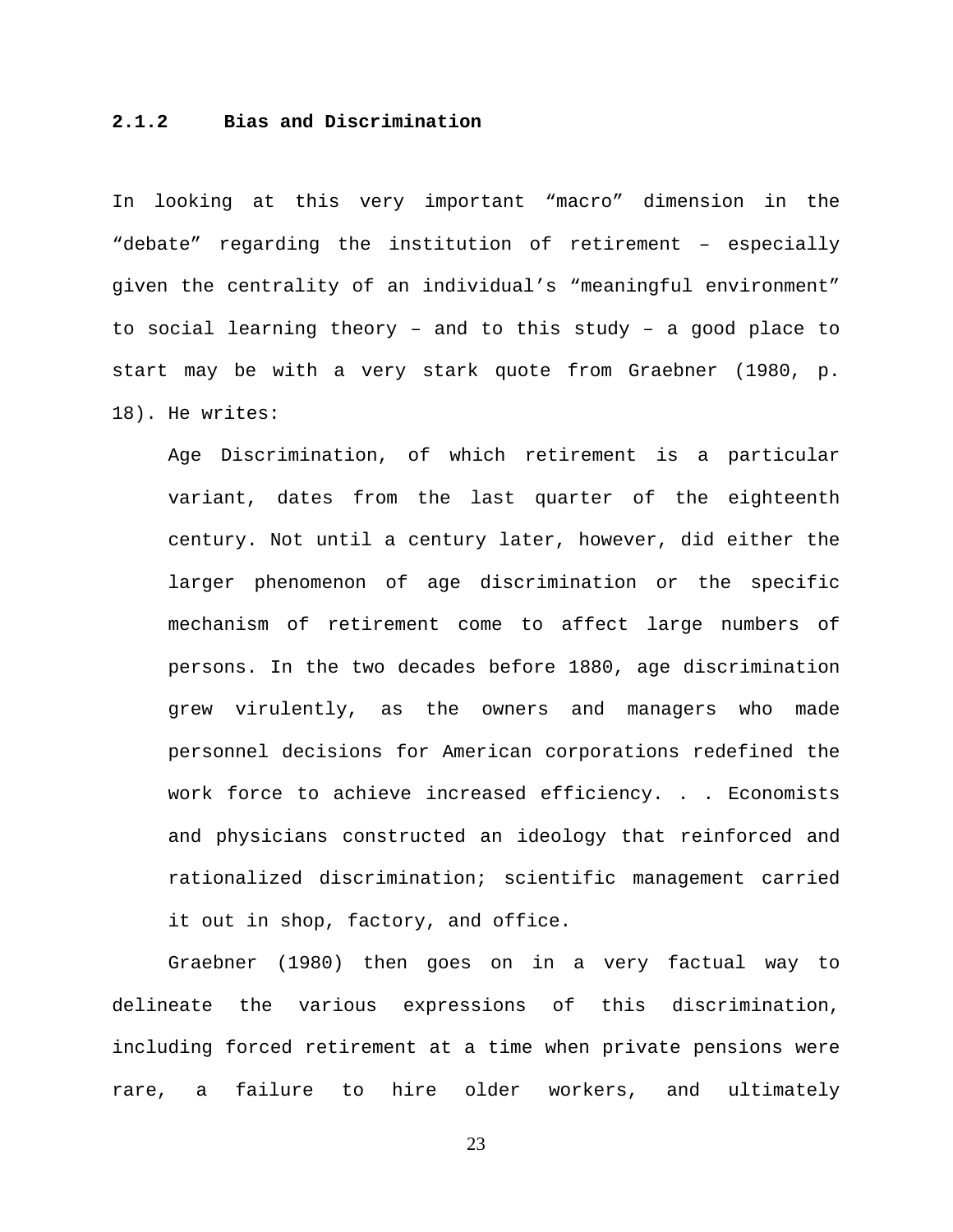### 2.1.2 Bias and Discrimination

In looking at this very important “macro” dimension in the “debate” regarding the institution of retirement – especially given the centrality of an individual’s “meaningful environment” to social learning theory – and to this study – a good place to start may be with a very stark quote from Graebner (1980, p. 18). He writes:

> Age Discrimination, of which retirement is a particular variant, dates from the last quarter of the eighteenth century. Not until a century later, however, did either the larger phenomenon of age discrimination or the specific mechanism of retirement come to affect large numbers of persons. In the two decades before 1880, age discrimination grew virulently, as the owners and managers who made personnel decisions for American corporations redefined the work force to achieve increased efficiency. . . Economists and physicians constructed an ideology that reinforced and rationalized discrimination; scientific management carried it out in shop, factory, and office.

Graebner (1980) then goes on in a very factual way to delineate the various expressions of this discrimination, including forced retirement at a time when private pensions were rare, a failure to hire older workers, and ultimately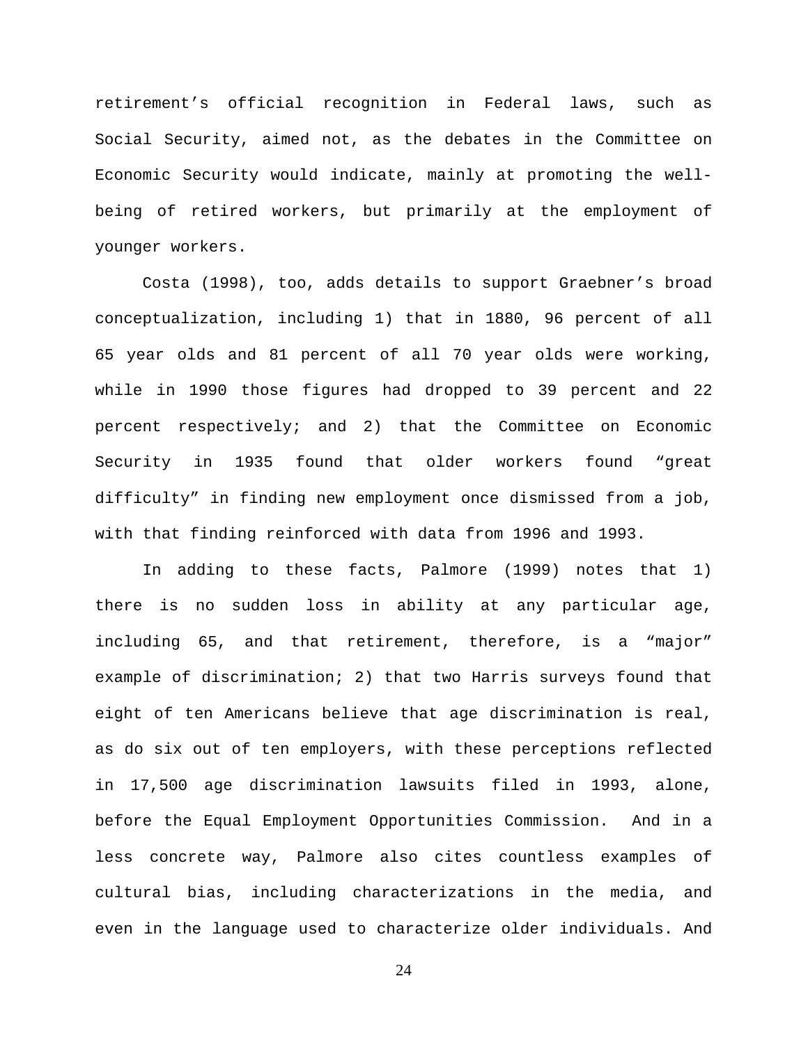retirement's official recognition in Federal laws, such as Social Security, aimed not, as the debates in the Committee on Economic Security would indicate, mainly at promoting the well-being of retired workers, but primarily at the employment of younger workers.

Costa (1998), too, adds details to support Graebner's broad conceptualization, including 1) that in 1880, 96 percent of all 65 year olds and 81 percent of all 70 year olds were working, while in 1990 those figures had dropped to 39 percent and 22 percent respectively; and 2) that the Committee on Economic Security in 1935 found that older workers found "great difficulty" in finding new employment once dismissed from a job, with that finding reinforced with data from 1996 and 1993.

In adding to these facts, Palmore (1999) notes that 1) there is no sudden loss in ability at any particular age, including 65, and that retirement, therefore, is a "major" example of discrimination; 2) that two Harris surveys found that eight of ten Americans believe that age discrimination is real, as do six out of ten employers, with these perceptions reflected in 17,500 age discrimination lawsuits filed in 1993, alone, before the Equal Employment Opportunities Commission. And in a less concrete way, Palmore also cites countless examples of cultural bias, including characterizations in the media, and even in the language used to characterize older individuals. And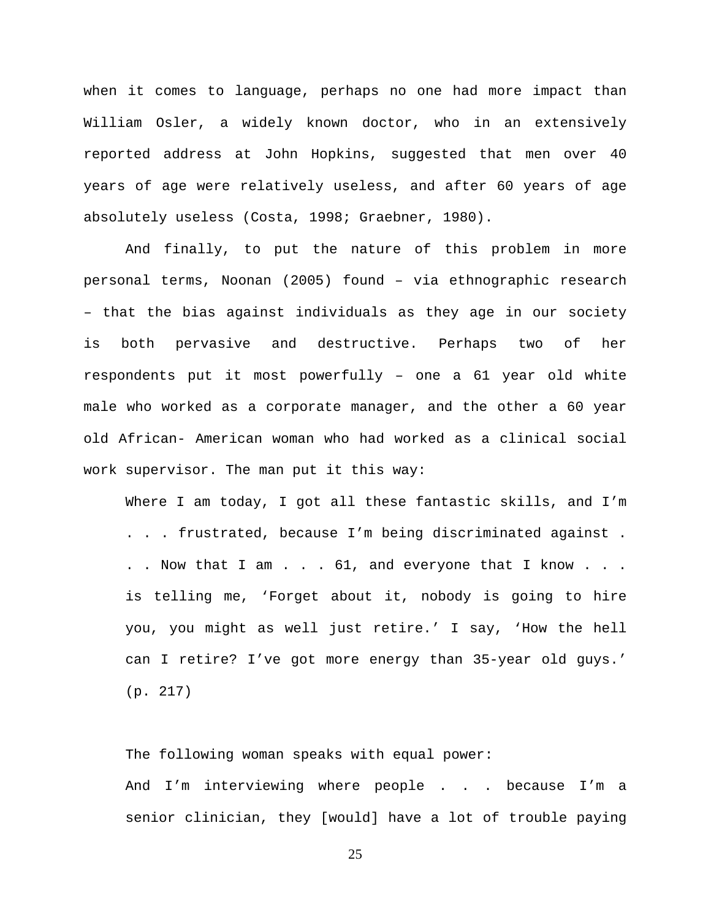when it comes to language, perhaps no one had more impact than William Osler, a widely known doctor, who in an extensively reported address at John Hopkins, suggested that men over 40 years of age were relatively useless, and after 60 years of age absolutely useless (Costa, 1998; Graebner, 1980).

And finally, to put the nature of this problem in more personal terms, Noonan (2005) found – via ethnographic research – that the bias against individuals as they age in our society is both pervasive and destructive. Perhaps two of her respondents put it most powerfully – one a 61 year old white male who worked as a corporate manager, and the other a 60 year old African- American woman who had worked as a clinical social work supervisor. The man put it this way:

> Where I am today, I got all these fantastic skills, and I'm . . . frustrated, because I'm being discriminated against . . . Now that I am . . . 61, and everyone that I know . . . is telling me, 'Forget about it, nobody is going to hire you, you might as well just retire.' I say, 'How the hell can I retire? I've got more energy than 35-year old guys.' (p. 217)

The following woman speaks with equal power:

> And I'm interviewing where people . . . because I'm a senior clinician, they [would] have a lot of trouble paying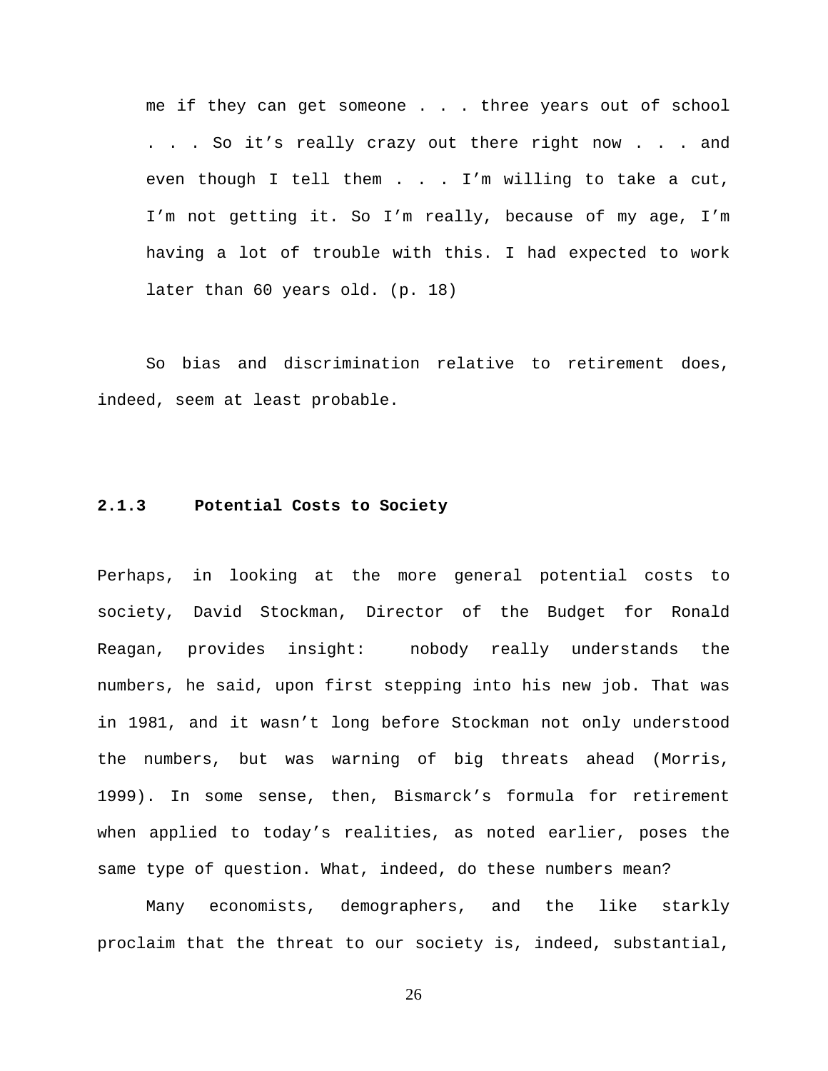> me if they can get someone . . . three years out of school . . . So it’s really crazy out there right now . . . and even though I tell them . . . I’m willing to take a cut, I’m not getting it. So I’m really, because of my age, I’m having a lot of trouble with this. I had expected to work later than 60 years old. (p. 18)

So bias and discrimination relative to retirement does, indeed, seem at least probable.

### 2.1.3 Potential Costs to Society

Perhaps, in looking at the more general potential costs to society, David Stockman, Director of the Budget for Ronald Reagan, provides insight: nobody really understands the numbers, he said, upon first stepping into his new job. That was in 1981, and it wasn’t long before Stockman not only understood the numbers, but was warning of big threats ahead (Morris, 1999). In some sense, then, Bismarck’s formula for retirement when applied to today’s realities, as noted earlier, poses the same type of question. What, indeed, do these numbers mean?

Many economists, demographers, and the like starkly proclaim that the threat to our society is, indeed, substantial,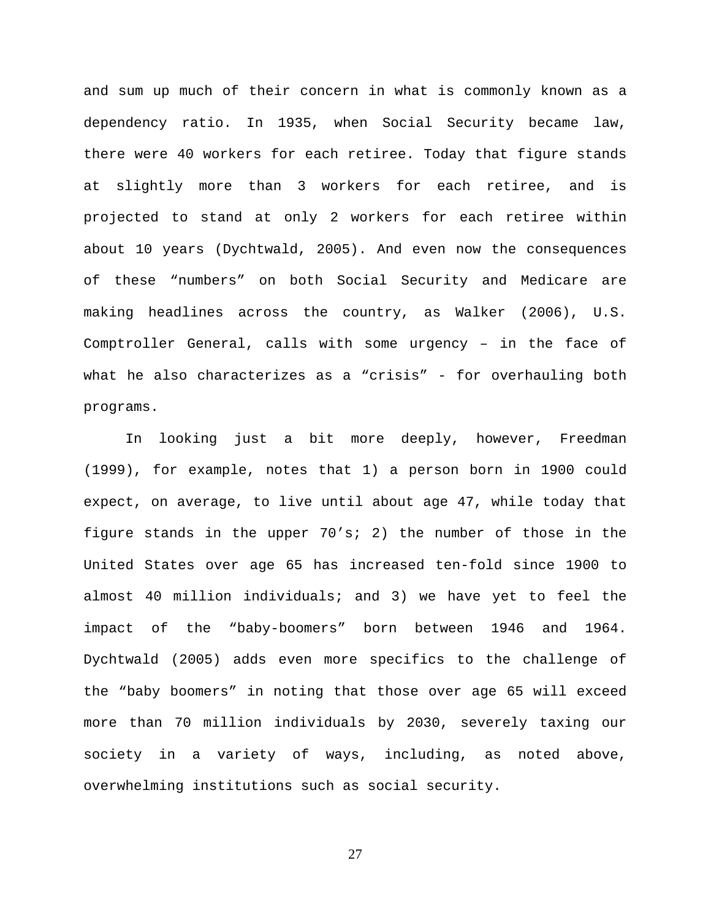and sum up much of their concern in what is commonly known as a dependency ratio. In 1935, when Social Security became law, there were 40 workers for each retiree. Today that figure stands at slightly more than 3 workers for each retiree, and is projected to stand at only 2 workers for each retiree within about 10 years (Dychtwald, 2005). And even now the consequences of these “numbers” on both Social Security and Medicare are making headlines across the country, as Walker (2006), U.S. Comptroller General, calls with some urgency – in the face of what he also characterizes as a “crisis” - for overhauling both programs.

In looking just a bit more deeply, however, Freedman (1999), for example, notes that 1) a person born in 1900 could expect, on average, to live until about age 47, while today that figure stands in the upper 70’s; 2) the number of those in the United States over age 65 has increased ten-fold since 1900 to almost 40 million individuals; and 3) we have yet to feel the impact of the “baby-boomers” born between 1946 and 1964. Dychtwald (2005) adds even more specifics to the challenge of the “baby boomers” in noting that those over age 65 will exceed more than 70 million individuals by 2030, severely taxing our society in a variety of ways, including, as noted above, overwhelming institutions such as social security.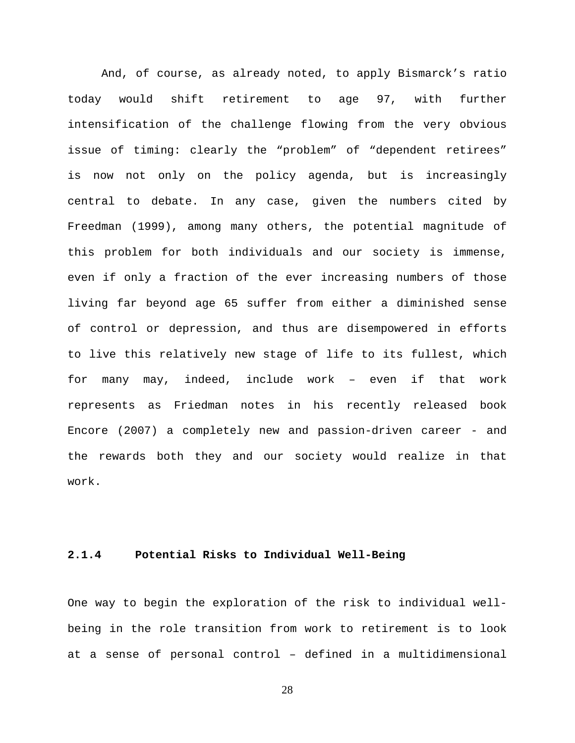And, of course, as already noted, to apply Bismarck's ratio today would shift retirement to age 97, with further intensification of the challenge flowing from the very obvious issue of timing: clearly the "problem" of "dependent retirees" is now not only on the policy agenda, but is increasingly central to debate. In any case, given the numbers cited by Freedman (1999), among many others, the potential magnitude of this problem for both individuals and our society is immense, even if only a fraction of the ever increasing numbers of those living far beyond age 65 suffer from either a diminished sense of control or depression, and thus are disempowered in efforts to live this relatively new stage of life to its fullest, which for many may, indeed, include work – even if that work represents as Friedman notes in his recently released book Encore (2007) a completely new and passion-driven career - and the rewards both they and our society would realize in that work.

### 2.1.4 Potential Risks to Individual Well-Being

One way to begin the exploration of the risk to individual well-being in the role transition from work to retirement is to look at a sense of personal control – defined in a multidimensional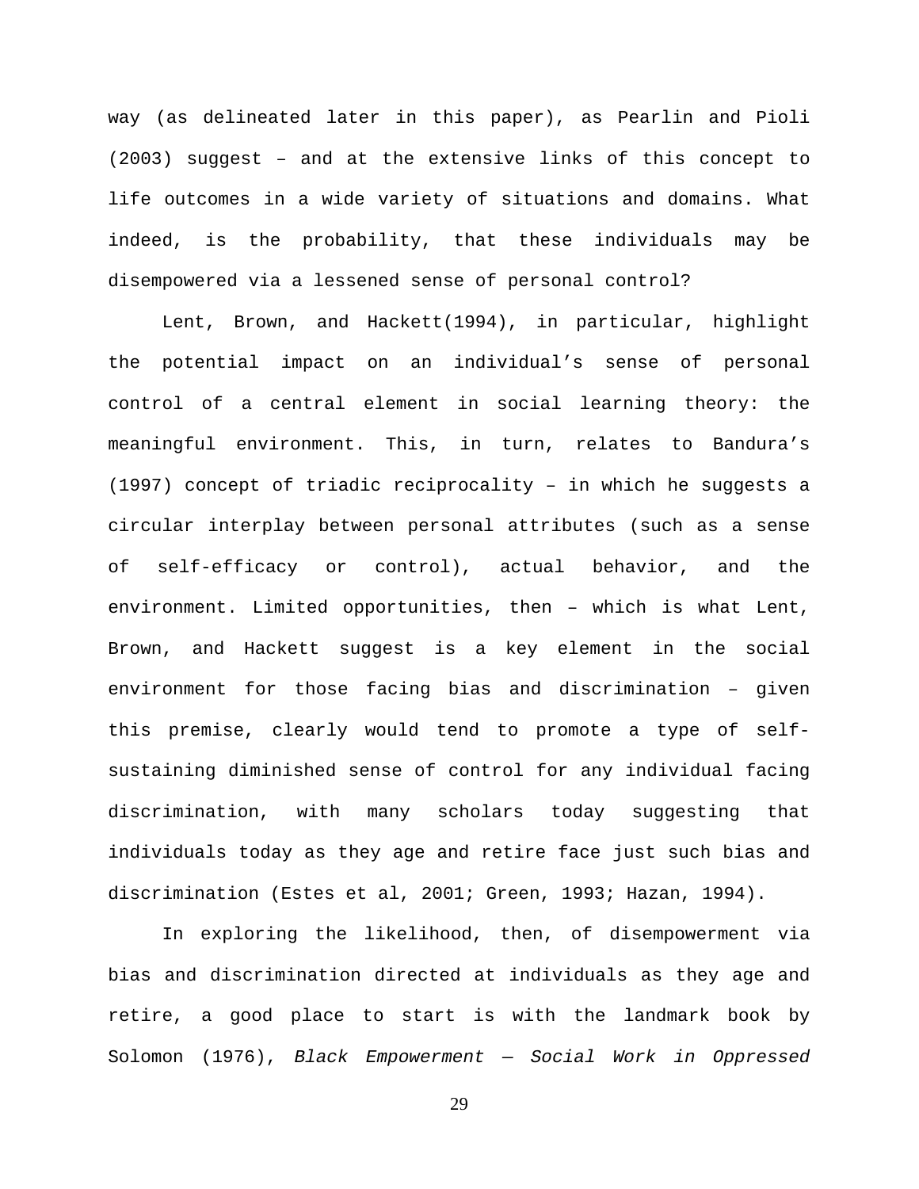way (as delineated later in this paper), as Pearlin and Pioli (2003) suggest – and at the extensive links of this concept to life outcomes in a wide variety of situations and domains. What indeed, is the probability, that these individuals may be disempowered via a lessened sense of personal control?

Lent, Brown, and Hackett(1994), in particular, highlight the potential impact on an individual's sense of personal control of a central element in social learning theory: the meaningful environment. This, in turn, relates to Bandura's (1997) concept of triadic reciprocality – in which he suggests a circular interplay between personal attributes (such as a sense of self-efficacy or control), actual behavior, and the environment. Limited opportunities, then – which is what Lent, Brown, and Hackett suggest is a key element in the social environment for those facing bias and discrimination – given this premise, clearly would tend to promote a type of self-sustaining diminished sense of control for any individual facing discrimination, with many scholars today suggesting that individuals today as they age and retire face just such bias and discrimination (Estes et al, 2001; Green, 1993; Hazan, 1994).

In exploring the likelihood, then, of disempowerment via bias and discrimination directed at individuals as they age and retire, a good place to start is with the landmark book by Solomon (1976), *Black Empowerment — Social Work in Oppressed*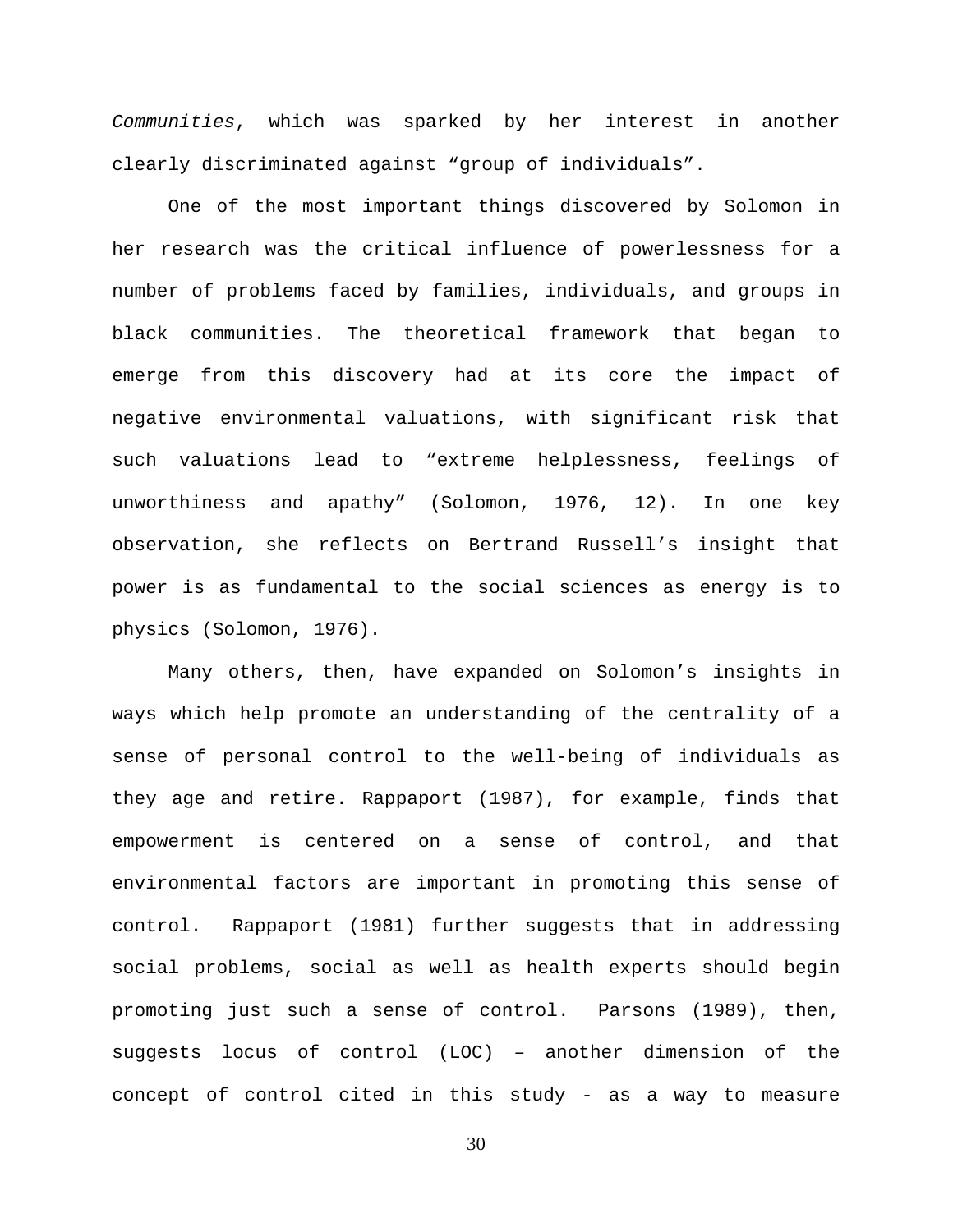*Communities*, which was sparked by her interest in another clearly discriminated against “group of individuals”.

One of the most important things discovered by Solomon in her research was the critical influence of powerlessness for a number of problems faced by families, individuals, and groups in black communities. The theoretical framework that began to emerge from this discovery had at its core the impact of negative environmental valuations, with significant risk that such valuations lead to “extreme helplessness, feelings of unworthiness and apathy” (Solomon, 1976, 12). In one key observation, she reflects on Bertrand Russell’s insight that power is as fundamental to the social sciences as energy is to physics (Solomon, 1976).

Many others, then, have expanded on Solomon’s insights in ways which help promote an understanding of the centrality of a sense of personal control to the well-being of individuals as they age and retire. Rappaport (1987), for example, finds that empowerment is centered on a sense of control, and that environmental factors are important in promoting this sense of control. Rappaport (1981) further suggests that in addressing social problems, social as well as health experts should begin promoting just such a sense of control. Parsons (1989), then, suggests locus of control (LOC) – another dimension of the concept of control cited in this study - as a way to measure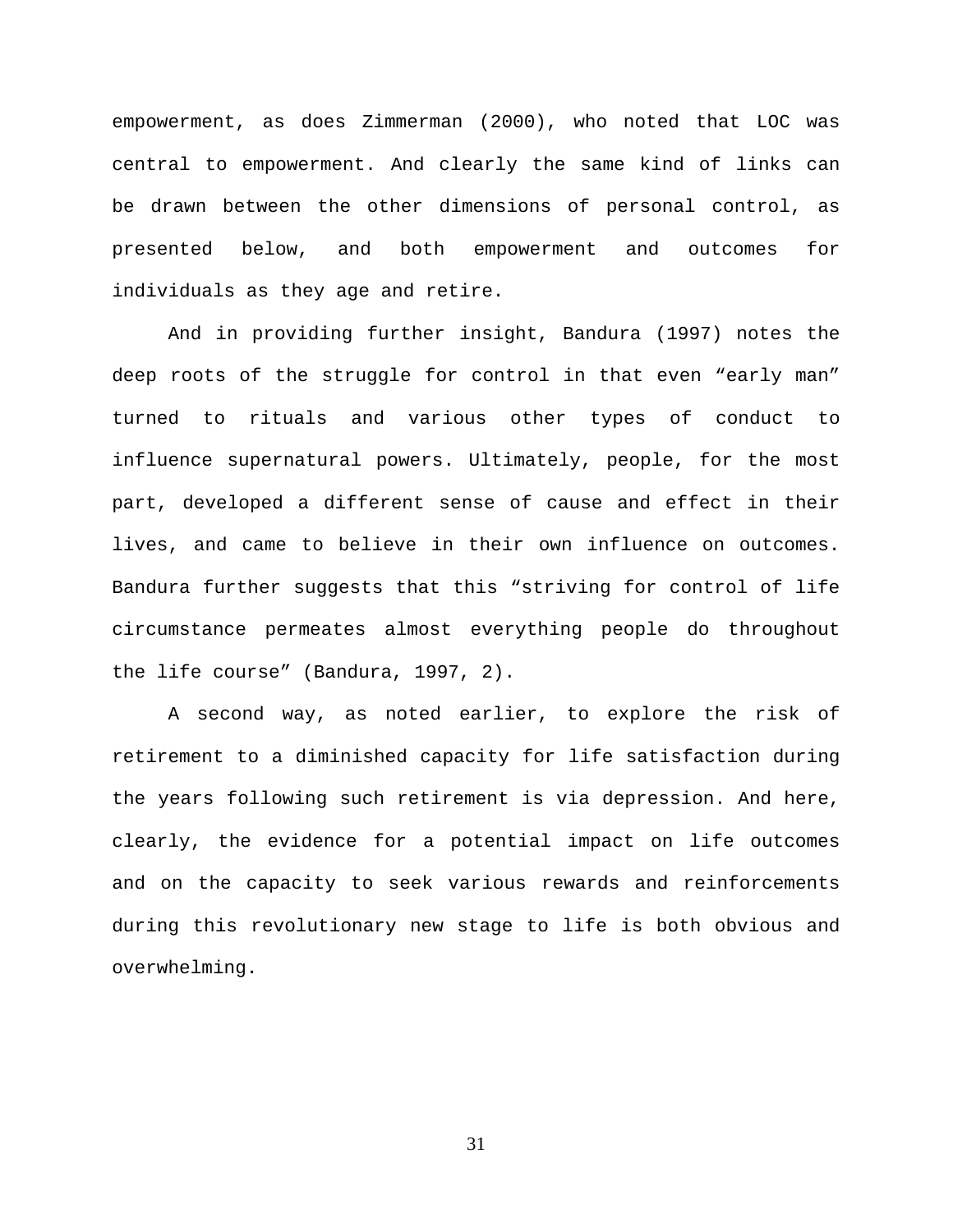empowerment, as does Zimmerman (2000), who noted that LOC was central to empowerment. And clearly the same kind of links can be drawn between the other dimensions of personal control, as presented below, and both empowerment and outcomes for individuals as they age and retire.

And in providing further insight, Bandura (1997) notes the deep roots of the struggle for control in that even “early man” turned to rituals and various other types of conduct to influence supernatural powers. Ultimately, people, for the most part, developed a different sense of cause and effect in their lives, and came to believe in their own influence on outcomes. Bandura further suggests that this “striving for control of life circumstance permeates almost everything people do throughout the life course” (Bandura, 1997, 2).

A second way, as noted earlier, to explore the risk of retirement to a diminished capacity for life satisfaction during the years following such retirement is via depression. And here, clearly, the evidence for a potential impact on life outcomes and on the capacity to seek various rewards and reinforcements during this revolutionary new stage to life is both obvious and overwhelming.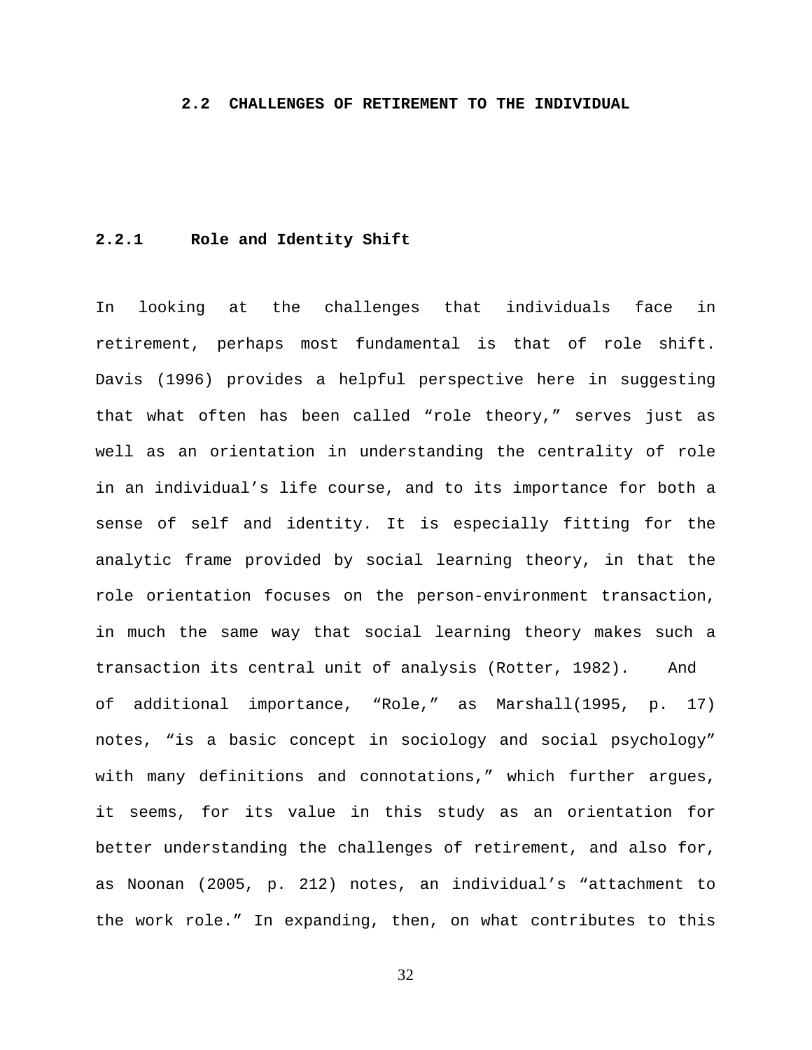## 2.2 CHALLENGES OF RETIREMENT TO THE INDIVIDUAL

### 2.2.1 Role and Identity Shift

In looking at the challenges that individuals face in retirement, perhaps most fundamental is that of role shift. Davis (1996) provides a helpful perspective here in suggesting that what often has been called "role theory," serves just as well as an orientation in understanding the centrality of role in an individual's life course, and to its importance for both a sense of self and identity. It is especially fitting for the analytic frame provided by social learning theory, in that the role orientation focuses on the person-environment transaction, in much the same way that social learning theory makes such a transaction its central unit of analysis (Rotter, 1982). And of additional importance, "Role," as Marshall(1995, p. 17) notes, "is a basic concept in sociology and social psychology" with many definitions and connotations," which further argues, it seems, for its value in this study as an orientation for better understanding the challenges of retirement, and also for, as Noonan (2005, p. 212) notes, an individual's "attachment to the work role." In expanding, then, on what contributes to this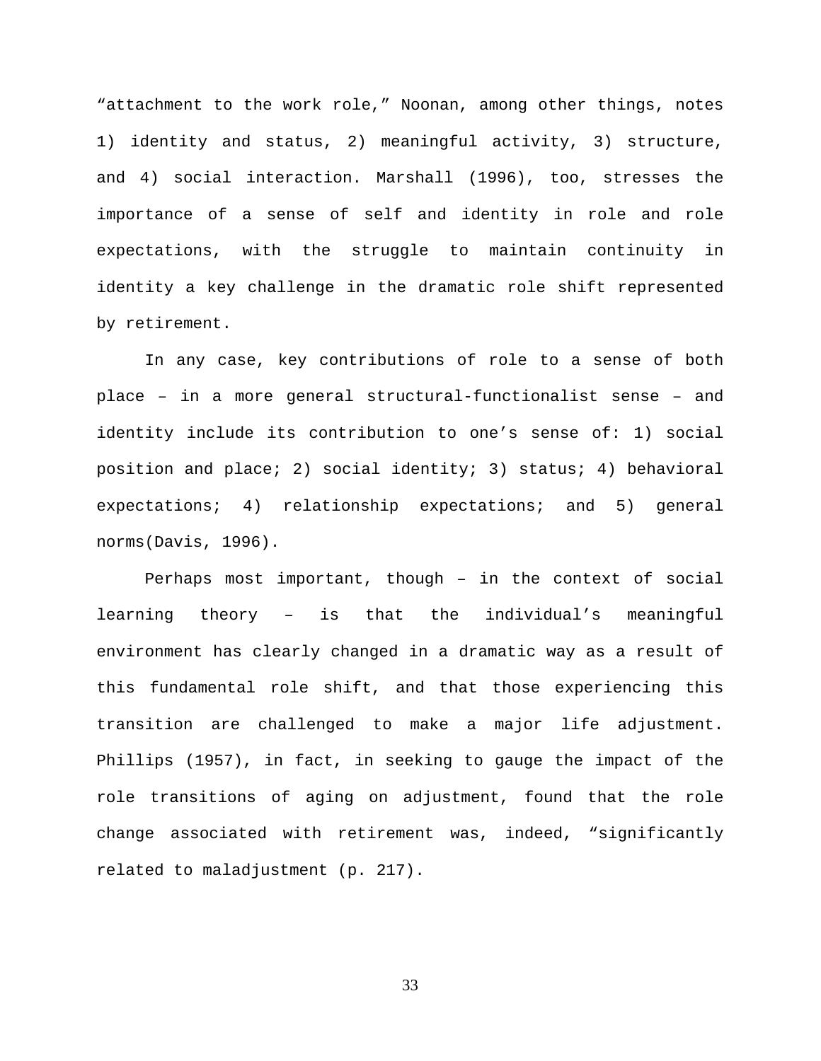"attachment to the work role," Noonan, among other things, notes 1) identity and status, 2) meaningful activity, 3) structure, and 4) social interaction. Marshall (1996), too, stresses the importance of a sense of self and identity in role and role expectations, with the struggle to maintain continuity in identity a key challenge in the dramatic role shift represented by retirement.

In any case, key contributions of role to a sense of both place – in a more general structural-functionalist sense – and identity include its contribution to one's sense of: 1) social position and place; 2) social identity; 3) status; 4) behavioral expectations; 4) relationship expectations; and 5) general norms(Davis, 1996).

Perhaps most important, though – in the context of social learning theory – is that the individual's meaningful environment has clearly changed in a dramatic way as a result of this fundamental role shift, and that those experiencing this transition are challenged to make a major life adjustment. Phillips (1957), in fact, in seeking to gauge the impact of the role transitions of aging on adjustment, found that the role change associated with retirement was, indeed, "significantly related to maladjustment (p. 217).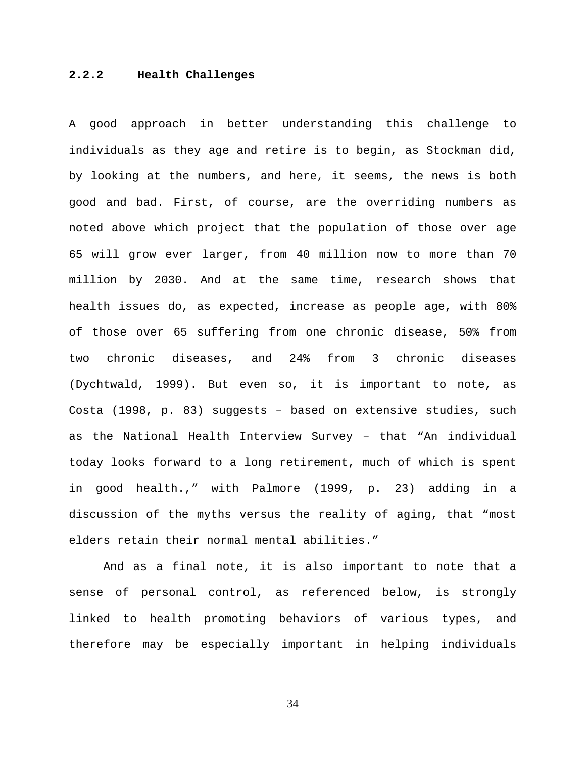### 2.2.2 Health Challenges

A good approach in better understanding this challenge to individuals as they age and retire is to begin, as Stockman did, by looking at the numbers, and here, it seems, the news is both good and bad. First, of course, are the overriding numbers as noted above which project that the population of those over age 65 will grow ever larger, from 40 million now to more than 70 million by 2030. And at the same time, research shows that health issues do, as expected, increase as people age, with 80% of those over 65 suffering from one chronic disease, 50% from two chronic diseases, and 24% from 3 chronic diseases (Dychtwald, 1999). But even so, it is important to note, as Costa (1998, p. 83) suggests – based on extensive studies, such as the National Health Interview Survey – that “An individual today looks forward to a long retirement, much of which is spent in good health.,” with Palmore (1999, p. 23) adding in a discussion of the myths versus the reality of aging, that “most elders retain their normal mental abilities.”

And as a final note, it is also important to note that a sense of personal control, as referenced below, is strongly linked to health promoting behaviors of various types, and therefore may be especially important in helping individuals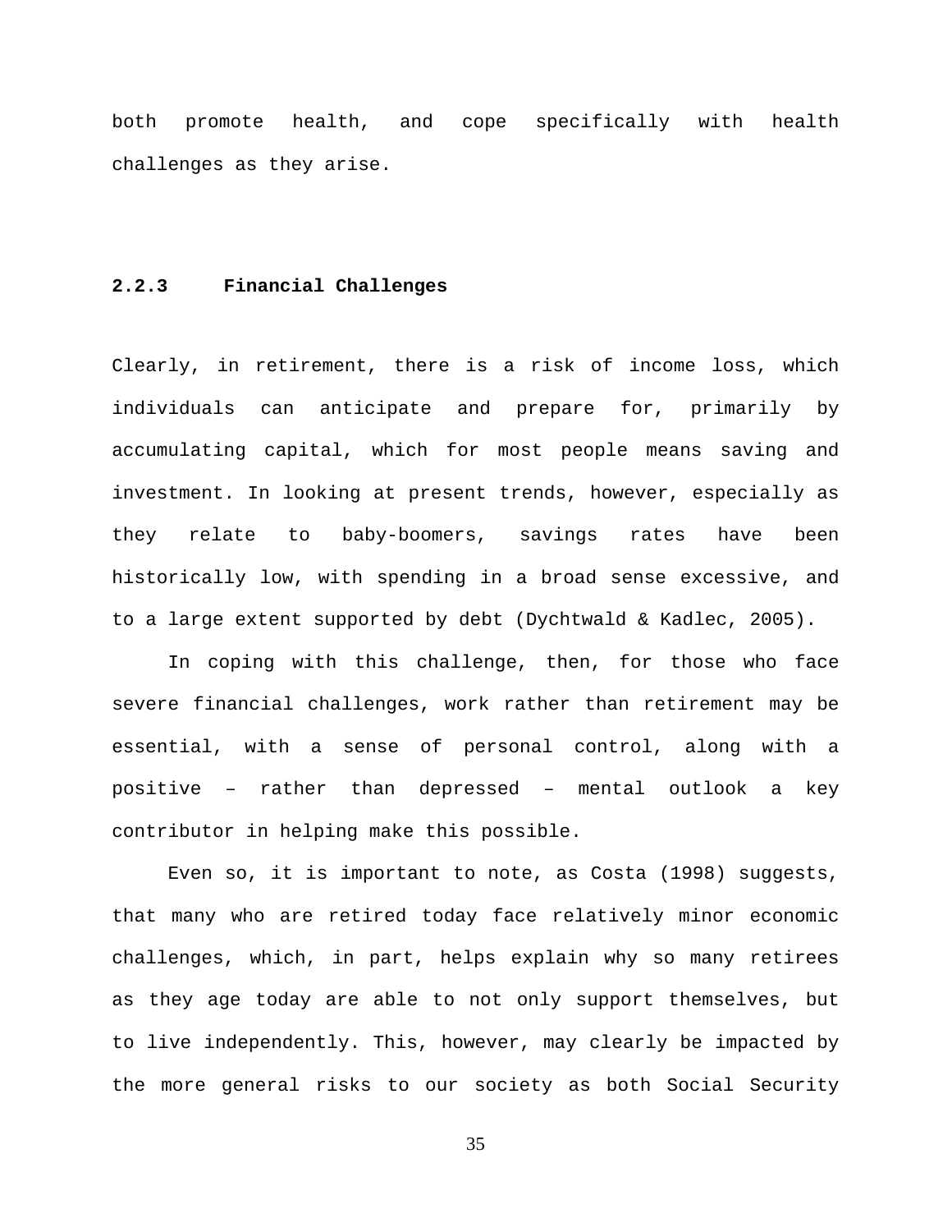both promote health, and cope specifically with health challenges as they arise.

### 2.2.3 Financial Challenges

Clearly, in retirement, there is a risk of income loss, which individuals can anticipate and prepare for, primarily by accumulating capital, which for most people means saving and investment. In looking at present trends, however, especially as they relate to baby-boomers, savings rates have been historically low, with spending in a broad sense excessive, and to a large extent supported by debt (Dychtwald & Kadlec, 2005).

In coping with this challenge, then, for those who face severe financial challenges, work rather than retirement may be essential, with a sense of personal control, along with a positive – rather than depressed – mental outlook a key contributor in helping make this possible.

Even so, it is important to note, as Costa (1998) suggests, that many who are retired today face relatively minor economic challenges, which, in part, helps explain why so many retirees as they age today are able to not only support themselves, but to live independently. This, however, may clearly be impacted by the more general risks to our society as both Social Security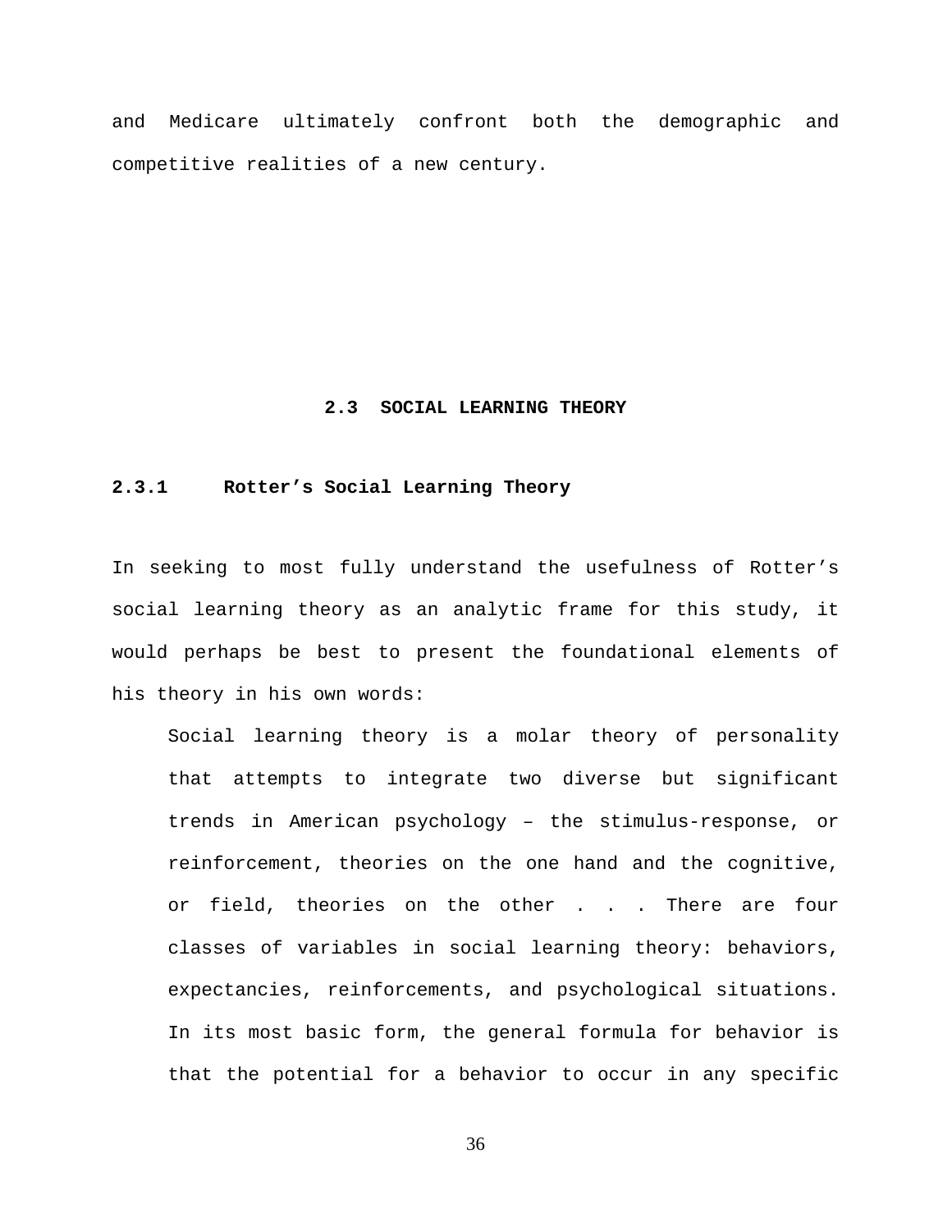and Medicare ultimately confront both the demographic and competitive realities of a new century.

## 2.3 SOCIAL LEARNING THEORY

### 2.3.1 Rotter’s Social Learning Theory

In seeking to most fully understand the usefulness of Rotter’s social learning theory as an analytic frame for this study, it would perhaps be best to present the foundational elements of his theory in his own words:

> Social learning theory is a molar theory of personality that attempts to integrate two diverse but significant trends in American psychology – the stimulus-response, or reinforcement, theories on the one hand and the cognitive, or field, theories on the other . . . There are four classes of variables in social learning theory: behaviors, expectancies, reinforcements, and psychological situations. In its most basic form, the general formula for behavior is that the potential for a behavior to occur in any specific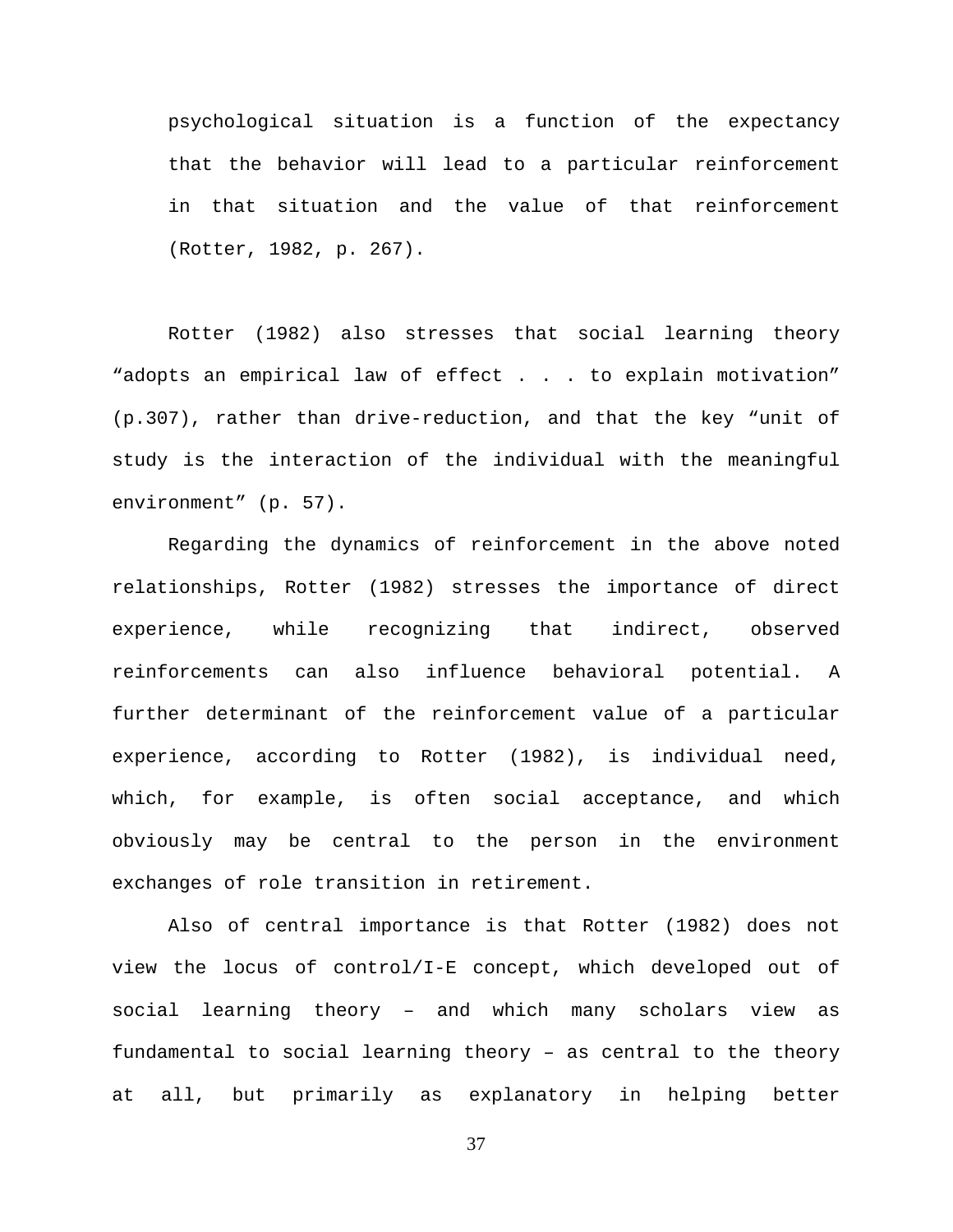> psychological situation is a function of the expectancy that the behavior will lead to a particular reinforcement in that situation and the value of that reinforcement (Rotter, 1982, p. 267).

Rotter (1982) also stresses that social learning theory “adopts an empirical law of effect . . . to explain motivation” (p.307), rather than drive-reduction, and that the key “unit of study is the interaction of the individual with the meaningful environment” (p. 57).

Regarding the dynamics of reinforcement in the above noted relationships, Rotter (1982) stresses the importance of direct experience, while recognizing that indirect, observed reinforcements can also influence behavioral potential. A further determinant of the reinforcement value of a particular experience, according to Rotter (1982), is individual need, which, for example, is often social acceptance, and which obviously may be central to the person in the environment exchanges of role transition in retirement.

Also of central importance is that Rotter (1982) does not view the locus of control/I-E concept, which developed out of social learning theory – and which many scholars view as fundamental to social learning theory – as central to the theory at all, but primarily as explanatory in helping better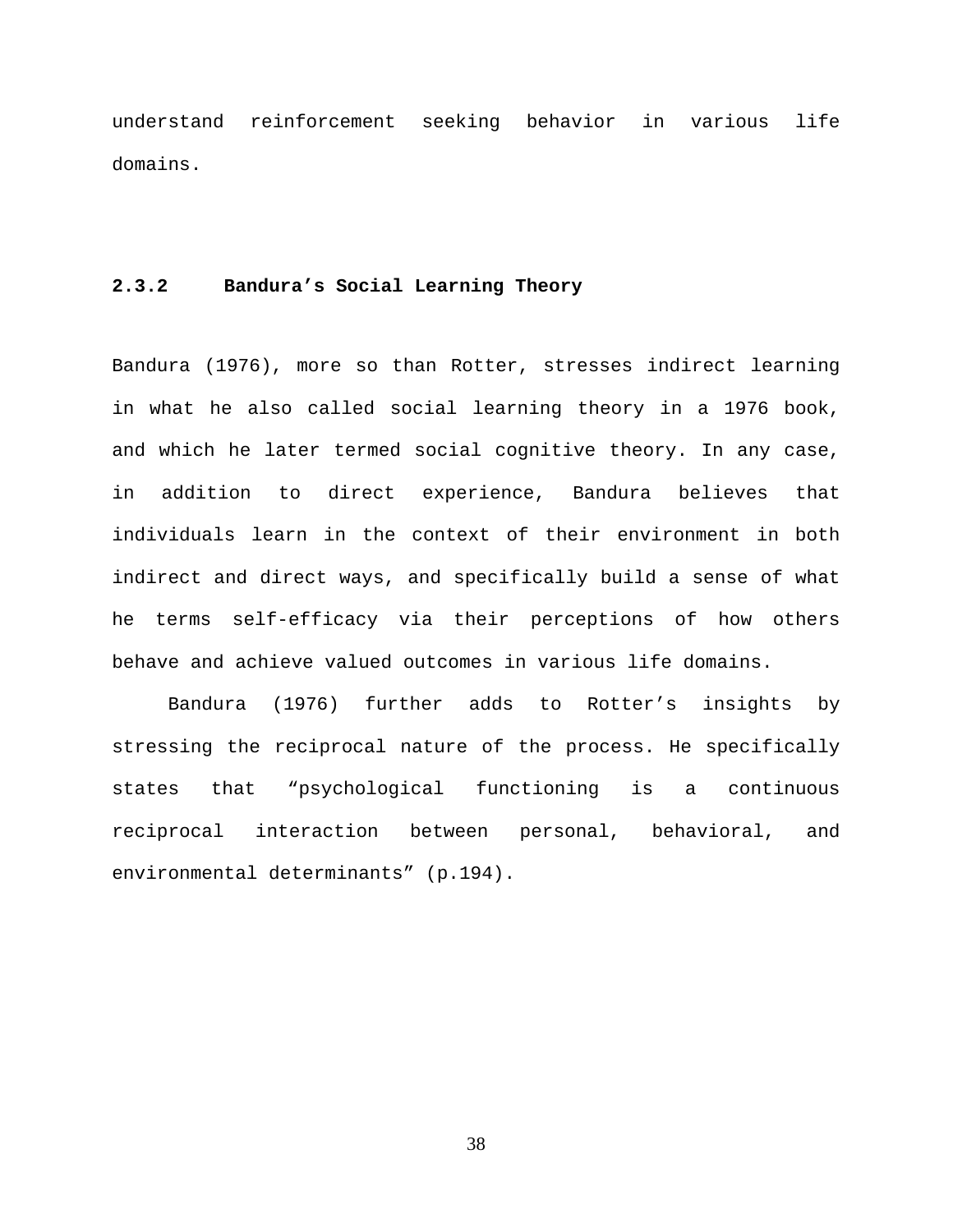understand reinforcement seeking behavior in various life domains.

### 2.3.2 Bandura's Social Learning Theory

Bandura (1976), more so than Rotter, stresses indirect learning in what he also called social learning theory in a 1976 book, and which he later termed social cognitive theory. In any case, in addition to direct experience, Bandura believes that individuals learn in the context of their environment in both indirect and direct ways, and specifically build a sense of what he terms self-efficacy via their perceptions of how others behave and achieve valued outcomes in various life domains.

Bandura (1976) further adds to Rotter's insights by stressing the reciprocal nature of the process. He specifically states that "psychological functioning is a continuous reciprocal interaction between personal, behavioral, and environmental determinants" (p.194).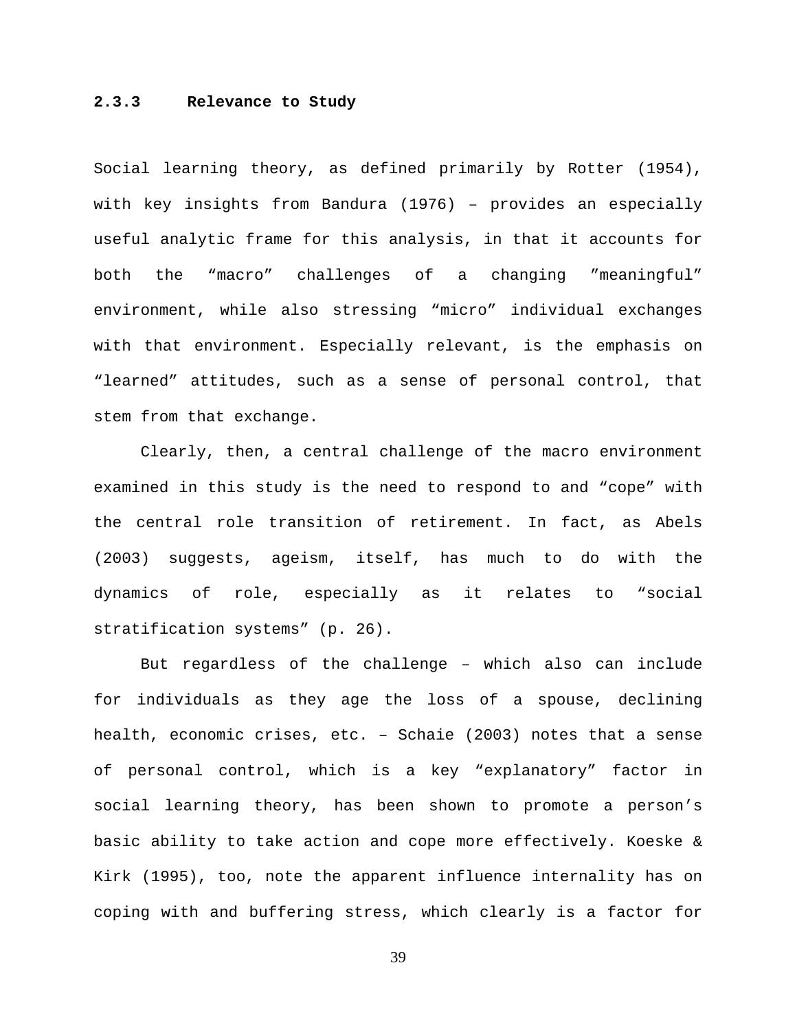### 2.3.3 Relevance to Study

Social learning theory, as defined primarily by Rotter (1954), with key insights from Bandura (1976) – provides an especially useful analytic frame for this analysis, in that it accounts for both the “macro” challenges of a changing ”meaningful” environment, while also stressing “micro” individual exchanges with that environment. Especially relevant, is the emphasis on “learned” attitudes, such as a sense of personal control, that stem from that exchange.

Clearly, then, a central challenge of the macro environment examined in this study is the need to respond to and “cope” with the central role transition of retirement. In fact, as Abels (2003) suggests, ageism, itself, has much to do with the dynamics of role, especially as it relates to “social stratification systems” (p. 26).

But regardless of the challenge – which also can include for individuals as they age the loss of a spouse, declining health, economic crises, etc. – Schaie (2003) notes that a sense of personal control, which is a key “explanatory” factor in social learning theory, has been shown to promote a person’s basic ability to take action and cope more effectively. Koeske & Kirk (1995), too, note the apparent influence internality has on coping with and buffering stress, which clearly is a factor for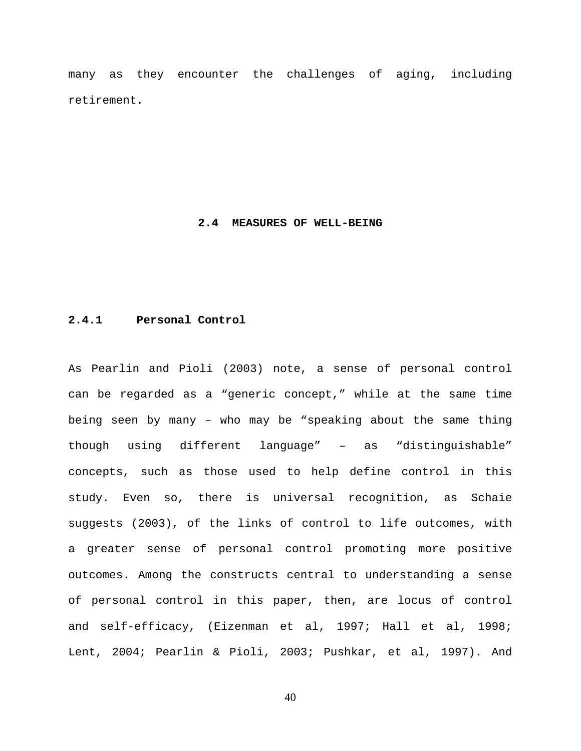many as they encounter the challenges of aging, including retirement.

## 2.4 MEASURES OF WELL-BEING

### 2.4.1 Personal Control

As Pearlin and Pioli (2003) note, a sense of personal control can be regarded as a “generic concept,” while at the same time being seen by many – who may be “speaking about the same thing though using different language” – as “distinguishable” concepts, such as those used to help define control in this study. Even so, there is universal recognition, as Schaie suggests (2003), of the links of control to life outcomes, with a greater sense of personal control promoting more positive outcomes. Among the constructs central to understanding a sense of personal control in this paper, then, are locus of control and self-efficacy, (Eizenman et al, 1997; Hall et al, 1998; Lent, 2004; Pearlin & Pioli, 2003; Pushkar, et al, 1997). And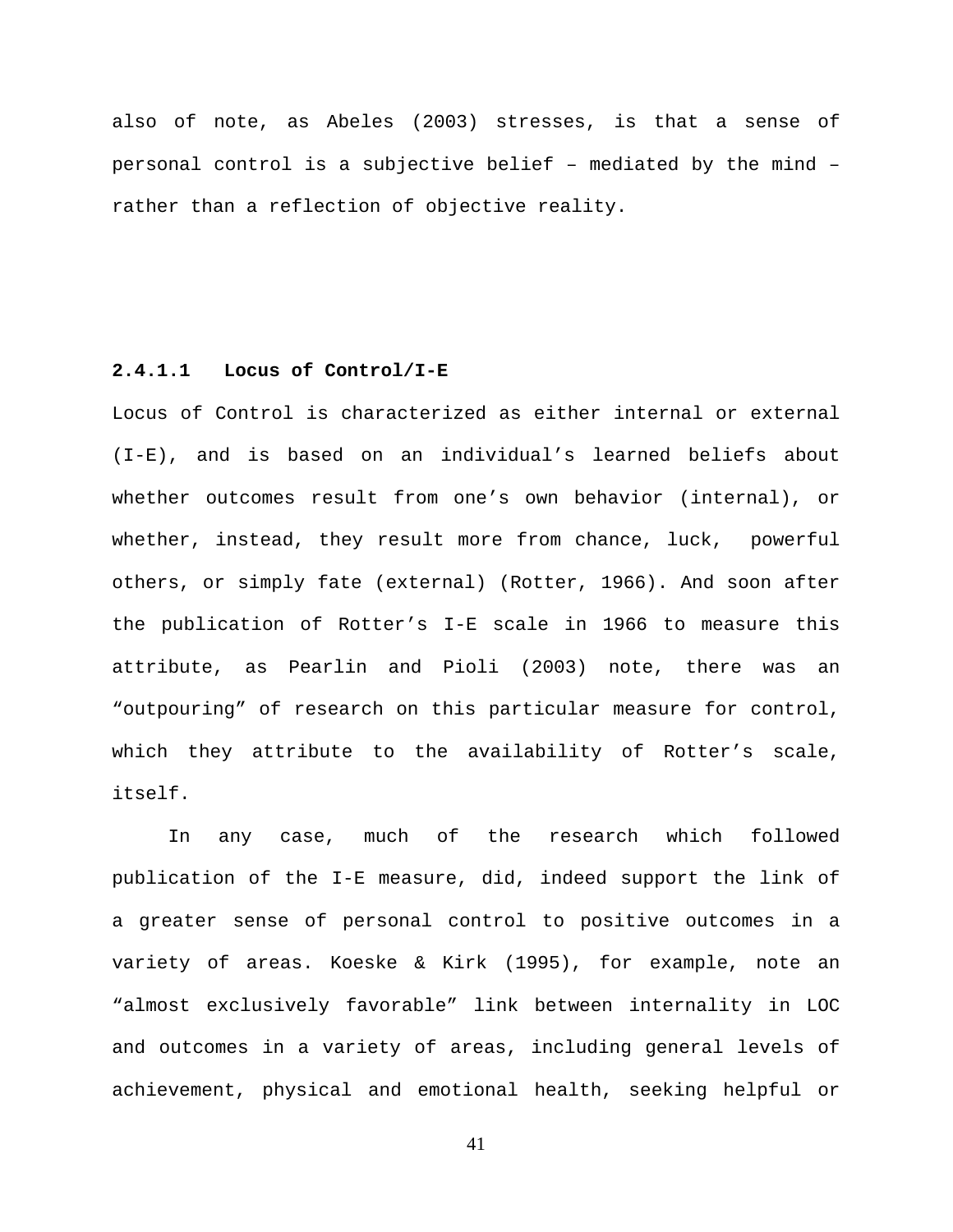also of note, as Abeles (2003) stresses, is that a sense of personal control is a subjective belief – mediated by the mind – rather than a reflection of objective reality.

#### 2.4.1.1 Locus of Control/I-E

Locus of Control is characterized as either internal or external (I-E), and is based on an individual's learned beliefs about whether outcomes result from one's own behavior (internal), or whether, instead, they result more from chance, luck, powerful others, or simply fate (external) (Rotter, 1966). And soon after the publication of Rotter's I-E scale in 1966 to measure this attribute, as Pearlin and Pioli (2003) note, there was an "outpouring" of research on this particular measure for control, which they attribute to the availability of Rotter's scale, itself.

In any case, much of the research which followed publication of the I-E measure, did, indeed support the link of a greater sense of personal control to positive outcomes in a variety of areas. Koeske & Kirk (1995), for example, note an "almost exclusively favorable" link between internality in LOC and outcomes in a variety of areas, including general levels of achievement, physical and emotional health, seeking helpful or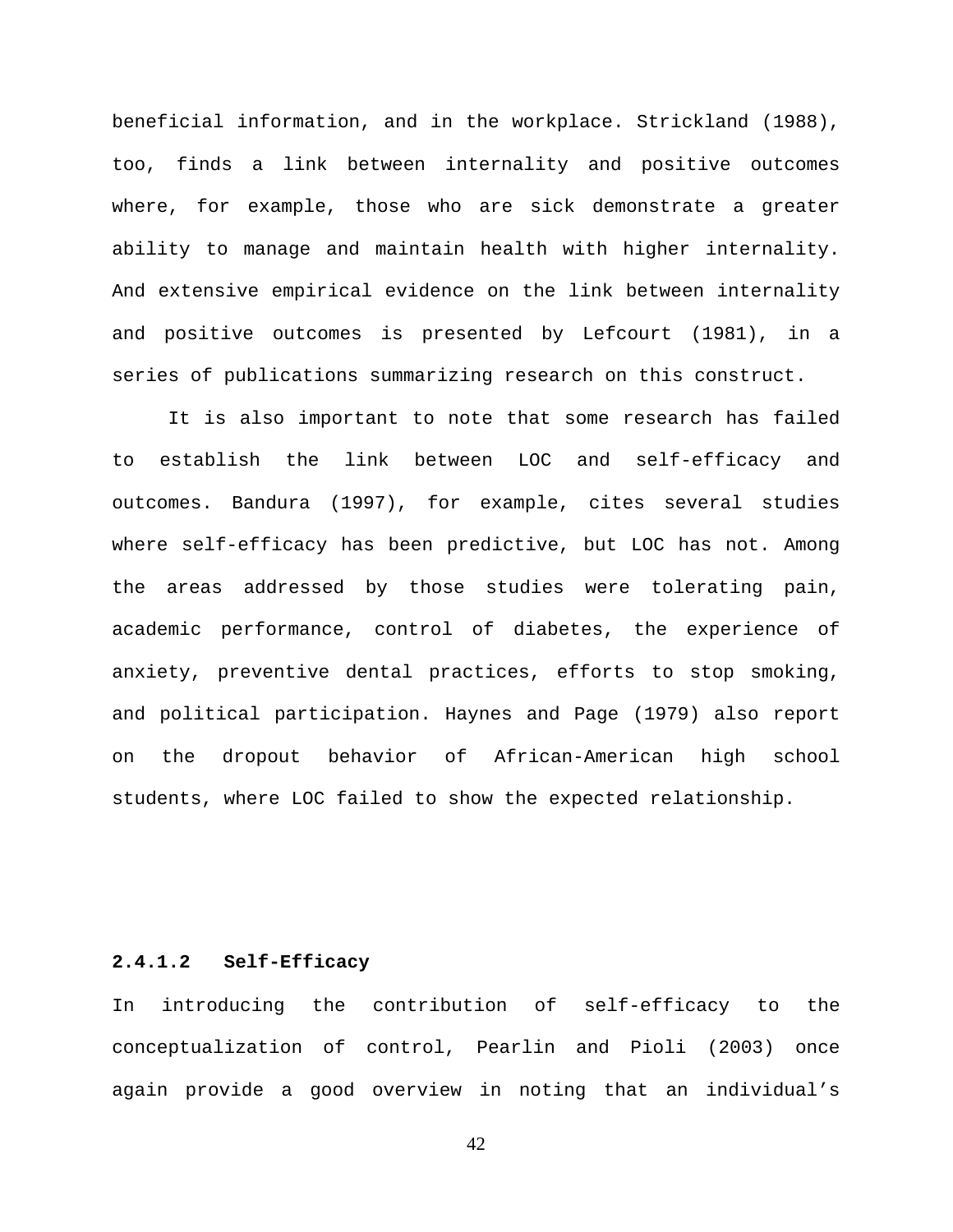beneficial information, and in the workplace. Strickland (1988), too, finds a link between internality and positive outcomes where, for example, those who are sick demonstrate a greater ability to manage and maintain health with higher internality. And extensive empirical evidence on the link between internality and positive outcomes is presented by Lefcourt (1981), in a series of publications summarizing research on this construct.

It is also important to note that some research has failed to establish the link between LOC and self-efficacy and outcomes. Bandura (1997), for example, cites several studies where self-efficacy has been predictive, but LOC has not. Among the areas addressed by those studies were tolerating pain, academic performance, control of diabetes, the experience of anxiety, preventive dental practices, efforts to stop smoking, and political participation. Haynes and Page (1979) also report on the dropout behavior of African-American high school students, where LOC failed to show the expected relationship.

#### 2.4.1.2 Self-Efficacy

In introducing the contribution of self-efficacy to the conceptualization of control, Pearlin and Pioli (2003) once again provide a good overview in noting that an individual's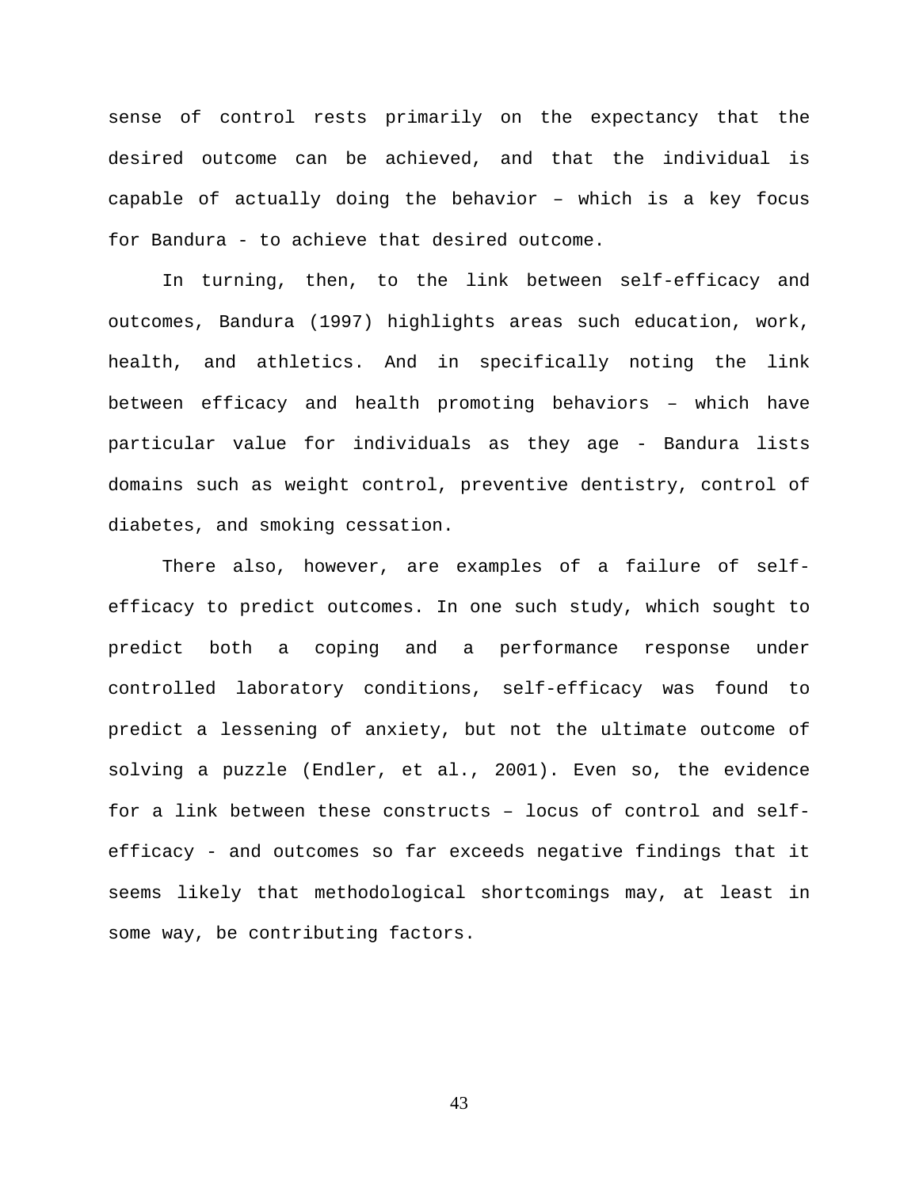sense of control rests primarily on the expectancy that the desired outcome can be achieved, and that the individual is capable of actually doing the behavior – which is a key focus for Bandura - to achieve that desired outcome.

In turning, then, to the link between self-efficacy and outcomes, Bandura (1997) highlights areas such education, work, health, and athletics. And in specifically noting the link between efficacy and health promoting behaviors – which have particular value for individuals as they age - Bandura lists domains such as weight control, preventive dentistry, control of diabetes, and smoking cessation.

There also, however, are examples of a failure of self-efficacy to predict outcomes. In one such study, which sought to predict both a coping and a performance response under controlled laboratory conditions, self-efficacy was found to predict a lessening of anxiety, but not the ultimate outcome of solving a puzzle (Endler, et al., 2001). Even so, the evidence for a link between these constructs – locus of control and self-efficacy - and outcomes so far exceeds negative findings that it seems likely that methodological shortcomings may, at least in some way, be contributing factors.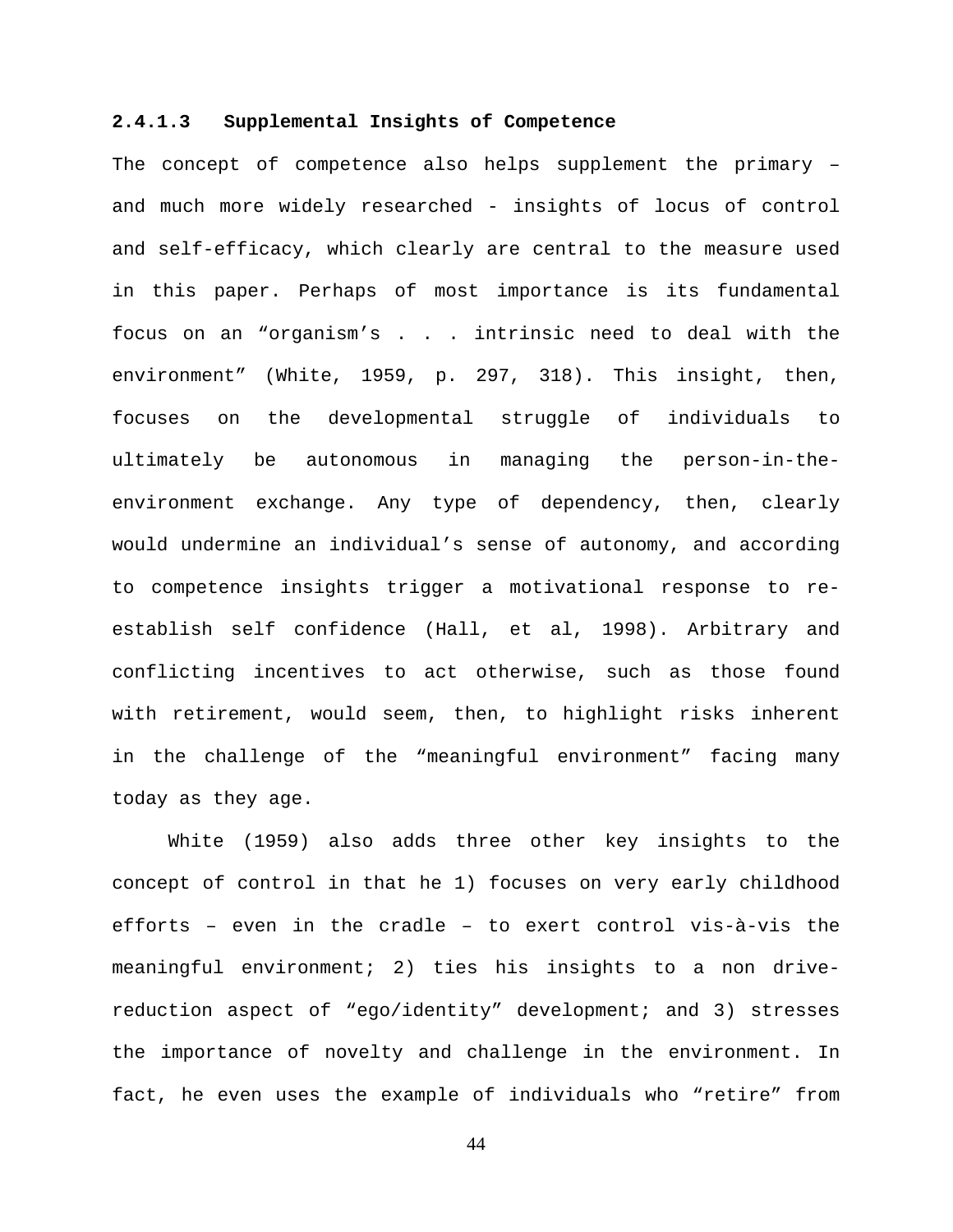#### 2.4.1.3 Supplemental Insights of Competence

The concept of competence also helps supplement the primary – and much more widely researched - insights of locus of control and self-efficacy, which clearly are central to the measure used in this paper. Perhaps of most importance is its fundamental focus on an "organism's . . . intrinsic need to deal with the environment" (White, 1959, p. 297, 318). This insight, then, focuses on the developmental struggle of individuals to ultimately be autonomous in managing the person-in-the-environment exchange. Any type of dependency, then, clearly would undermine an individual's sense of autonomy, and according to competence insights trigger a motivational response to re-establish self confidence (Hall, et al, 1998). Arbitrary and conflicting incentives to act otherwise, such as those found with retirement, would seem, then, to highlight risks inherent in the challenge of the "meaningful environment" facing many today as they age.

White (1959) also adds three other key insights to the concept of control in that he 1) focuses on very early childhood efforts – even in the cradle – to exert control vis-à-vis the meaningful environment; 2) ties his insights to a non drive-reduction aspect of "ego/identity" development; and 3) stresses the importance of novelty and challenge in the environment. In fact, he even uses the example of individuals who "retire" from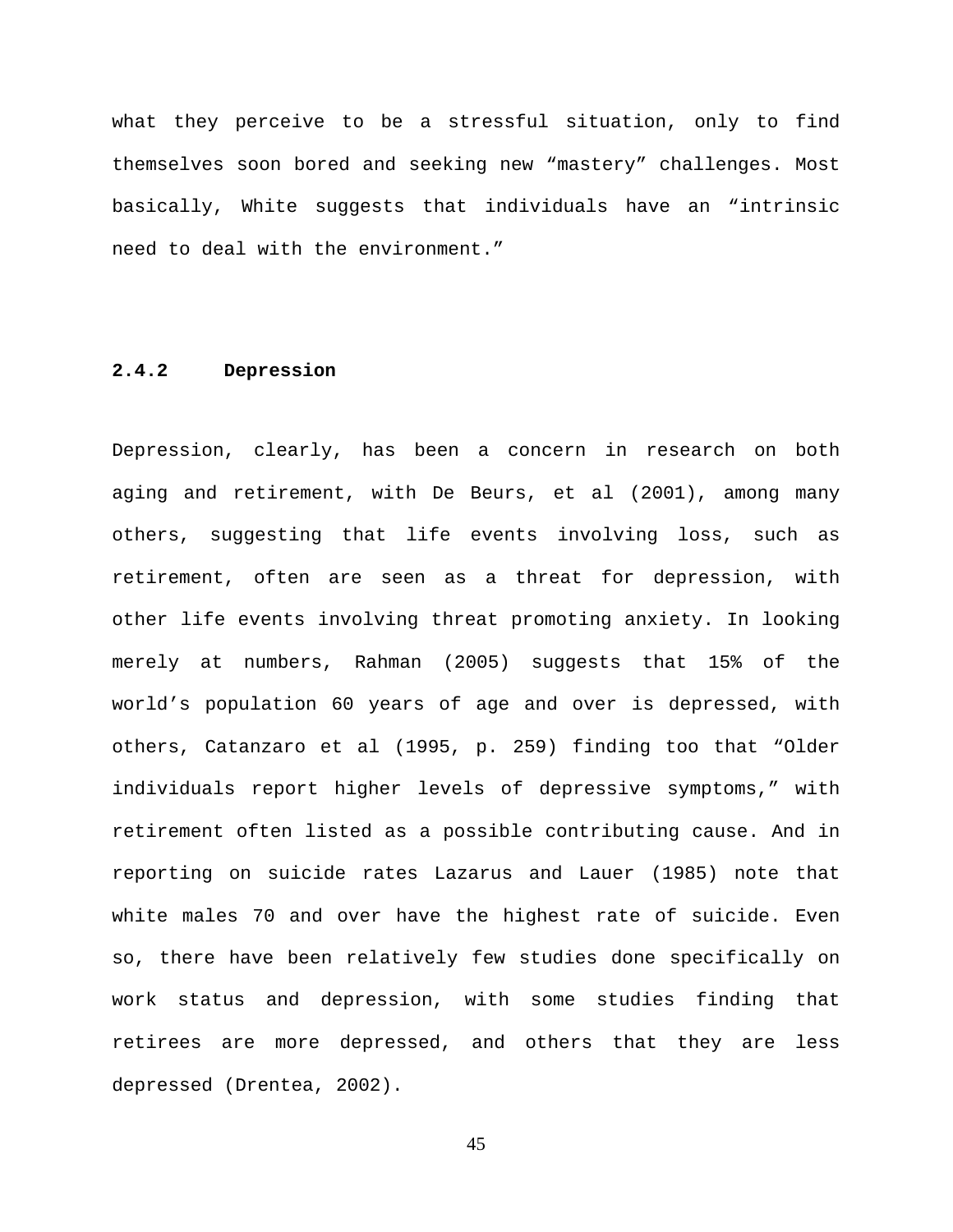what they perceive to be a stressful situation, only to find themselves soon bored and seeking new “mastery” challenges. Most basically, White suggests that individuals have an “intrinsic need to deal with the environment.”

### 2.4.2 Depression

Depression, clearly, has been a concern in research on both aging and retirement, with De Beurs, et al (2001), among many others, suggesting that life events involving loss, such as retirement, often are seen as a threat for depression, with other life events involving threat promoting anxiety. In looking merely at numbers, Rahman (2005) suggests that 15% of the world’s population 60 years of age and over is depressed, with others, Catanzaro et al (1995, p. 259) finding too that “Older individuals report higher levels of depressive symptoms,” with retirement often listed as a possible contributing cause. And in reporting on suicide rates Lazarus and Lauer (1985) note that white males 70 and over have the highest rate of suicide. Even so, there have been relatively few studies done specifically on work status and depression, with some studies finding that retirees are more depressed, and others that they are less depressed (Drentea, 2002).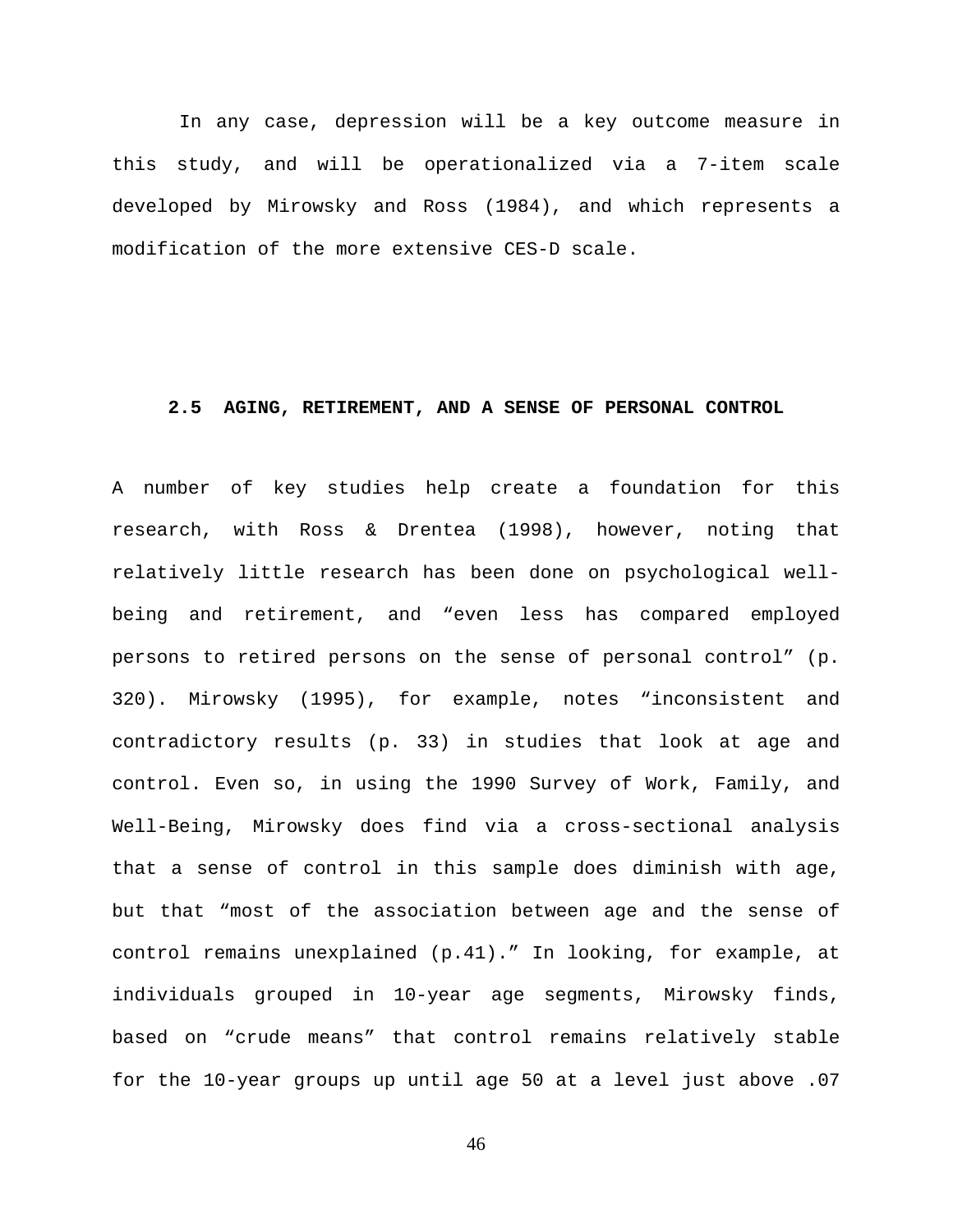In any case, depression will be a key outcome measure in this study, and will be operationalized via a 7-item scale developed by Mirowsky and Ross (1984), and which represents a modification of the more extensive CES-D scale.

## 2.5 AGING, RETIREMENT, AND A SENSE OF PERSONAL CONTROL

A number of key studies help create a foundation for this research, with Ross & Drentea (1998), however, noting that relatively little research has been done on psychological well-being and retirement, and "even less has compared employed persons to retired persons on the sense of personal control" (p. 320). Mirowsky (1995), for example, notes "inconsistent and contradictory results (p. 33) in studies that look at age and control. Even so, in using the 1990 Survey of Work, Family, and Well-Being, Mirowsky does find via a cross-sectional analysis that a sense of control in this sample does diminish with age, but that "most of the association between age and the sense of control remains unexplained (p.41)." In looking, for example, at individuals grouped in 10-year age segments, Mirowsky finds, based on "crude means" that control remains relatively stable for the 10-year groups up until age 50 at a level just above .07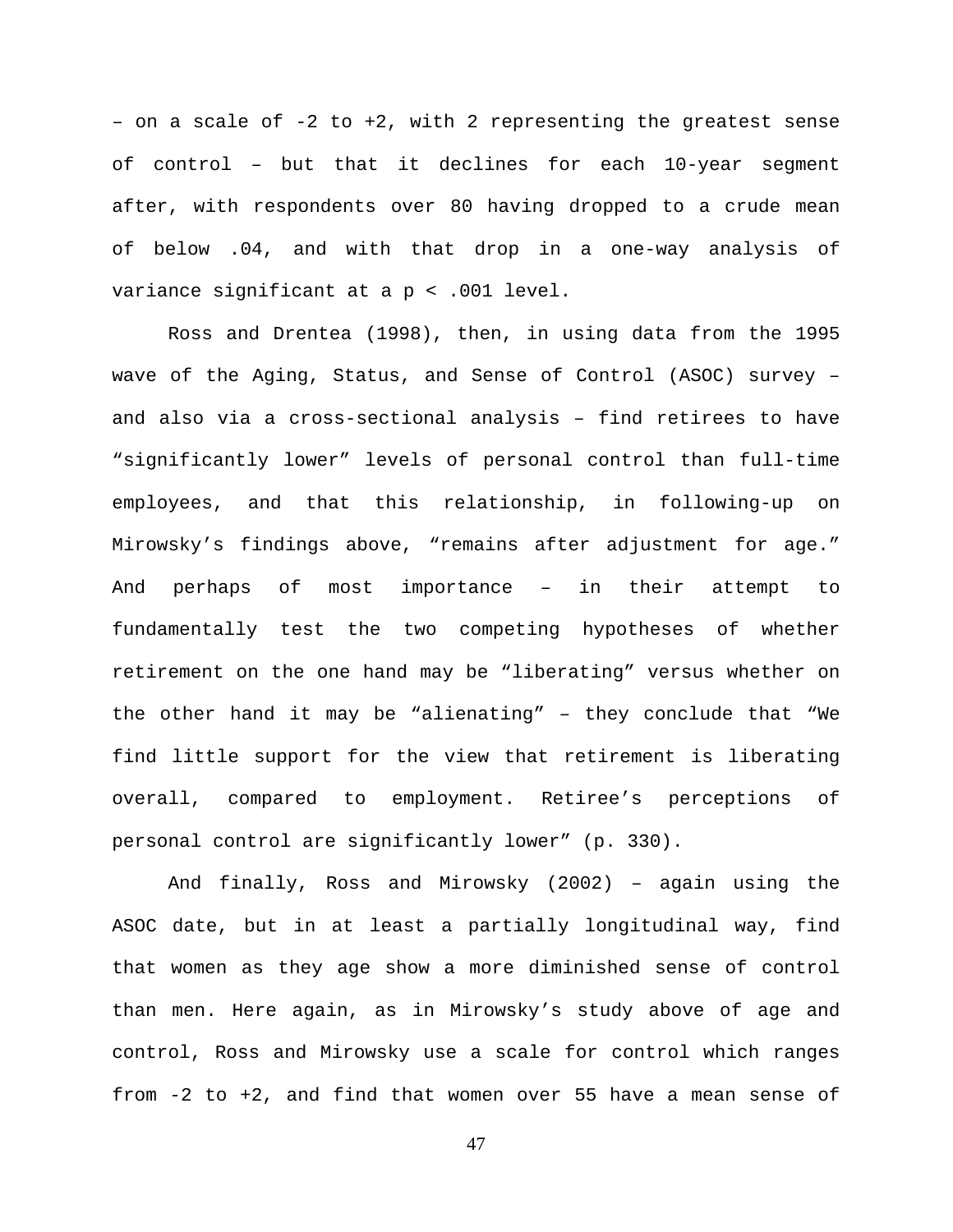– on a scale of -2 to +2, with 2 representing the greatest sense of control – but that it declines for each 10-year segment after, with respondents over 80 having dropped to a crude mean of below .04, and with that drop in a one-way analysis of variance significant at a $p < .001$ level.

Ross and Drentea (1998), then, in using data from the 1995 wave of the Aging, Status, and Sense of Control (ASOC) survey – and also via a cross-sectional analysis – find retirees to have "significantly lower" levels of personal control than full-time employees, and that this relationship, in following-up on Mirowsky's findings above, "remains after adjustment for age." And perhaps of most importance – in their attempt to fundamentally test the two competing hypotheses of whether retirement on the one hand may be "liberating" versus whether on the other hand it may be "alienating" – they conclude that "We find little support for the view that retirement is liberating overall, compared to employment. Retiree's perceptions of personal control are significantly lower" (p. 330).

And finally, Ross and Mirowsky (2002) – again using the ASOC date, but in at least a partially longitudinal way, find that women as they age show a more diminished sense of control than men. Here again, as in Mirowsky's study above of age and control, Ross and Mirowsky use a scale for control which ranges from -2 to +2, and find that women over 55 have a mean sense of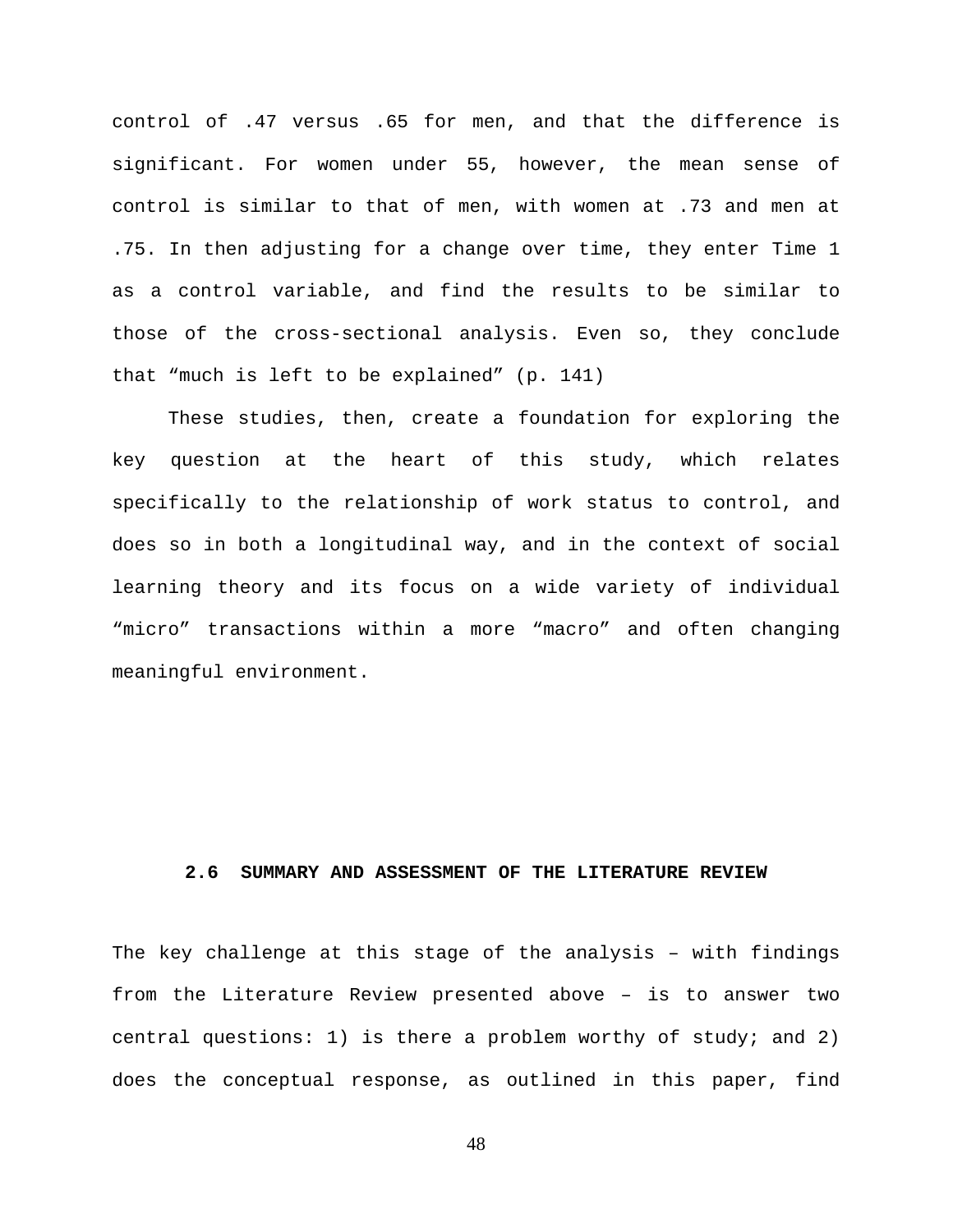control of .47 versus .65 for men, and that the difference is significant. For women under 55, however, the mean sense of control is similar to that of men, with women at .73 and men at .75. In then adjusting for a change over time, they enter Time 1 as a control variable, and find the results to be similar to those of the cross-sectional analysis. Even so, they conclude that "much is left to be explained" (p. 141)

These studies, then, create a foundation for exploring the key question at the heart of this study, which relates specifically to the relationship of work status to control, and does so in both a longitudinal way, and in the context of social learning theory and its focus on a wide variety of individual "micro" transactions within a more "macro" and often changing meaningful environment.

## 2.6 SUMMARY AND ASSESSMENT OF THE LITERATURE REVIEW

The key challenge at this stage of the analysis – with findings from the Literature Review presented above – is to answer two central questions: 1) is there a problem worthy of study; and 2) does the conceptual response, as outlined in this paper, find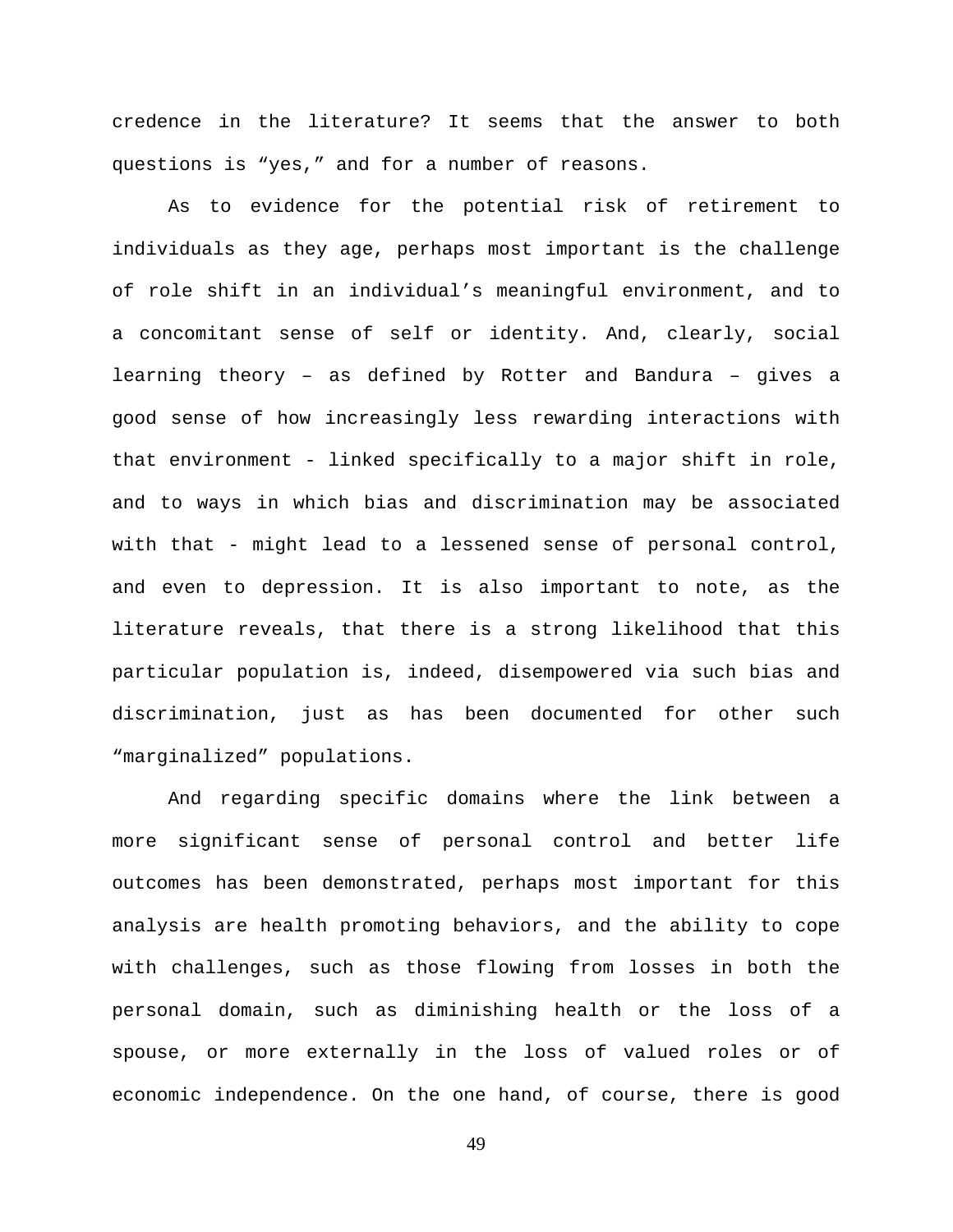credence in the literature? It seems that the answer to both questions is “yes,” and for a number of reasons.

As to evidence for the potential risk of retirement to individuals as they age, perhaps most important is the challenge of role shift in an individual’s meaningful environment, and to a concomitant sense of self or identity. And, clearly, social learning theory – as defined by Rotter and Bandura – gives a good sense of how increasingly less rewarding interactions with that environment - linked specifically to a major shift in role, and to ways in which bias and discrimination may be associated with that - might lead to a lessened sense of personal control, and even to depression. It is also important to note, as the literature reveals, that there is a strong likelihood that this particular population is, indeed, disempowered via such bias and discrimination, just as has been documented for other such “marginalized” populations.

And regarding specific domains where the link between a more significant sense of personal control and better life outcomes has been demonstrated, perhaps most important for this analysis are health promoting behaviors, and the ability to cope with challenges, such as those flowing from losses in both the personal domain, such as diminishing health or the loss of a spouse, or more externally in the loss of valued roles or of economic independence. On the one hand, of course, there is good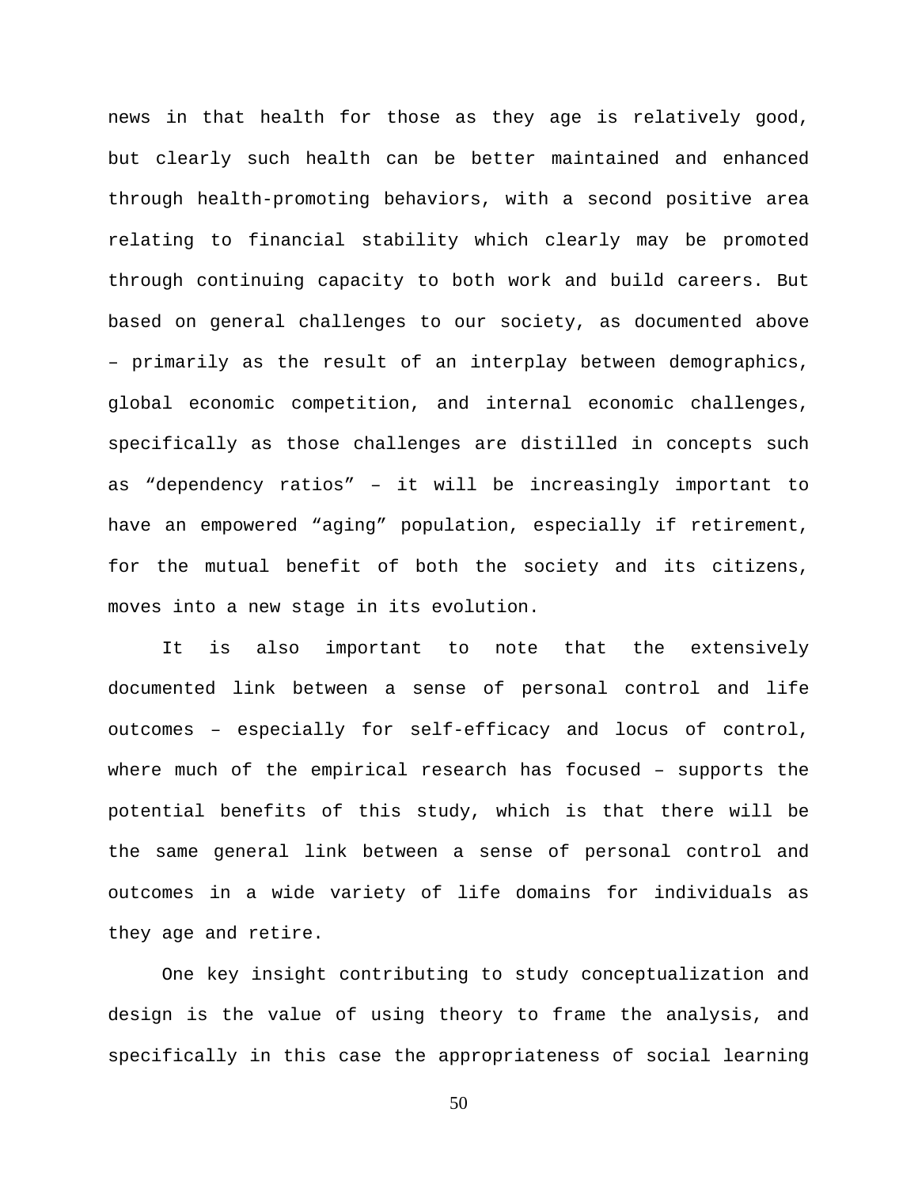news in that health for those as they age is relatively good, but clearly such health can be better maintained and enhanced through health-promoting behaviors, with a second positive area relating to financial stability which clearly may be promoted through continuing capacity to both work and build careers. But based on general challenges to our society, as documented above – primarily as the result of an interplay between demographics, global economic competition, and internal economic challenges, specifically as those challenges are distilled in concepts such as “dependency ratios” – it will be increasingly important to have an empowered “aging” population, especially if retirement, for the mutual benefit of both the society and its citizens, moves into a new stage in its evolution.

It is also important to note that the extensively documented link between a sense of personal control and life outcomes – especially for self-efficacy and locus of control, where much of the empirical research has focused – supports the potential benefits of this study, which is that there will be the same general link between a sense of personal control and outcomes in a wide variety of life domains for individuals as they age and retire.

One key insight contributing to study conceptualization and design is the value of using theory to frame the analysis, and specifically in this case the appropriateness of social learning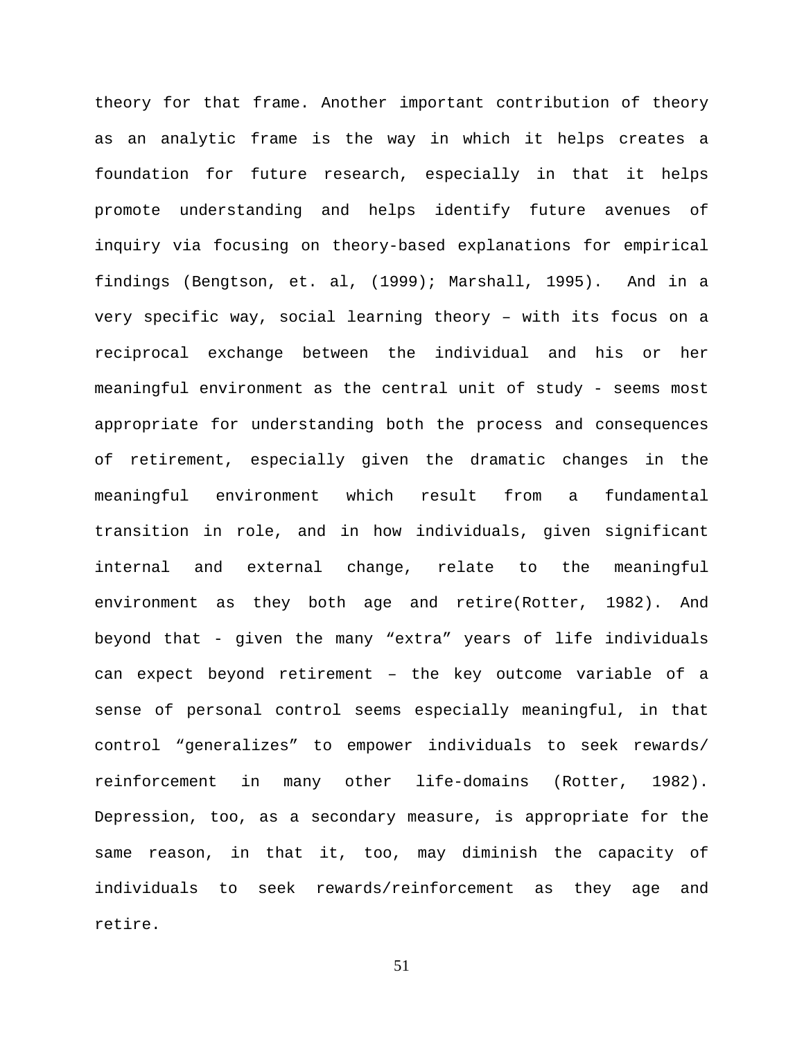theory for that frame. Another important contribution of theory as an analytic frame is the way in which it helps creates a foundation for future research, especially in that it helps promote understanding and helps identify future avenues of inquiry via focusing on theory-based explanations for empirical findings (Bengtson, et. al, (1999); Marshall, 1995). And in a very specific way, social learning theory – with its focus on a reciprocal exchange between the individual and his or her meaningful environment as the central unit of study - seems most appropriate for understanding both the process and consequences of retirement, especially given the dramatic changes in the meaningful environment which result from a fundamental transition in role, and in how individuals, given significant internal and external change, relate to the meaningful environment as they both age and retire(Rotter, 1982). And beyond that - given the many “extra” years of life individuals can expect beyond retirement – the key outcome variable of a sense of personal control seems especially meaningful, in that control “generalizes” to empower individuals to seek rewards/ reinforcement in many other life-domains (Rotter, 1982). Depression, too, as a secondary measure, is appropriate for the same reason, in that it, too, may diminish the capacity of individuals to seek rewards/reinforcement as they age and retire.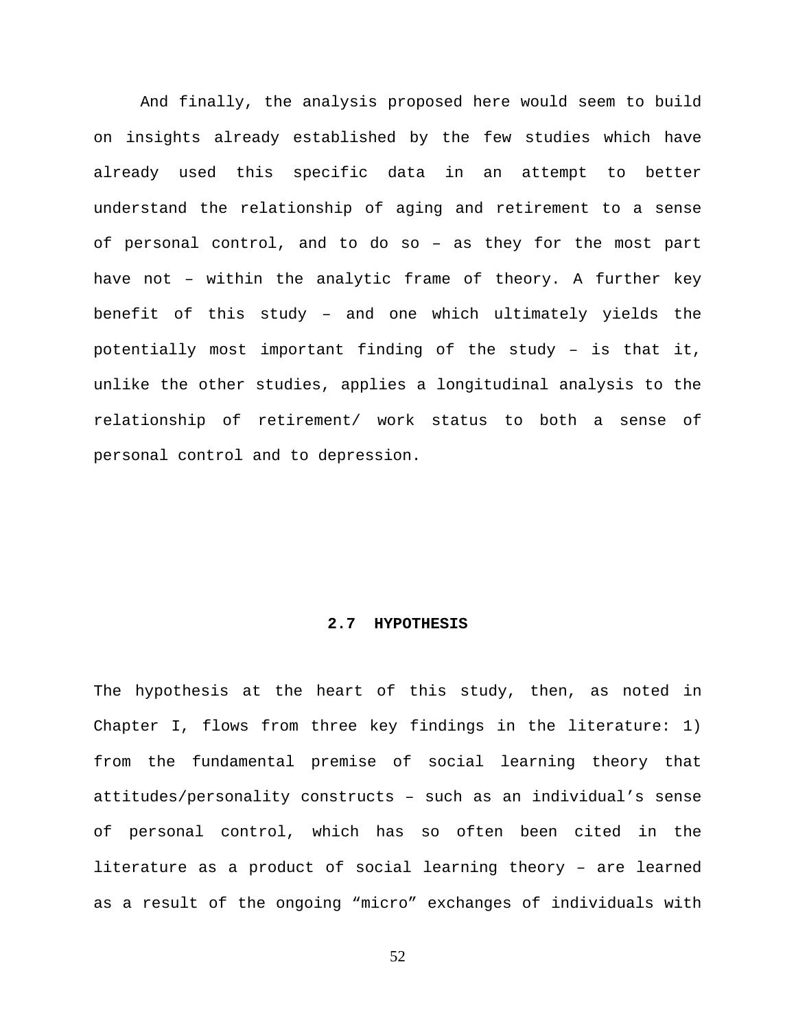And finally, the analysis proposed here would seem to build on insights already established by the few studies which have already used this specific data in an attempt to better understand the relationship of aging and retirement to a sense of personal control, and to do so – as they for the most part have not – within the analytic frame of theory. A further key benefit of this study – and one which ultimately yields the potentially most important finding of the study – is that it, unlike the other studies, applies a longitudinal analysis to the relationship of retirement/ work status to both a sense of personal control and to depression.

## 2.7 HYPOTHESIS

The hypothesis at the heart of this study, then, as noted in Chapter I, flows from three key findings in the literature: 1) from the fundamental premise of social learning theory that attitudes/personality constructs – such as an individual's sense of personal control, which has so often been cited in the literature as a product of social learning theory – are learned as a result of the ongoing "micro" exchanges of individuals with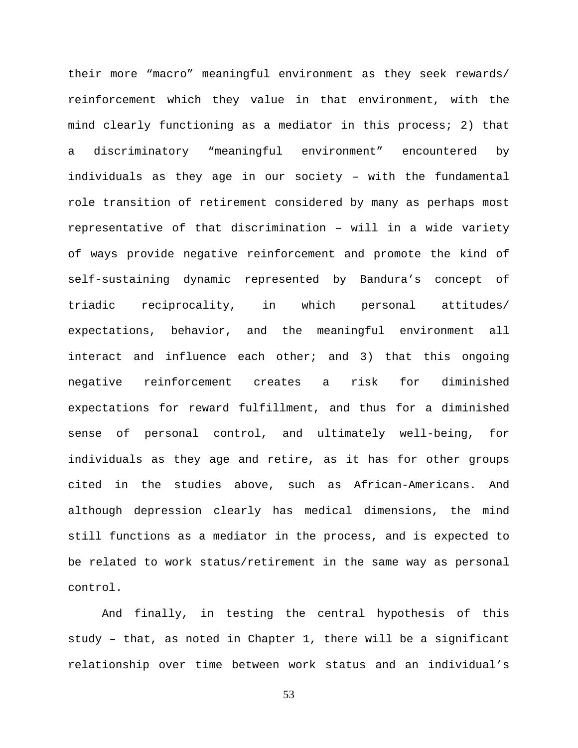their more “macro” meaningful environment as they seek rewards/ reinforcement which they value in that environment, with the mind clearly functioning as a mediator in this process; 2) that a discriminatory “meaningful environment” encountered by individuals as they age in our society – with the fundamental role transition of retirement considered by many as perhaps most representative of that discrimination – will in a wide variety of ways provide negative reinforcement and promote the kind of self-sustaining dynamic represented by Bandura’s concept of triadic reciprocality, in which personal attitudes/ expectations, behavior, and the meaningful environment all interact and influence each other; and 3) that this ongoing negative reinforcement creates a risk for diminished expectations for reward fulfillment, and thus for a diminished sense of personal control, and ultimately well-being, for individuals as they age and retire, as it has for other groups cited in the studies above, such as African-Americans. And although depression clearly has medical dimensions, the mind still functions as a mediator in the process, and is expected to be related to work status/retirement in the same way as personal control.

And finally, in testing the central hypothesis of this study – that, as noted in Chapter 1, there will be a significant relationship over time between work status and an individual’s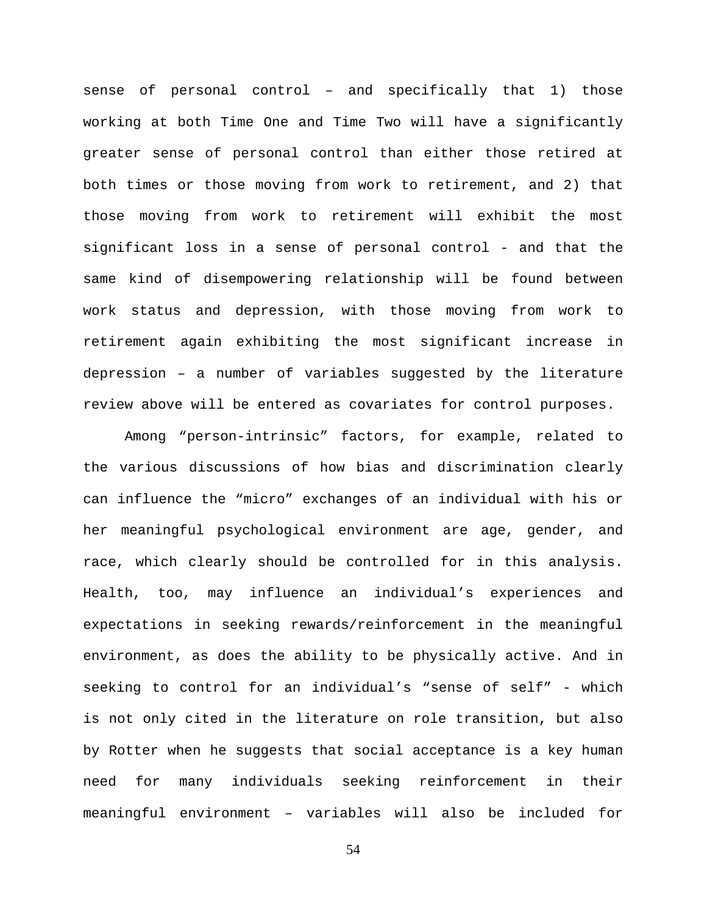sense of personal control – and specifically that 1) those working at both Time One and Time Two will have a significantly greater sense of personal control than either those retired at both times or those moving from work to retirement, and 2) that those moving from work to retirement will exhibit the most significant loss in a sense of personal control - and that the same kind of disempowering relationship will be found between work status and depression, with those moving from work to retirement again exhibiting the most significant increase in depression – a number of variables suggested by the literature review above will be entered as covariates for control purposes.

Among “person-intrinsic” factors, for example, related to the various discussions of how bias and discrimination clearly can influence the “micro” exchanges of an individual with his or her meaningful psychological environment are age, gender, and race, which clearly should be controlled for in this analysis. Health, too, may influence an individual’s experiences and expectations in seeking rewards/reinforcement in the meaningful environment, as does the ability to be physically active. And in seeking to control for an individual’s “sense of self” - which is not only cited in the literature on role transition, but also by Rotter when he suggests that social acceptance is a key human need for many individuals seeking reinforcement in their meaningful environment – variables will also be included for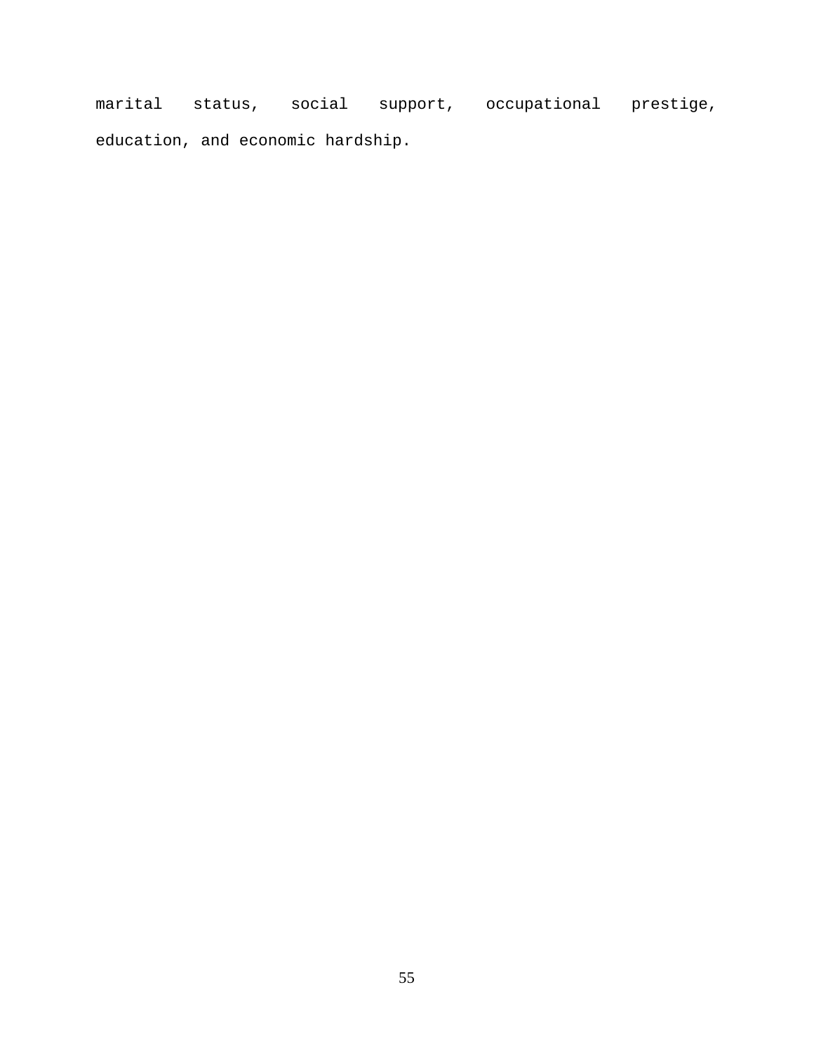marital status, social support, occupational prestige, education, and economic hardship.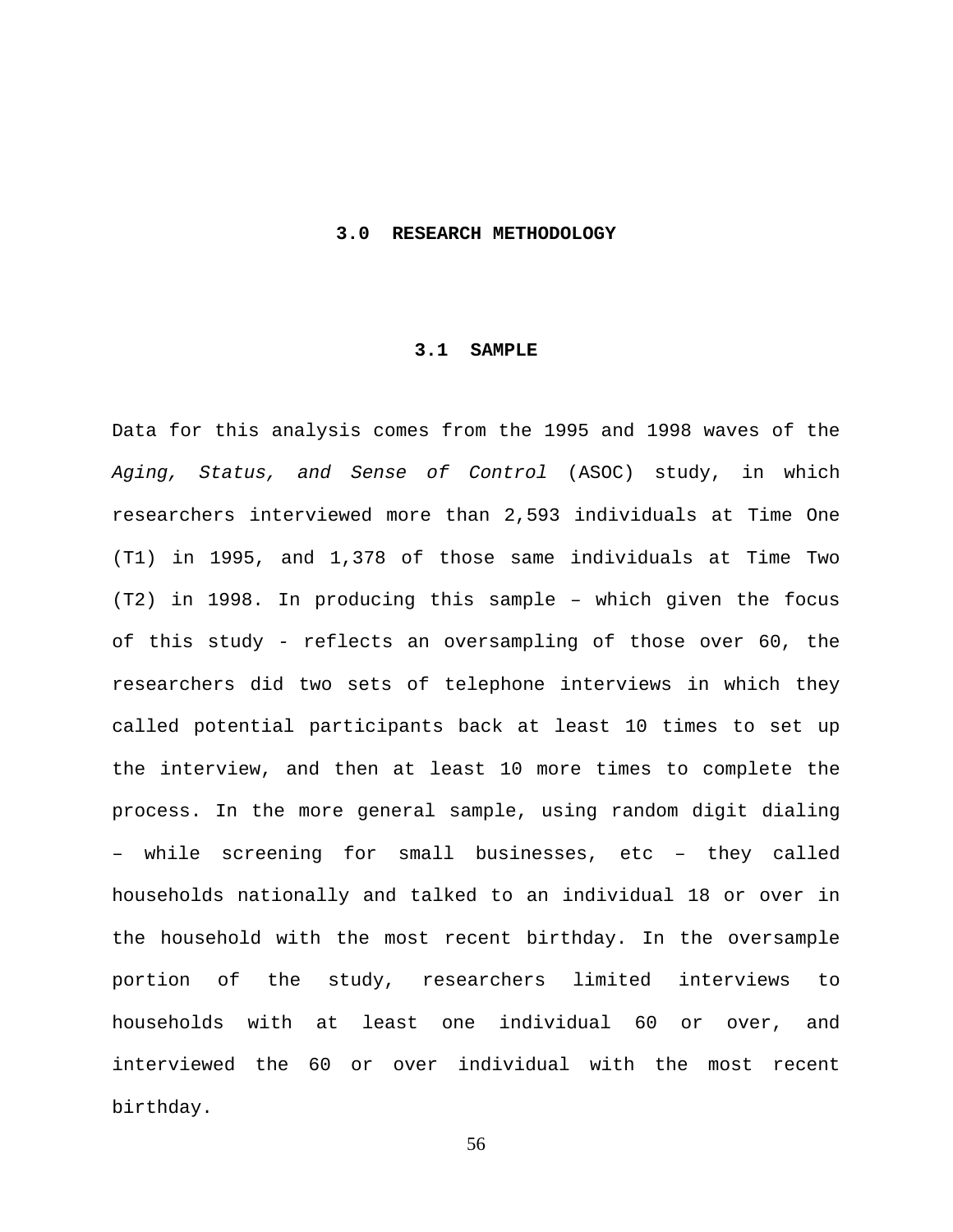# 3.0 RESEARCH METHODOLOGY

## 3.1 SAMPLE

Data for this analysis comes from the 1995 and 1998 waves of the *Aging, Status, and Sense of Control* (ASOC) study, in which researchers interviewed more than 2,593 individuals at Time One (T1) in 1995, and 1,378 of those same individuals at Time Two (T2) in 1998. In producing this sample – which given the focus of this study - reflects an oversampling of those over 60, the researchers did two sets of telephone interviews in which they called potential participants back at least 10 times to set up the interview, and then at least 10 more times to complete the process. In the more general sample, using random digit dialing – while screening for small businesses, etc – they called households nationally and talked to an individual 18 or over in the household with the most recent birthday. In the oversample portion of the study, researchers limited interviews to households with at least one individual 60 or over, and interviewed the 60 or over individual with the most recent birthday.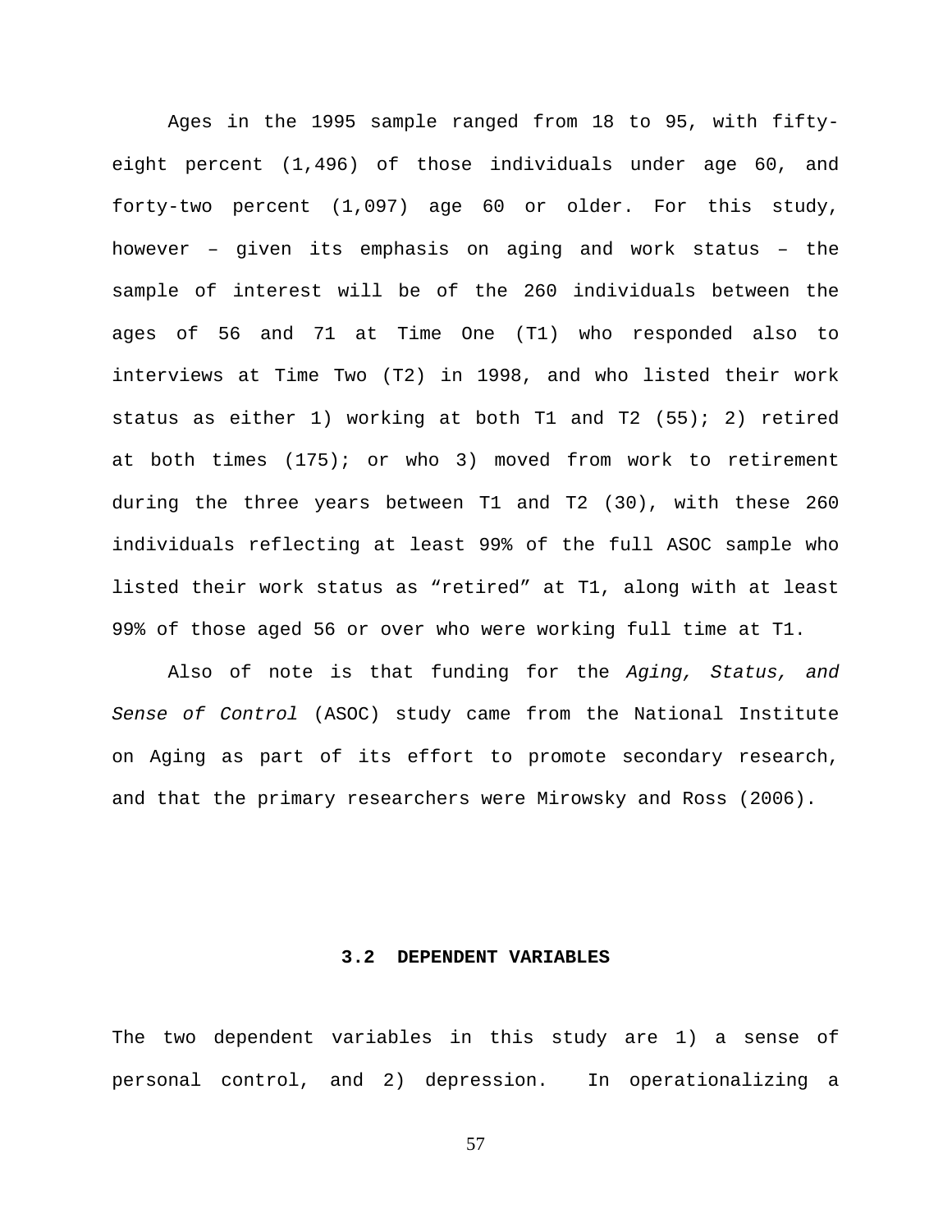Ages in the 1995 sample ranged from 18 to 95, with fifty-eight percent (1,496) of those individuals under age 60, and forty-two percent (1,097) age 60 or older. For this study, however – given its emphasis on aging and work status – the sample of interest will be of the 260 individuals between the ages of 56 and 71 at Time One (T1) who responded also to interviews at Time Two (T2) in 1998, and who listed their work status as either 1) working at both T1 and T2 (55); 2) retired at both times (175); or who 3) moved from work to retirement during the three years between T1 and T2 (30), with these 260 individuals reflecting at least 99% of the full ASOC sample who listed their work status as "retired" at T1, along with at least 99% of those aged 56 or over who were working full time at T1.

Also of note is that funding for the *Aging, Status, and Sense of Control* (ASOC) study came from the National Institute on Aging as part of its effort to promote secondary research, and that the primary researchers were Mirowsky and Ross (2006).

## 3.2 DEPENDENT VARIABLES

The two dependent variables in this study are 1) a sense of personal control, and 2) depression. In operationalizing a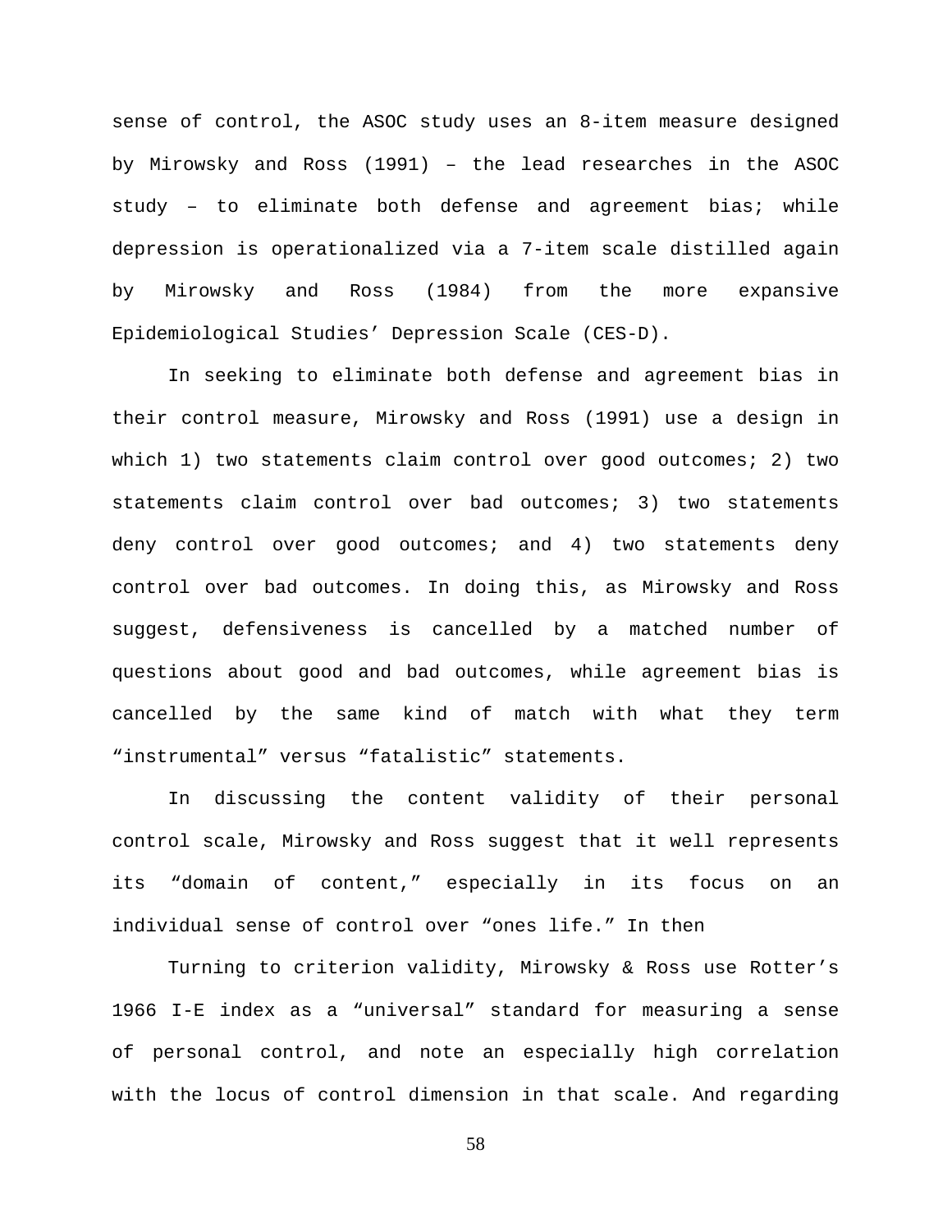sense of control, the ASOC study uses an 8-item measure designed by Mirowsky and Ross (1991) – the lead researches in the ASOC study – to eliminate both defense and agreement bias; while depression is operationalized via a 7-item scale distilled again by Mirowsky and Ross (1984) from the more expansive Epidemiological Studies' Depression Scale (CES-D).

In seeking to eliminate both defense and agreement bias in their control measure, Mirowsky and Ross (1991) use a design in which 1) two statements claim control over good outcomes; 2) two statements claim control over bad outcomes; 3) two statements deny control over good outcomes; and 4) two statements deny control over bad outcomes. In doing this, as Mirowsky and Ross suggest, defensiveness is cancelled by a matched number of questions about good and bad outcomes, while agreement bias is cancelled by the same kind of match with what they term "instrumental" versus "fatalistic" statements.

In discussing the content validity of their personal control scale, Mirowsky and Ross suggest that it well represents its "domain of content," especially in its focus on an individual sense of control over "ones life." In then

Turning to criterion validity, Mirowsky & Ross use Rotter's 1966 I-E index as a "universal" standard for measuring a sense of personal control, and note an especially high correlation with the locus of control dimension in that scale. And regarding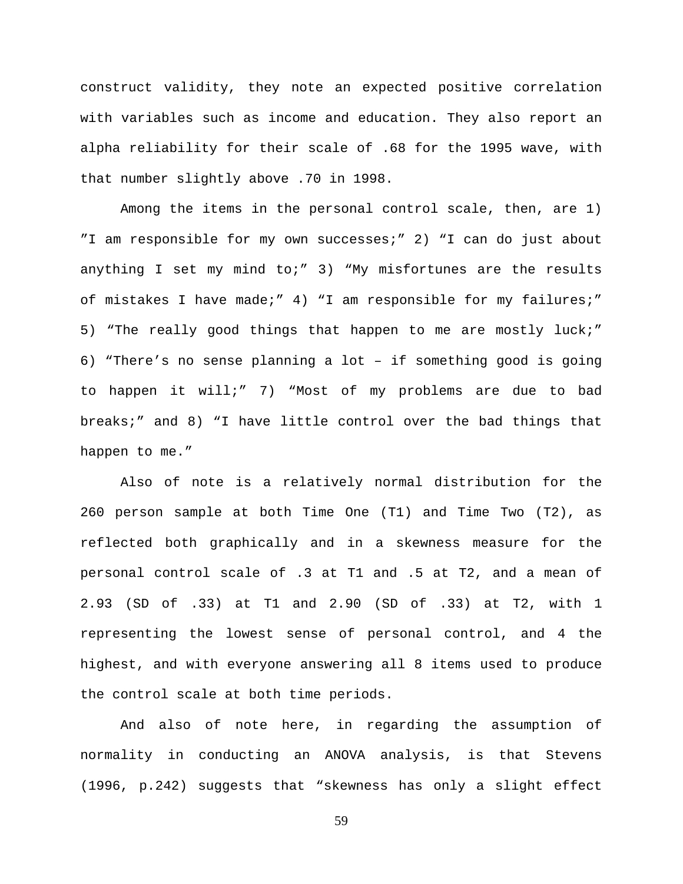construct validity, they note an expected positive correlation with variables such as income and education. They also report an alpha reliability for their scale of .68 for the 1995 wave, with that number slightly above .70 in 1998.

Among the items in the personal control scale, then, are 1) ”I am responsible for my own successes;” 2) “I can do just about anything I set my mind to;” 3) “My misfortunes are the results of mistakes I have made;” 4) “I am responsible for my failures;” 5) “The really good things that happen to me are mostly luck;” 6) “There’s no sense planning a lot – if something good is going to happen it will;” 7) “Most of my problems are due to bad breaks;” and 8) “I have little control over the bad things that happen to me.”

Also of note is a relatively normal distribution for the 260 person sample at both Time One (T1) and Time Two (T2), as reflected both graphically and in a skewness measure for the personal control scale of .3 at T1 and .5 at T2, and a mean of 2.93 (SD of .33) at T1 and 2.90 (SD of .33) at T2, with 1 representing the lowest sense of personal control, and 4 the highest, and with everyone answering all 8 items used to produce the control scale at both time periods.

And also of note here, in regarding the assumption of normality in conducting an ANOVA analysis, is that Stevens (1996, p.242) suggests that “skewness has only a slight effect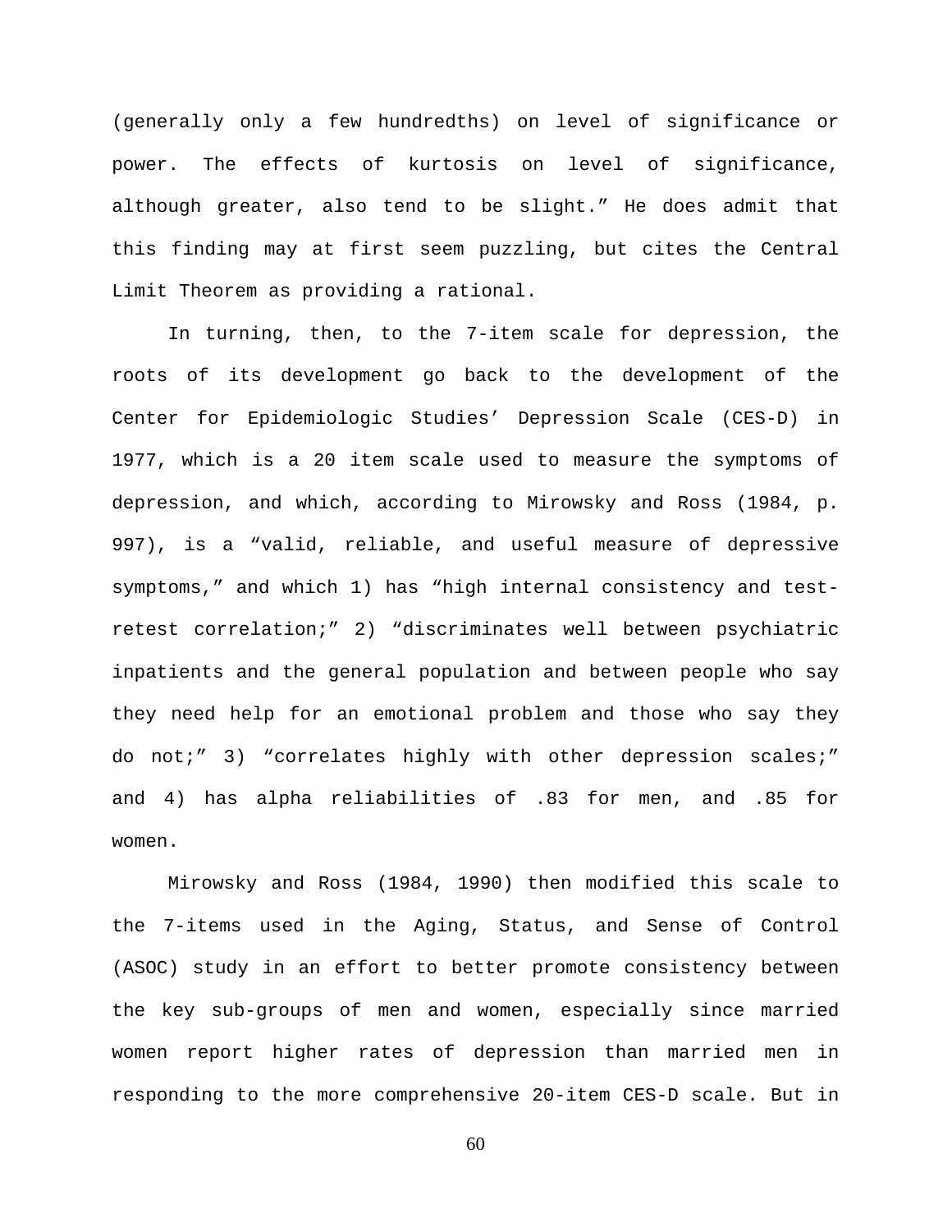(generally only a few hundredths) on level of significance or power. The effects of kurtosis on level of significance, although greater, also tend to be slight.” He does admit that this finding may at first seem puzzling, but cites the Central Limit Theorem as providing a rational.

In turning, then, to the 7-item scale for depression, the roots of its development go back to the development of the Center for Epidemiologic Studies’ Depression Scale (CES-D) in 1977, which is a 20 item scale used to measure the symptoms of depression, and which, according to Mirowsky and Ross (1984, p. 997), is a “valid, reliable, and useful measure of depressive symptoms,” and which 1) has “high internal consistency and test-retest correlation;” 2) “discriminates well between psychiatric inpatients and the general population and between people who say they need help for an emotional problem and those who say they do not;” 3) “correlates highly with other depression scales;” and 4) has alpha reliabilities of .83 for men, and .85 for women.

Mirowsky and Ross (1984, 1990) then modified this scale to the 7-items used in the Aging, Status, and Sense of Control (ASOC) study in an effort to better promote consistency between the key sub-groups of men and women, especially since married women report higher rates of depression than married men in responding to the more comprehensive 20-item CES-D scale. But in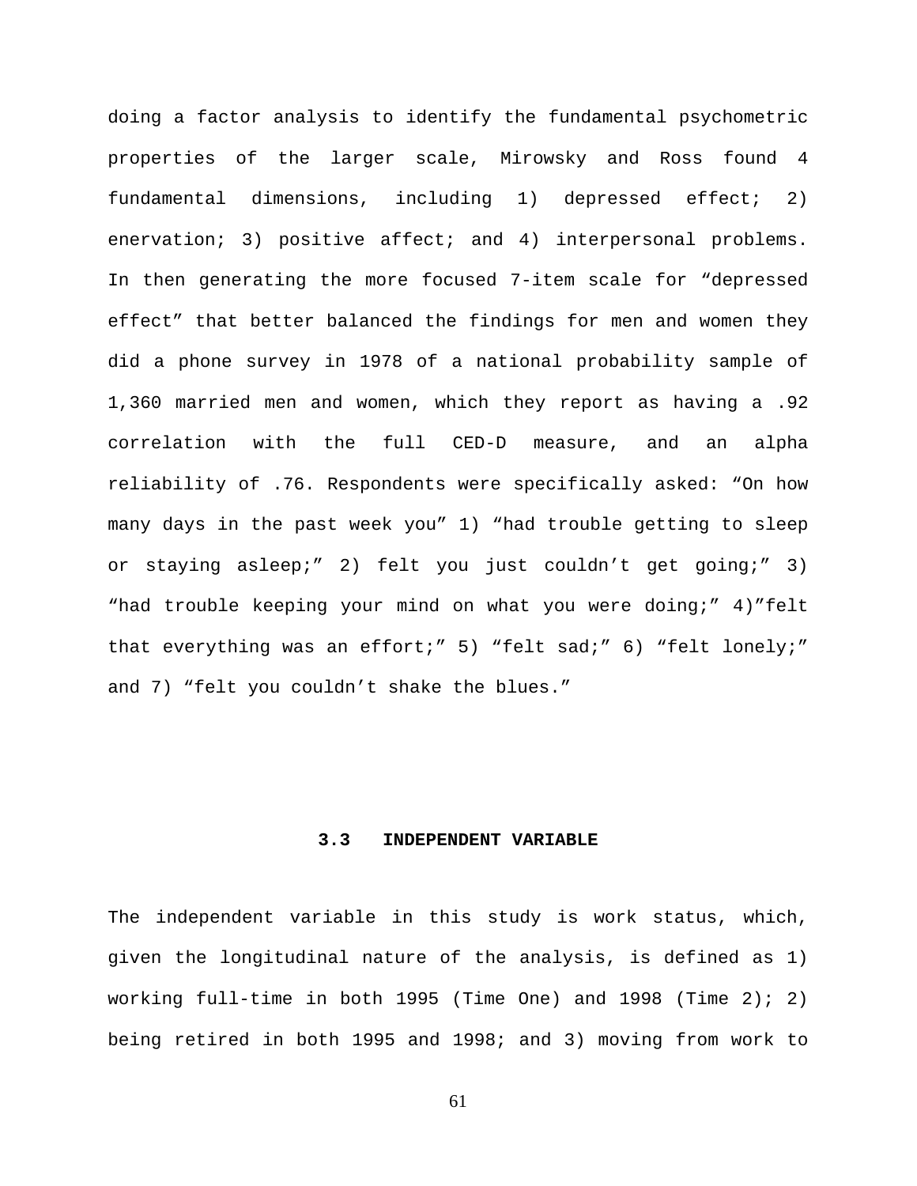doing a factor analysis to identify the fundamental psychometric properties of the larger scale, Mirowsky and Ross found 4 fundamental dimensions, including 1) depressed effect; 2) enervation; 3) positive affect; and 4) interpersonal problems. In then generating the more focused 7-item scale for "depressed effect" that better balanced the findings for men and women they did a phone survey in 1978 of a national probability sample of 1,360 married men and women, which they report as having a .92 correlation with the full CED-D measure, and an alpha reliability of .76. Respondents were specifically asked: "On how many days in the past week you" 1) "had trouble getting to sleep or staying asleep;" 2) felt you just couldn't get going;" 3) "had trouble keeping your mind on what you were doing;" 4)"felt that everything was an effort;" 5) "felt sad;" 6) "felt lonely;" and 7) "felt you couldn't shake the blues."

## 3.3 INDEPENDENT VARIABLE

The independent variable in this study is work status, which, given the longitudinal nature of the analysis, is defined as 1) working full-time in both 1995 (Time One) and 1998 (Time 2); 2) being retired in both 1995 and 1998; and 3) moving from work to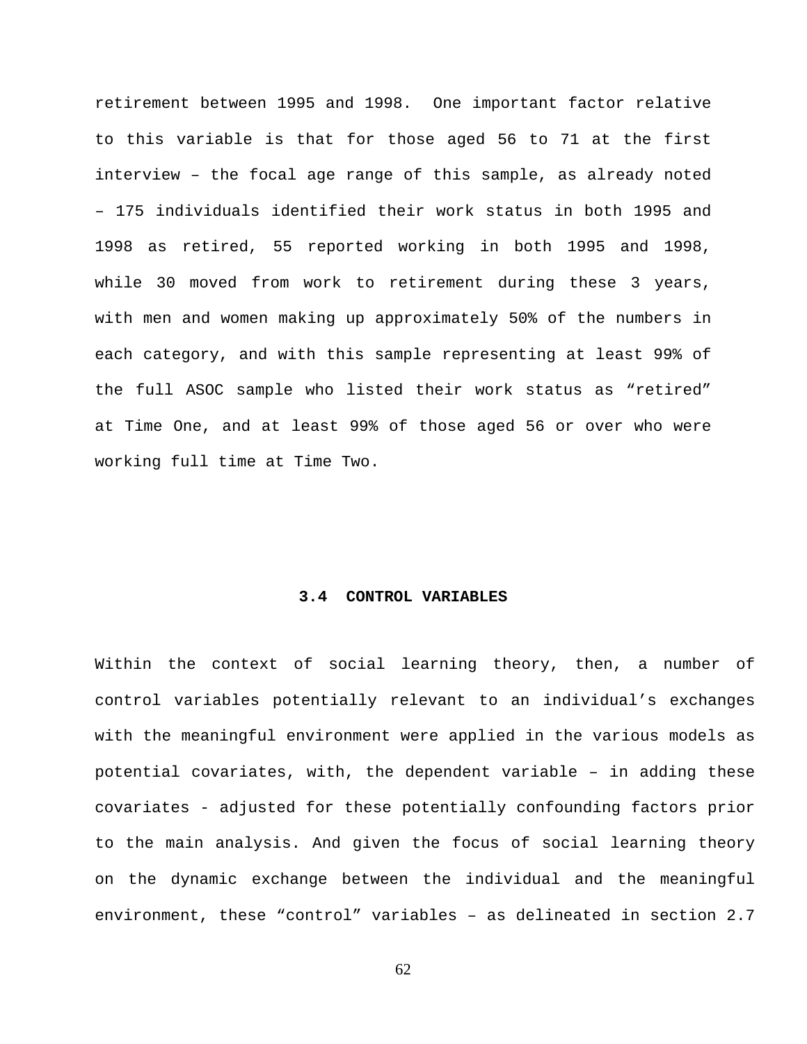retirement between 1995 and 1998. One important factor relative to this variable is that for those aged 56 to 71 at the first interview – the focal age range of this sample, as already noted – 175 individuals identified their work status in both 1995 and 1998 as retired, 55 reported working in both 1995 and 1998, while 30 moved from work to retirement during these 3 years, with men and women making up approximately 50% of the numbers in each category, and with this sample representing at least 99% of the full ASOC sample who listed their work status as "retired" at Time One, and at least 99% of those aged 56 or over who were working full time at Time Two.

## 3.4 CONTROL VARIABLES

Within the context of social learning theory, then, a number of control variables potentially relevant to an individual's exchanges with the meaningful environment were applied in the various models as potential covariates, with, the dependent variable – in adding these covariates - adjusted for these potentially confounding factors prior to the main analysis. And given the focus of social learning theory on the dynamic exchange between the individual and the meaningful environment, these "control" variables – as delineated in section 2.7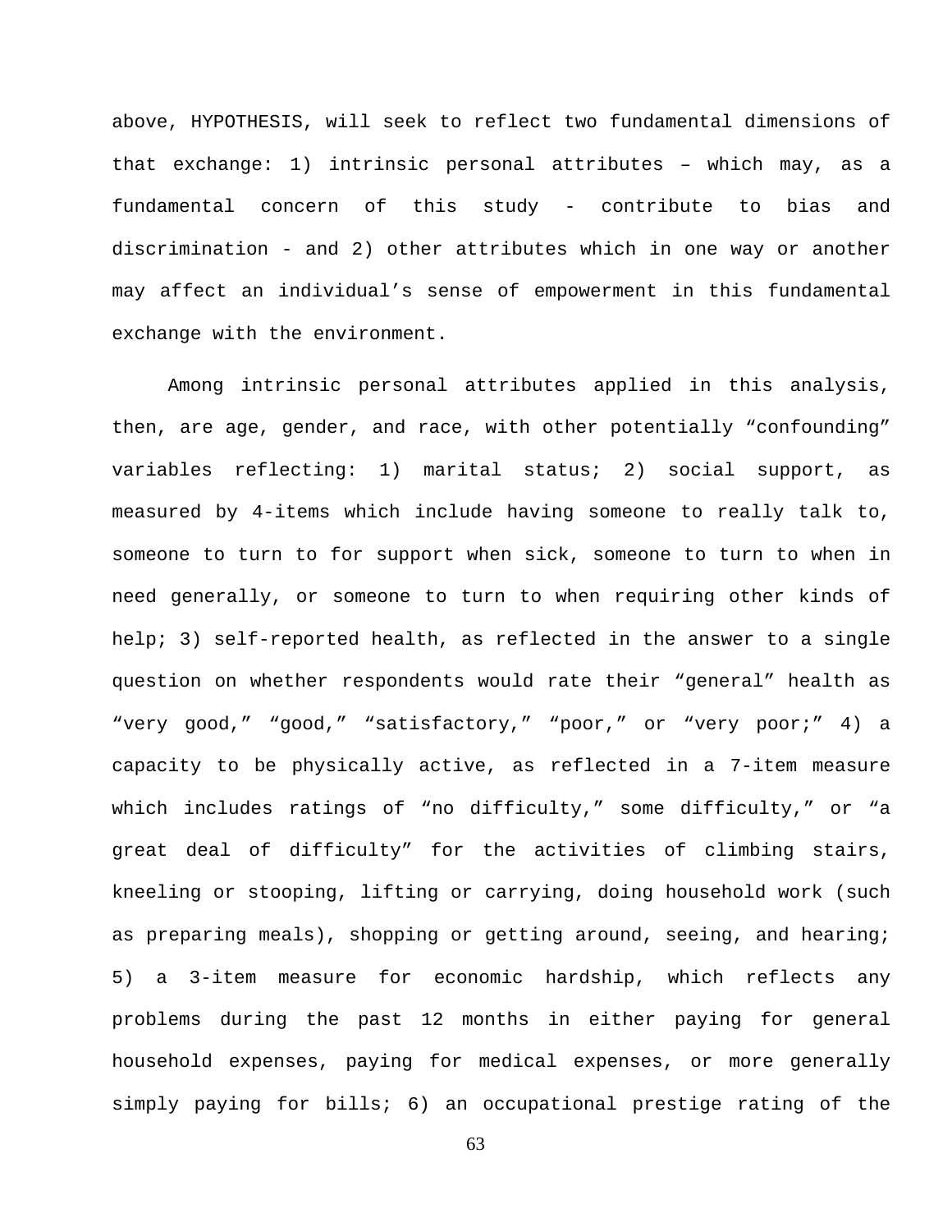above, HYPOTHESIS, will seek to reflect two fundamental dimensions of that exchange: 1) intrinsic personal attributes – which may, as a fundamental concern of this study - contribute to bias and discrimination - and 2) other attributes which in one way or another may affect an individual's sense of empowerment in this fundamental exchange with the environment.

Among intrinsic personal attributes applied in this analysis, then, are age, gender, and race, with other potentially "confounding" variables reflecting: 1) marital status; 2) social support, as measured by 4-items which include having someone to really talk to, someone to turn to for support when sick, someone to turn to when in need generally, or someone to turn to when requiring other kinds of help; 3) self-reported health, as reflected in the answer to a single question on whether respondents would rate their "general" health as "very good," "good," "satisfactory," "poor," or "very poor;" 4) a capacity to be physically active, as reflected in a 7-item measure which includes ratings of "no difficulty," some difficulty," or "a great deal of difficulty" for the activities of climbing stairs, kneeling or stooping, lifting or carrying, doing household work (such as preparing meals), shopping or getting around, seeing, and hearing; 5) a 3-item measure for economic hardship, which reflects any problems during the past 12 months in either paying for general household expenses, paying for medical expenses, or more generally simply paying for bills; 6) an occupational prestige rating of the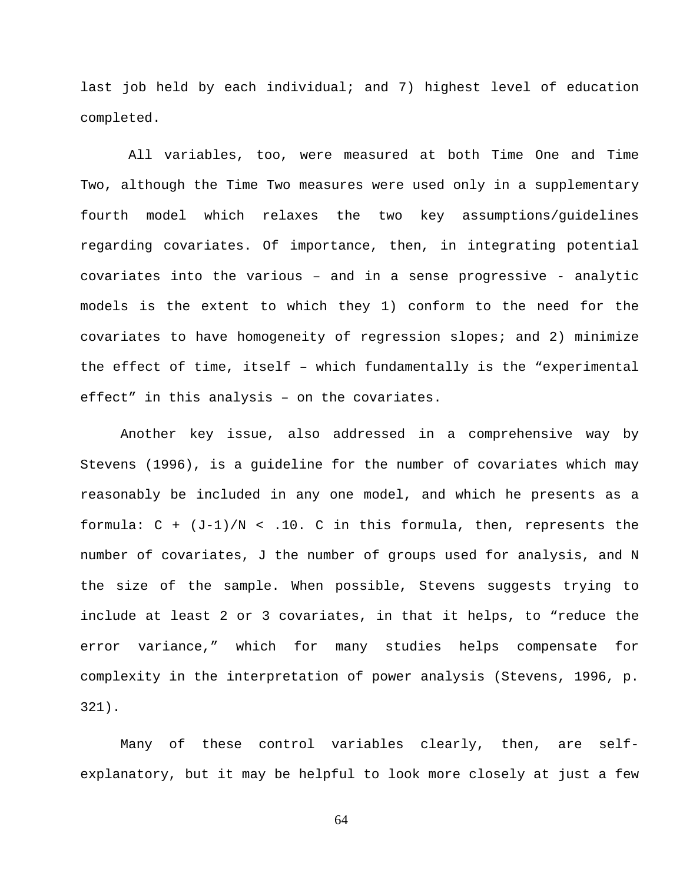last job held by each individual; and 7) highest level of education completed.

All variables, too, were measured at both Time One and Time Two, although the Time Two measures were used only in a supplementary fourth model which relaxes the two key assumptions/guidelines regarding covariates. Of importance, then, in integrating potential covariates into the various – and in a sense progressive - analytic models is the extent to which they 1) conform to the need for the covariates to have homogeneity of regression slopes; and 2) minimize the effect of time, itself – which fundamentally is the "experimental effect" in this analysis – on the covariates.

Another key issue, also addressed in a comprehensive way by Stevens (1996), is a guideline for the number of covariates which may reasonably be included in any one model, and which he presents as a formula: $C + (J-1)/N < .10$. C in this formula, then, represents the number of covariates, J the number of groups used for analysis, and N the size of the sample. When possible, Stevens suggests trying to include at least 2 or 3 covariates, in that it helps, to "reduce the error variance," which for many studies helps compensate for complexity in the interpretation of power analysis (Stevens, 1996, p. 321).

Many of these control variables clearly, then, are self-explanatory, but it may be helpful to look more closely at just a few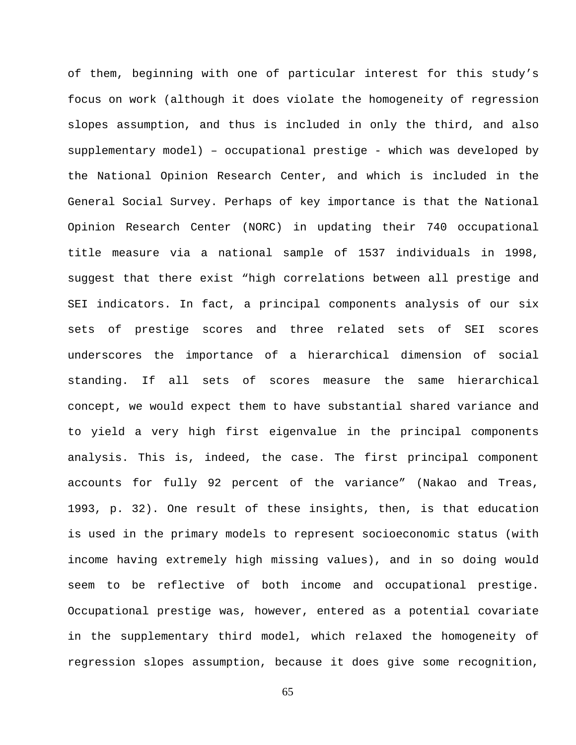of them, beginning with one of particular interest for this study's focus on work (although it does violate the homogeneity of regression slopes assumption, and thus is included in only the third, and also supplementary model) – occupational prestige - which was developed by the National Opinion Research Center, and which is included in the General Social Survey. Perhaps of key importance is that the National Opinion Research Center (NORC) in updating their 740 occupational title measure via a national sample of 1537 individuals in 1998, suggest that there exist "high correlations between all prestige and SEI indicators. In fact, a principal components analysis of our six sets of prestige scores and three related sets of SEI scores underscores the importance of a hierarchical dimension of social standing. If all sets of scores measure the same hierarchical concept, we would expect them to have substantial shared variance and to yield a very high first eigenvalue in the principal components analysis. This is, indeed, the case. The first principal component accounts for fully 92 percent of the variance" (Nakao and Treas, 1993, p. 32). One result of these insights, then, is that education is used in the primary models to represent socioeconomic status (with income having extremely high missing values), and in so doing would seem to be reflective of both income and occupational prestige. Occupational prestige was, however, entered as a potential covariate in the supplementary third model, which relaxed the homogeneity of regression slopes assumption, because it does give some recognition,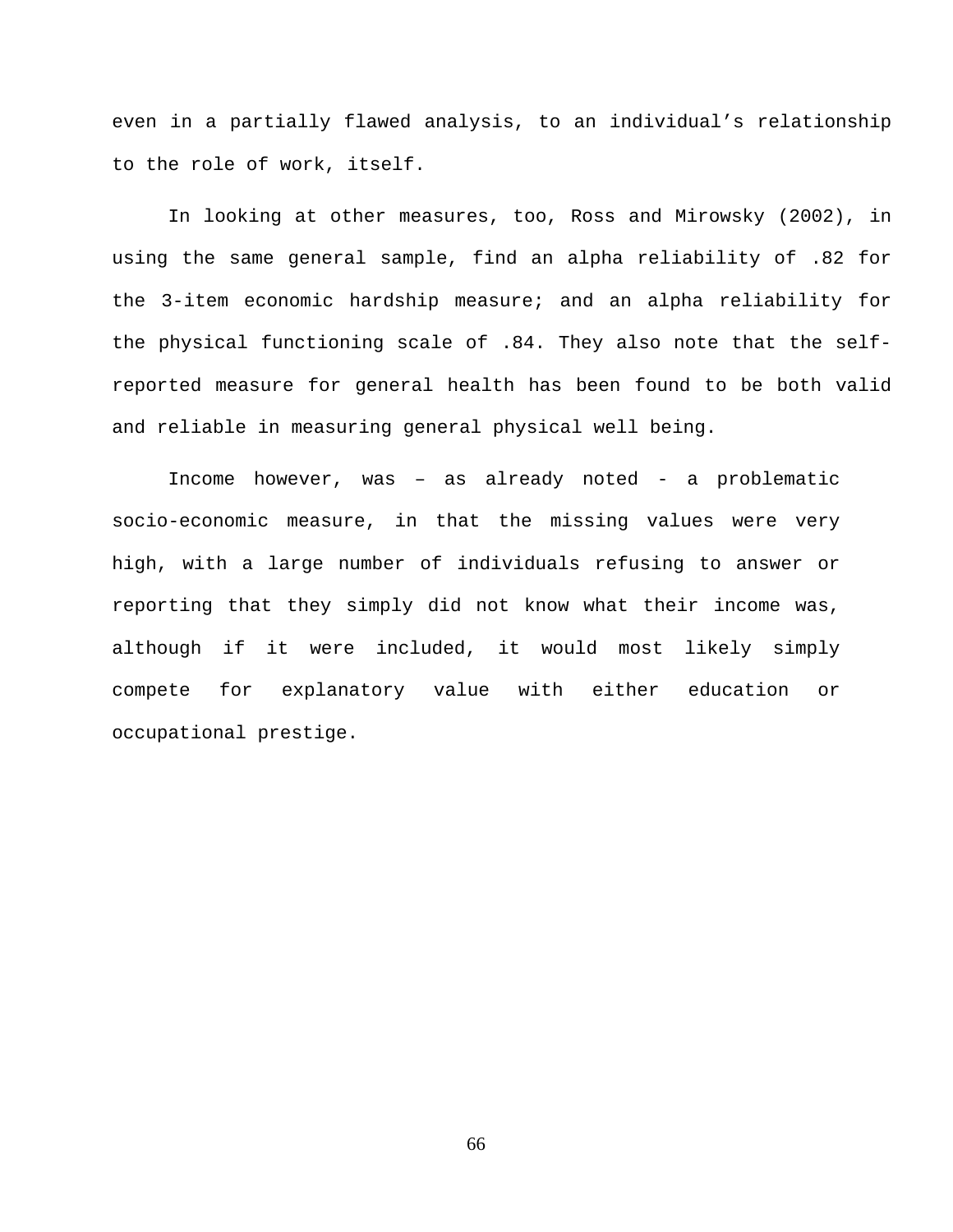even in a partially flawed analysis, to an individual's relationship to the role of work, itself.

In looking at other measures, too, Ross and Mirowsky (2002), in using the same general sample, find an alpha reliability of .82 for the 3-item economic hardship measure; and an alpha reliability for the physical functioning scale of .84. They also note that the self-reported measure for general health has been found to be both valid and reliable in measuring general physical well being.

Income however, was – as already noted - a problematic socio-economic measure, in that the missing values were very high, with a large number of individuals refusing to answer or reporting that they simply did not know what their income was, although if it were included, it would most likely simply compete for explanatory value with either education or occupational prestige.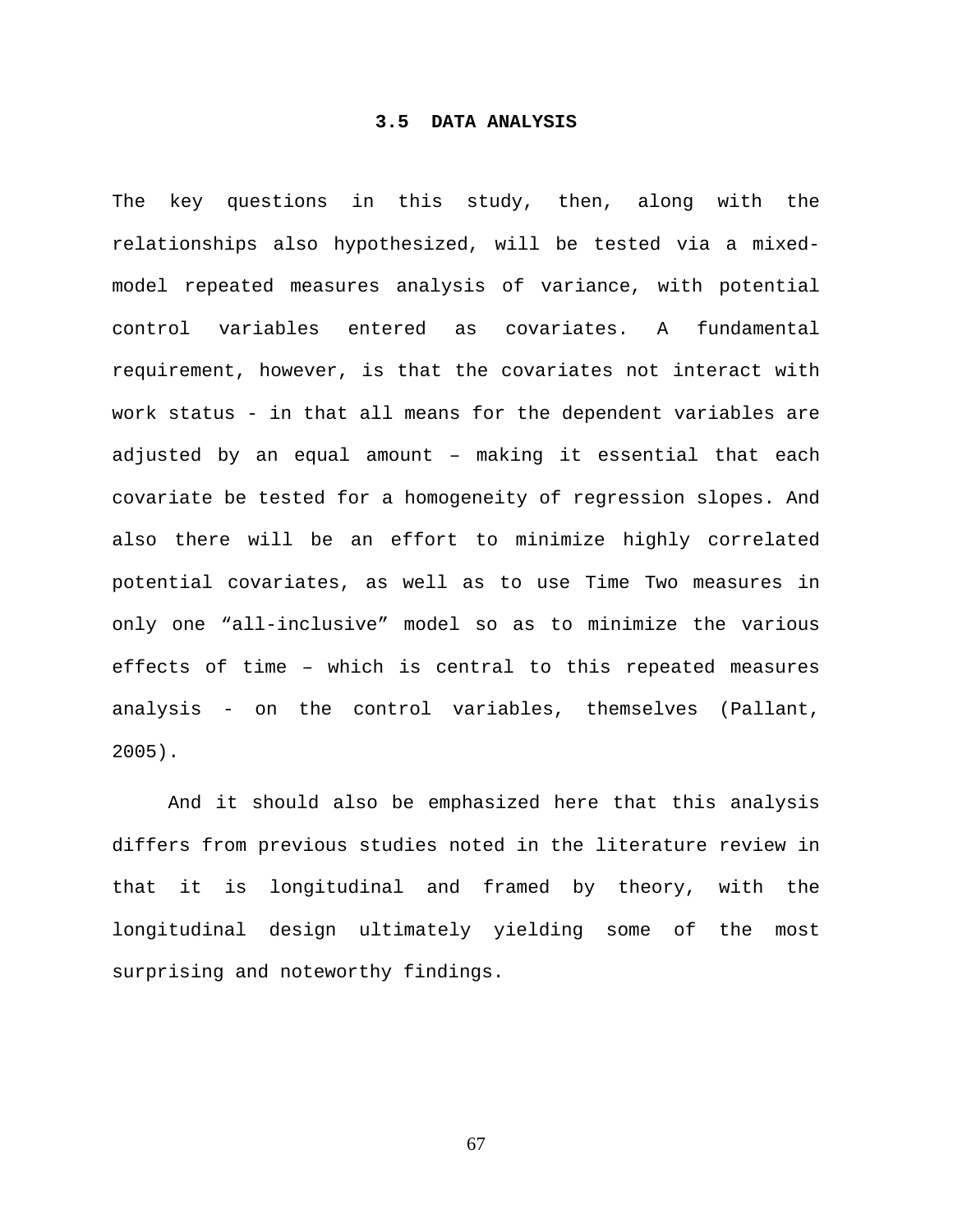### 3.5 DATA ANALYSIS

The key questions in this study, then, along with the relationships also hypothesized, will be tested via a mixed-model repeated measures analysis of variance, with potential control variables entered as covariates. A fundamental requirement, however, is that the covariates not interact with work status - in that all means for the dependent variables are adjusted by an equal amount – making it essential that each covariate be tested for a homogeneity of regression slopes. And also there will be an effort to minimize highly correlated potential covariates, as well as to use Time Two measures in only one “all-inclusive” model so as to minimize the various effects of time – which is central to this repeated measures analysis - on the control variables, themselves (Pallant, 2005).

And it should also be emphasized here that this analysis differs from previous studies noted in the literature review in that it is longitudinal and framed by theory, with the longitudinal design ultimately yielding some of the most surprising and noteworthy findings.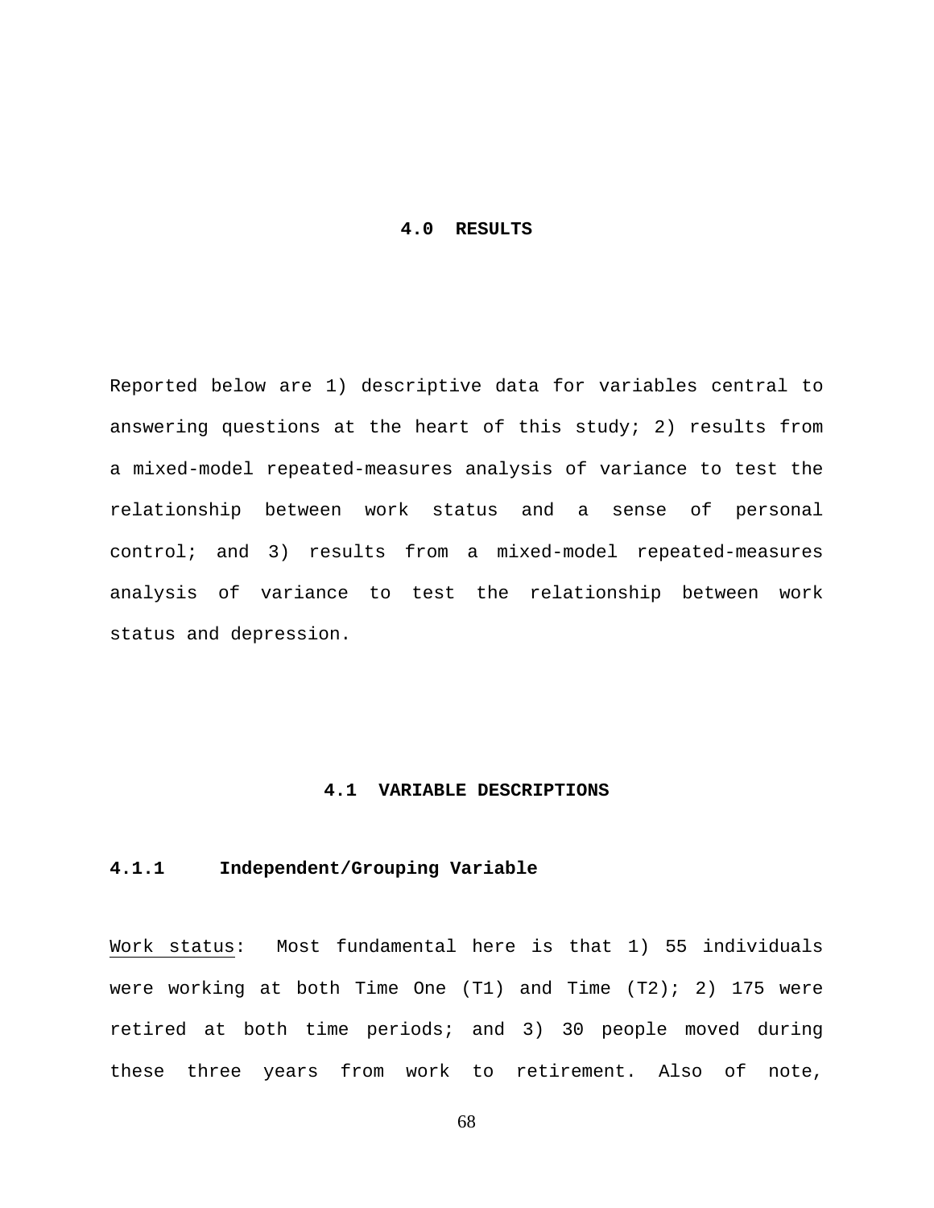# 4.0 RESULTS

Reported below are 1) descriptive data for variables central to answering questions at the heart of this study; 2) results from a mixed-model repeated-measures analysis of variance to test the relationship between work status and a sense of personal control; and 3) results from a mixed-model repeated-measures analysis of variance to test the relationship between work status and depression.

## 4.1 VARIABLE DESCRIPTIONS

### 4.1.1 Independent/Grouping Variable

Work status: Most fundamental here is that 1) 55 individuals were working at both Time One (T1) and Time (T2); 2) 175 were retired at both time periods; and 3) 30 people moved during these three years from work to retirement. Also of note,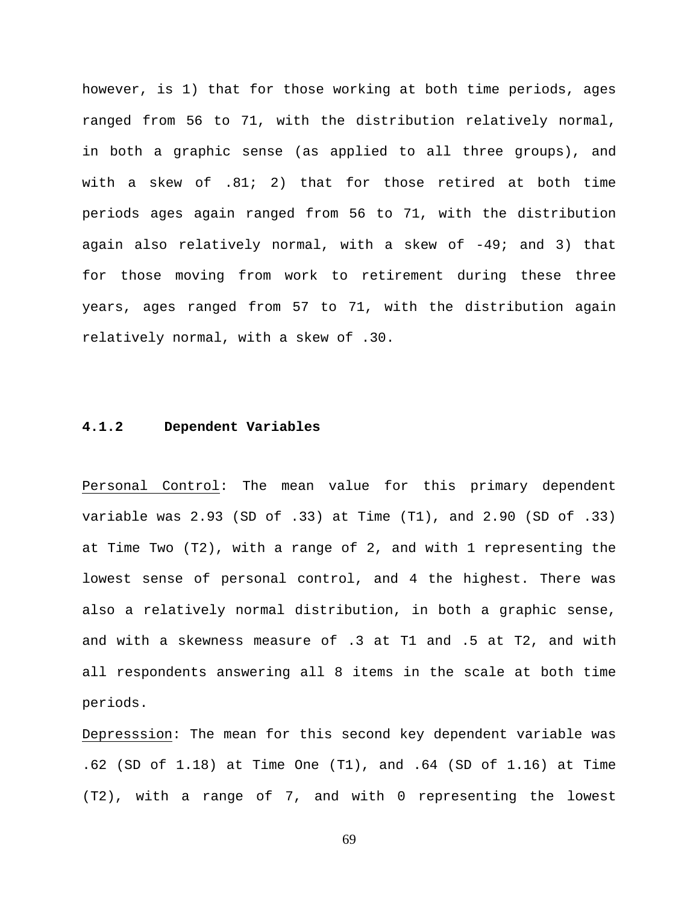however, is 1) that for those working at both time periods, ages ranged from 56 to 71, with the distribution relatively normal, in both a graphic sense (as applied to all three groups), and with a skew of .81; 2) that for those retired at both time periods ages again ranged from 56 to 71, with the distribution again also relatively normal, with a skew of -49; and 3) that for those moving from work to retirement during these three years, ages ranged from 57 to 71, with the distribution again relatively normal, with a skew of .30.

### 4.1.2 Dependent Variables

<u>Personal Control</u>: The mean value for this primary dependent variable was 2.93 (SD of .33) at Time (T1), and 2.90 (SD of .33) at Time Two (T2), with a range of 2, and with 1 representing the lowest sense of personal control, and 4 the highest. There was also a relatively normal distribution, in both a graphic sense, and with a skewness measure of .3 at T1 and .5 at T2, and with all respondents answering all 8 items in the scale at both time periods.

<u>Depresssion</u>: The mean for this second key dependent variable was .62 (SD of 1.18) at Time One (T1), and .64 (SD of 1.16) at Time (T2), with a range of 7, and with 0 representing the lowest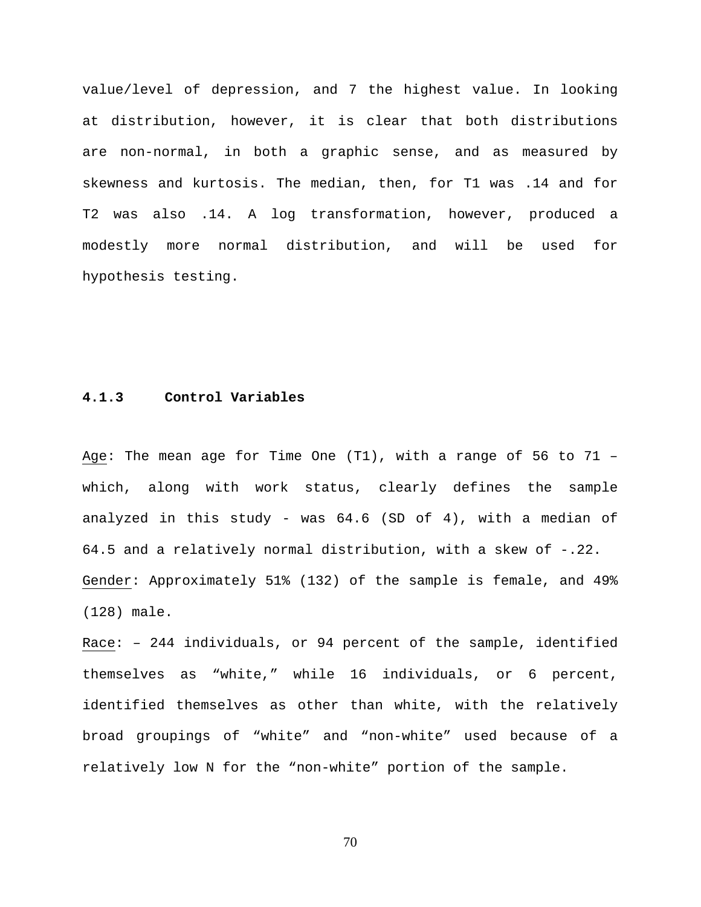value/level of depression, and 7 the highest value. In looking at distribution, however, it is clear that both distributions are non-normal, in both a graphic sense, and as measured by skewness and kurtosis. The median, then, for T1 was .14 and for T2 was also .14. A log transformation, however, produced a modestly more normal distribution, and will be used for hypothesis testing.

### 4.1.3 Control Variables

Age: The mean age for Time One (T1), with a range of 56 to 71 – which, along with work status, clearly defines the sample analyzed in this study - was 64.6 (SD of 4), with a median of 64.5 and a relatively normal distribution, with a skew of -.22.

Gender: Approximately 51% (132) of the sample is female, and 49% (128) male.

Race: – 244 individuals, or 94 percent of the sample, identified themselves as "white," while 16 individuals, or 6 percent, identified themselves as other than white, with the relatively broad groupings of "white" and "non-white" used because of a relatively low N for the "non-white" portion of the sample.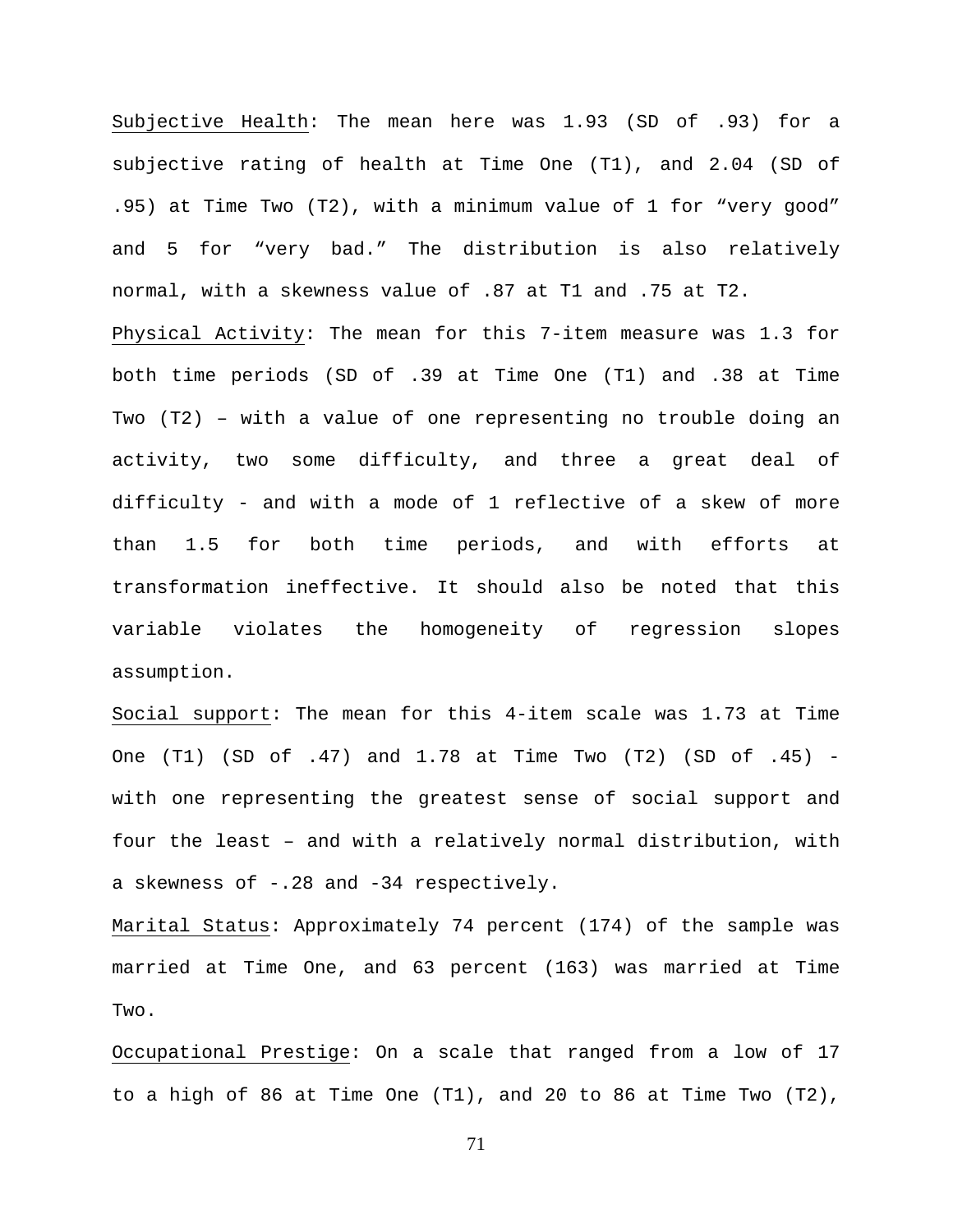Subjective Health: The mean here was 1.93 (SD of .93) for a subjective rating of health at Time One (T1), and 2.04 (SD of .95) at Time Two (T2), with a minimum value of 1 for "very good" and 5 for "very bad." The distribution is also relatively normal, with a skewness value of .87 at T1 and .75 at T2.

Physical Activity: The mean for this 7-item measure was 1.3 for both time periods (SD of .39 at Time One (T1) and .38 at Time Two (T2) – with a value of one representing no trouble doing an activity, two some difficulty, and three a great deal of difficulty - and with a mode of 1 reflective of a skew of more than 1.5 for both time periods, and with efforts at transformation ineffective. It should also be noted that this variable violates the homogeneity of regression slopes assumption.

Social support: The mean for this 4-item scale was 1.73 at Time One (T1) (SD of .47) and 1.78 at Time Two (T2) (SD of .45) - with one representing the greatest sense of social support and four the least – and with a relatively normal distribution, with a skewness of -.28 and -34 respectively.

Marital Status: Approximately 74 percent (174) of the sample was married at Time One, and 63 percent (163) was married at Time Two.

Occupational Prestige: On a scale that ranged from a low of 17 to a high of 86 at Time One (T1), and 20 to 86 at Time Two (T2),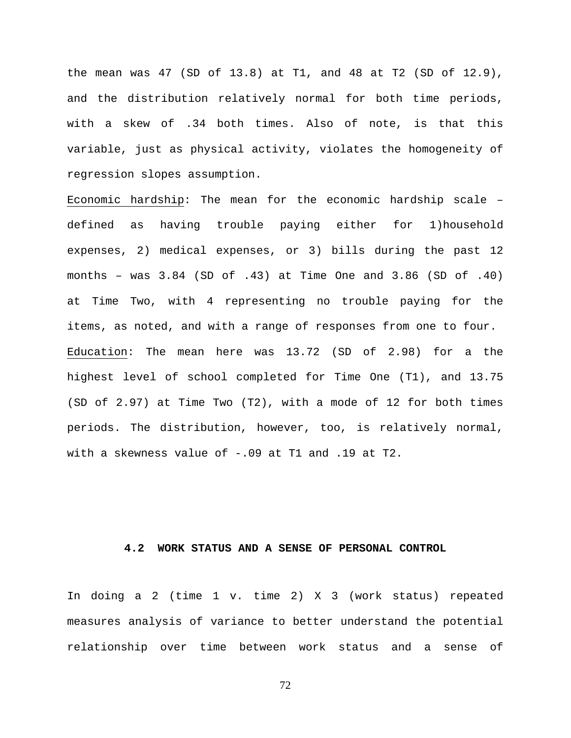the mean was 47 (SD of 13.8) at T1, and 48 at T2 (SD of 12.9), and the distribution relatively normal for both time periods, with a skew of .34 both times. Also of note, is that this variable, just as physical activity, violates the homogeneity of regression slopes assumption.

Economic hardship: The mean for the economic hardship scale – defined as having trouble paying either for 1)household expenses, 2) medical expenses, or 3) bills during the past 12 months – was 3.84 (SD of .43) at Time One and 3.86 (SD of .40) at Time Two, with 4 representing no trouble paying for the items, as noted, and with a range of responses from one to four.

Education: The mean here was 13.72 (SD of 2.98) for a the highest level of school completed for Time One (T1), and 13.75 (SD of 2.97) at Time Two (T2), with a mode of 12 for both times periods. The distribution, however, too, is relatively normal, with a skewness value of -.09 at T1 and .19 at T2.

## 4.2 WORK STATUS AND A SENSE OF PERSONAL CONTROL

In doing a 2 (time 1 v. time 2) X 3 (work status) repeated measures analysis of variance to better understand the potential relationship over time between work status and a sense of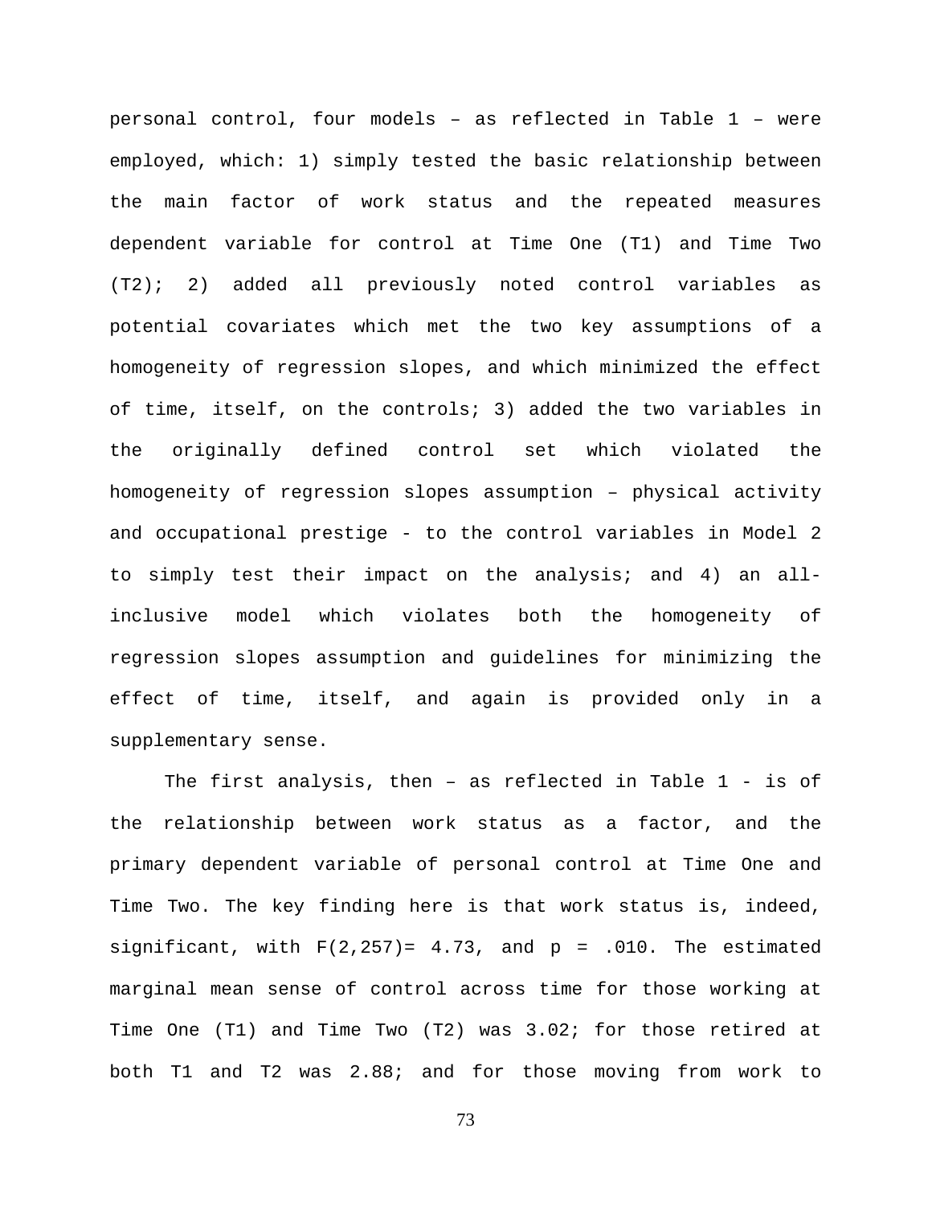personal control, four models – as reflected in Table 1 – were employed, which: 1) simply tested the basic relationship between the main factor of work status and the repeated measures dependent variable for control at Time One (T1) and Time Two (T2); 2) added all previously noted control variables as potential covariates which met the two key assumptions of a homogeneity of regression slopes, and which minimized the effect of time, itself, on the controls; 3) added the two variables in the originally defined control set which violated the homogeneity of regression slopes assumption – physical activity and occupational prestige - to the control variables in Model 2 to simply test their impact on the analysis; and 4) an all-inclusive model which violates both the homogeneity of regression slopes assumption and guidelines for minimizing the effect of time, itself, and again is provided only in a supplementary sense.

The first analysis, then – as reflected in Table 1 - is of the relationship between work status as a factor, and the primary dependent variable of personal control at Time One and Time Two. The key finding here is that work status is, indeed, significant, with $F(2,257) = 4.73$, and $p = .010$. The estimated marginal mean sense of control across time for those working at Time One (T1) and Time Two (T2) was 3.02; for those retired at both T1 and T2 was 2.88; and for those moving from work to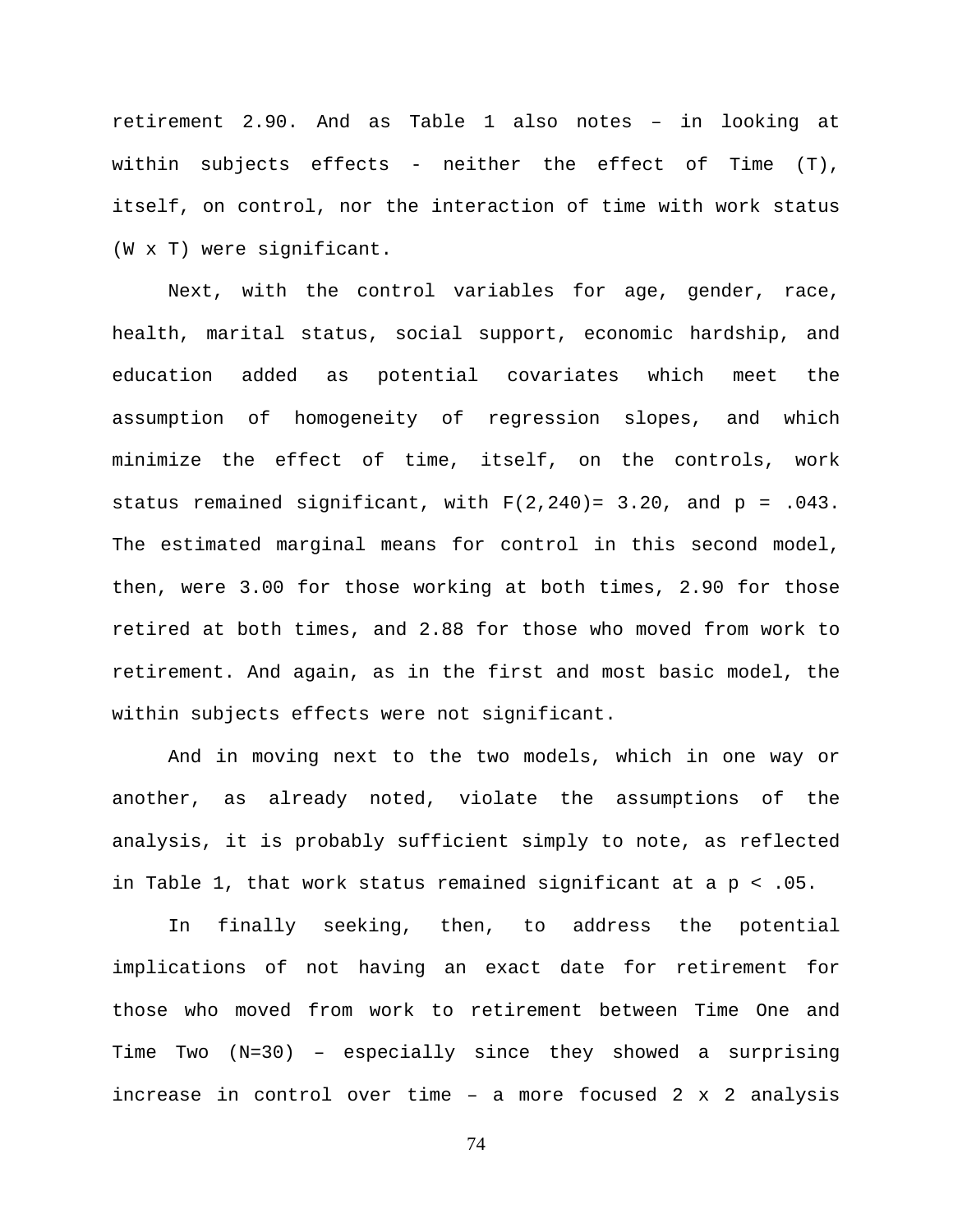retirement 2.90. And as Table 1 also notes – in looking at within subjects effects - neither the effect of Time (T), itself, on control, nor the interaction of time with work status (W x T) were significant.

Next, with the control variables for age, gender, race, health, marital status, social support, economic hardship, and education added as potential covariates which meet the assumption of homogeneity of regression slopes, and which minimize the effect of time, itself, on the controls, work status remained significant, with $F(2,240)= 3.20$, and $p = .043$. The estimated marginal means for control in this second model, then, were 3.00 for those working at both times, 2.90 for those retired at both times, and 2.88 for those who moved from work to retirement. And again, as in the first and most basic model, the within subjects effects were not significant.

And in moving next to the two models, which in one way or another, as already noted, violate the assumptions of the analysis, it is probably sufficient simply to note, as reflected in Table 1, that work status remained significant at a $p < .05$.

In finally seeking, then, to address the potential implications of not having an exact date for retirement for those who moved from work to retirement between Time One and Time Two (N=30) – especially since they showed a surprising increase in control over time – a more focused 2 x 2 analysis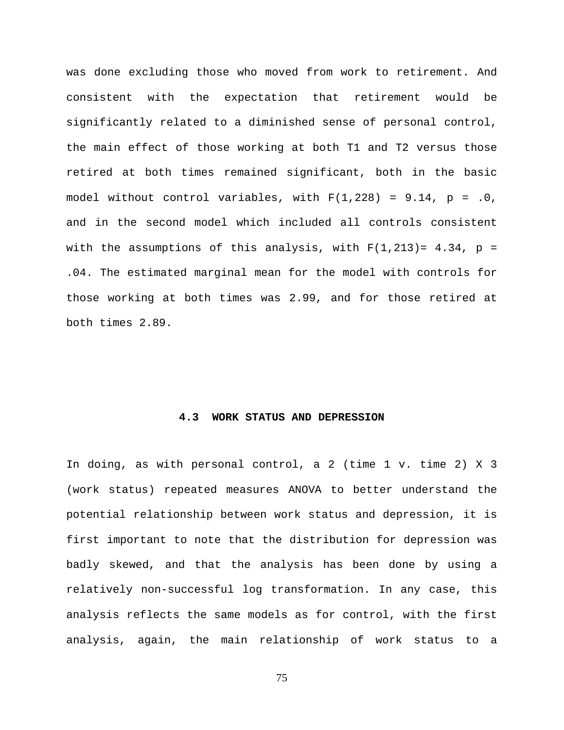was done excluding those who moved from work to retirement. And consistent with the expectation that retirement would be significantly related to a diminished sense of personal control, the main effect of those working at both T1 and T2 versus those retired at both times remained significant, both in the basic model without control variables, with $F(1,228) = 9.14$, $p = .0$, and in the second model which included all controls consistent with the assumptions of this analysis, with $F(1,213)= 4.34$, $p = .04$. The estimated marginal mean for the model with controls for those working at both times was 2.99, and for those retired at both times 2.89.

## 4.3 WORK STATUS AND DEPRESSION

In doing, as with personal control, a 2 (time 1 v. time 2) X 3 (work status) repeated measures ANOVA to better understand the potential relationship between work status and depression, it is first important to note that the distribution for depression was badly skewed, and that the analysis has been done by using a relatively non-successful log transformation. In any case, this analysis reflects the same models as for control, with the first analysis, again, the main relationship of work status to a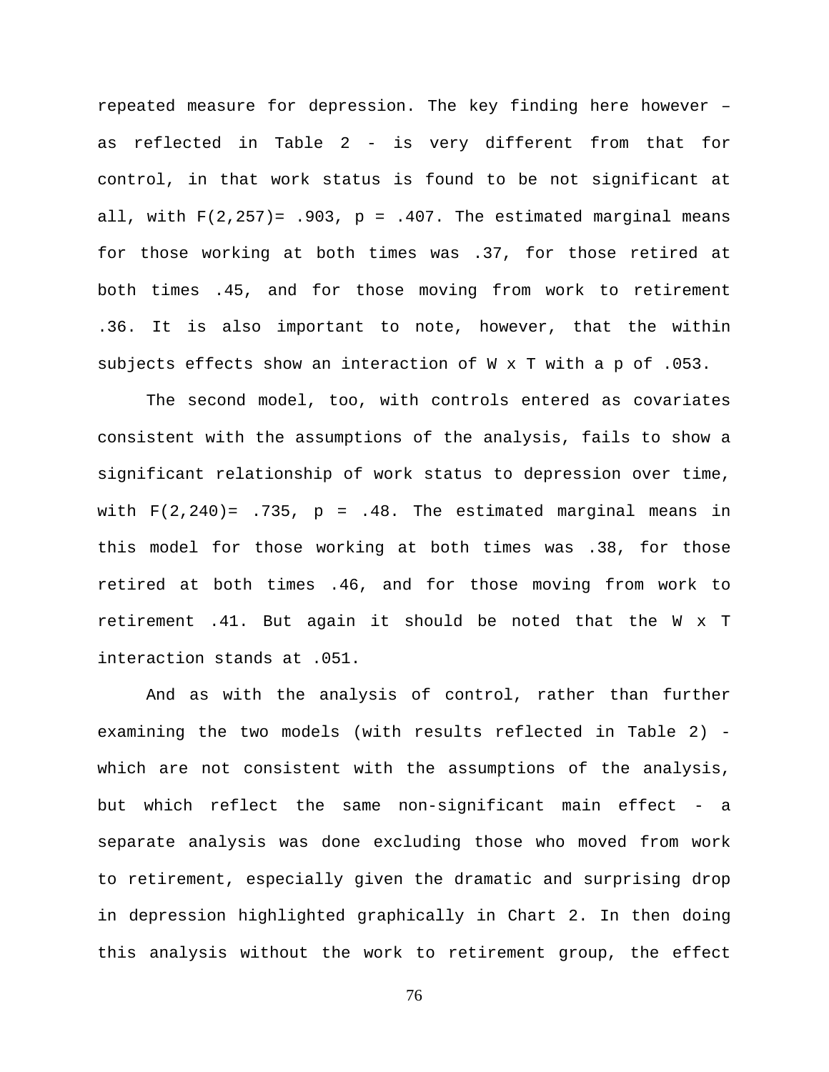repeated measure for depression. The key finding here however – as reflected in Table 2 - is very different from that for control, in that work status is found to be not significant at all, with $F(2,257) = .903$, $p = .407$. The estimated marginal means for those working at both times was .37, for those retired at both times .45, and for those moving from work to retirement .36. It is also important to note, however, that the within subjects effects show an interaction of W x T with a p of .053.

The second model, too, with controls entered as covariates consistent with the assumptions of the analysis, fails to show a significant relationship of work status to depression over time, with $F(2,240) = .735$, $p = .48$. The estimated marginal means in this model for those working at both times was .38, for those retired at both times .46, and for those moving from work to retirement .41. But again it should be noted that the W x T interaction stands at .051.

And as with the analysis of control, rather than further examining the two models (with results reflected in Table 2) - which are not consistent with the assumptions of the analysis, but which reflect the same non-significant main effect - a separate analysis was done excluding those who moved from work to retirement, especially given the dramatic and surprising drop in depression highlighted graphically in Chart 2. In then doing this analysis without the work to retirement group, the effect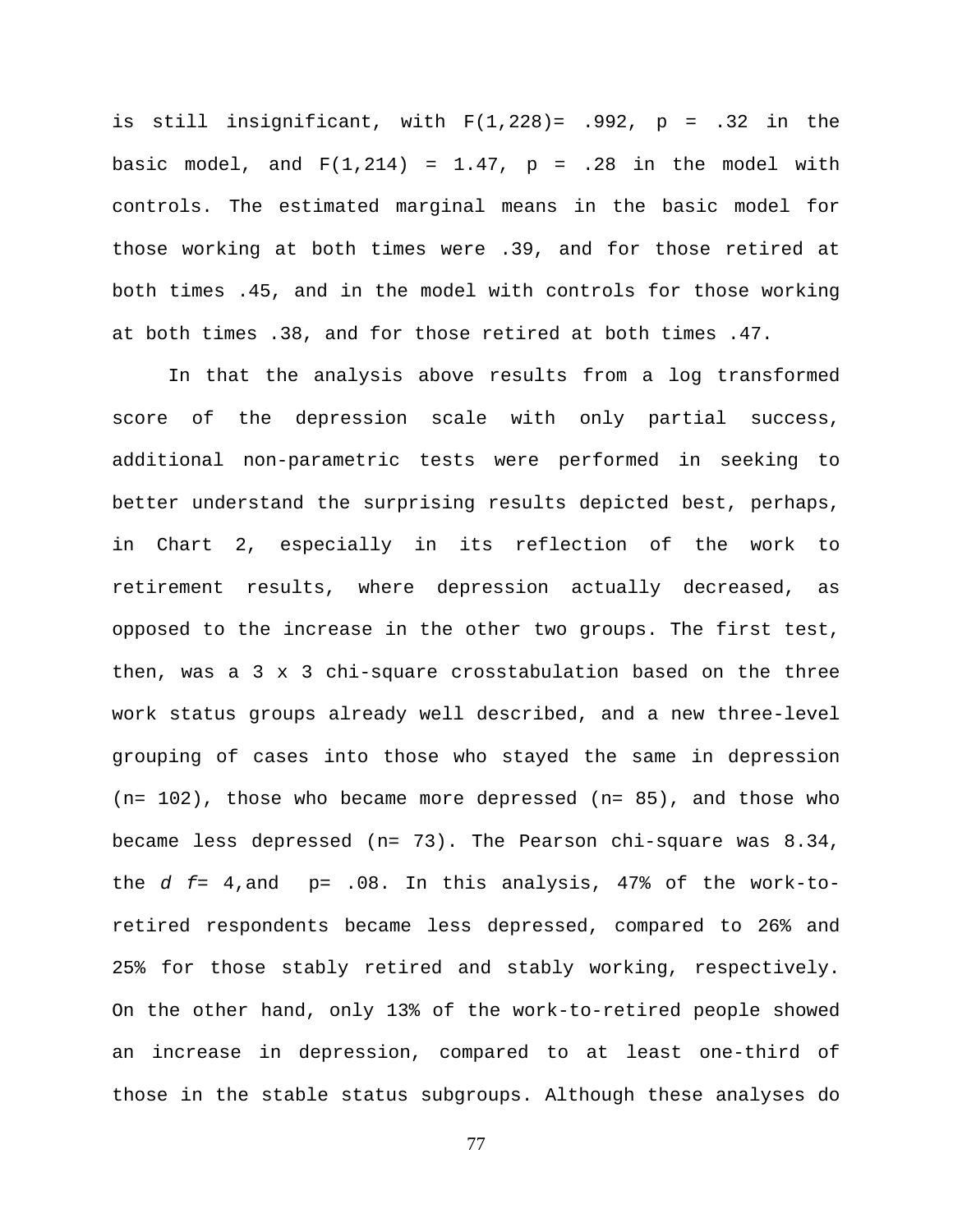is still insignificant, with $F(1,228) = .992$, $p = .32$ in the basic model, and $F(1,214) = 1.47$, $p = .28$ in the model with controls. The estimated marginal means in the basic model for those working at both times were .39, and for those retired at both times .45, and in the model with controls for those working at both times .38, and for those retired at both times .47.

In that the analysis above results from a log transformed score of the depression scale with only partial success, additional non-parametric tests were performed in seeking to better understand the surprising results depicted best, perhaps, in Chart 2, especially in its reflection of the work to retirement results, where depression actually decreased, as opposed to the increase in the other two groups. The first test, then, was a 3 x 3 chi-square crosstabulation based on the three work status groups already well described, and a new three-level grouping of cases into those who stayed the same in depression ($n = 102$), those who became more depressed ($n = 85$), and those who became less depressed ($n = 73$). The Pearson chi-square was 8.34, the $df = 4$, and $p = .08$. In this analysis, 47% of the work-to-retired respondents became less depressed, compared to 26% and 25% for those stably retired and stably working, respectively. On the other hand, only 13% of the work-to-retired people showed an increase in depression, compared to at least one-third of those in the stable status subgroups. Although these analyses do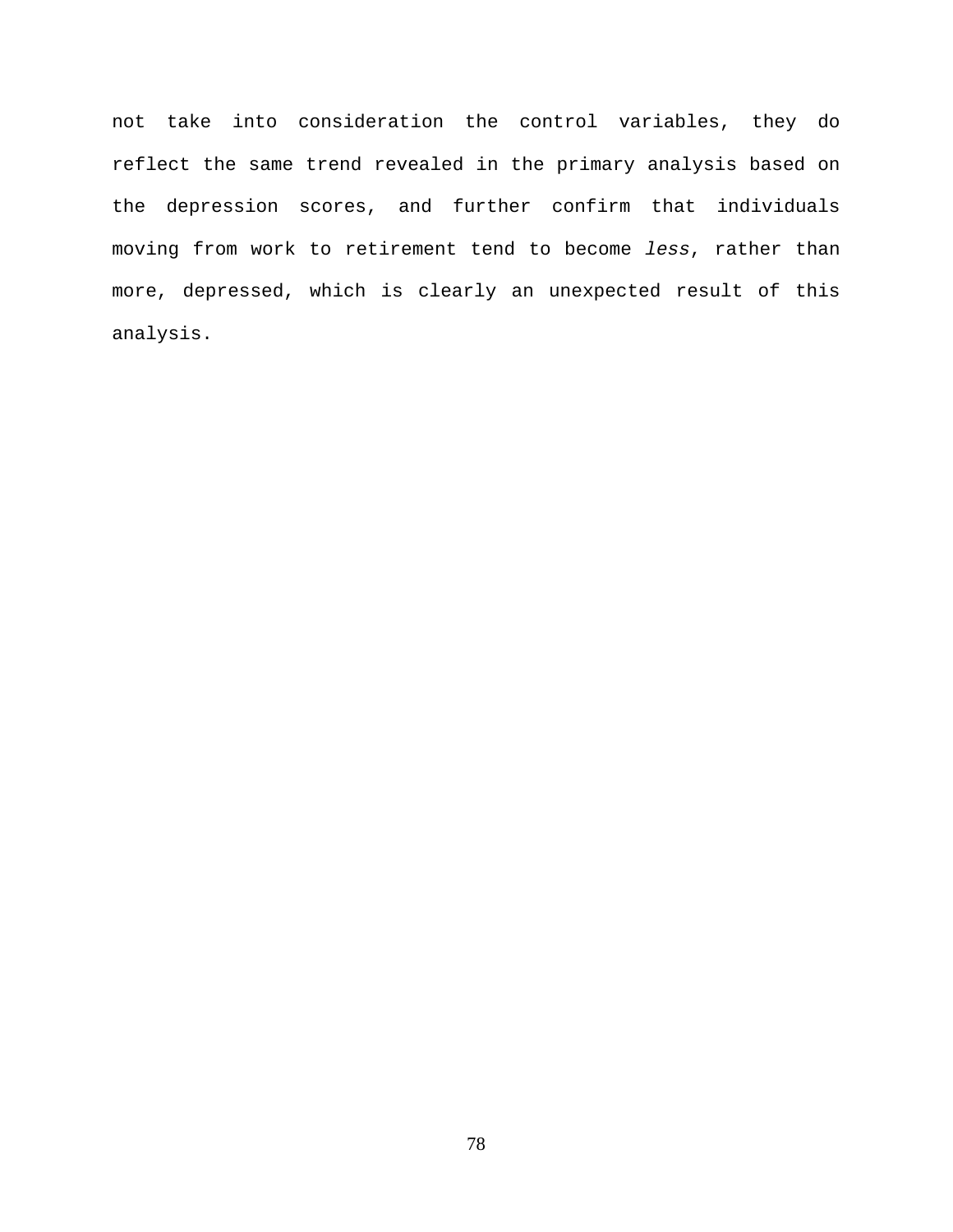not take into consideration the control variables, they do reflect the same trend revealed in the primary analysis based on the depression scores, and further confirm that individuals moving from work to retirement tend to become *less*, rather than more, depressed, which is clearly an unexpected result of this analysis.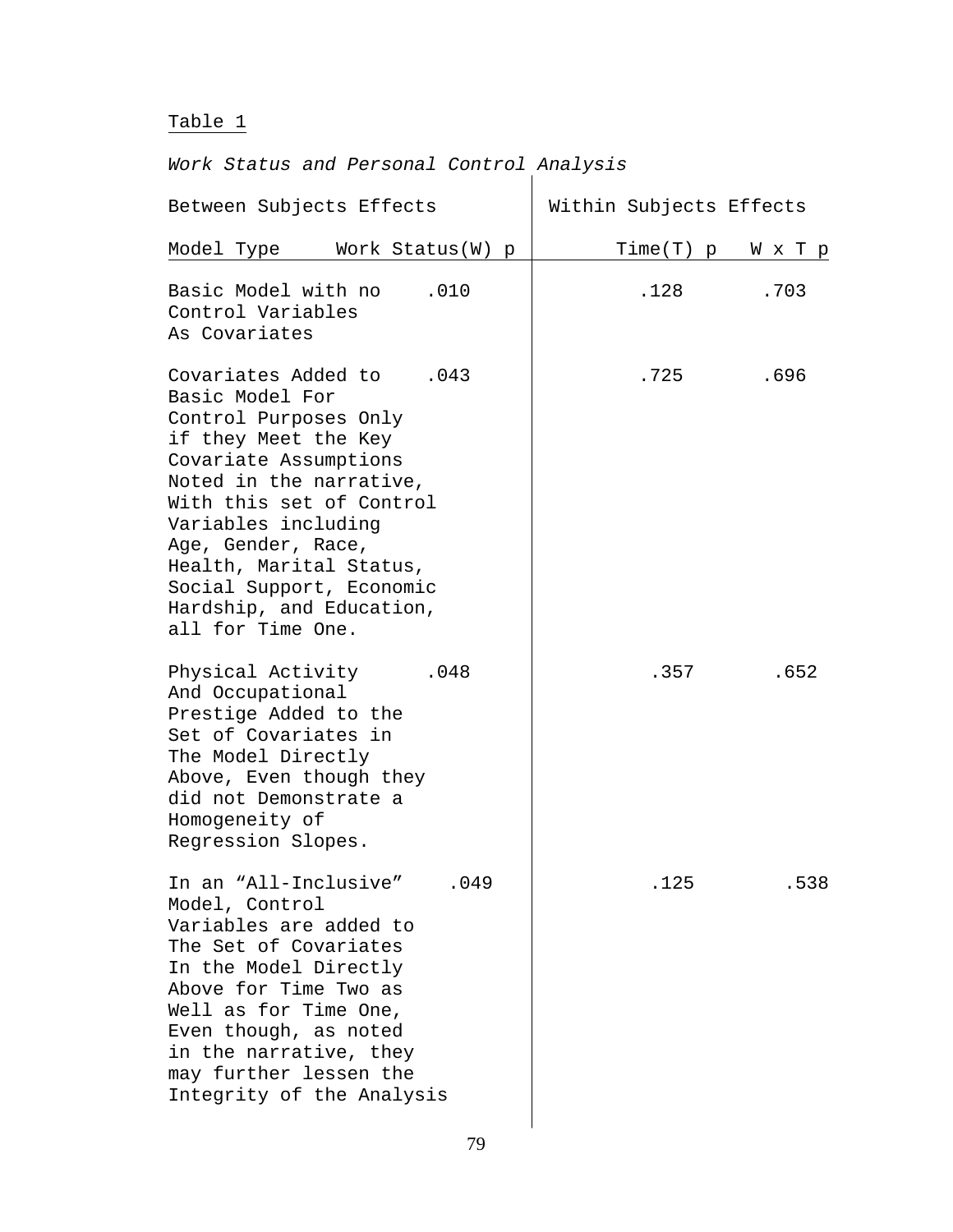Table 1

*Work Status and Personal Control Analysis*

| Between Subjects Effects | | Within Subjects Effects | |
|---|---|---|---|
| Model Type | Work Status(W) p | Time(T) p | W x T p |
| Basic Model with no Control Variables As Covariates | .010 | .128 | .703 |
| Covariates Added to Basic Model For Control Purposes Only if they Meet the Key Covariate Assumptions Noted in the narrative, With this set of Control Variables including Age, Gender, Race, Health, Marital Status, Social Support, Economic Hardship, and Education, all for Time One. | .043 | .725 | .696 |
| Physical Activity And Occupational Prestige Added to the Set of Covariates in The Model Directly Above, Even though they did not Demonstrate a Homogeneity of Regression Slopes. | .048 | .357 | .652 |
| In an “All-Inclusive” Model, Control Variables are added to The Set of Covariates In the Model Directly Above for Time Two as Well as for Time One, Even though, as noted in the narrative, they may further lessen the Integrity of the Analysis | .049 | .125 | .538 |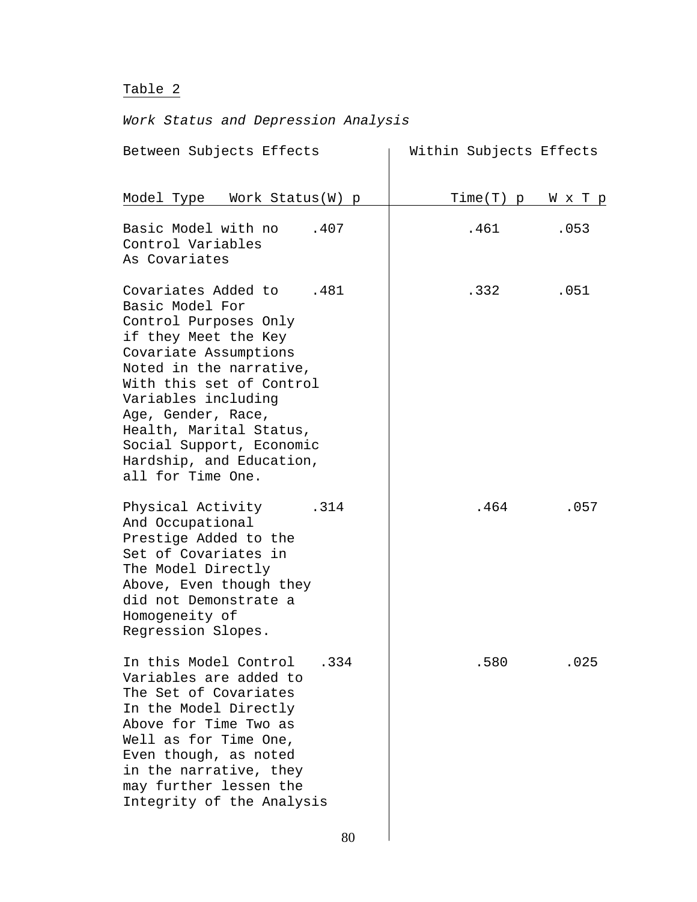Table 2

*Work Status and Depression Analysis*

| Between Subjects Effects | | Within Subjects Effects | |
|---|---|---|---|
| Model Type | Work Status(W) p | Time(T) p | W x T p |
| Basic Model with no Control Variables As Covariates | .407 | .461 | .053 |
| Covariates Added to Basic Model For Control Purposes Only if they Meet the Key Covariate Assumptions Noted in the narrative, With this set of Control Variables including Age, Gender, Race, Health, Marital Status, Social Support, Economic Hardship, and Education, all for Time One. | .481 | .332 | .051 |
| Physical Activity And Occupational Prestige Added to the Set of Covariates in The Model Directly Above, Even though they did not Demonstrate a Homogeneity of Regression Slopes. | .314 | .464 | .057 |
| In this Model Control Variables are added to The Set of Covariates In the Model Directly Above for Time Two as Well as for Time One, Even though, as noted in the narrative, they may further lessen the Integrity of the Analysis | .334 | .580 | .025 |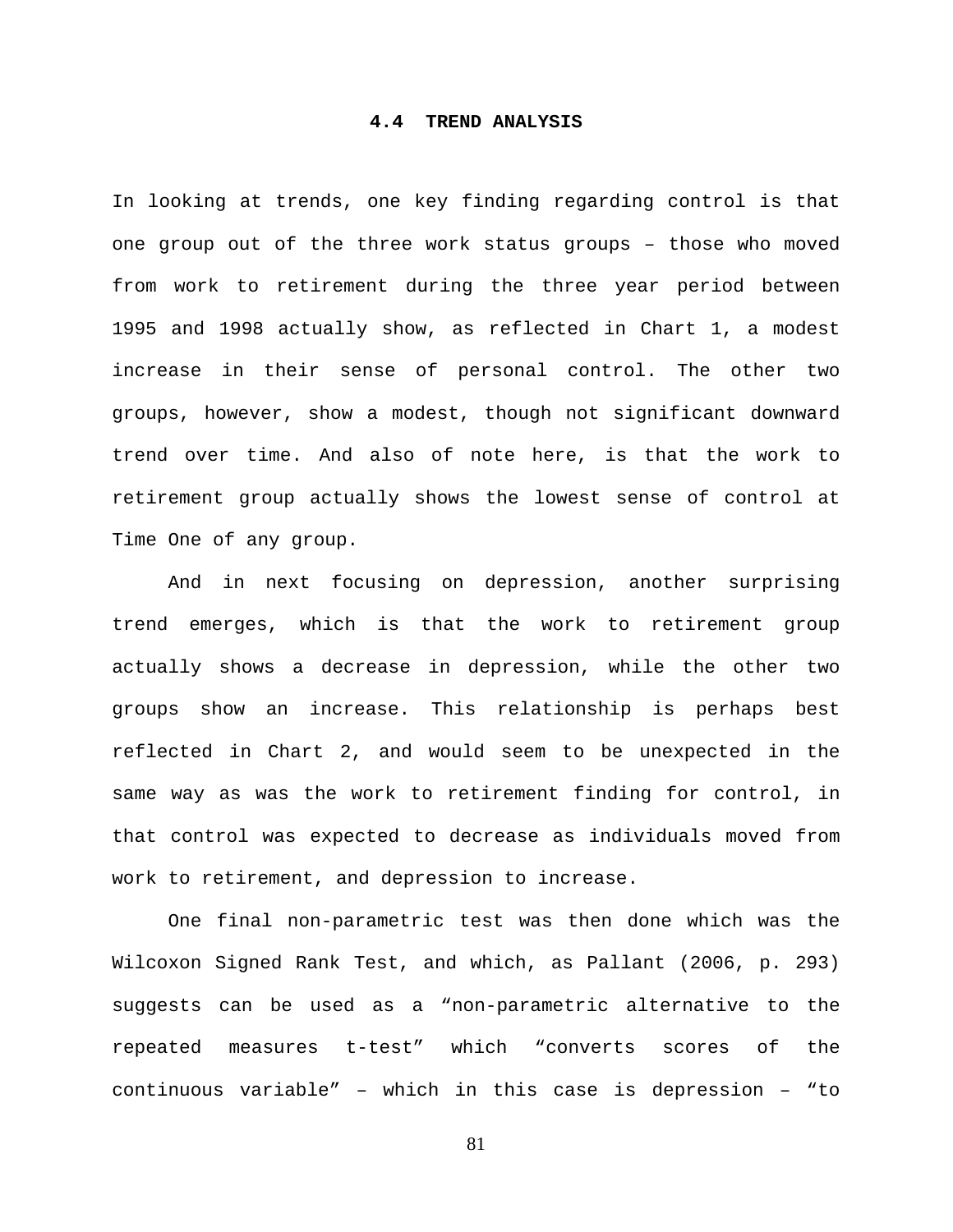## 4.4 TREND ANALYSIS

In looking at trends, one key finding regarding control is that one group out of the three work status groups – those who moved from work to retirement during the three year period between 1995 and 1998 actually show, as reflected in Chart 1, a modest increase in their sense of personal control. The other two groups, however, show a modest, though not significant downward trend over time. And also of note here, is that the work to retirement group actually shows the lowest sense of control at Time One of any group.

And in next focusing on depression, another surprising trend emerges, which is that the work to retirement group actually shows a decrease in depression, while the other two groups show an increase. This relationship is perhaps best reflected in Chart 2, and would seem to be unexpected in the same way as was the work to retirement finding for control, in that control was expected to decrease as individuals moved from work to retirement, and depression to increase.

One final non-parametric test was then done which was the Wilcoxon Signed Rank Test, and which, as Pallant (2006, p. 293) suggests can be used as a "non-parametric alternative to the repeated measures t-test" which "converts scores of the continuous variable" – which in this case is depression – "to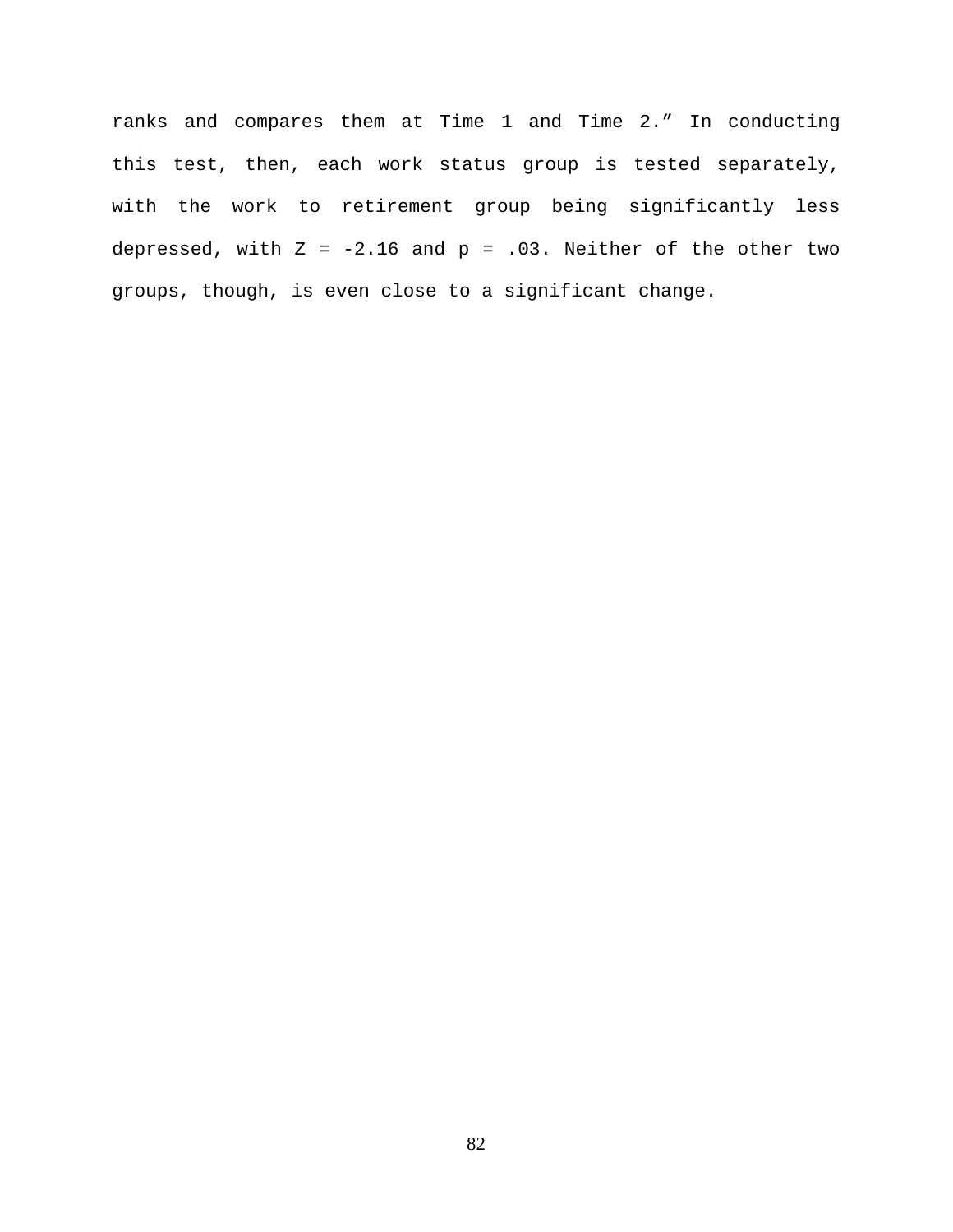ranks and compares them at Time 1 and Time 2.” In conducting this test, then, each work status group is tested separately, with the work to retirement group being significantly less depressed, with $Z = -2.16$ and $p = .03$. Neither of the other two groups, though, is even close to a significant change.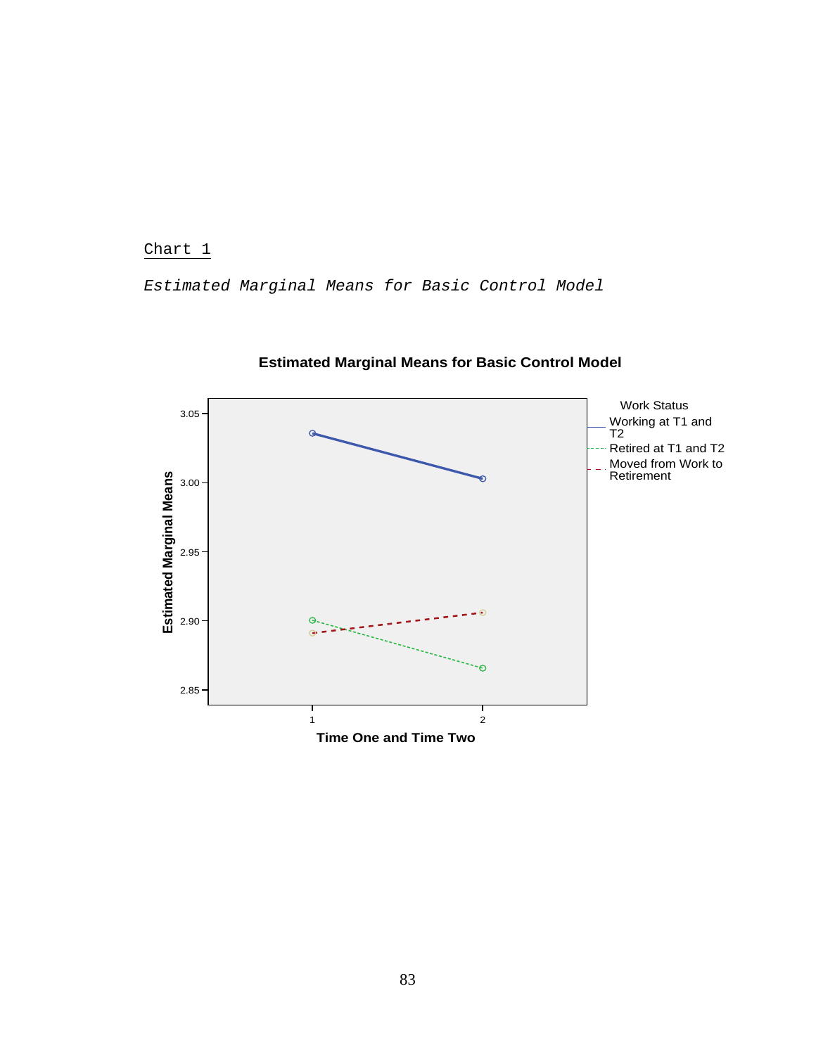Chart 1

*Estimated Marginal Means for Basic Control Model*

**Estimated Marginal Means for Basic Control Model**

Work Status
- Working at T1 and T2
- Retired at T1 and T2
- Moved from Work to Retirement

Estimated Marginal Means: 3.05, 3.00, 2.95, 2.90, 2.85

Time One and Time Two: 1, 2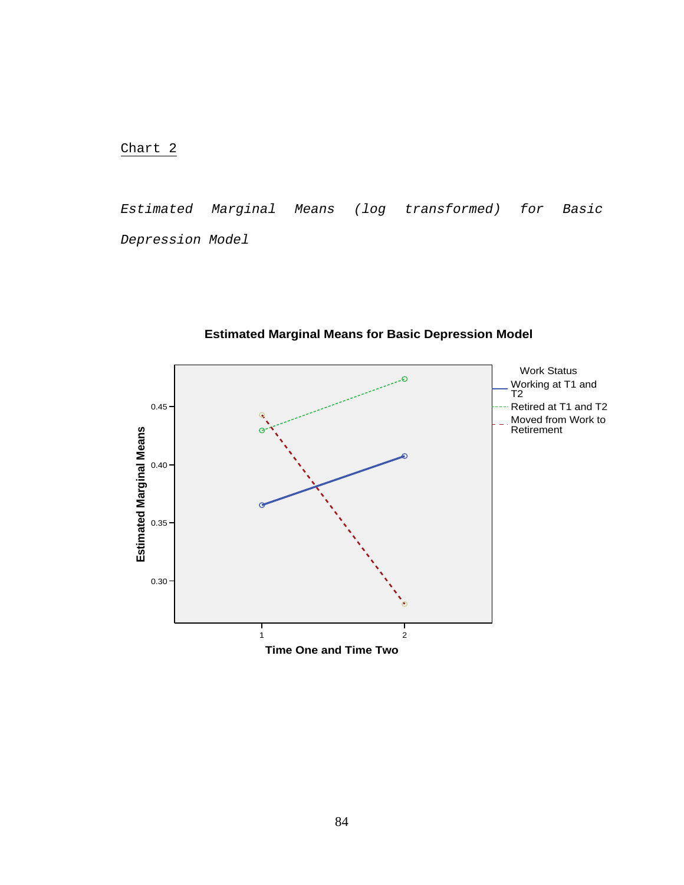Chart 2

*Estimated Marginal Means (log transformed) for Basic Depression Model*

**Estimated Marginal Means for Basic Depression Model**

Work Status
- Working at T1 and T2
- Retired at T1 and T2
- Moved from Work to Retirement

Estimated Marginal Means

0.45
0.40
0.35
0.30

1
2

Time One and Time Two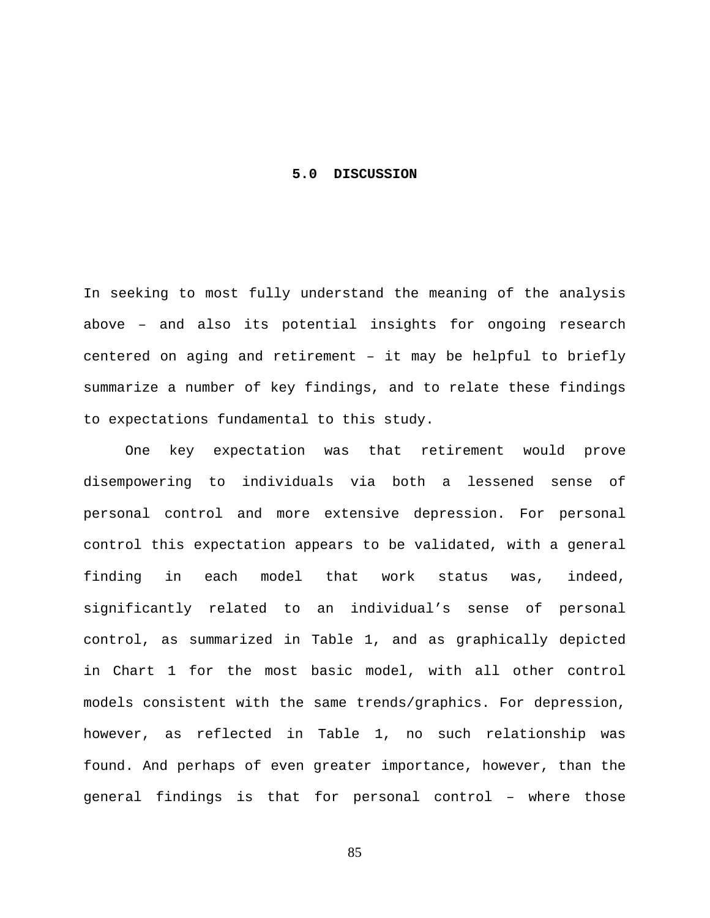# 5.0 DISCUSSION

In seeking to most fully understand the meaning of the analysis above – and also its potential insights for ongoing research centered on aging and retirement – it may be helpful to briefly summarize a number of key findings, and to relate these findings to expectations fundamental to this study.

One key expectation was that retirement would prove disempowering to individuals via both a lessened sense of personal control and more extensive depression. For personal control this expectation appears to be validated, with a general finding in each model that work status was, indeed, significantly related to an individual's sense of personal control, as summarized in Table 1, and as graphically depicted in Chart 1 for the most basic model, with all other control models consistent with the same trends/graphics. For depression, however, as reflected in Table 1, no such relationship was found. And perhaps of even greater importance, however, than the general findings is that for personal control – where those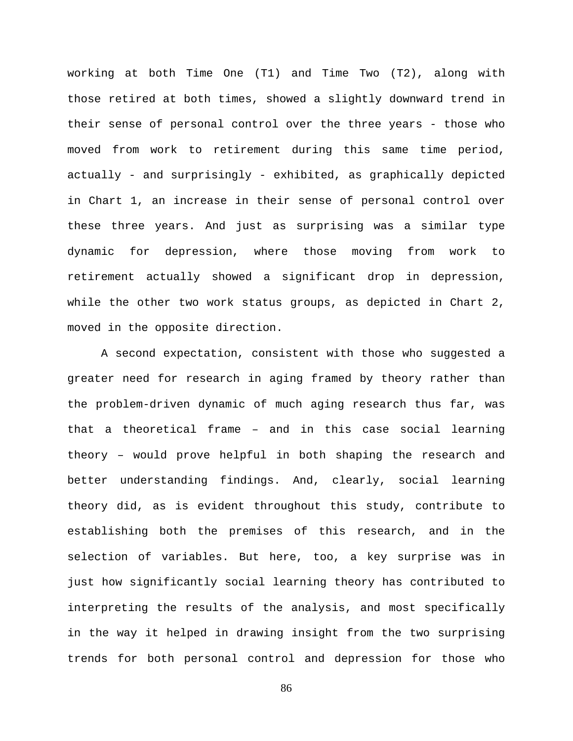working at both Time One (T1) and Time Two (T2), along with those retired at both times, showed a slightly downward trend in their sense of personal control over the three years - those who moved from work to retirement during this same time period, actually - and surprisingly - exhibited, as graphically depicted in Chart 1, an increase in their sense of personal control over these three years. And just as surprising was a similar type dynamic for depression, where those moving from work to retirement actually showed a significant drop in depression, while the other two work status groups, as depicted in Chart 2, moved in the opposite direction.

A second expectation, consistent with those who suggested a greater need for research in aging framed by theory rather than the problem-driven dynamic of much aging research thus far, was that a theoretical frame – and in this case social learning theory – would prove helpful in both shaping the research and better understanding findings. And, clearly, social learning theory did, as is evident throughout this study, contribute to establishing both the premises of this research, and in the selection of variables. But here, too, a key surprise was in just how significantly social learning theory has contributed to interpreting the results of the analysis, and most specifically in the way it helped in drawing insight from the two surprising trends for both personal control and depression for those who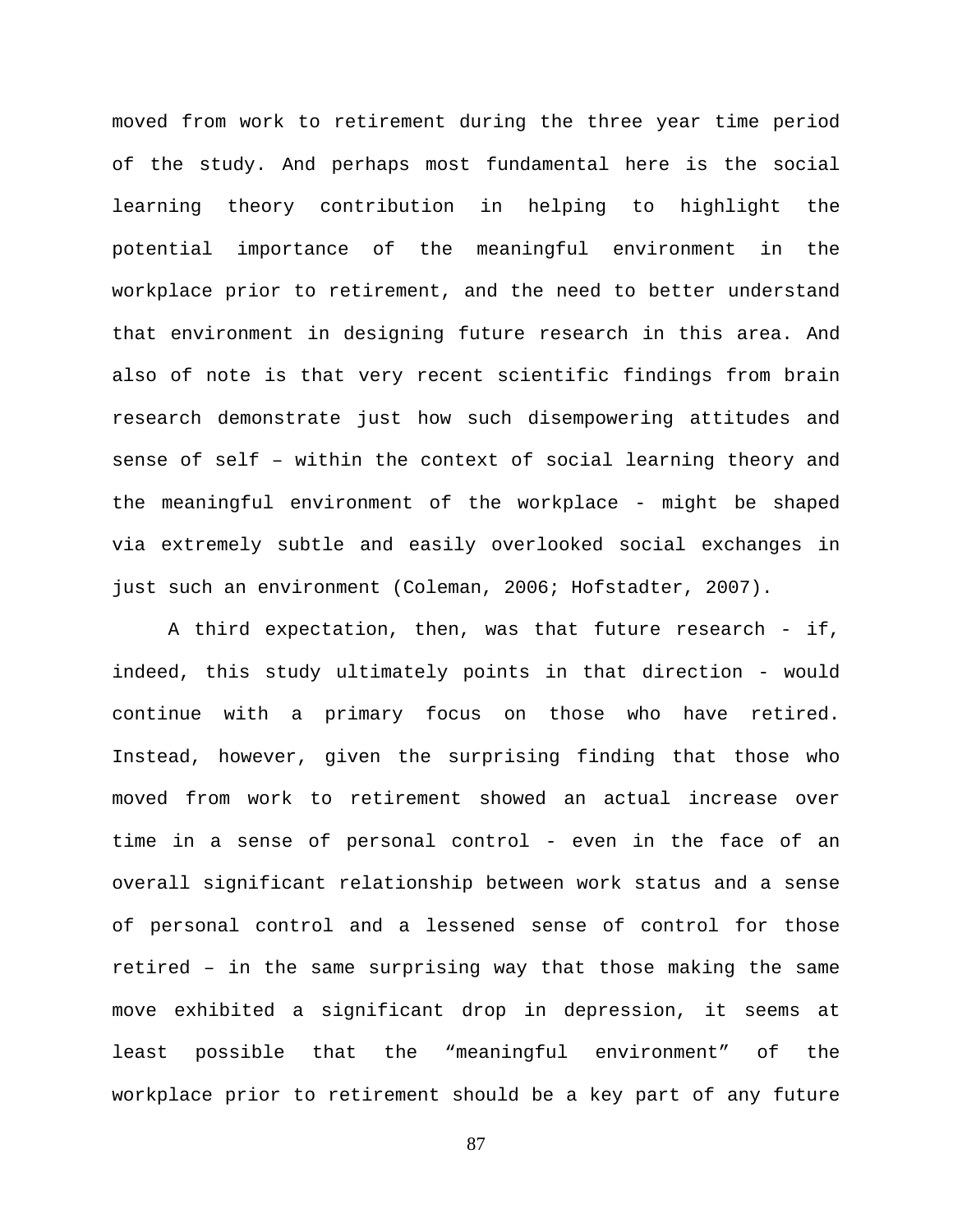moved from work to retirement during the three year time period of the study. And perhaps most fundamental here is the social learning theory contribution in helping to highlight the potential importance of the meaningful environment in the workplace prior to retirement, and the need to better understand that environment in designing future research in this area. And also of note is that very recent scientific findings from brain research demonstrate just how such disempowering attitudes and sense of self – within the context of social learning theory and the meaningful environment of the workplace - might be shaped via extremely subtle and easily overlooked social exchanges in just such an environment (Coleman, 2006; Hofstadter, 2007).

A third expectation, then, was that future research - if, indeed, this study ultimately points in that direction - would continue with a primary focus on those who have retired. Instead, however, given the surprising finding that those who moved from work to retirement showed an actual increase over time in a sense of personal control - even in the face of an overall significant relationship between work status and a sense of personal control and a lessened sense of control for those retired – in the same surprising way that those making the same move exhibited a significant drop in depression, it seems at least possible that the “meaningful environment” of the workplace prior to retirement should be a key part of any future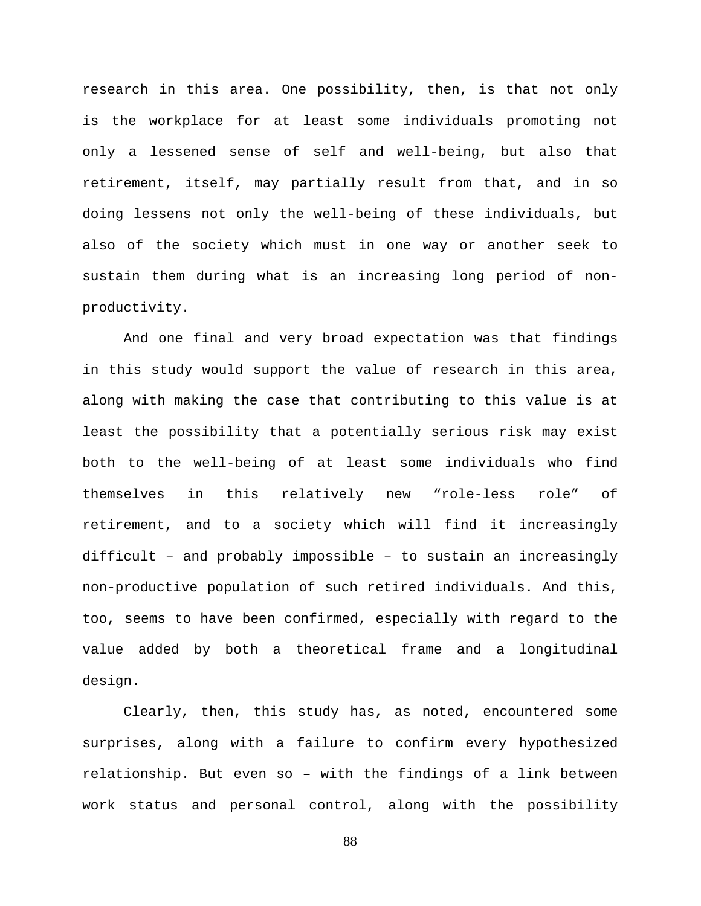research in this area. One possibility, then, is that not only is the workplace for at least some individuals promoting not only a lessened sense of self and well-being, but also that retirement, itself, may partially result from that, and in so doing lessens not only the well-being of these individuals, but also of the society which must in one way or another seek to sustain them during what is an increasing long period of non-productivity.

And one final and very broad expectation was that findings in this study would support the value of research in this area, along with making the case that contributing to this value is at least the possibility that a potentially serious risk may exist both to the well-being of at least some individuals who find themselves in this relatively new “role-less role” of retirement, and to a society which will find it increasingly difficult – and probably impossible – to sustain an increasingly non-productive population of such retired individuals. And this, too, seems to have been confirmed, especially with regard to the value added by both a theoretical frame and a longitudinal design.

Clearly, then, this study has, as noted, encountered some surprises, along with a failure to confirm every hypothesized relationship. But even so – with the findings of a link between work status and personal control, along with the possibility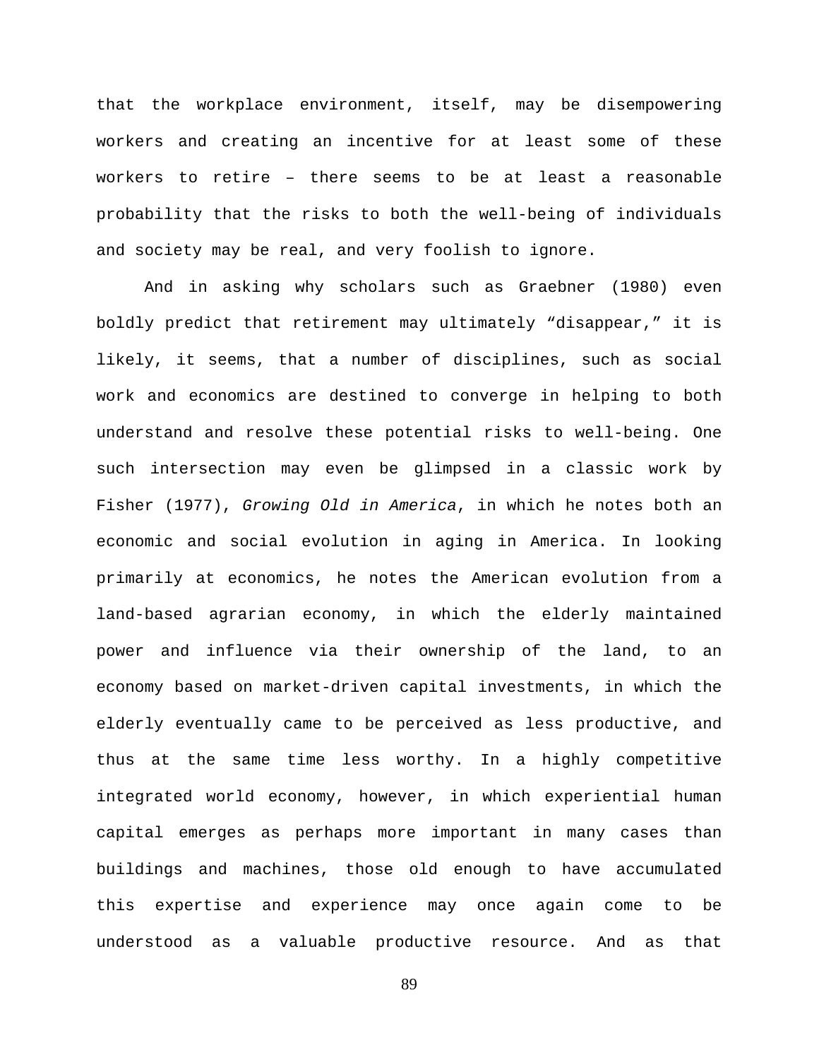that the workplace environment, itself, may be disempowering workers and creating an incentive for at least some of these workers to retire – there seems to be at least a reasonable probability that the risks to both the well-being of individuals and society may be real, and very foolish to ignore.

And in asking why scholars such as Graebner (1980) even boldly predict that retirement may ultimately “disappear,” it is likely, it seems, that a number of disciplines, such as social work and economics are destined to converge in helping to both understand and resolve these potential risks to well-being. One such intersection may even be glimpsed in a classic work by Fisher (1977), *Growing Old in America*, in which he notes both an economic and social evolution in aging in America. In looking primarily at economics, he notes the American evolution from a land-based agrarian economy, in which the elderly maintained power and influence via their ownership of the land, to an economy based on market-driven capital investments, in which the elderly eventually came to be perceived as less productive, and thus at the same time less worthy. In a highly competitive integrated world economy, however, in which experiential human capital emerges as perhaps more important in many cases than buildings and machines, those old enough to have accumulated this expertise and experience may once again come to be understood as a valuable productive resource. And as that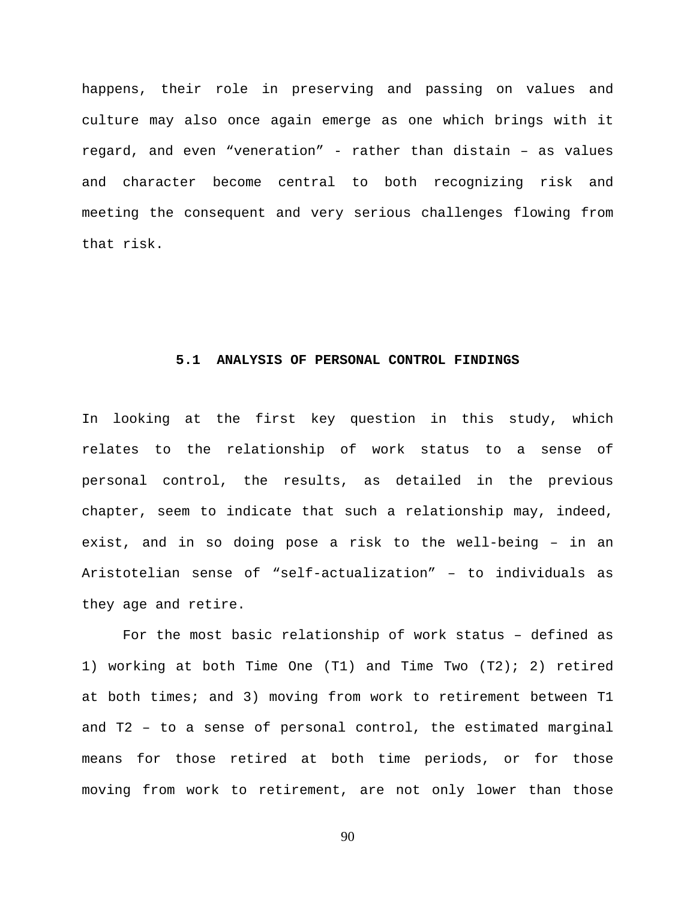happens, their role in preserving and passing on values and culture may also once again emerge as one which brings with it regard, and even “veneration” - rather than distain – as values and character become central to both recognizing risk and meeting the consequent and very serious challenges flowing from that risk.

## 5.1 ANALYSIS OF PERSONAL CONTROL FINDINGS

In looking at the first key question in this study, which relates to the relationship of work status to a sense of personal control, the results, as detailed in the previous chapter, seem to indicate that such a relationship may, indeed, exist, and in so doing pose a risk to the well-being – in an Aristotelian sense of “self-actualization” – to individuals as they age and retire.

For the most basic relationship of work status – defined as 1) working at both Time One (T1) and Time Two (T2); 2) retired at both times; and 3) moving from work to retirement between T1 and T2 – to a sense of personal control, the estimated marginal means for those retired at both time periods, or for those moving from work to retirement, are not only lower than those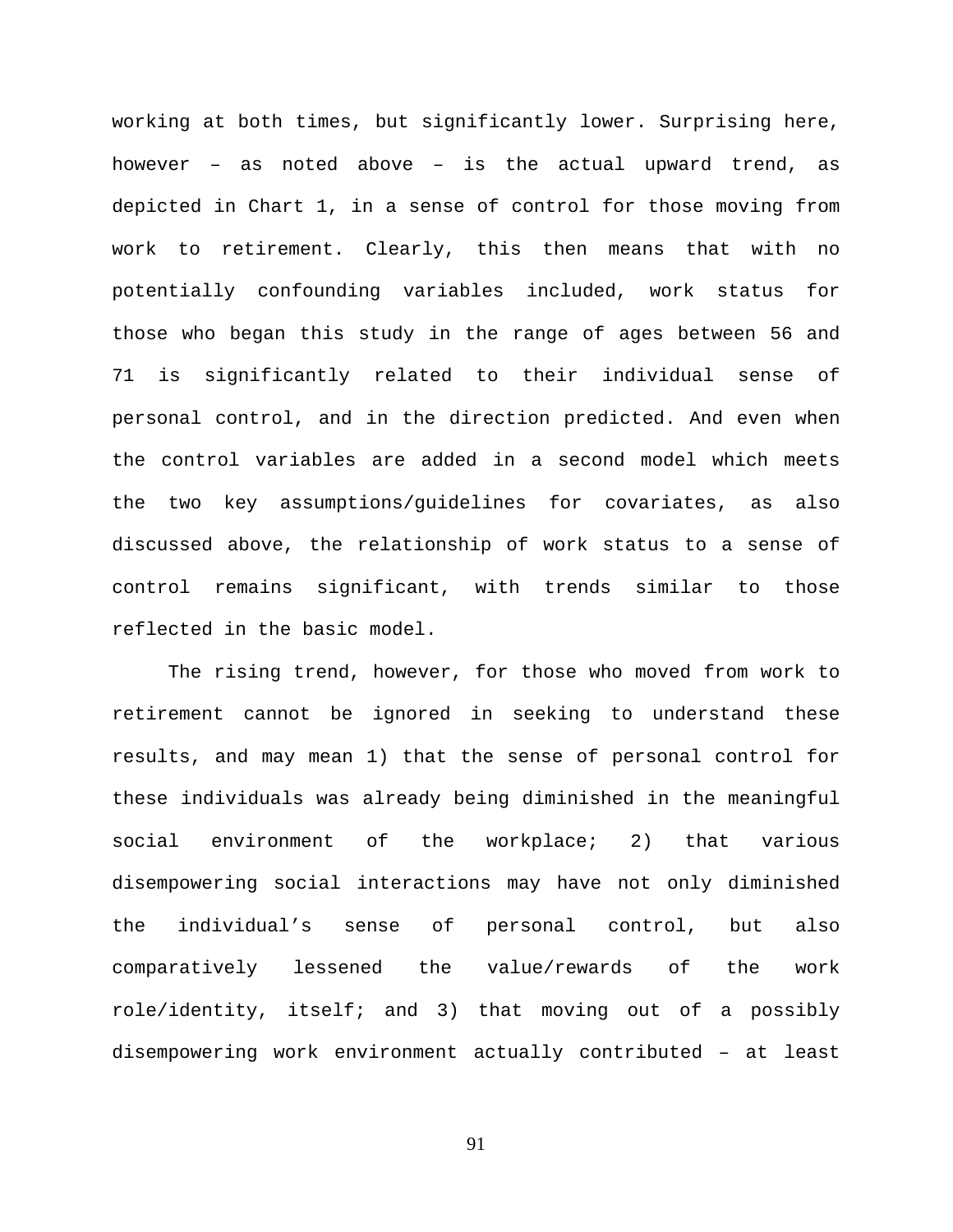working at both times, but significantly lower. Surprising here, however – as noted above – is the actual upward trend, as depicted in Chart 1, in a sense of control for those moving from work to retirement. Clearly, this then means that with no potentially confounding variables included, work status for those who began this study in the range of ages between 56 and 71 is significantly related to their individual sense of personal control, and in the direction predicted. And even when the control variables are added in a second model which meets the two key assumptions/guidelines for covariates, as also discussed above, the relationship of work status to a sense of control remains significant, with trends similar to those reflected in the basic model.

The rising trend, however, for those who moved from work to retirement cannot be ignored in seeking to understand these results, and may mean 1) that the sense of personal control for these individuals was already being diminished in the meaningful social environment of the workplace; 2) that various disempowering social interactions may have not only diminished the individual's sense of personal control, but also comparatively lessened the value/rewards of the work role/identity, itself; and 3) that moving out of a possibly disempowering work environment actually contributed – at least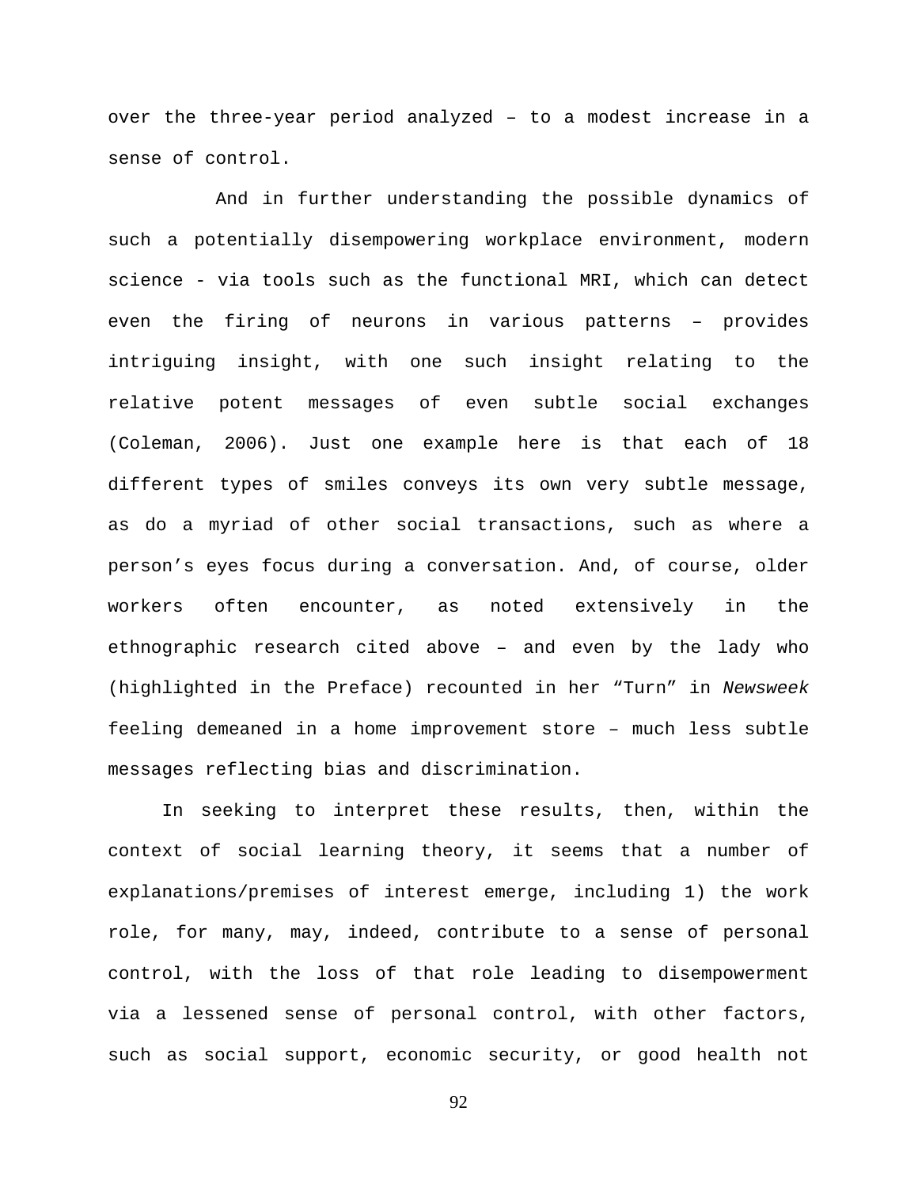over the three-year period analyzed – to a modest increase in a sense of control.

And in further understanding the possible dynamics of such a potentially disempowering workplace environment, modern science - via tools such as the functional MRI, which can detect even the firing of neurons in various patterns – provides intriguing insight, with one such insight relating to the relative potent messages of even subtle social exchanges (Coleman, 2006). Just one example here is that each of 18 different types of smiles conveys its own very subtle message, as do a myriad of other social transactions, such as where a person's eyes focus during a conversation. And, of course, older workers often encounter, as noted extensively in the ethnographic research cited above – and even by the lady who (highlighted in the Preface) recounted in her "Turn" in *Newsweek* feeling demeaned in a home improvement store – much less subtle messages reflecting bias and discrimination.

In seeking to interpret these results, then, within the context of social learning theory, it seems that a number of explanations/premises of interest emerge, including 1) the work role, for many, may, indeed, contribute to a sense of personal control, with the loss of that role leading to disempowerment via a lessened sense of personal control, with other factors, such as social support, economic security, or good health not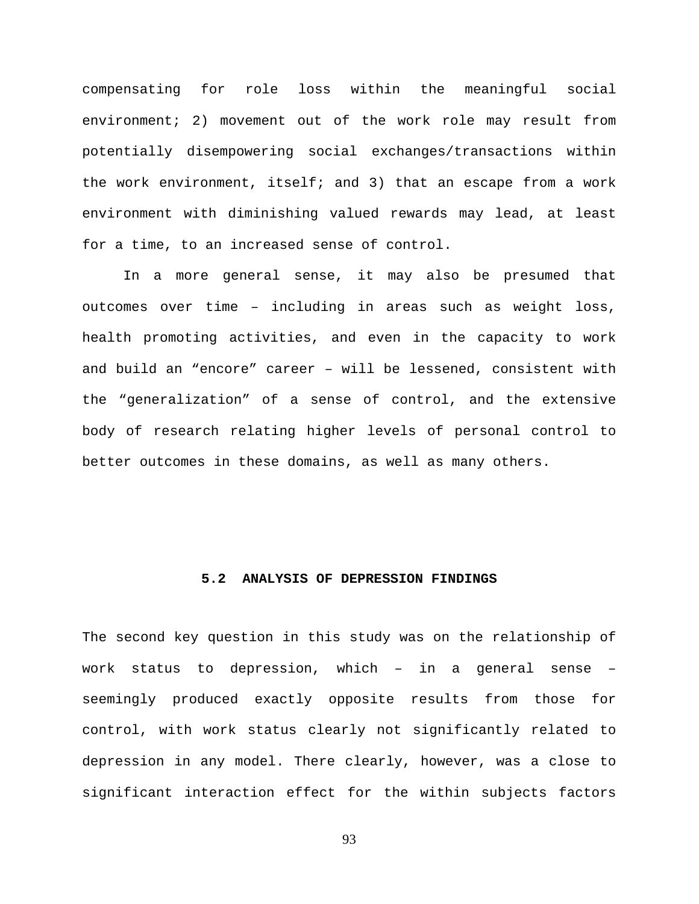compensating for role loss within the meaningful social environment; 2) movement out of the work role may result from potentially disempowering social exchanges/transactions within the work environment, itself; and 3) that an escape from a work environment with diminishing valued rewards may lead, at least for a time, to an increased sense of control.

In a more general sense, it may also be presumed that outcomes over time – including in areas such as weight loss, health promoting activities, and even in the capacity to work and build an "encore" career – will be lessened, consistent with the "generalization" of a sense of control, and the extensive body of research relating higher levels of personal control to better outcomes in these domains, as well as many others.

## 5.2 ANALYSIS OF DEPRESSION FINDINGS

The second key question in this study was on the relationship of work status to depression, which – in a general sense – seemingly produced exactly opposite results from those for control, with work status clearly not significantly related to depression in any model. There clearly, however, was a close to significant interaction effect for the within subjects factors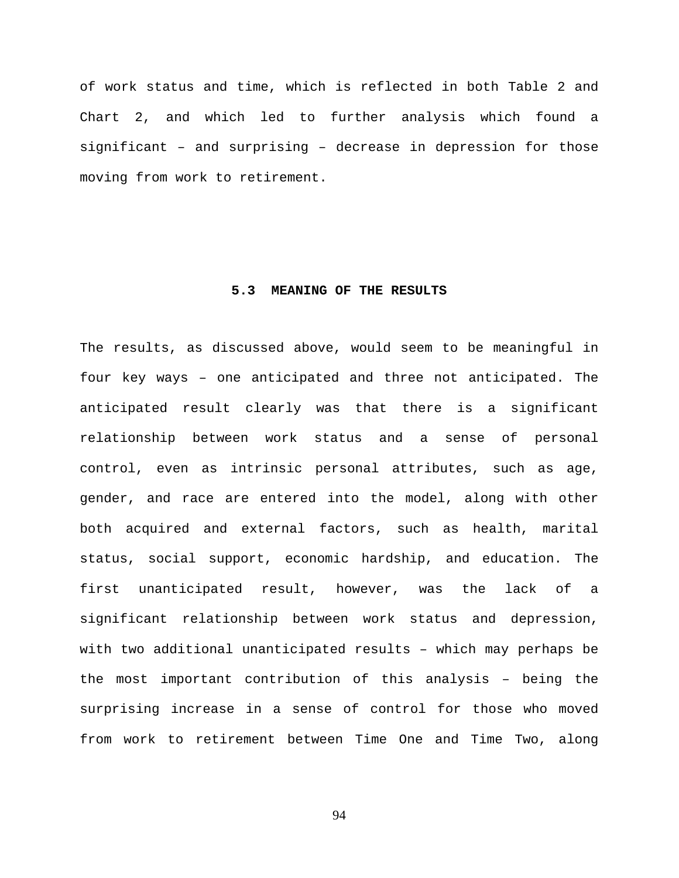of work status and time, which is reflected in both Table 2 and Chart 2, and which led to further analysis which found a significant – and surprising – decrease in depression for those moving from work to retirement.

### 5.3 MEANING OF THE RESULTS

The results, as discussed above, would seem to be meaningful in four key ways – one anticipated and three not anticipated. The anticipated result clearly was that there is a significant relationship between work status and a sense of personal control, even as intrinsic personal attributes, such as age, gender, and race are entered into the model, along with other both acquired and external factors, such as health, marital status, social support, economic hardship, and education. The first unanticipated result, however, was the lack of a significant relationship between work status and depression, with two additional unanticipated results – which may perhaps be the most important contribution of this analysis – being the surprising increase in a sense of control for those who moved from work to retirement between Time One and Time Two, along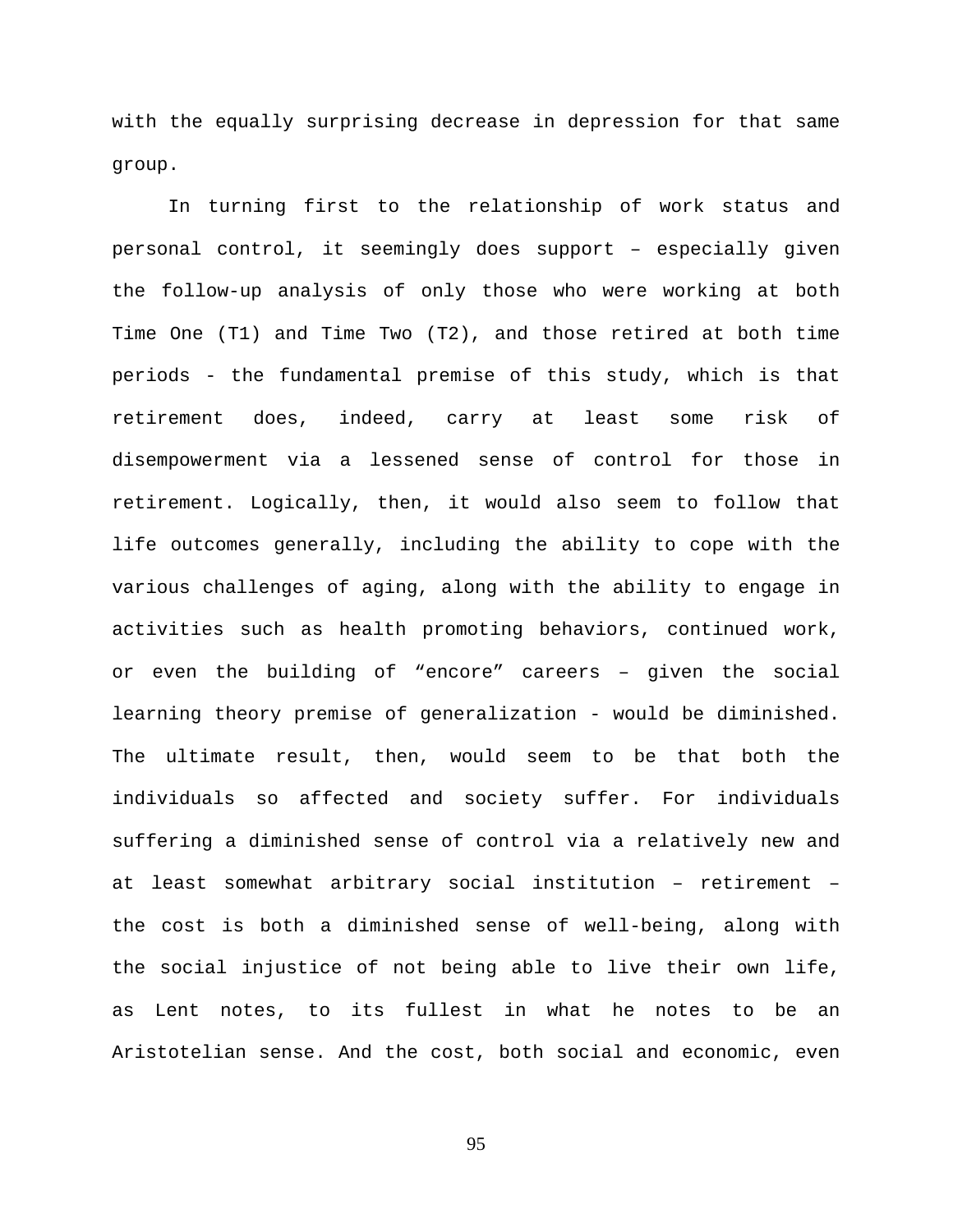with the equally surprising decrease in depression for that same group.

In turning first to the relationship of work status and personal control, it seemingly does support – especially given the follow-up analysis of only those who were working at both Time One (T1) and Time Two (T2), and those retired at both time periods - the fundamental premise of this study, which is that retirement does, indeed, carry at least some risk of disempowerment via a lessened sense of control for those in retirement. Logically, then, it would also seem to follow that life outcomes generally, including the ability to cope with the various challenges of aging, along with the ability to engage in activities such as health promoting behaviors, continued work, or even the building of "encore" careers – given the social learning theory premise of generalization - would be diminished. The ultimate result, then, would seem to be that both the individuals so affected and society suffer. For individuals suffering a diminished sense of control via a relatively new and at least somewhat arbitrary social institution – retirement – the cost is both a diminished sense of well-being, along with the social injustice of not being able to live their own life, as Lent notes, to its fullest in what he notes to be an Aristotelian sense. And the cost, both social and economic, even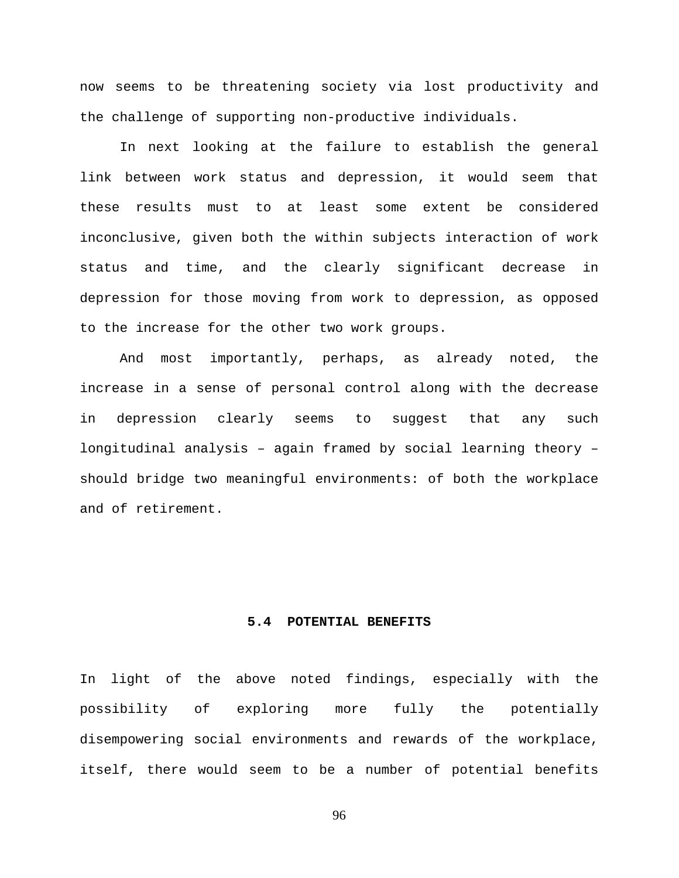now seems to be threatening society via lost productivity and the challenge of supporting non-productive individuals.

In next looking at the failure to establish the general link between work status and depression, it would seem that these results must to at least some extent be considered inconclusive, given both the within subjects interaction of work status and time, and the clearly significant decrease in depression for those moving from work to depression, as opposed to the increase for the other two work groups.

And most importantly, perhaps, as already noted, the increase in a sense of personal control along with the decrease in depression clearly seems to suggest that any such longitudinal analysis – again framed by social learning theory – should bridge two meaningful environments: of both the workplace and of retirement.

## 5.4 POTENTIAL BENEFITS

In light of the above noted findings, especially with the possibility of exploring more fully the potentially disempowering social environments and rewards of the workplace, itself, there would seem to be a number of potential benefits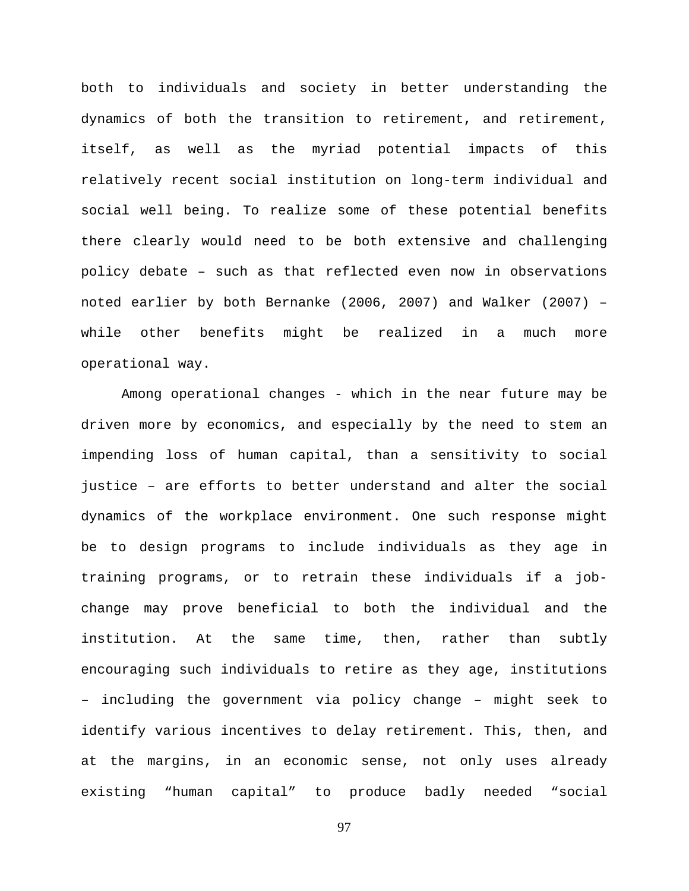both to individuals and society in better understanding the dynamics of both the transition to retirement, and retirement, itself, as well as the myriad potential impacts of this relatively recent social institution on long-term individual and social well being. To realize some of these potential benefits there clearly would need to be both extensive and challenging policy debate – such as that reflected even now in observations noted earlier by both Bernanke (2006, 2007) and Walker (2007) – while other benefits might be realized in a much more operational way.

Among operational changes - which in the near future may be driven more by economics, and especially by the need to stem an impending loss of human capital, than a sensitivity to social justice – are efforts to better understand and alter the social dynamics of the workplace environment. One such response might be to design programs to include individuals as they age in training programs, or to retrain these individuals if a job-change may prove beneficial to both the individual and the institution. At the same time, then, rather than subtly encouraging such individuals to retire as they age, institutions – including the government via policy change – might seek to identify various incentives to delay retirement. This, then, and at the margins, in an economic sense, not only uses already existing "human capital" to produce badly needed "social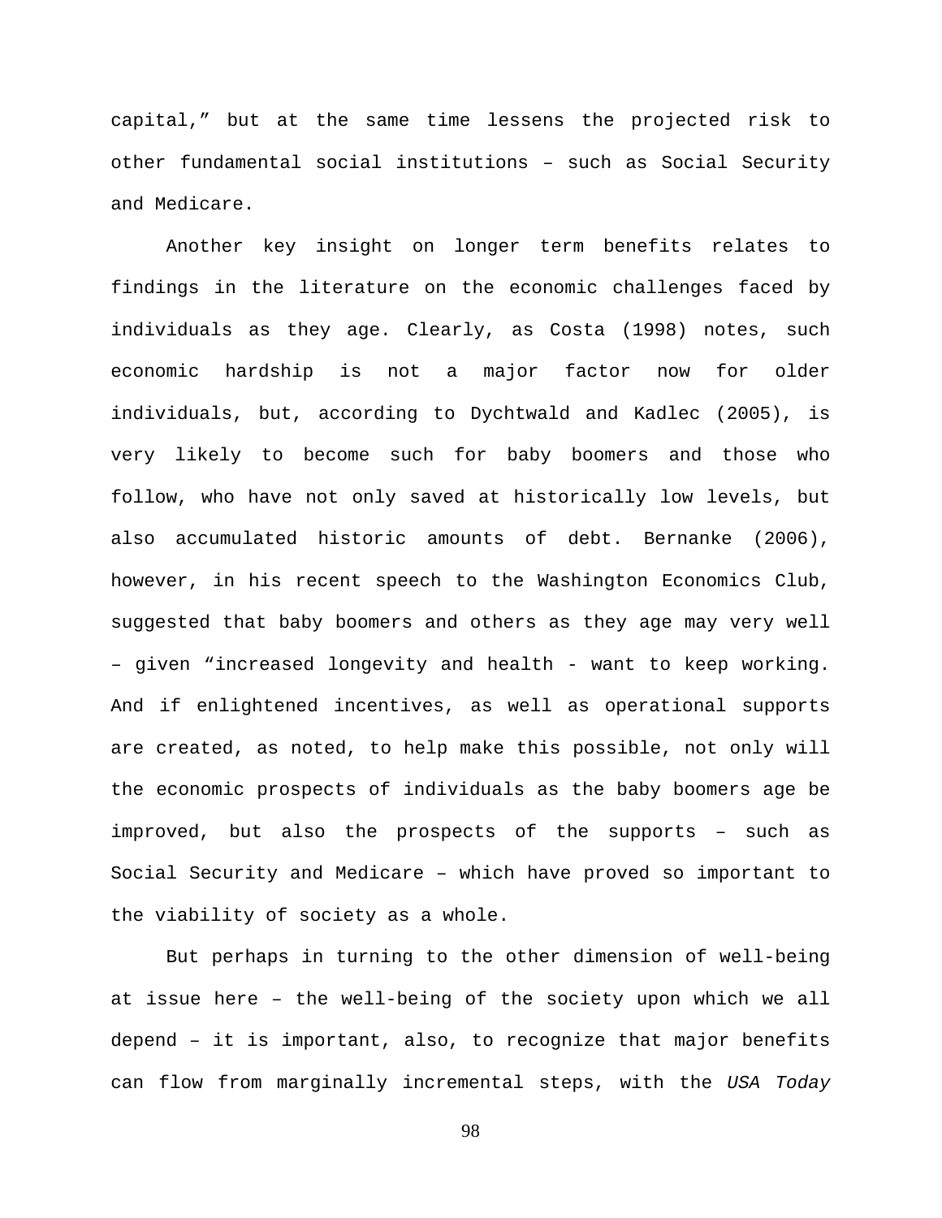capital," but at the same time lessens the projected risk to other fundamental social institutions – such as Social Security and Medicare.

Another key insight on longer term benefits relates to findings in the literature on the economic challenges faced by individuals as they age. Clearly, as Costa (1998) notes, such economic hardship is not a major factor now for older individuals, but, according to Dychtwald and Kadlec (2005), is very likely to become such for baby boomers and those who follow, who have not only saved at historically low levels, but also accumulated historic amounts of debt. Bernanke (2006), however, in his recent speech to the Washington Economics Club, suggested that baby boomers and others as they age may very well – given "increased longevity and health - want to keep working. And if enlightened incentives, as well as operational supports are created, as noted, to help make this possible, not only will the economic prospects of individuals as the baby boomers age be improved, but also the prospects of the supports – such as Social Security and Medicare – which have proved so important to the viability of society as a whole.

But perhaps in turning to the other dimension of well-being at issue here – the well-being of the society upon which we all depend – it is important, also, to recognize that major benefits can flow from marginally incremental steps, with the *USA Today*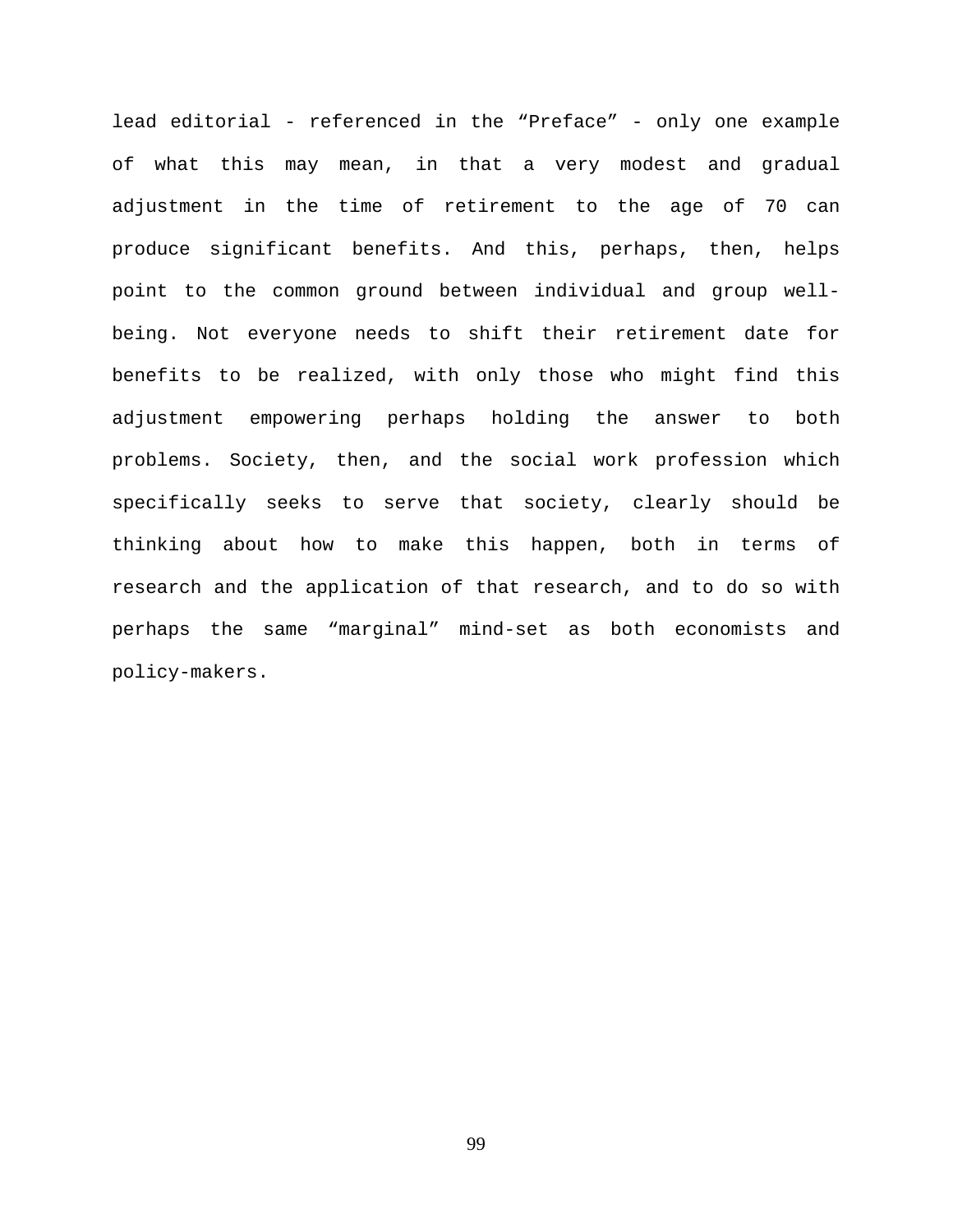lead editorial - referenced in the “Preface” - only one example of what this may mean, in that a very modest and gradual adjustment in the time of retirement to the age of 70 can produce significant benefits. And this, perhaps, then, helps point to the common ground between individual and group well-being. Not everyone needs to shift their retirement date for benefits to be realized, with only those who might find this adjustment empowering perhaps holding the answer to both problems. Society, then, and the social work profession which specifically seeks to serve that society, clearly should be thinking about how to make this happen, both in terms of research and the application of that research, and to do so with perhaps the same “marginal” mind-set as both economists and policy-makers.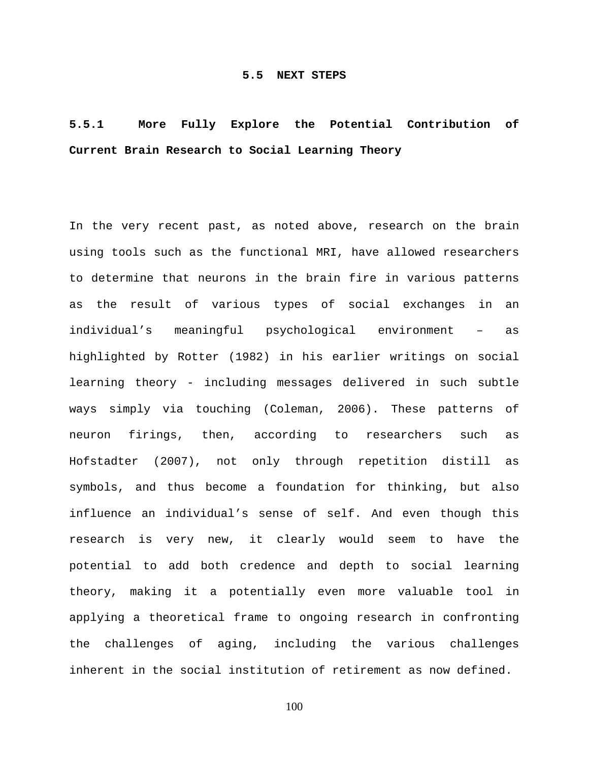## 5.5 NEXT STEPS

### 5.5.1 More Fully Explore the Potential Contribution of Current Brain Research to Social Learning Theory

In the very recent past, as noted above, research on the brain using tools such as the functional MRI, have allowed researchers to determine that neurons in the brain fire in various patterns as the result of various types of social exchanges in an individual's meaningful psychological environment – as highlighted by Rotter (1982) in his earlier writings on social learning theory - including messages delivered in such subtle ways simply via touching (Coleman, 2006). These patterns of neuron firings, then, according to researchers such as Hofstadter (2007), not only through repetition distill as symbols, and thus become a foundation for thinking, but also influence an individual's sense of self. And even though this research is very new, it clearly would seem to have the potential to add both credence and depth to social learning theory, making it a potentially even more valuable tool in applying a theoretical frame to ongoing research in confronting the challenges of aging, including the various challenges inherent in the social institution of retirement as now defined.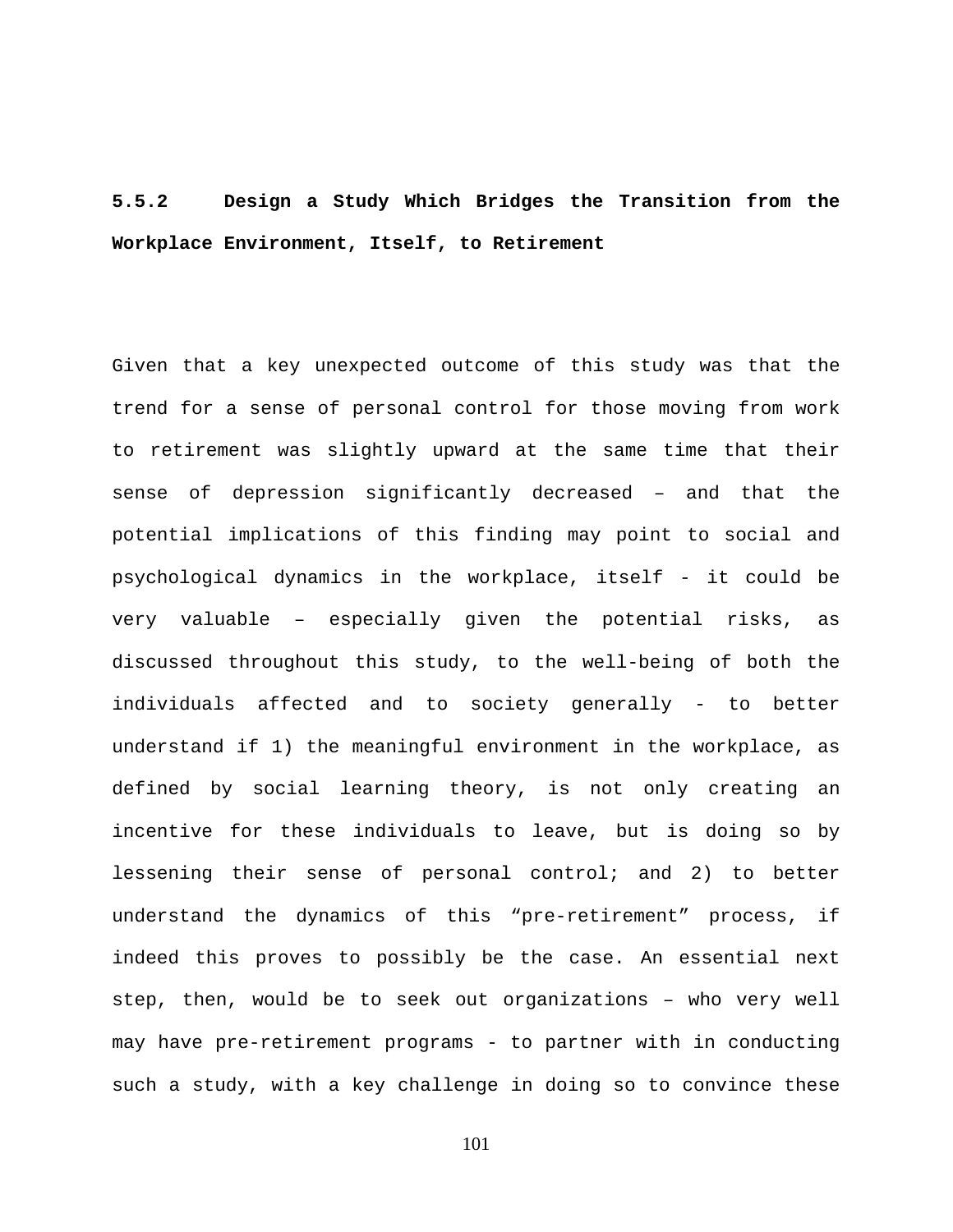### 5.5.2 Design a Study Which Bridges the Transition from the Workplace Environment, Itself, to Retirement

Given that a key unexpected outcome of this study was that the trend for a sense of personal control for those moving from work to retirement was slightly upward at the same time that their sense of depression significantly decreased – and that the potential implications of this finding may point to social and psychological dynamics in the workplace, itself - it could be very valuable – especially given the potential risks, as discussed throughout this study, to the well-being of both the individuals affected and to society generally - to better understand if 1) the meaningful environment in the workplace, as defined by social learning theory, is not only creating an incentive for these individuals to leave, but is doing so by lessening their sense of personal control; and 2) to better understand the dynamics of this "pre-retirement" process, if indeed this proves to possibly be the case. An essential next step, then, would be to seek out organizations – who very well may have pre-retirement programs - to partner with in conducting such a study, with a key challenge in doing so to convince these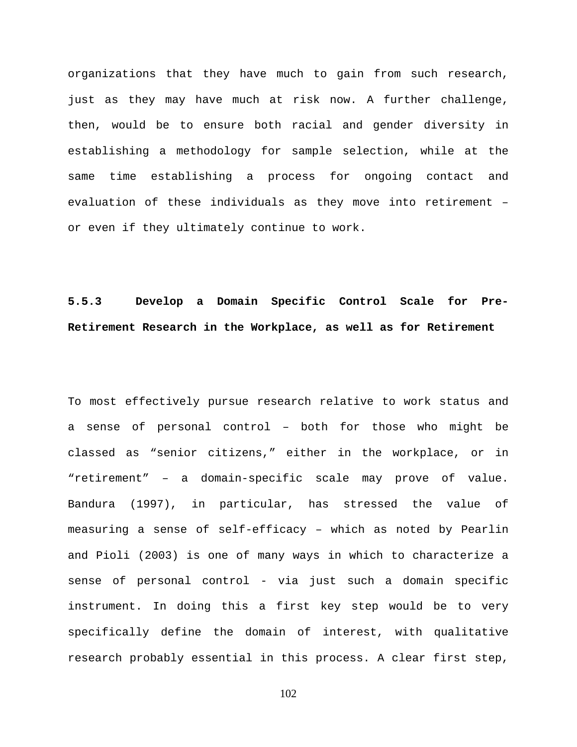organizations that they have much to gain from such research, just as they may have much at risk now. A further challenge, then, would be to ensure both racial and gender diversity in establishing a methodology for sample selection, while at the same time establishing a process for ongoing contact and evaluation of these individuals as they move into retirement – or even if they ultimately continue to work.

### 5.5.3 Develop a Domain Specific Control Scale for Pre-Retirement Research in the Workplace, as well as for Retirement

To most effectively pursue research relative to work status and a sense of personal control – both for those who might be classed as “senior citizens,” either in the workplace, or in “retirement” – a domain-specific scale may prove of value. Bandura (1997), in particular, has stressed the value of measuring a sense of self-efficacy – which as noted by Pearlin and Pioli (2003) is one of many ways in which to characterize a sense of personal control - via just such a domain specific instrument. In doing this a first key step would be to very specifically define the domain of interest, with qualitative research probably essential in this process. A clear first step,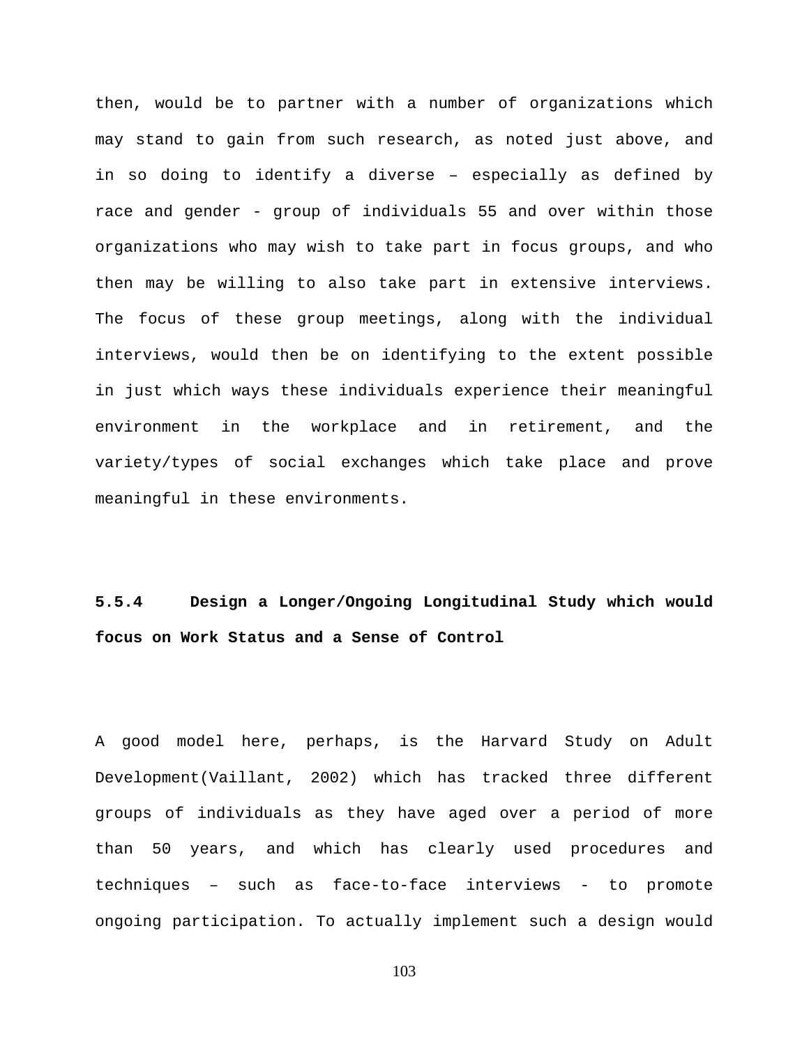then, would be to partner with a number of organizations which may stand to gain from such research, as noted just above, and in so doing to identify a diverse – especially as defined by race and gender - group of individuals 55 and over within those organizations who may wish to take part in focus groups, and who then may be willing to also take part in extensive interviews. The focus of these group meetings, along with the individual interviews, would then be on identifying to the extent possible in just which ways these individuals experience their meaningful environment in the workplace and in retirement, and the variety/types of social exchanges which take place and prove meaningful in these environments.

### 5.5.4 Design a Longer/Ongoing Longitudinal Study which would focus on Work Status and a Sense of Control

A good model here, perhaps, is the Harvard Study on Adult Development(Vaillant, 2002) which has tracked three different groups of individuals as they have aged over a period of more than 50 years, and which has clearly used procedures and techniques – such as face-to-face interviews - to promote ongoing participation. To actually implement such a design would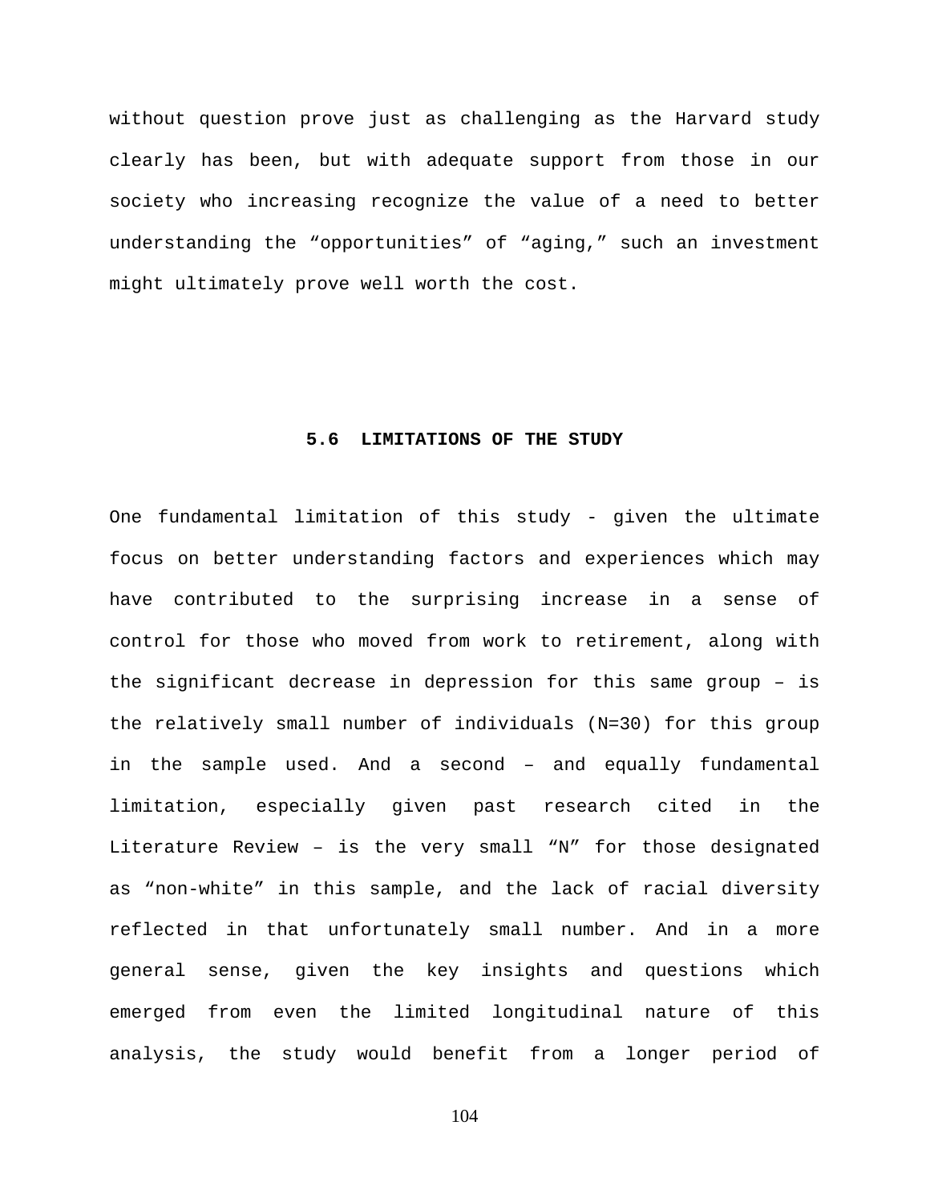without question prove just as challenging as the Harvard study clearly has been, but with adequate support from those in our society who increasing recognize the value of a need to better understanding the "opportunities" of "aging," such an investment might ultimately prove well worth the cost.

## 5.6 LIMITATIONS OF THE STUDY

One fundamental limitation of this study - given the ultimate focus on better understanding factors and experiences which may have contributed to the surprising increase in a sense of control for those who moved from work to retirement, along with the significant decrease in depression for this same group – is the relatively small number of individuals (N=30) for this group in the sample used. And a second – and equally fundamental limitation, especially given past research cited in the Literature Review – is the very small "N" for those designated as "non-white" in this sample, and the lack of racial diversity reflected in that unfortunately small number. And in a more general sense, given the key insights and questions which emerged from even the limited longitudinal nature of this analysis, the study would benefit from a longer period of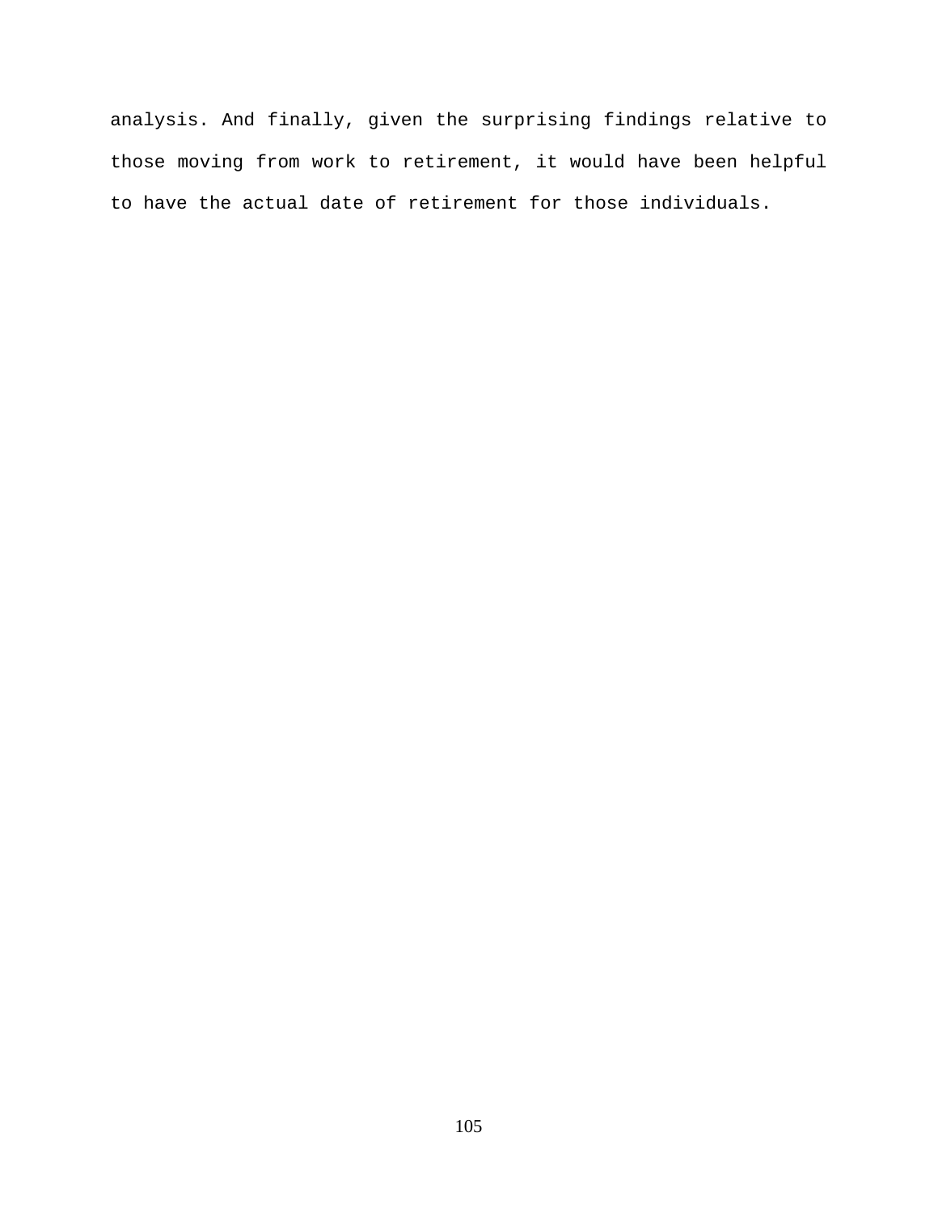analysis. And finally, given the surprising findings relative to those moving from work to retirement, it would have been helpful to have the actual date of retirement for those individuals.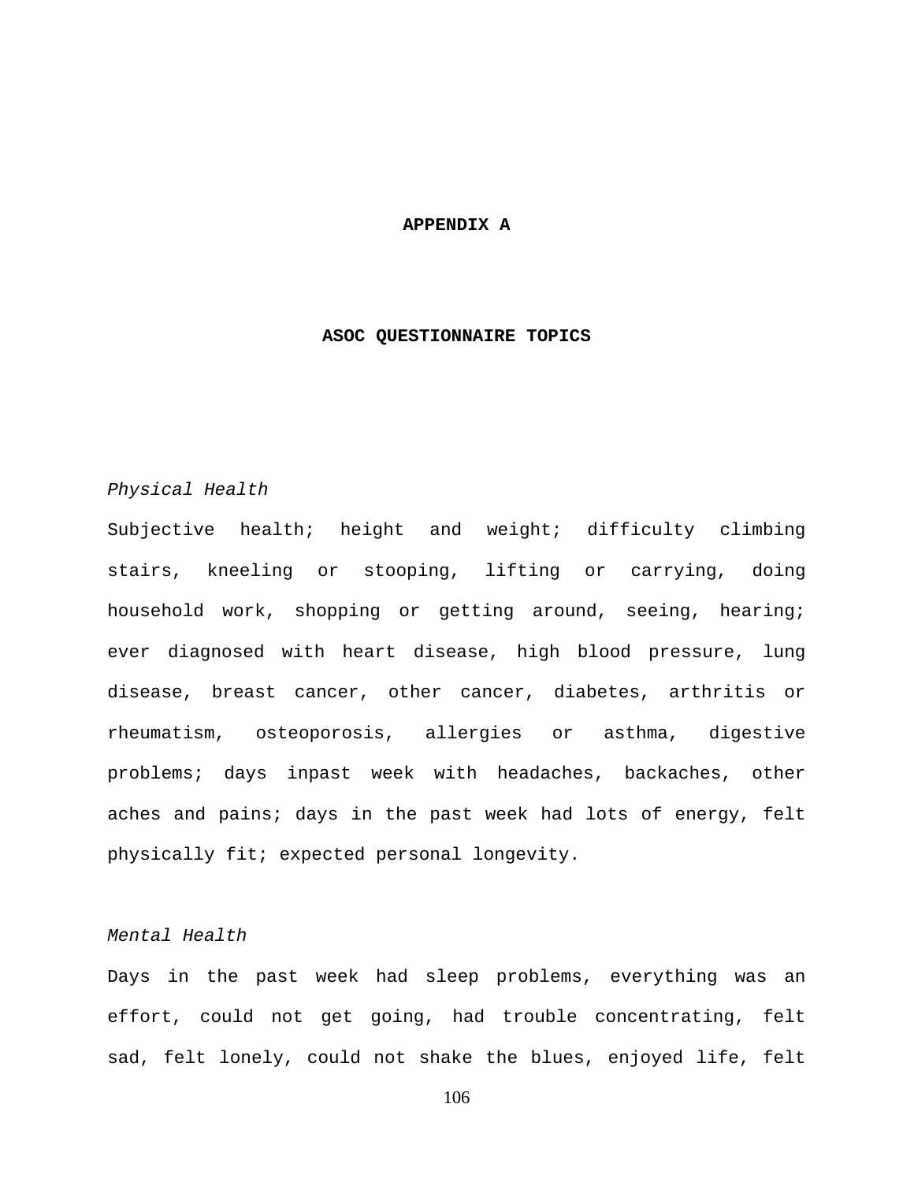# APPENDIX A

## ASOC QUESTIONNAIRE TOPICS

*Physical Health*

Subjective health; height and weight; difficulty climbing stairs, kneeling or stooping, lifting or carrying, doing household work, shopping or getting around, seeing, hearing; ever diagnosed with heart disease, high blood pressure, lung disease, breast cancer, other cancer, diabetes, arthritis or rheumatism, osteoporosis, allergies or asthma, digestive problems; days inpast week with headaches, backaches, other aches and pains; days in the past week had lots of energy, felt physically fit; expected personal longevity.

*Mental Health*

Days in the past week had sleep problems, everything was an effort, could not get going, had trouble concentrating, felt sad, felt lonely, could not shake the blues, enjoyed life, felt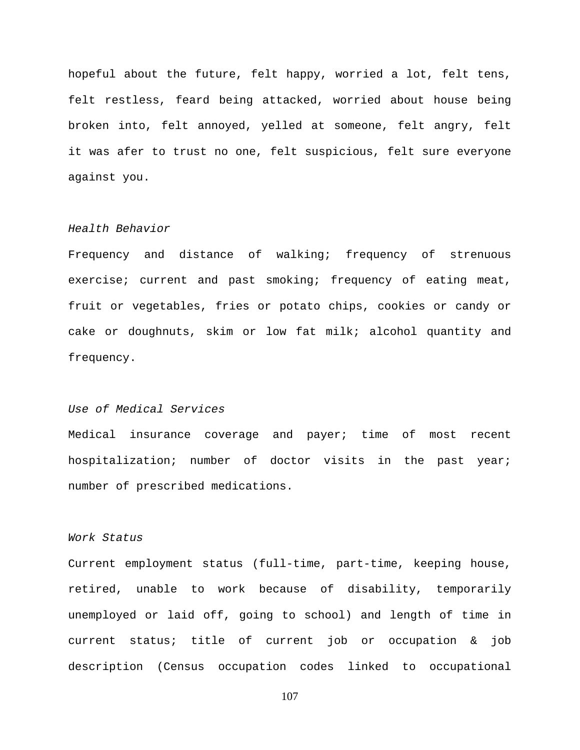hopeful about the future, felt happy, worried a lot, felt tens, felt restless, feard being attacked, worried about house being broken into, felt annoyed, yelled at someone, felt angry, felt it was afer to trust no one, felt suspicious, felt sure everyone against you.

*Health Behavior*

Frequency and distance of walking; frequency of strenuous exercise; current and past smoking; frequency of eating meat, fruit or vegetables, fries or potato chips, cookies or candy or cake or doughnuts, skim or low fat milk; alcohol quantity and frequency.

*Use of Medical Services*

Medical insurance coverage and payer; time of most recent hospitalization; number of doctor visits in the past year; number of prescribed medications.

*Work Status*

Current employment status (full-time, part-time, keeping house, retired, unable to work because of disability, temporarily unemployed or laid off, going to school) and length of time in current status; title of current job or occupation & job description (Census occupation codes linked to occupational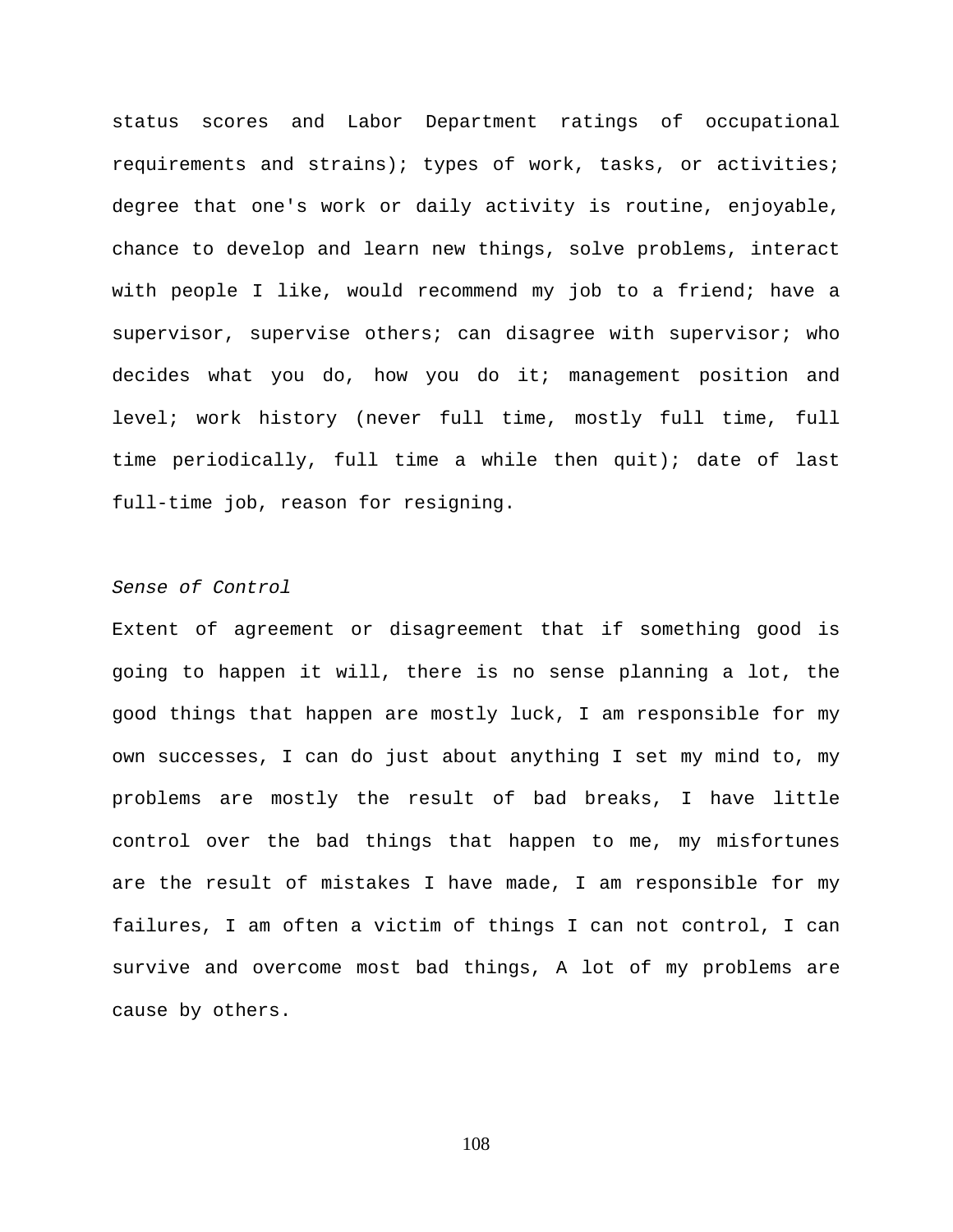status scores and Labor Department ratings of occupational requirements and strains); types of work, tasks, or activities; degree that one's work or daily activity is routine, enjoyable, chance to develop and learn new things, solve problems, interact with people I like, would recommend my job to a friend; have a supervisor, supervise others; can disagree with supervisor; who decides what you do, how you do it; management position and level; work history (never full time, mostly full time, full time periodically, full time a while then quit); date of last full-time job, reason for resigning.

*Sense of Control*

Extent of agreement or disagreement that if something good is going to happen it will, there is no sense planning a lot, the good things that happen are mostly luck, I am responsible for my own successes, I can do just about anything I set my mind to, my problems are mostly the result of bad breaks, I have little control over the bad things that happen to me, my misfortunes are the result of mistakes I have made, I am responsible for my failures, I am often a victim of things I can not control, I can survive and overcome most bad things, A lot of my problems are cause by others.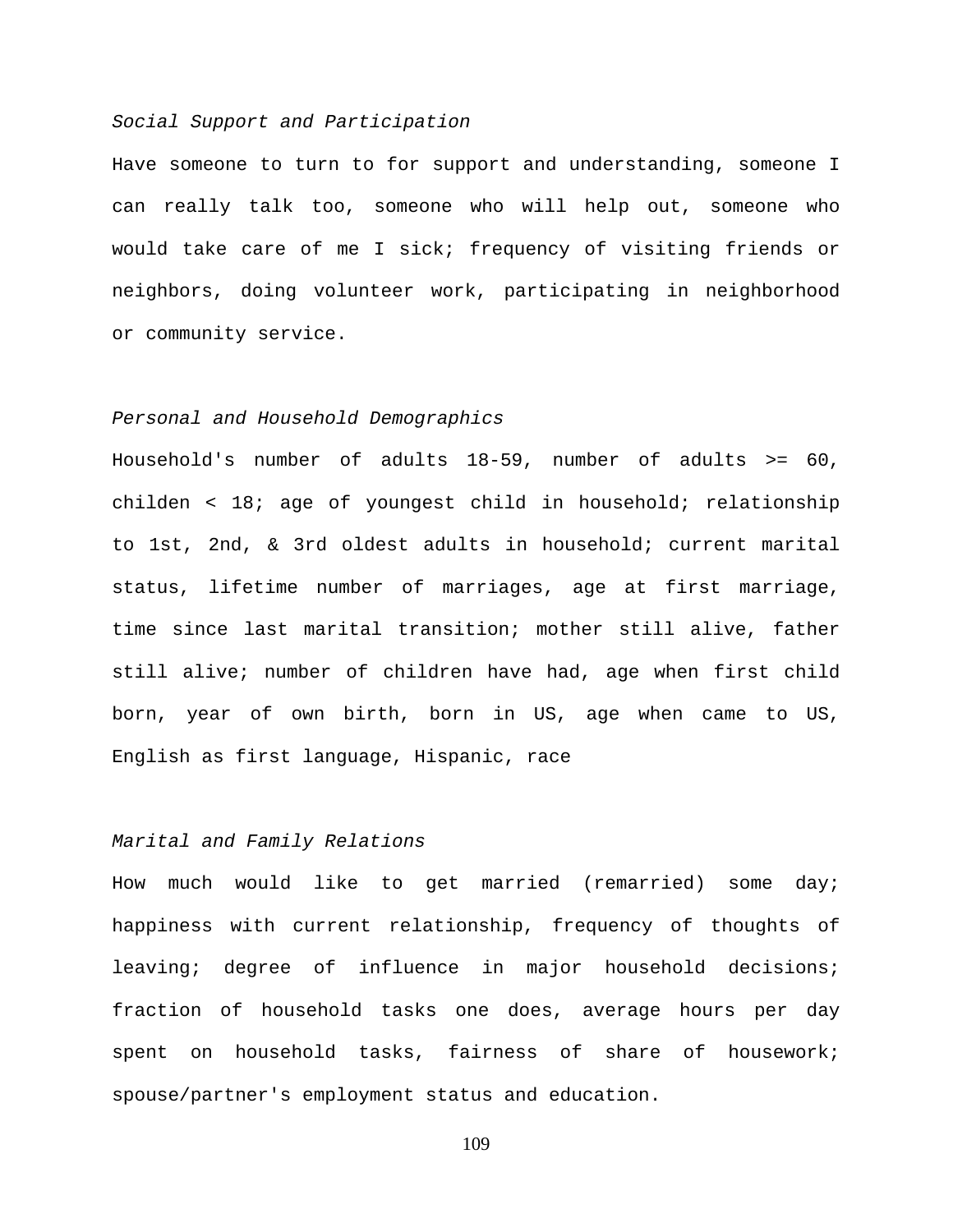*Social Support and Participation*

Have someone to turn to for support and understanding, someone I can really talk too, someone who will help out, someone who would take care of me I sick; frequency of visiting friends or neighbors, doing volunteer work, participating in neighborhood or community service.

*Personal and Household Demographics*

Household's number of adults 18-59, number of adults >= 60, childen < 18; age of youngest child in household; relationship to 1st, 2nd, & 3rd oldest adults in household; current marital status, lifetime number of marriages, age at first marriage, time since last marital transition; mother still alive, father still alive; number of children have had, age when first child born, year of own birth, born in US, age when came to US, English as first language, Hispanic, race

*Marital and Family Relations*

How much would like to get married (remarried) some day; happiness with current relationship, frequency of thoughts of leaving; degree of influence in major household decisions; fraction of household tasks one does, average hours per day spent on household tasks, fairness of share of housework; spouse/partner's employment status and education.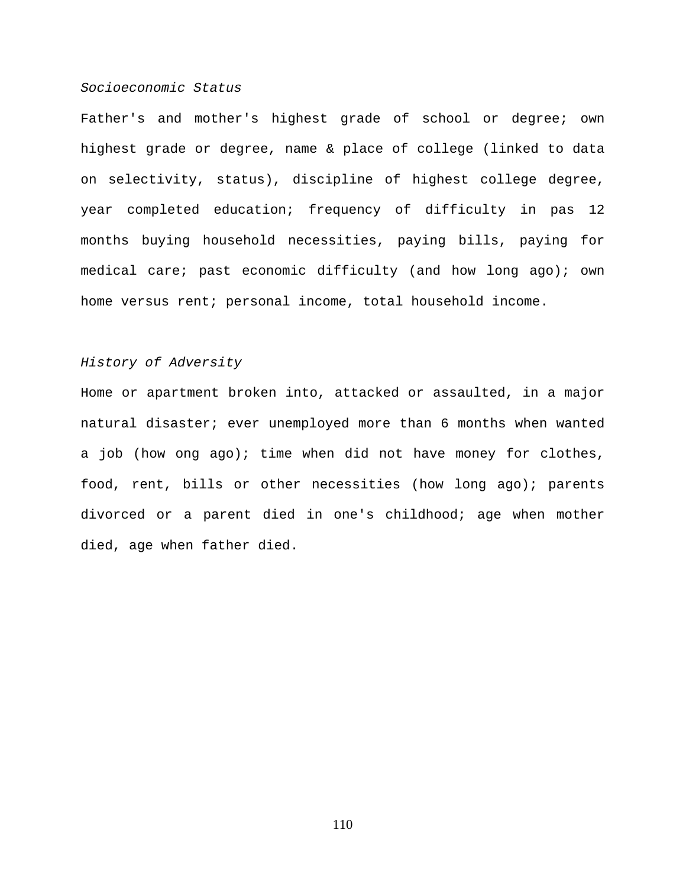*Socioeconomic Status*

Father's and mother's highest grade of school or degree; own highest grade or degree, name & place of college (linked to data on selectivity, status), discipline of highest college degree, year completed education; frequency of difficulty in pas 12 months buying household necessities, paying bills, paying for medical care; past economic difficulty (and how long ago); own home versus rent; personal income, total household income.

*History of Adversity*

Home or apartment broken into, attacked or assaulted, in a major natural disaster; ever unemployed more than 6 months when wanted a job (how ong ago); time when did not have money for clothes, food, rent, bills or other necessities (how long ago); parents divorced or a parent died in one's childhood; age when mother died, age when father died.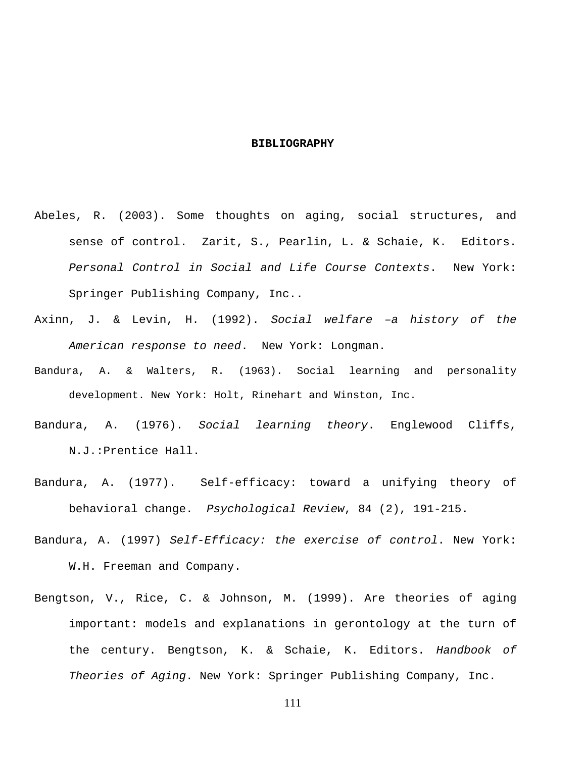# BIBLIOGRAPHY

Abeles, R. (2003). Some thoughts on aging, social structures, and sense of control. Zarit, S., Pearlin, L. & Schaie, K. Editors. *Personal Control in Social and Life Course Contexts*. New York: Springer Publishing Company, Inc..

Axinn, J. & Levin, H. (1992). *Social welfare –a history of the American response to need*. New York: Longman.

Bandura, A. & Walters, R. (1963). Social learning and personality development. New York: Holt, Rinehart and Winston, Inc.

Bandura, A. (1976). *Social learning theory*. Englewood Cliffs, N.J.:Prentice Hall.

Bandura, A. (1977). Self-efficacy: toward a unifying theory of behavioral change. *Psychological Review*, 84 (2), 191-215.

Bandura, A. (1997) *Self-Efficacy: the exercise of control*. New York: W.H. Freeman and Company.

Bengtson, V., Rice, C. & Johnson, M. (1999). Are theories of aging important: models and explanations in gerontology at the turn of the century. Bengtson, K. & Schaie, K. Editors. *Handbook of Theories of Aging*. New York: Springer Publishing Company, Inc.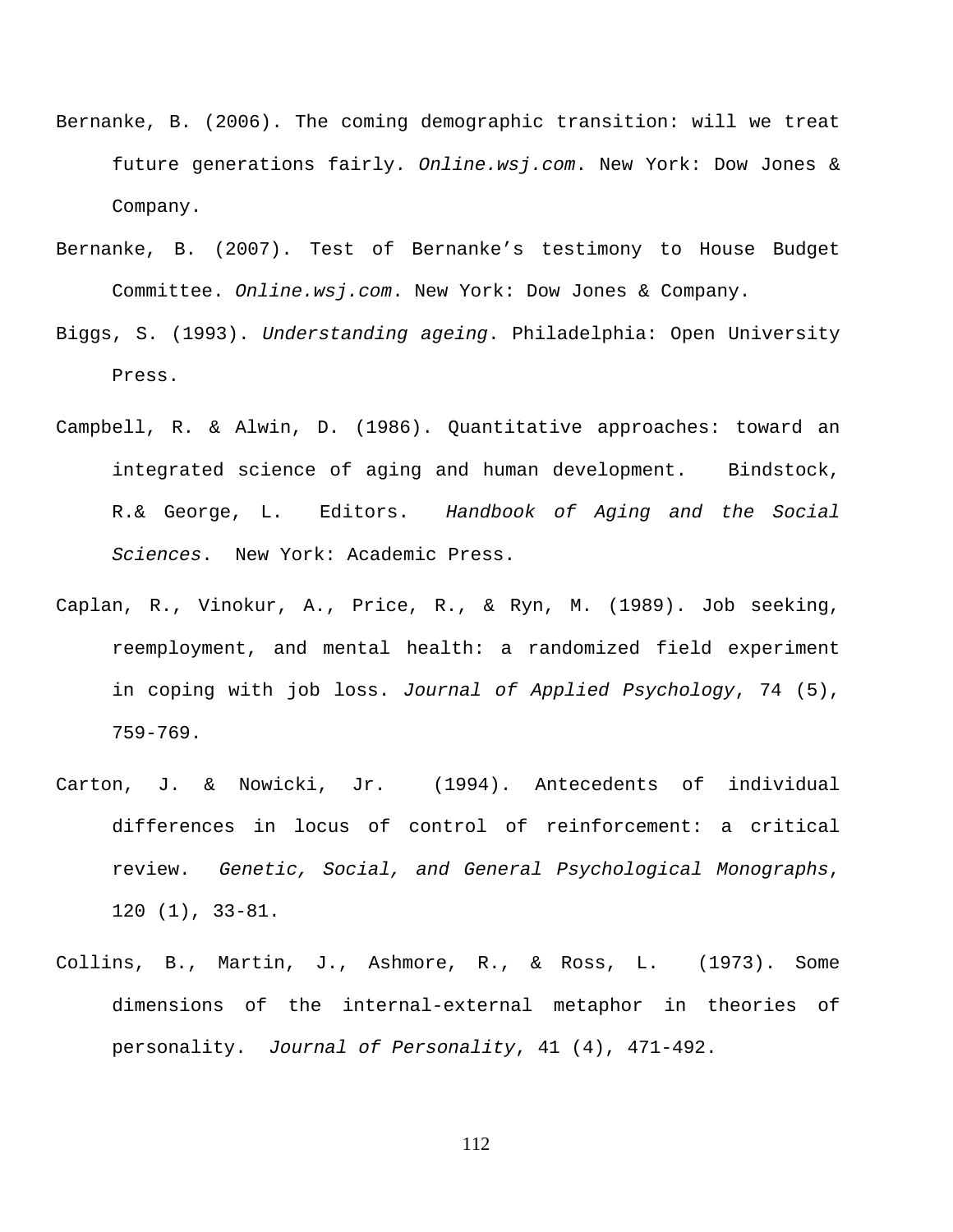Bernanke, B. (2006). The coming demographic transition: will we treat future generations fairly. *Online.wsj.com*. New York: Dow Jones & Company.

Bernanke, B. (2007). Test of Bernanke's testimony to House Budget Committee. *Online.wsj.com*. New York: Dow Jones & Company.

Biggs, S. (1993). *Understanding ageing*. Philadelphia: Open University Press.

Campbell, R. & Alwin, D. (1986). Quantitative approaches: toward an integrated science of aging and human development. Bindstock, R.& George, L. Editors. *Handbook of Aging and the Social Sciences*. New York: Academic Press.

Caplan, R., Vinokur, A., Price, R., & Ryn, M. (1989). Job seeking, reemployment, and mental health: a randomized field experiment in coping with job loss. *Journal of Applied Psychology*, 74 (5), 759-769.

Carton, J. & Nowicki, Jr. (1994). Antecedents of individual differences in locus of control of reinforcement: a critical review. *Genetic, Social, and General Psychological Monographs*, 120 (1), 33-81.

Collins, B., Martin, J., Ashmore, R., & Ross, L. (1973). Some dimensions of the internal-external metaphor in theories of personality. *Journal of Personality*, 41 (4), 471-492.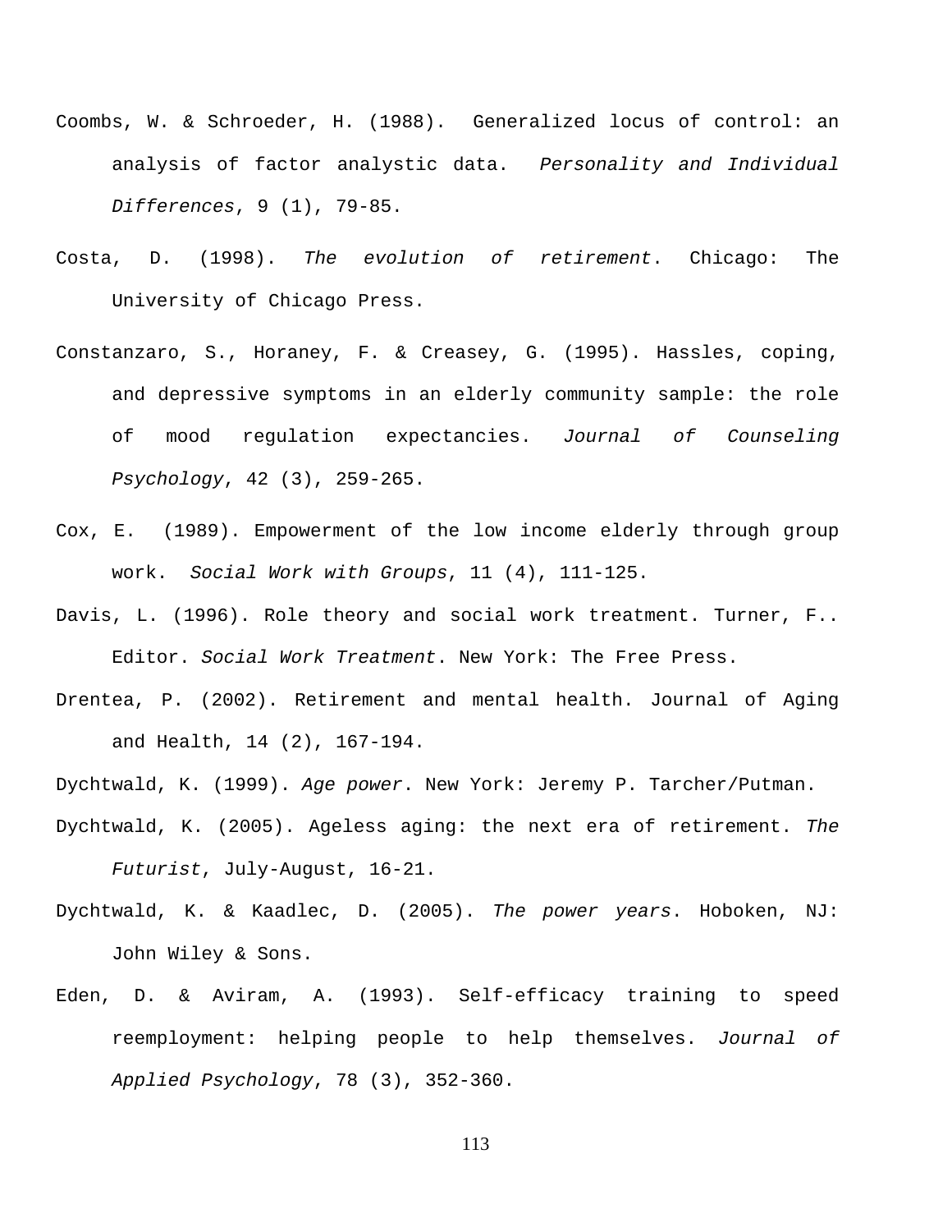Coombs, W. & Schroeder, H. (1988). Generalized locus of control: an analysis of factor analystic data. *Personality and Individual Differences*, 9 (1), 79-85.

Costa, D. (1998). *The evolution of retirement*. Chicago: The University of Chicago Press.

Constanzaro, S., Horaney, F. & Creasey, G. (1995). Hassles, coping, and depressive symptoms in an elderly community sample: the role of mood regulation expectancies. *Journal of Counseling Psychology*, 42 (3), 259-265.

Cox, E. (1989). Empowerment of the low income elderly through group work. *Social Work with Groups*, 11 (4), 111-125.

Davis, L. (1996). Role theory and social work treatment. Turner, F.. Editor. *Social Work Treatment*. New York: The Free Press.

Drentea, P. (2002). Retirement and mental health. Journal of Aging and Health, 14 (2), 167-194.

Dychtwald, K. (1999). *Age power*. New York: Jeremy P. Tarcher/Putman.

Dychtwald, K. (2005). Ageless aging: the next era of retirement. *The Futurist*, July-August, 16-21.

Dychtwald, K. & Kaadlec, D. (2005). *The power years*. Hoboken, NJ: John Wiley & Sons.

Eden, D. & Aviram, A. (1993). Self-efficacy training to speed reemployment: helping people to help themselves. *Journal of Applied Psychology*, 78 (3), 352-360.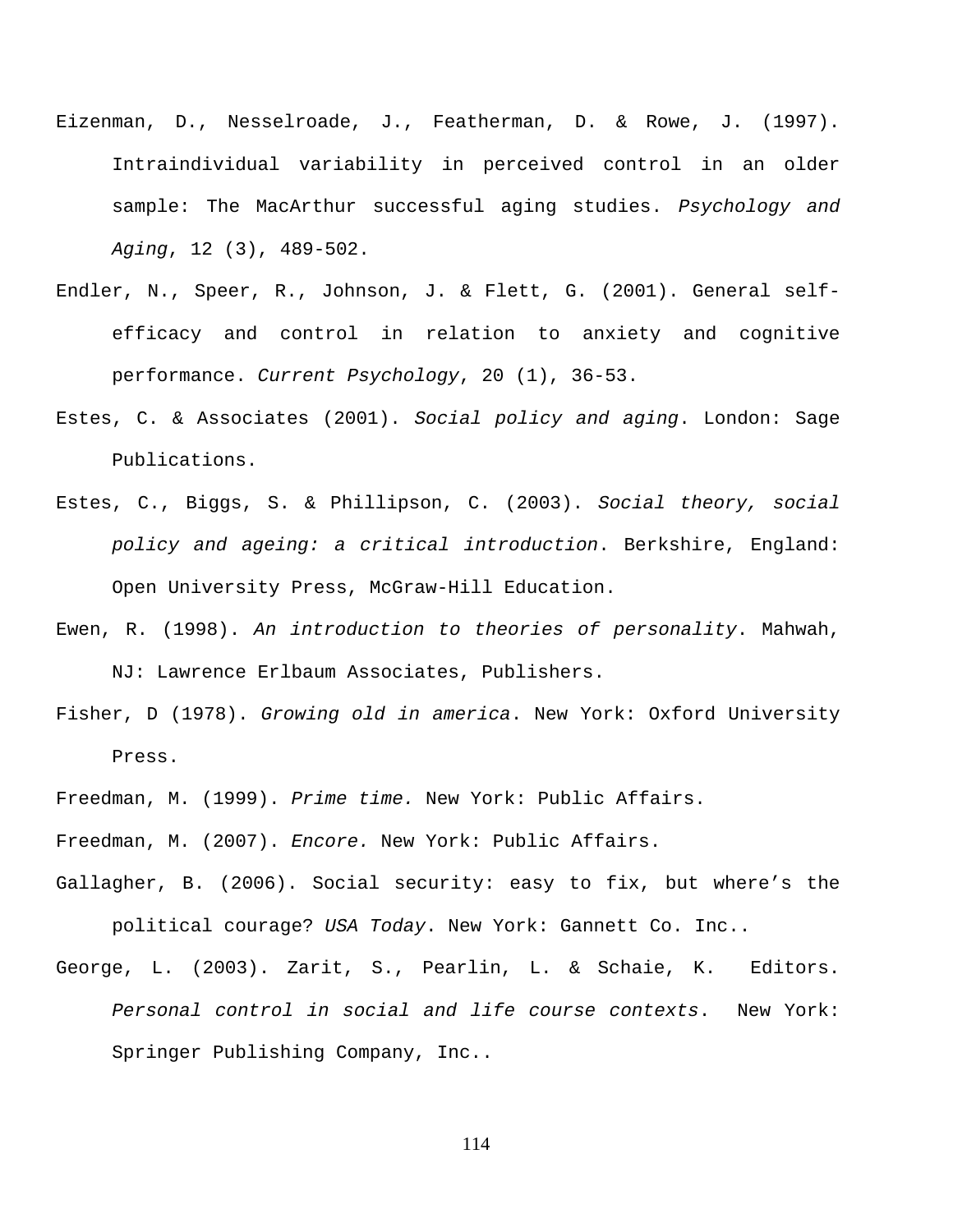Eizenman, D., Nesselroade, J., Featherman, D. & Rowe, J. (1997). Intraindividual variability in perceived control in an older sample: The MacArthur successful aging studies. *Psychology and Aging*, 12 (3), 489-502.

Endler, N., Speer, R., Johnson, J. & Flett, G. (2001). General self-efficacy and control in relation to anxiety and cognitive performance. *Current Psychology*, 20 (1), 36-53.

Estes, C. & Associates (2001). *Social policy and aging*. London: Sage Publications.

Estes, C., Biggs, S. & Phillipson, C. (2003). *Social theory, social policy and ageing: a critical introduction*. Berkshire, England: Open University Press, McGraw-Hill Education.

Ewen, R. (1998). *An introduction to theories of personality*. Mahwah, NJ: Lawrence Erlbaum Associates, Publishers.

Fisher, D (1978). *Growing old in america*. New York: Oxford University Press.

Freedman, M. (1999). *Prime time.* New York: Public Affairs.

Freedman, M. (2007). *Encore.* New York: Public Affairs.

Gallagher, B. (2006). Social security: easy to fix, but where's the political courage? *USA Today*. New York: Gannett Co. Inc..

George, L. (2003). Zarit, S., Pearlin, L. & Schaie, K. Editors. *Personal control in social and life course contexts*. New York: Springer Publishing Company, Inc..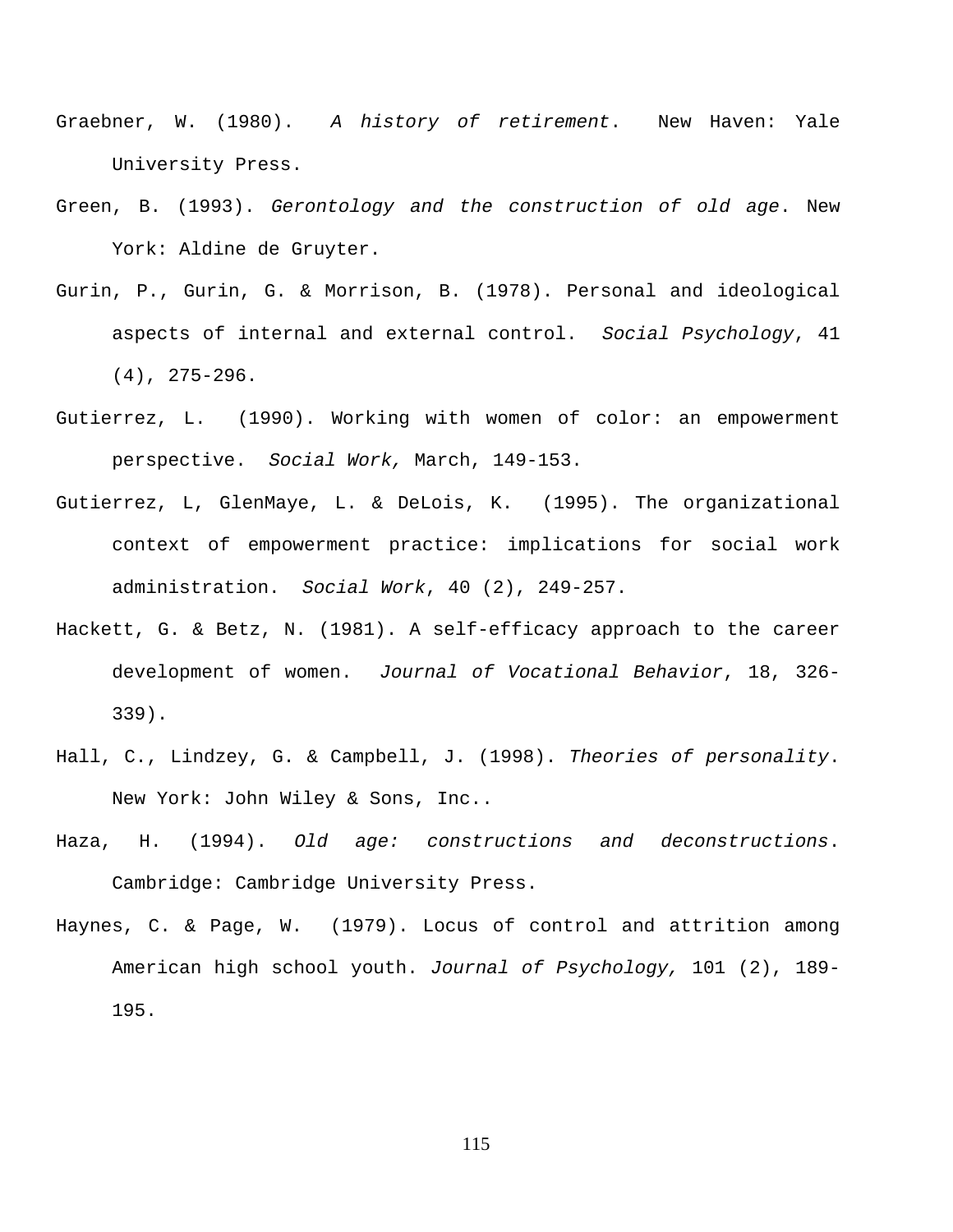Graebner, W. (1980). *A history of retirement*. New Haven: Yale University Press.

Green, B. (1993). *Gerontology and the construction of old age*. New York: Aldine de Gruyter.

Gurin, P., Gurin, G. & Morrison, B. (1978). Personal and ideological aspects of internal and external control. *Social Psychology*, 41 (4), 275-296.

Gutierrez, L. (1990). Working with women of color: an empowerment perspective. *Social Work,* March, 149-153.

Gutierrez, L, GlenMaye, L. & DeLois, K. (1995). The organizational context of empowerment practice: implications for social work administration. *Social Work*, 40 (2), 249-257.

Hackett, G. & Betz, N. (1981). A self-efficacy approach to the career development of women. *Journal of Vocational Behavior*, 18, 326-339).

Hall, C., Lindzey, G. & Campbell, J. (1998). *Theories of personality*. New York: John Wiley & Sons, Inc..

Haza, H. (1994). *Old age: constructions and deconstructions*. Cambridge: Cambridge University Press.

Haynes, C. & Page, W. (1979). Locus of control and attrition among American high school youth. *Journal of Psychology,* 101 (2), 189-195.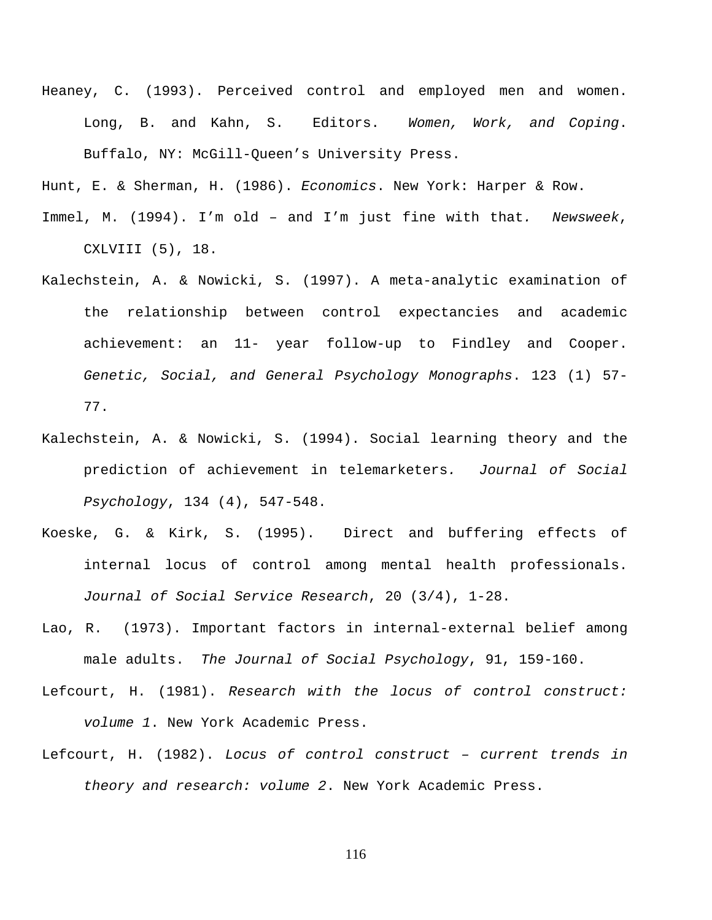Heaney, C. (1993). Perceived control and employed men and women. Long, B. and Kahn, S. Editors. *Women, Work, and Coping*. Buffalo, NY: McGill-Queen's University Press.

Hunt, E. & Sherman, H. (1986). *Economics*. New York: Harper & Row.

Immel, M. (1994). I'm old – and I'm just fine with that. *Newsweek*, CXLVIII (5), 18.

Kalechstein, A. & Nowicki, S. (1997). A meta-analytic examination of the relationship between control expectancies and academic achievement: an 11- year follow-up to Findley and Cooper. *Genetic, Social, and General Psychology Monographs*. 123 (1) 57-77.

Kalechstein, A. & Nowicki, S. (1994). Social learning theory and the prediction of achievement in telemarketers. *Journal of Social Psychology*, 134 (4), 547-548.

Koeske, G. & Kirk, S. (1995). Direct and buffering effects of internal locus of control among mental health professionals. *Journal of Social Service Research*, 20 (3/4), 1-28.

Lao, R. (1973). Important factors in internal-external belief among male adults. *The Journal of Social Psychology*, 91, 159-160.

Lefcourt, H. (1981). *Research with the locus of control construct: volume 1*. New York Academic Press.

Lefcourt, H. (1982). *Locus of control construct – current trends in theory and research: volume 2*. New York Academic Press.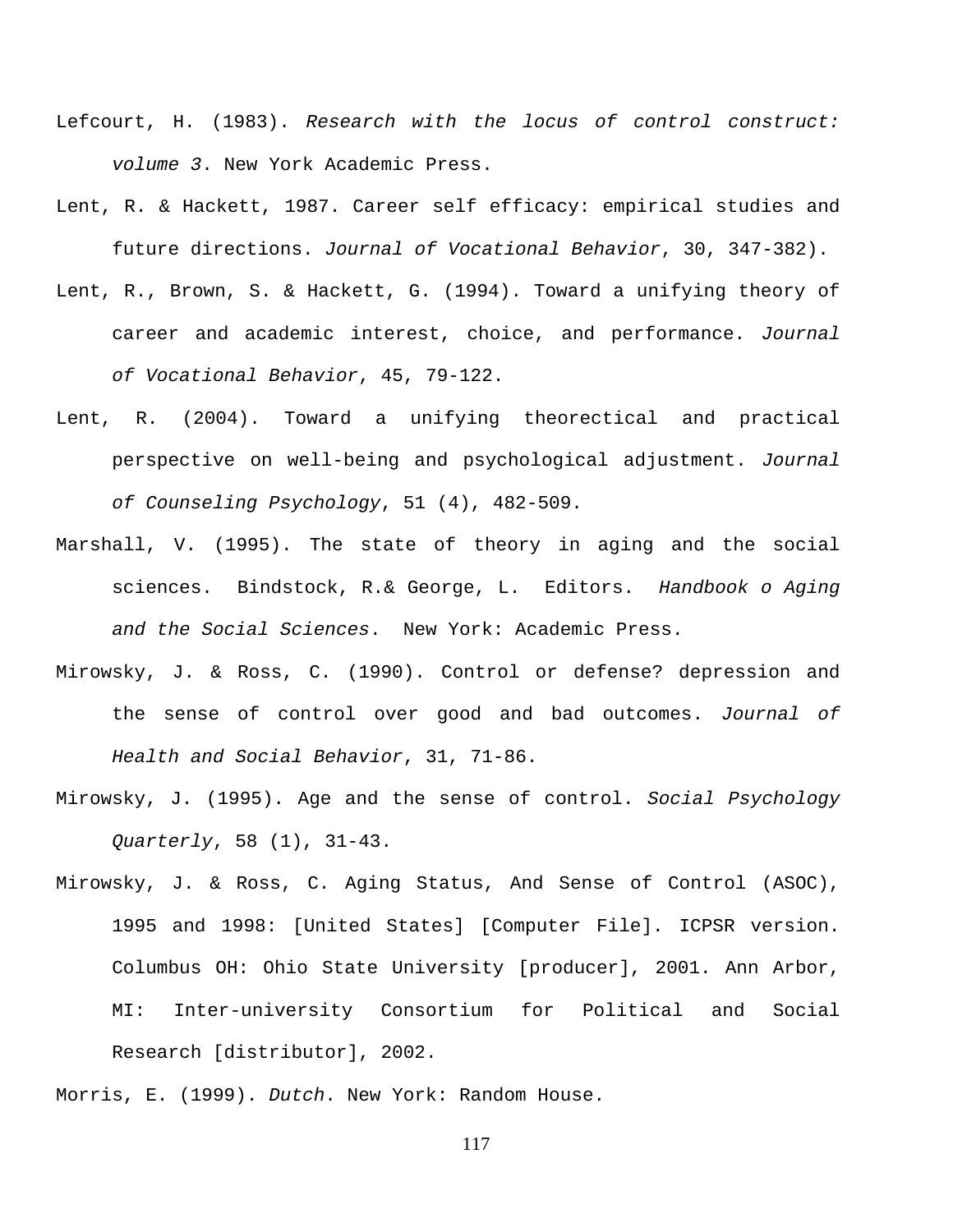Lefcourt, H. (1983). *Research with the locus of control construct: volume 3*. New York Academic Press.

Lent, R. & Hackett, 1987. Career self efficacy: empirical studies and future directions. *Journal of Vocational Behavior*, 30, 347-382).

Lent, R., Brown, S. & Hackett, G. (1994). Toward a unifying theory of career and academic interest, choice, and performance. *Journal of Vocational Behavior*, 45, 79-122.

Lent, R. (2004). Toward a unifying theorectical and practical perspective on well-being and psychological adjustment. *Journal of Counseling Psychology*, 51 (4), 482-509.

Marshall, V. (1995). The state of theory in aging and the social sciences. Bindstock, R.& George, L. Editors. *Handbook o Aging and the Social Sciences*. New York: Academic Press.

Mirowsky, J. & Ross, C. (1990). Control or defense? depression and the sense of control over good and bad outcomes. *Journal of Health and Social Behavior*, 31, 71-86.

Mirowsky, J. (1995). Age and the sense of control. *Social Psychology Quarterly*, 58 (1), 31-43.

Mirowsky, J. & Ross, C. Aging Status, And Sense of Control (ASOC), 1995 and 1998: [United States] [Computer File]. ICPSR version. Columbus OH: Ohio State University [producer], 2001. Ann Arbor, MI: Inter-university Consortium for Political and Social Research [distributor], 2002.

Morris, E. (1999). *Dutch*. New York: Random House.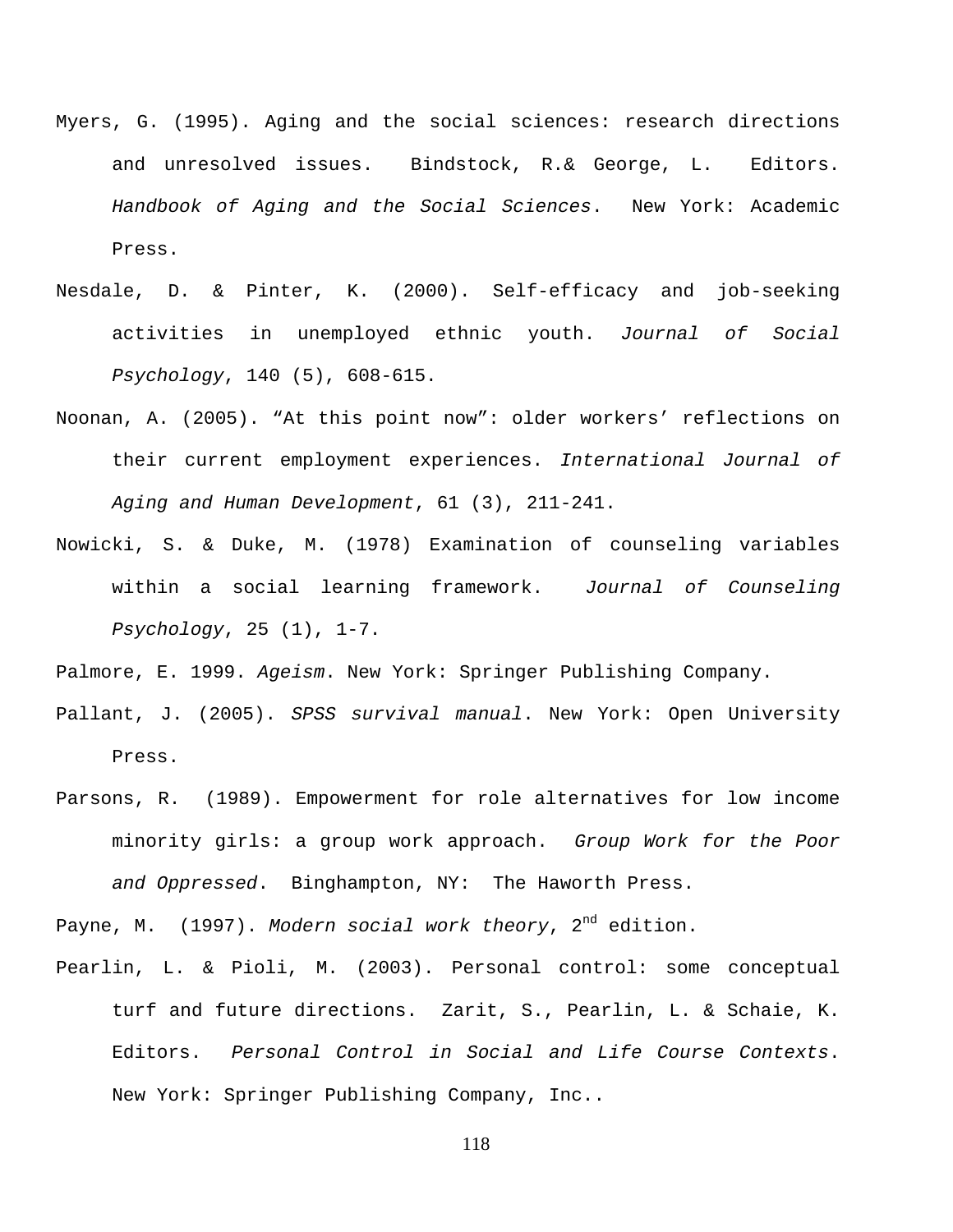Myers, G. (1995). Aging and the social sciences: research directions and unresolved issues. Bindstock, R.& George, L. Editors. *Handbook of Aging and the Social Sciences*. New York: Academic Press.

Nesdale, D. & Pinter, K. (2000). Self-efficacy and job-seeking activities in unemployed ethnic youth. *Journal of Social Psychology*, 140 (5), 608-615.

Noonan, A. (2005). “At this point now”: older workers’ reflections on their current employment experiences. *International Journal of Aging and Human Development*, 61 (3), 211-241.

Nowicki, S. & Duke, M. (1978) Examination of counseling variables within a social learning framework. *Journal of Counseling Psychology*, 25 (1), 1-7.

Palmore, E. 1999. *Ageism*. New York: Springer Publishing Company.

Pallant, J. (2005). *SPSS survival manual*. New York: Open University Press.

Parsons, R. (1989). Empowerment for role alternatives for low income minority girls: a group work approach. *Group Work for the Poor and Oppressed*. Binghampton, NY: The Haworth Press.

Payne, M. (1997). *Modern social work theory*, 2nd edition.

Pearlin, L. & Pioli, M. (2003). Personal control: some conceptual turf and future directions. Zarit, S., Pearlin, L. & Schaie, K. Editors. *Personal Control in Social and Life Course Contexts*. New York: Springer Publishing Company, Inc..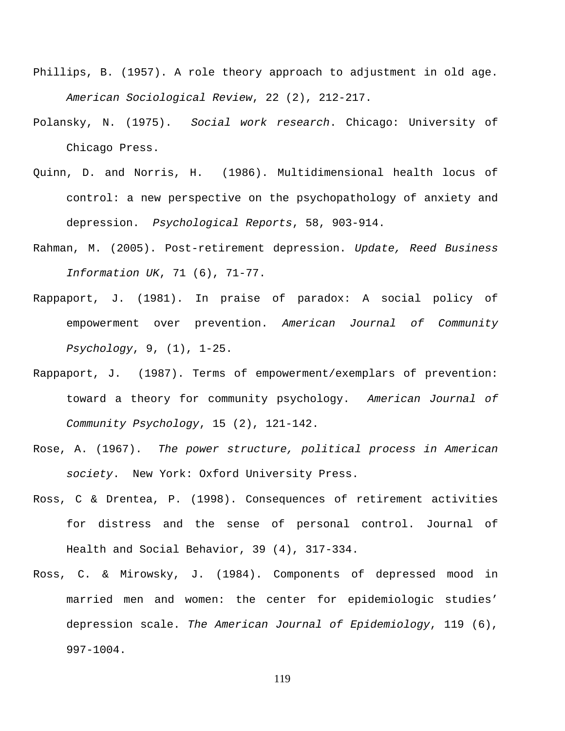Phillips, B. (1957). A role theory approach to adjustment in old age. *American Sociological Review*, 22 (2), 212-217.

Polansky, N. (1975). *Social work research*. Chicago: University of Chicago Press.

Quinn, D. and Norris, H. (1986). Multidimensional health locus of control: a new perspective on the psychopathology of anxiety and depression. *Psychological Reports*, 58, 903-914.

Rahman, M. (2005). Post-retirement depression. *Update, Reed Business Information UK*, 71 (6), 71-77.

Rappaport, J. (1981). In praise of paradox: A social policy of empowerment over prevention. *American Journal of Community Psychology*, 9, (1), 1-25.

Rappaport, J. (1987). Terms of empowerment/exemplars of prevention: toward a theory for community psychology. *American Journal of Community Psychology*, 15 (2), 121-142.

Rose, A. (1967). *The power structure, political process in American society*. New York: Oxford University Press.

Ross, C & Drentea, P. (1998). Consequences of retirement activities for distress and the sense of personal control. Journal of Health and Social Behavior, 39 (4), 317-334.

Ross, C. & Mirowsky, J. (1984). Components of depressed mood in married men and women: the center for epidemiologic studies' depression scale. *The American Journal of Epidemiology*, 119 (6), 997-1004.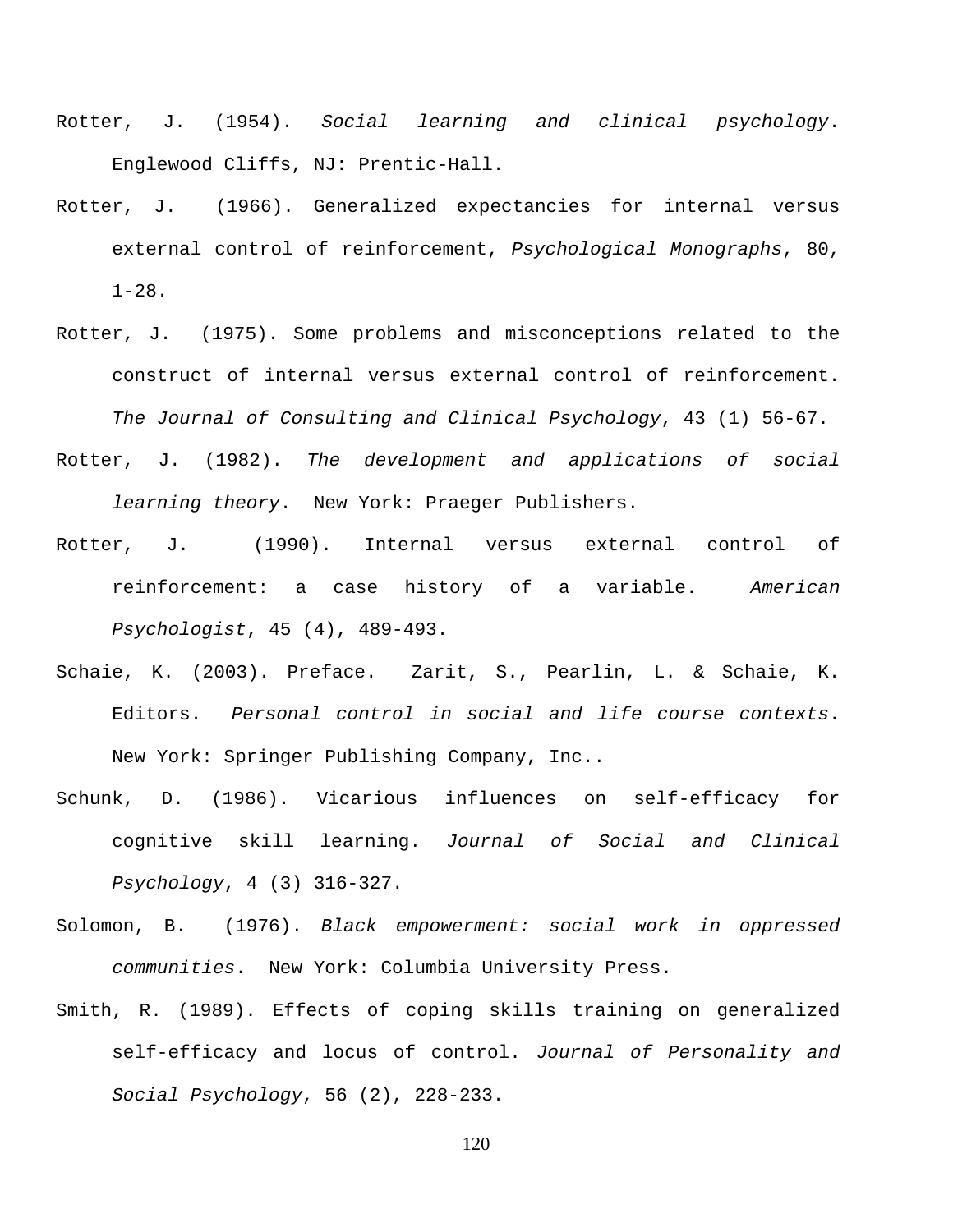Rotter, J. (1954). *Social learning and clinical psychology*. Englewood Cliffs, NJ: Prentic-Hall.

Rotter, J. (1966). Generalized expectancies for internal versus external control of reinforcement, *Psychological Monographs*, 80, 1-28.

Rotter, J. (1975). Some problems and misconceptions related to the construct of internal versus external control of reinforcement. *The Journal of Consulting and Clinical Psychology*, 43 (1) 56-67.

Rotter, J. (1982). *The development and applications of social learning theory*. New York: Praeger Publishers.

Rotter, J. (1990). Internal versus external control of reinforcement: a case history of a variable. *American Psychologist*, 45 (4), 489-493.

Schaie, K. (2003). Preface. Zarit, S., Pearlin, L. & Schaie, K. Editors. *Personal control in social and life course contexts*. New York: Springer Publishing Company, Inc..

Schunk, D. (1986). Vicarious influences on self-efficacy for cognitive skill learning. *Journal of Social and Clinical Psychology*, 4 (3) 316-327.

Solomon, B. (1976). *Black empowerment: social work in oppressed communities*. New York: Columbia University Press.

Smith, R. (1989). Effects of coping skills training on generalized self-efficacy and locus of control. *Journal of Personality and Social Psychology*, 56 (2), 228-233.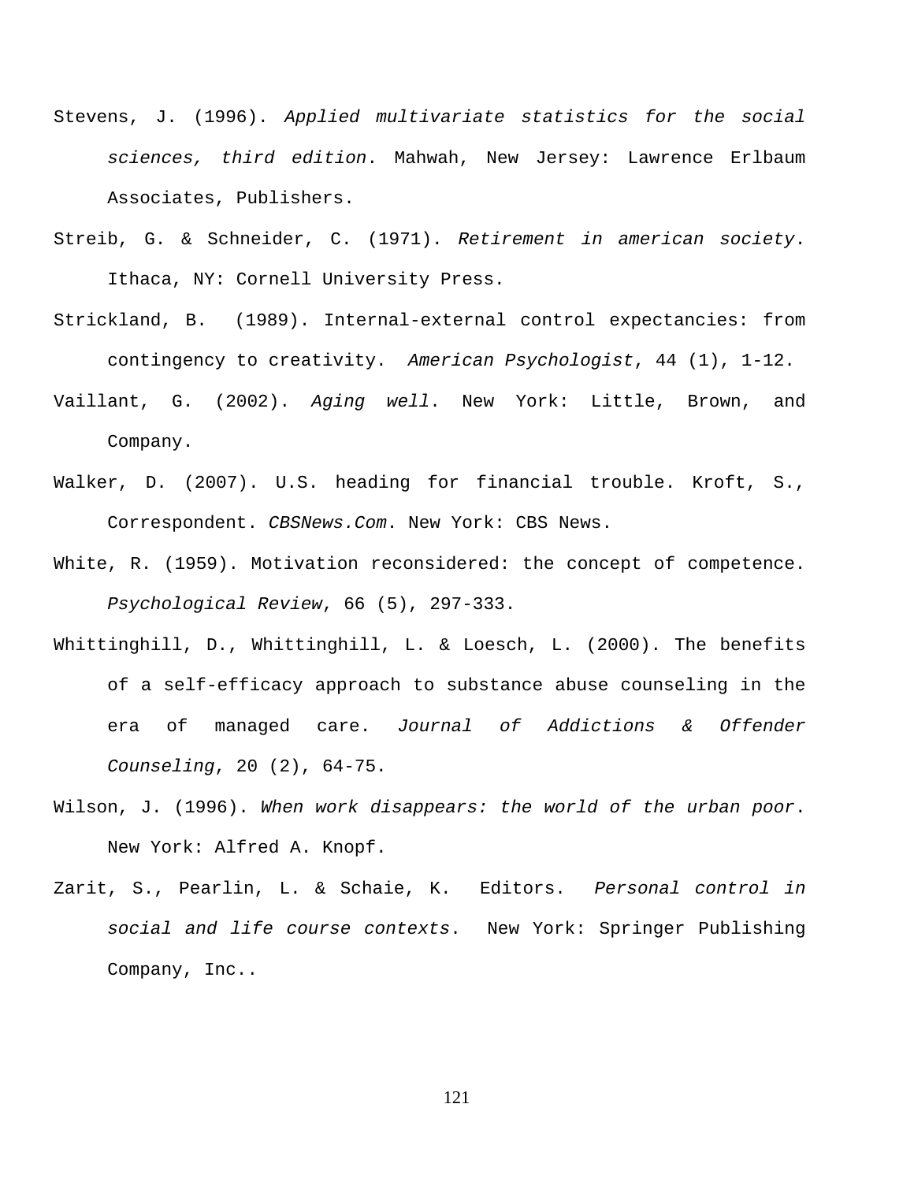Stevens, J. (1996). *Applied multivariate statistics for the social sciences, third edition*. Mahwah, New Jersey: Lawrence Erlbaum Associates, Publishers.

Streib, G. & Schneider, C. (1971). *Retirement in american society*. Ithaca, NY: Cornell University Press.

Strickland, B. (1989). Internal-external control expectancies: from contingency to creativity. *American Psychologist*, 44 (1), 1-12.

Vaillant, G. (2002). *Aging well*. New York: Little, Brown, and Company.

Walker, D. (2007). U.S. heading for financial trouble. Kroft, S., Correspondent. *CBSNews.Com*. New York: CBS News.

White, R. (1959). Motivation reconsidered: the concept of competence. *Psychological Review*, 66 (5), 297-333.

Whittinghill, D., Whittinghill, L. & Loesch, L. (2000). The benefits of a self-efficacy approach to substance abuse counseling in the era of managed care. *Journal of Addictions & Offender Counseling*, 20 (2), 64-75.

Wilson, J. (1996). *When work disappears: the world of the urban poor*. New York: Alfred A. Knopf.

Zarit, S., Pearlin, L. & Schaie, K. Editors. *Personal control in social and life course contexts*. New York: Springer Publishing Company, Inc..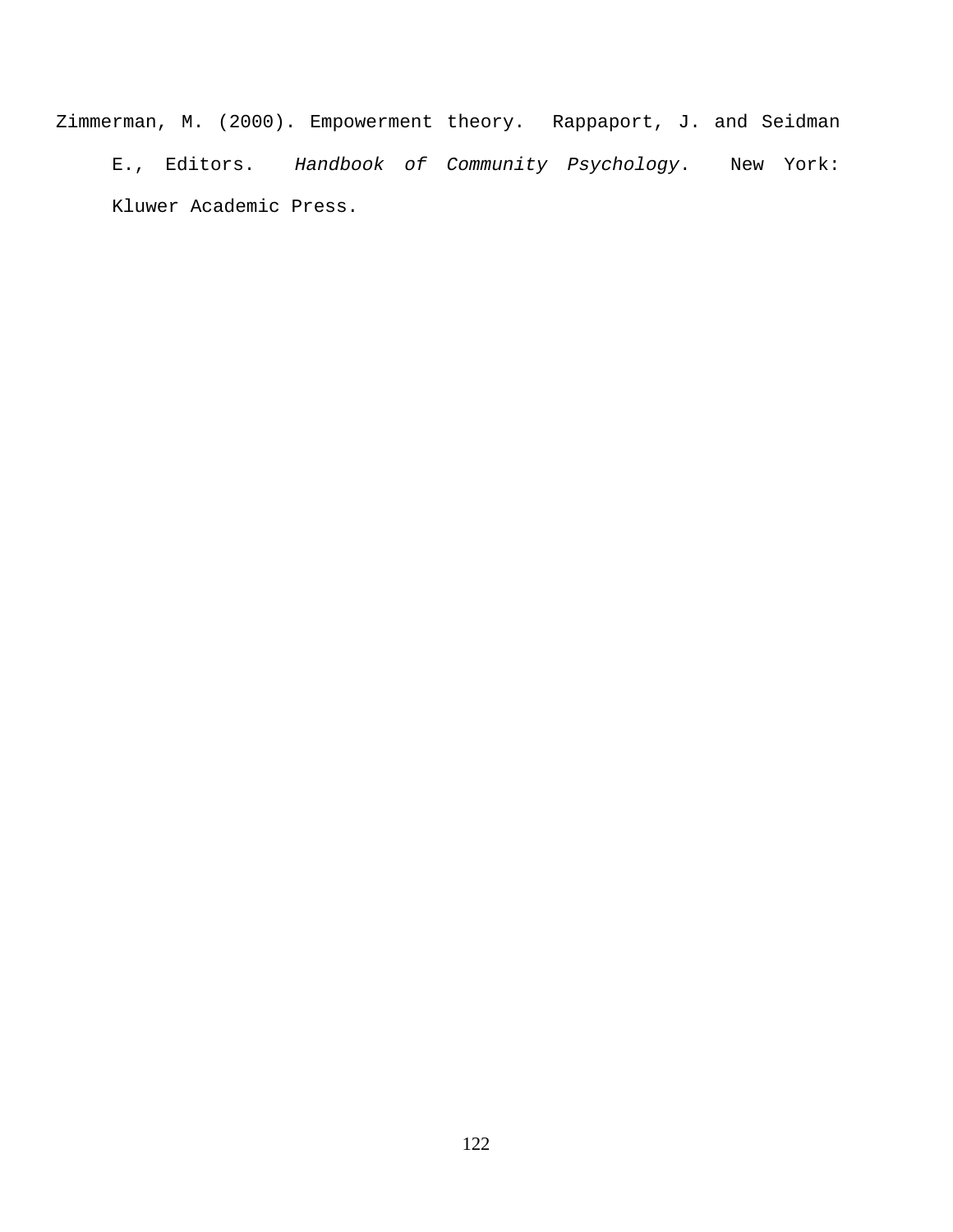Zimmerman, M. (2000). Empowerment theory. Rappaport, J. and Seidman E., Editors. *Handbook of Community Psychology*. New York: Kluwer Academic Press.